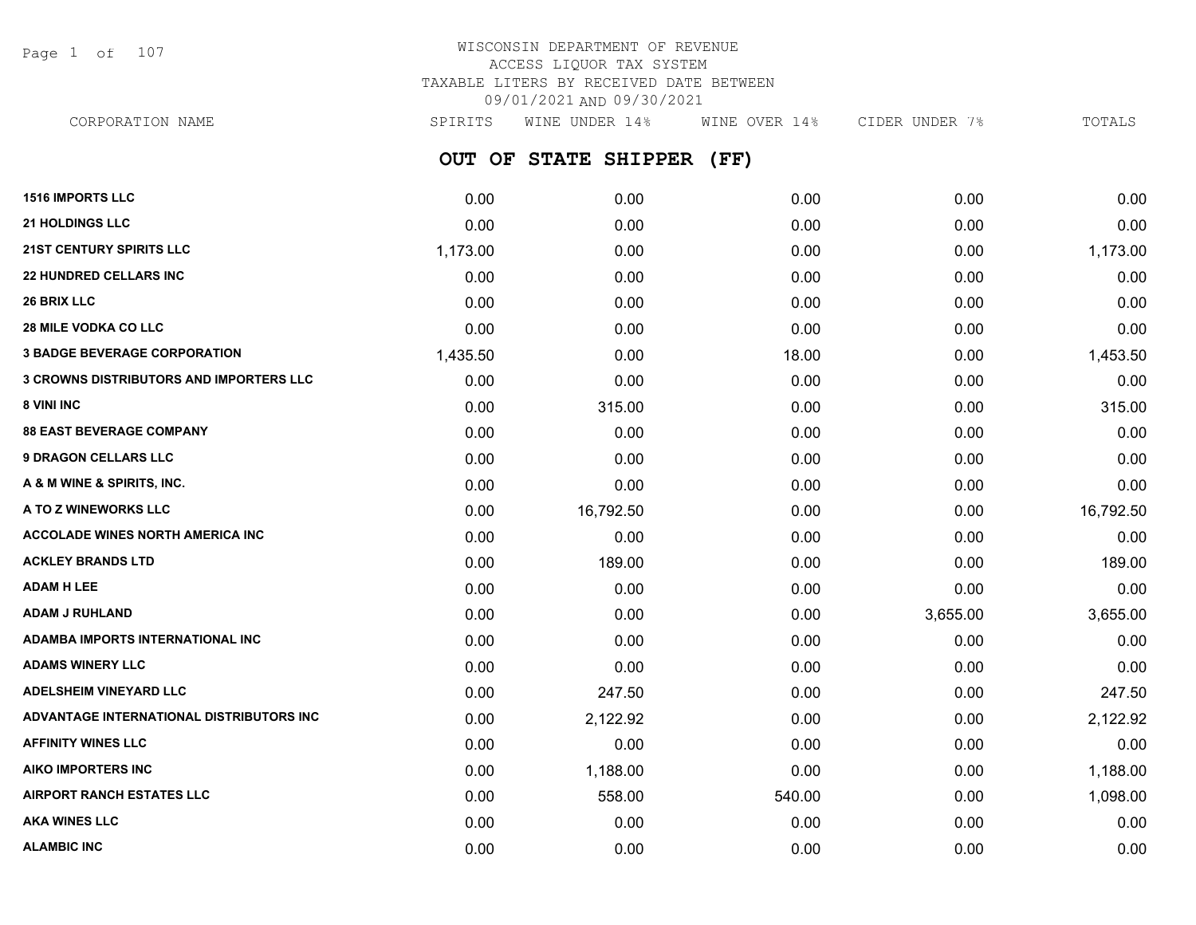# WISCONSIN DEPARTMENT OF REVENUE
## ACCESS LIQUOR TAX SYSTEM
## TAXABLE LITERS BY RECEIVED DATE BETWEEN 09/01/2021 AND 09/30/2021

## OUT OF STATE SHIPPER (FF)

| CORPORATION NAME | SPIRITS | WINE UNDER 14% | WINE OVER 14% | CIDER UNDER 7% | TOTALS |
|---|---|---|---|---|---|
| 1516 IMPORTS LLC | 0.00 | 0.00 | 0.00 | 0.00 | 0.00 |
| 21 HOLDINGS LLC | 0.00 | 0.00 | 0.00 | 0.00 | 0.00 |
| 21ST CENTURY SPIRITS LLC | 1,173.00 | 0.00 | 0.00 | 0.00 | 1,173.00 |
| 22 HUNDRED CELLARS INC | 0.00 | 0.00 | 0.00 | 0.00 | 0.00 |
| 26 BRIX LLC | 0.00 | 0.00 | 0.00 | 0.00 | 0.00 |
| 28 MILE VODKA CO LLC | 0.00 | 0.00 | 0.00 | 0.00 | 0.00 |
| 3 BADGE BEVERAGE CORPORATION | 1,435.50 | 0.00 | 18.00 | 0.00 | 1,453.50 |
| 3 CROWNS DISTRIBUTORS AND IMPORTERS LLC | 0.00 | 0.00 | 0.00 | 0.00 | 0.00 |
| 8 VINI INC | 0.00 | 315.00 | 0.00 | 0.00 | 315.00 |
| 88 EAST BEVERAGE COMPANY | 0.00 | 0.00 | 0.00 | 0.00 | 0.00 |
| 9 DRAGON CELLARS LLC | 0.00 | 0.00 | 0.00 | 0.00 | 0.00 |
| A & M WINE & SPIRITS, INC. | 0.00 | 0.00 | 0.00 | 0.00 | 0.00 |
| A TO Z WINEWORKS LLC | 0.00 | 16,792.50 | 0.00 | 0.00 | 16,792.50 |
| ACCOLADE WINES NORTH AMERICA INC | 0.00 | 0.00 | 0.00 | 0.00 | 0.00 |
| ACKLEY BRANDS LTD | 0.00 | 189.00 | 0.00 | 0.00 | 189.00 |
| ADAM H LEE | 0.00 | 0.00 | 0.00 | 0.00 | 0.00 |
| ADAM J RUHLAND | 0.00 | 0.00 | 0.00 | 3,655.00 | 3,655.00 |
| ADAMBA IMPORTS INTERNATIONAL INC | 0.00 | 0.00 | 0.00 | 0.00 | 0.00 |
| ADAMS WINERY LLC | 0.00 | 0.00 | 0.00 | 0.00 | 0.00 |
| ADELSHEIM VINEYARD LLC | 0.00 | 247.50 | 0.00 | 0.00 | 247.50 |
| ADVANTAGE INTERNATIONAL DISTRIBUTORS INC | 0.00 | 2,122.92 | 0.00 | 0.00 | 2,122.92 |
| AFFINITY WINES LLC | 0.00 | 0.00 | 0.00 | 0.00 | 0.00 |
| AIKO IMPORTERS INC | 0.00 | 1,188.00 | 0.00 | 0.00 | 1,188.00 |
| AIRPORT RANCH ESTATES LLC | 0.00 | 558.00 | 540.00 | 0.00 | 1,098.00 |
| AKA WINES LLC | 0.00 | 0.00 | 0.00 | 0.00 | 0.00 |
| ALAMBIC INC | 0.00 | 0.00 | 0.00 | 0.00 | 0.00 |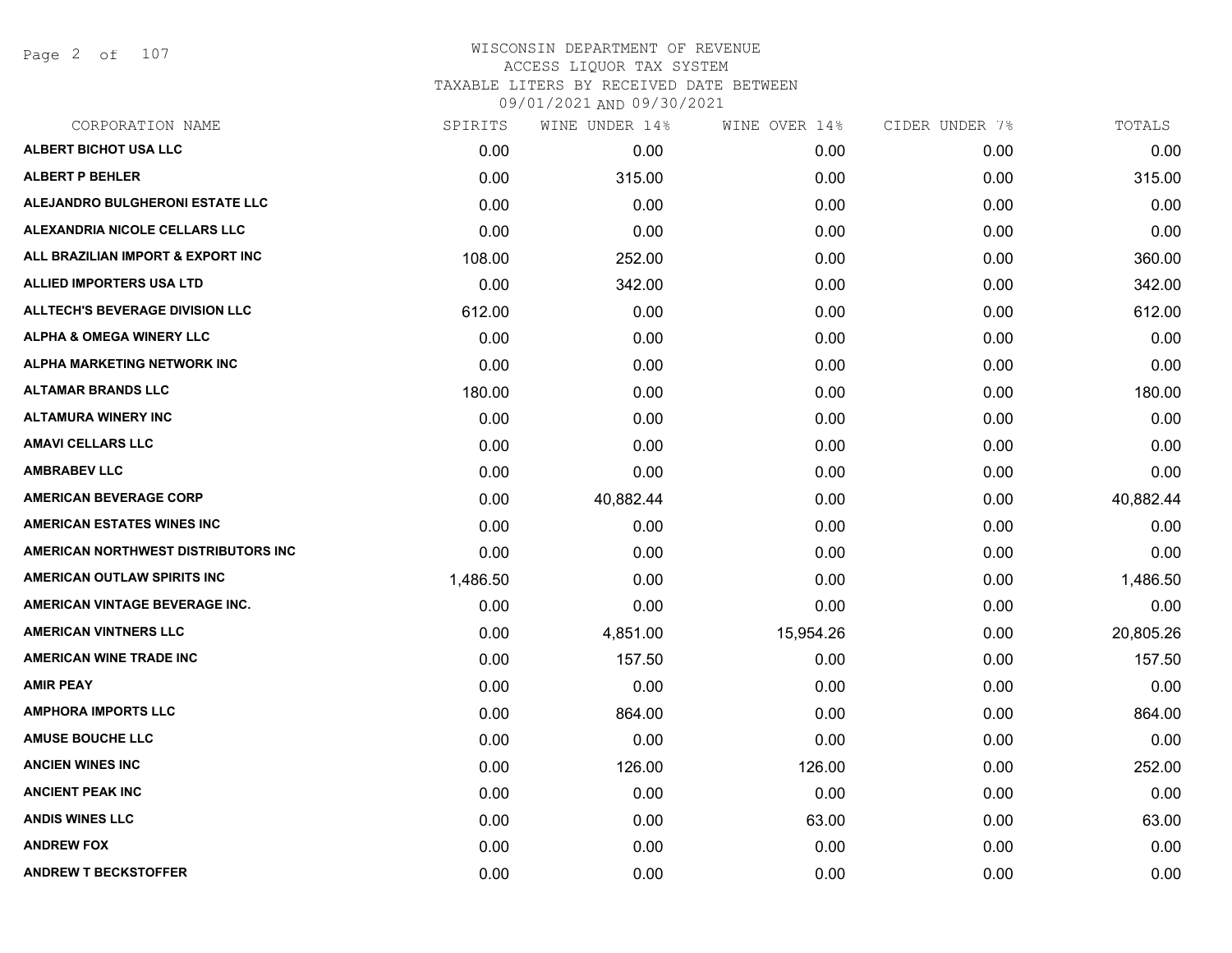# WISCONSIN DEPARTMENT OF REVENUE

ACCESS LIQUOR TAX SYSTEM

TAXABLE LITERS BY RECEIVED DATE BETWEEN

09/01/2021 AND 09/30/2021

| CORPORATION NAME | SPIRITS | WINE UNDER 14% | WINE OVER 14% | CIDER UNDER 7% | TOTALS |
|---|---|---|---|---|---|
| ALBERT BICHOT USA LLC | 0.00 | 0.00 | 0.00 | 0.00 | 0.00 |
| ALBERT P BEHLER | 0.00 | 315.00 | 0.00 | 0.00 | 315.00 |
| ALEJANDRO BULGHERONI ESTATE LLC | 0.00 | 0.00 | 0.00 | 0.00 | 0.00 |
| ALEXANDRIA NICOLE CELLARS LLC | 0.00 | 0.00 | 0.00 | 0.00 | 0.00 |
| ALL BRAZILIAN IMPORT & EXPORT INC | 108.00 | 252.00 | 0.00 | 0.00 | 360.00 |
| ALLIED IMPORTERS USA LTD | 0.00 | 342.00 | 0.00 | 0.00 | 342.00 |
| ALLTECH'S BEVERAGE DIVISION LLC | 612.00 | 0.00 | 0.00 | 0.00 | 612.00 |
| ALPHA & OMEGA WINERY LLC | 0.00 | 0.00 | 0.00 | 0.00 | 0.00 |
| ALPHA MARKETING NETWORK INC | 0.00 | 0.00 | 0.00 | 0.00 | 0.00 |
| ALTAMAR BRANDS LLC | 180.00 | 0.00 | 0.00 | 0.00 | 180.00 |
| ALTAMURA WINERY INC | 0.00 | 0.00 | 0.00 | 0.00 | 0.00 |
| AMAVI CELLARS LLC | 0.00 | 0.00 | 0.00 | 0.00 | 0.00 |
| AMBRABEV LLC | 0.00 | 0.00 | 0.00 | 0.00 | 0.00 |
| AMERICAN BEVERAGE CORP | 0.00 | 40,882.44 | 0.00 | 0.00 | 40,882.44 |
| AMERICAN ESTATES WINES INC | 0.00 | 0.00 | 0.00 | 0.00 | 0.00 |
| AMERICAN NORTHWEST DISTRIBUTORS INC | 0.00 | 0.00 | 0.00 | 0.00 | 0.00 |
| AMERICAN OUTLAW SPIRITS INC | 1,486.50 | 0.00 | 0.00 | 0.00 | 1,486.50 |
| AMERICAN VINTAGE BEVERAGE INC. | 0.00 | 0.00 | 0.00 | 0.00 | 0.00 |
| AMERICAN VINTNERS LLC | 0.00 | 4,851.00 | 15,954.26 | 0.00 | 20,805.26 |
| AMERICAN WINE TRADE INC | 0.00 | 157.50 | 0.00 | 0.00 | 157.50 |
| AMIR PEAY | 0.00 | 0.00 | 0.00 | 0.00 | 0.00 |
| AMPHORA IMPORTS LLC | 0.00 | 864.00 | 0.00 | 0.00 | 864.00 |
| AMUSE BOUCHE LLC | 0.00 | 0.00 | 0.00 | 0.00 | 0.00 |
| ANCIEN WINES INC | 0.00 | 126.00 | 126.00 | 0.00 | 252.00 |
| ANCIENT PEAK INC | 0.00 | 0.00 | 0.00 | 0.00 | 0.00 |
| ANDIS WINES LLC | 0.00 | 0.00 | 63.00 | 0.00 | 63.00 |
| ANDREW FOX | 0.00 | 0.00 | 0.00 | 0.00 | 0.00 |
| ANDREW T BECKSTOFFER | 0.00 | 0.00 | 0.00 | 0.00 | 0.00 |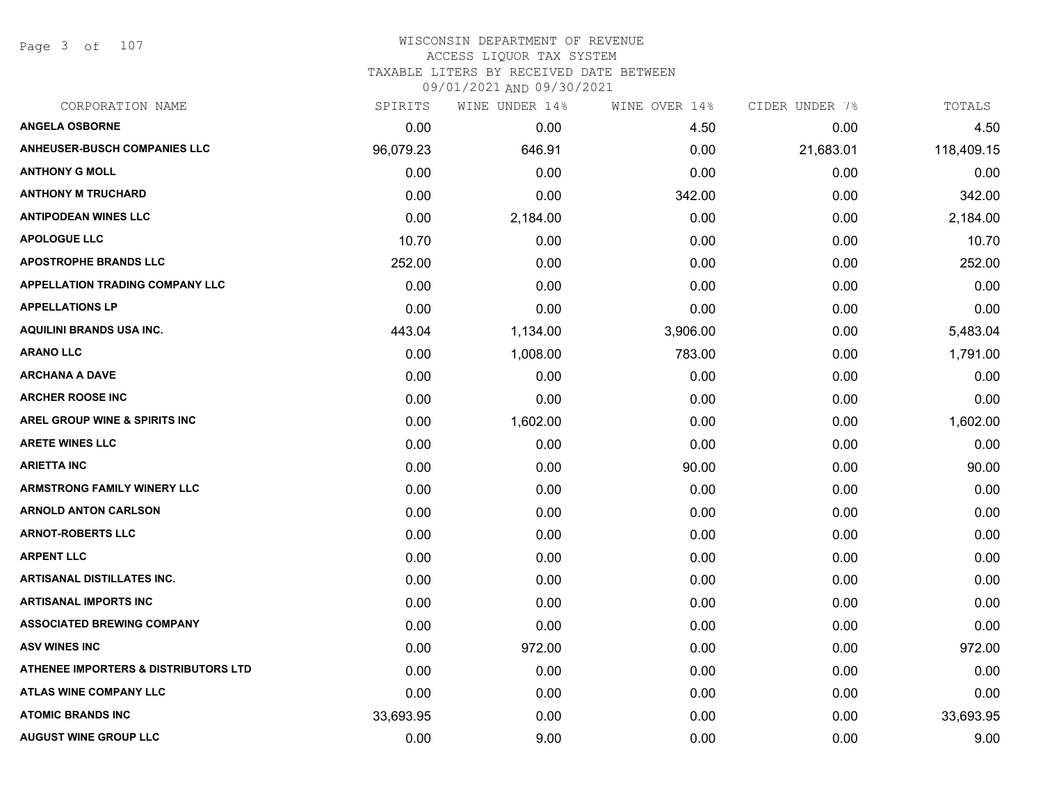# WISCONSIN DEPARTMENT OF REVENUE
## ACCESS LIQUOR TAX SYSTEM
### TAXABLE LITERS BY RECEIVED DATE BETWEEN 09/01/2021 AND 09/30/2021

| CORPORATION NAME | SPIRITS | WINE UNDER 14% | WINE OVER 14% | CIDER UNDER 7% | TOTALS |
|---|---|---|---|---|---|
| ANGELA OSBORNE | 0.00 | 0.00 | 4.50 | 0.00 | 4.50 |
| ANHEUSER-BUSCH COMPANIES LLC | 96,079.23 | 646.91 | 0.00 | 21,683.01 | 118,409.15 |
| ANTHONY G MOLL | 0.00 | 0.00 | 0.00 | 0.00 | 0.00 |
| ANTHONY M TRUCHARD | 0.00 | 0.00 | 342.00 | 0.00 | 342.00 |
| ANTIPODEAN WINES LLC | 0.00 | 2,184.00 | 0.00 | 0.00 | 2,184.00 |
| APOLOGUE LLC | 10.70 | 0.00 | 0.00 | 0.00 | 10.70 |
| APOSTROPHE BRANDS LLC | 252.00 | 0.00 | 0.00 | 0.00 | 252.00 |
| APPELLATION TRADING COMPANY LLC | 0.00 | 0.00 | 0.00 | 0.00 | 0.00 |
| APPELLATIONS LP | 0.00 | 0.00 | 0.00 | 0.00 | 0.00 |
| AQUILINI BRANDS USA INC. | 443.04 | 1,134.00 | 3,906.00 | 0.00 | 5,483.04 |
| ARANO LLC | 0.00 | 1,008.00 | 783.00 | 0.00 | 1,791.00 |
| ARCHANA A DAVE | 0.00 | 0.00 | 0.00 | 0.00 | 0.00 |
| ARCHER ROOSE INC | 0.00 | 0.00 | 0.00 | 0.00 | 0.00 |
| AREL GROUP WINE & SPIRITS INC | 0.00 | 1,602.00 | 0.00 | 0.00 | 1,602.00 |
| ARETE WINES LLC | 0.00 | 0.00 | 0.00 | 0.00 | 0.00 |
| ARIETTA INC | 0.00 | 0.00 | 90.00 | 0.00 | 90.00 |
| ARMSTRONG FAMILY WINERY LLC | 0.00 | 0.00 | 0.00 | 0.00 | 0.00 |
| ARNOLD ANTON CARLSON | 0.00 | 0.00 | 0.00 | 0.00 | 0.00 |
| ARNOT-ROBERTS LLC | 0.00 | 0.00 | 0.00 | 0.00 | 0.00 |
| ARPENT LLC | 0.00 | 0.00 | 0.00 | 0.00 | 0.00 |
| ARTISANAL DISTILLATES INC. | 0.00 | 0.00 | 0.00 | 0.00 | 0.00 |
| ARTISANAL IMPORTS INC | 0.00 | 0.00 | 0.00 | 0.00 | 0.00 |
| ASSOCIATED BREWING COMPANY | 0.00 | 0.00 | 0.00 | 0.00 | 0.00 |
| ASV WINES INC | 0.00 | 972.00 | 0.00 | 0.00 | 972.00 |
| ATHENEE IMPORTERS & DISTRIBUTORS LTD | 0.00 | 0.00 | 0.00 | 0.00 | 0.00 |
| ATLAS WINE COMPANY LLC | 0.00 | 0.00 | 0.00 | 0.00 | 0.00 |
| ATOMIC BRANDS INC | 33,693.95 | 0.00 | 0.00 | 0.00 | 33,693.95 |
| AUGUST WINE GROUP LLC | 0.00 | 9.00 | 0.00 | 0.00 | 9.00 |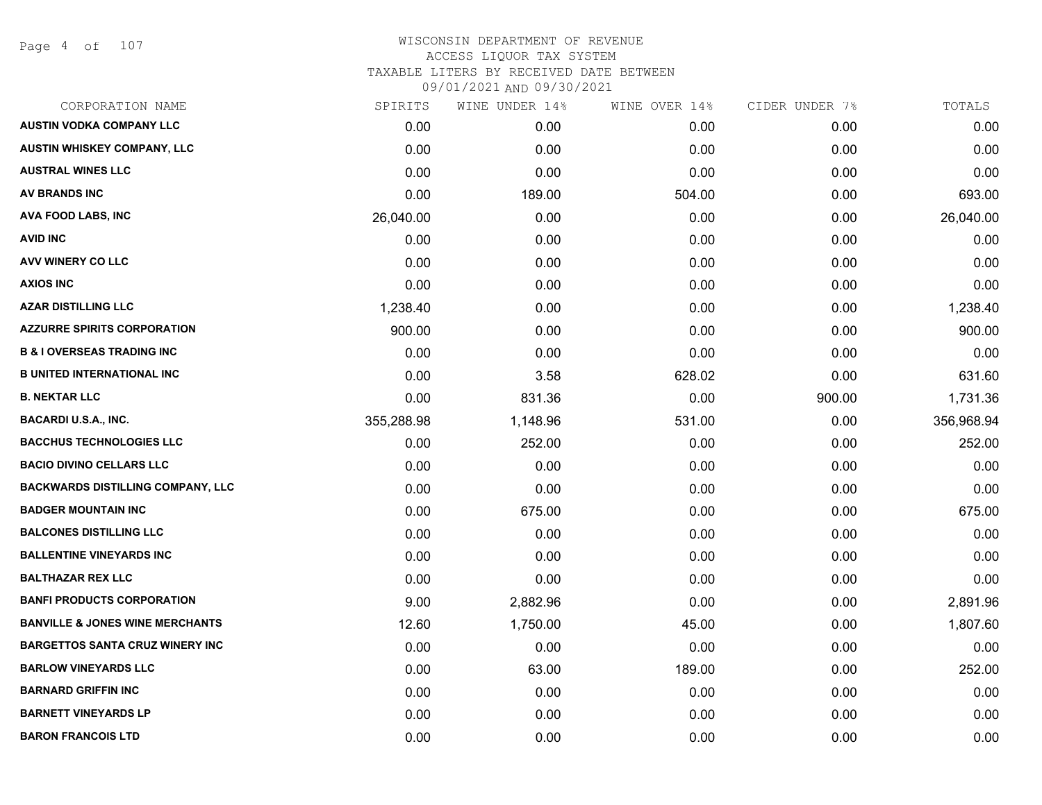# WISCONSIN DEPARTMENT OF REVENUE
## ACCESS LIQUOR TAX SYSTEM
### TAXABLE LITERS BY RECEIVED DATE BETWEEN 09/01/2021 AND 09/30/2021

| CORPORATION NAME | SPIRITS | WINE UNDER 14% | WINE OVER 14% | CIDER UNDER 7% | TOTALS |
|---|---|---|---|---|---|
| AUSTIN VODKA COMPANY LLC | 0.00 | 0.00 | 0.00 | 0.00 | 0.00 |
| AUSTIN WHISKEY COMPANY, LLC | 0.00 | 0.00 | 0.00 | 0.00 | 0.00 |
| AUSTRAL WINES LLC | 0.00 | 0.00 | 0.00 | 0.00 | 0.00 |
| AV BRANDS INC | 0.00 | 189.00 | 504.00 | 0.00 | 693.00 |
| AVA FOOD LABS, INC | 26,040.00 | 0.00 | 0.00 | 0.00 | 26,040.00 |
| AVID INC | 0.00 | 0.00 | 0.00 | 0.00 | 0.00 |
| AVV WINERY CO LLC | 0.00 | 0.00 | 0.00 | 0.00 | 0.00 |
| AXIOS INC | 0.00 | 0.00 | 0.00 | 0.00 | 0.00 |
| AZAR DISTILLING LLC | 1,238.40 | 0.00 | 0.00 | 0.00 | 1,238.40 |
| AZZURRE SPIRITS CORPORATION | 900.00 | 0.00 | 0.00 | 0.00 | 900.00 |
| B & I OVERSEAS TRADING INC | 0.00 | 0.00 | 0.00 | 0.00 | 0.00 |
| B UNITED INTERNATIONAL INC | 0.00 | 3.58 | 628.02 | 0.00 | 631.60 |
| B. NEKTAR LLC | 0.00 | 831.36 | 0.00 | 900.00 | 1,731.36 |
| BACARDI U.S.A., INC. | 355,288.98 | 1,148.96 | 531.00 | 0.00 | 356,968.94 |
| BACCHUS TECHNOLOGIES LLC | 0.00 | 252.00 | 0.00 | 0.00 | 252.00 |
| BACIO DIVINO CELLARS LLC | 0.00 | 0.00 | 0.00 | 0.00 | 0.00 |
| BACKWARDS DISTILLING COMPANY, LLC | 0.00 | 0.00 | 0.00 | 0.00 | 0.00 |
| BADGER MOUNTAIN INC | 0.00 | 675.00 | 0.00 | 0.00 | 675.00 |
| BALCONES DISTILLING LLC | 0.00 | 0.00 | 0.00 | 0.00 | 0.00 |
| BALLENTINE VINEYARDS INC | 0.00 | 0.00 | 0.00 | 0.00 | 0.00 |
| BALTHAZAR REX LLC | 0.00 | 0.00 | 0.00 | 0.00 | 0.00 |
| BANFI PRODUCTS CORPORATION | 9.00 | 2,882.96 | 0.00 | 0.00 | 2,891.96 |
| BANVILLE & JONES WINE MERCHANTS | 12.60 | 1,750.00 | 45.00 | 0.00 | 1,807.60 |
| BARGETTOS SANTA CRUZ WINERY INC | 0.00 | 0.00 | 0.00 | 0.00 | 0.00 |
| BARLOW VINEYARDS LLC | 0.00 | 63.00 | 189.00 | 0.00 | 252.00 |
| BARNARD GRIFFIN INC | 0.00 | 0.00 | 0.00 | 0.00 | 0.00 |
| BARNETT VINEYARDS LP | 0.00 | 0.00 | 0.00 | 0.00 | 0.00 |
| BARON FRANCOIS LTD | 0.00 | 0.00 | 0.00 | 0.00 | 0.00 |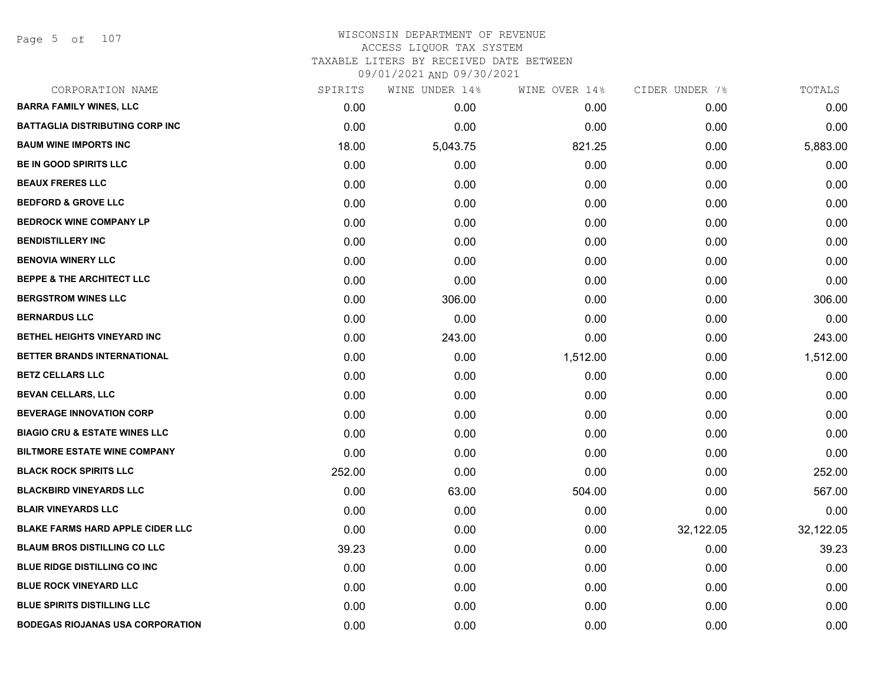WISCONSIN DEPARTMENT OF REVENUE
ACCESS LIQUOR TAX SYSTEM
TAXABLE LITERS BY RECEIVED DATE BETWEEN
09/01/2021 AND 09/30/2021

| CORPORATION NAME | SPIRITS | WINE UNDER 14% | WINE OVER 14% | CIDER UNDER 7% | TOTALS |
|---|---|---|---|---|---|
| BARRA FAMILY WINES, LLC | 0.00 | 0.00 | 0.00 | 0.00 | 0.00 |
| BATTAGLIA DISTRIBUTING CORP INC | 0.00 | 0.00 | 0.00 | 0.00 | 0.00 |
| BAUM WINE IMPORTS INC | 18.00 | 5,043.75 | 821.25 | 0.00 | 5,883.00 |
| BE IN GOOD SPIRITS LLC | 0.00 | 0.00 | 0.00 | 0.00 | 0.00 |
| BEAUX FRERES LLC | 0.00 | 0.00 | 0.00 | 0.00 | 0.00 |
| BEDFORD & GROVE LLC | 0.00 | 0.00 | 0.00 | 0.00 | 0.00 |
| BEDROCK WINE COMPANY LP | 0.00 | 0.00 | 0.00 | 0.00 | 0.00 |
| BENDISTILLERY INC | 0.00 | 0.00 | 0.00 | 0.00 | 0.00 |
| BENOVIA WINERY LLC | 0.00 | 0.00 | 0.00 | 0.00 | 0.00 |
| BEPPE & THE ARCHITECT LLC | 0.00 | 0.00 | 0.00 | 0.00 | 0.00 |
| BERGSTROM WINES LLC | 0.00 | 306.00 | 0.00 | 0.00 | 306.00 |
| BERNARDUS LLC | 0.00 | 0.00 | 0.00 | 0.00 | 0.00 |
| BETHEL HEIGHTS VINEYARD INC | 0.00 | 243.00 | 0.00 | 0.00 | 243.00 |
| BETTER BRANDS INTERNATIONAL | 0.00 | 0.00 | 1,512.00 | 0.00 | 1,512.00 |
| BETZ CELLARS LLC | 0.00 | 0.00 | 0.00 | 0.00 | 0.00 |
| BEVAN CELLARS, LLC | 0.00 | 0.00 | 0.00 | 0.00 | 0.00 |
| BEVERAGE INNOVATION CORP | 0.00 | 0.00 | 0.00 | 0.00 | 0.00 |
| BIAGIO CRU & ESTATE WINES LLC | 0.00 | 0.00 | 0.00 | 0.00 | 0.00 |
| BILTMORE ESTATE WINE COMPANY | 0.00 | 0.00 | 0.00 | 0.00 | 0.00 |
| BLACK ROCK SPIRITS LLC | 252.00 | 0.00 | 0.00 | 0.00 | 252.00 |
| BLACKBIRD VINEYARDS LLC | 0.00 | 63.00 | 504.00 | 0.00 | 567.00 |
| BLAIR VINEYARDS LLC | 0.00 | 0.00 | 0.00 | 0.00 | 0.00 |
| BLAKE FARMS HARD APPLE CIDER LLC | 0.00 | 0.00 | 0.00 | 32,122.05 | 32,122.05 |
| BLAUM BROS DISTILLING CO LLC | 39.23 | 0.00 | 0.00 | 0.00 | 39.23 |
| BLUE RIDGE DISTILLING CO INC | 0.00 | 0.00 | 0.00 | 0.00 | 0.00 |
| BLUE ROCK VINEYARD LLC | 0.00 | 0.00 | 0.00 | 0.00 | 0.00 |
| BLUE SPIRITS DISTILLING LLC | 0.00 | 0.00 | 0.00 | 0.00 | 0.00 |
| BODEGAS RIOJANAS USA CORPORATION | 0.00 | 0.00 | 0.00 | 0.00 | 0.00 |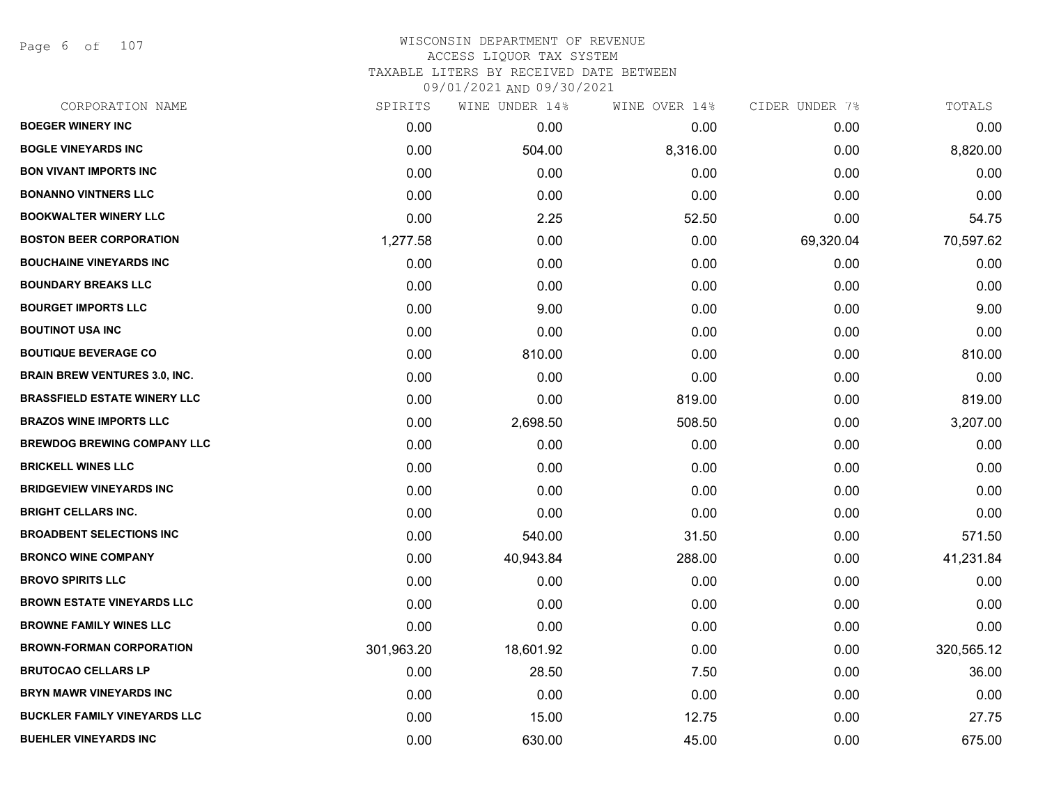WISCONSIN DEPARTMENT OF REVENUE
ACCESS LIQUOR TAX SYSTEM
TAXABLE LITERS BY RECEIVED DATE BETWEEN
09/01/2021 AND 09/30/2021

| CORPORATION NAME | SPIRITS | WINE UNDER 14% | WINE OVER 14% | CIDER UNDER 7% | TOTALS |
|---|---|---|---|---|---|
| **BOEGER WINERY INC** | 0.00 | 0.00 | 0.00 | 0.00 | 0.00 |
| **BOGLE VINEYARDS INC** | 0.00 | 504.00 | 8,316.00 | 0.00 | 8,820.00 |
| **BON VIVANT IMPORTS INC** | 0.00 | 0.00 | 0.00 | 0.00 | 0.00 |
| **BONANNO VINTNERS LLC** | 0.00 | 0.00 | 0.00 | 0.00 | 0.00 |
| **BOOKWALTER WINERY LLC** | 0.00 | 2.25 | 52.50 | 0.00 | 54.75 |
| **BOSTON BEER CORPORATION** | 1,277.58 | 0.00 | 0.00 | 69,320.04 | 70,597.62 |
| **BOUCHAINE VINEYARDS INC** | 0.00 | 0.00 | 0.00 | 0.00 | 0.00 |
| **BOUNDARY BREAKS LLC** | 0.00 | 0.00 | 0.00 | 0.00 | 0.00 |
| **BOURGET IMPORTS LLC** | 0.00 | 9.00 | 0.00 | 0.00 | 9.00 |
| **BOUTINOT USA INC** | 0.00 | 0.00 | 0.00 | 0.00 | 0.00 |
| **BOUTIQUE BEVERAGE CO** | 0.00 | 810.00 | 0.00 | 0.00 | 810.00 |
| **BRAIN BREW VENTURES 3.0, INC.** | 0.00 | 0.00 | 0.00 | 0.00 | 0.00 |
| **BRASSFIELD ESTATE WINERY LLC** | 0.00 | 0.00 | 819.00 | 0.00 | 819.00 |
| **BRAZOS WINE IMPORTS LLC** | 0.00 | 2,698.50 | 508.50 | 0.00 | 3,207.00 |
| **BREWDOG BREWING COMPANY LLC** | 0.00 | 0.00 | 0.00 | 0.00 | 0.00 |
| **BRICKELL WINES LLC** | 0.00 | 0.00 | 0.00 | 0.00 | 0.00 |
| **BRIDGEVIEW VINEYARDS INC** | 0.00 | 0.00 | 0.00 | 0.00 | 0.00 |
| **BRIGHT CELLARS INC.** | 0.00 | 0.00 | 0.00 | 0.00 | 0.00 |
| **BROADBENT SELECTIONS INC** | 0.00 | 540.00 | 31.50 | 0.00 | 571.50 |
| **BRONCO WINE COMPANY** | 0.00 | 40,943.84 | 288.00 | 0.00 | 41,231.84 |
| **BROVO SPIRITS LLC** | 0.00 | 0.00 | 0.00 | 0.00 | 0.00 |
| **BROWN ESTATE VINEYARDS LLC** | 0.00 | 0.00 | 0.00 | 0.00 | 0.00 |
| **BROWNE FAMILY WINES LLC** | 0.00 | 0.00 | 0.00 | 0.00 | 0.00 |
| **BROWN-FORMAN CORPORATION** | 301,963.20 | 18,601.92 | 0.00 | 0.00 | 320,565.12 |
| **BRUTOCAO CELLARS LP** | 0.00 | 28.50 | 7.50 | 0.00 | 36.00 |
| **BRYN MAWR VINEYARDS INC** | 0.00 | 0.00 | 0.00 | 0.00 | 0.00 |
| **BUCKLER FAMILY VINEYARDS LLC** | 0.00 | 15.00 | 12.75 | 0.00 | 27.75 |
| **BUEHLER VINEYARDS INC** | 0.00 | 630.00 | 45.00 | 0.00 | 675.00 |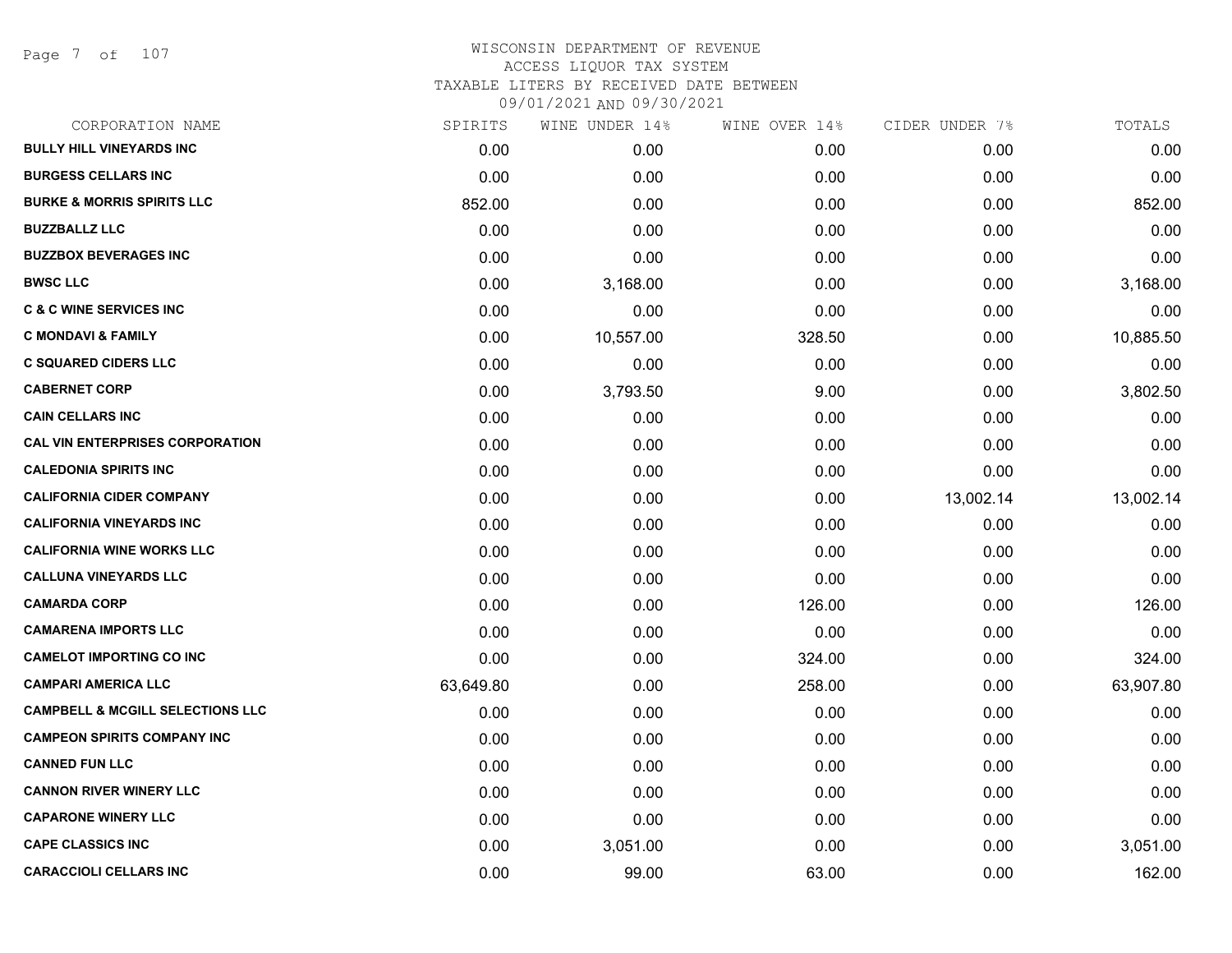WISCONSIN DEPARTMENT OF REVENUE
ACCESS LIQUOR TAX SYSTEM
TAXABLE LITERS BY RECEIVED DATE BETWEEN
09/01/2021 AND 09/30/2021

| CORPORATION NAME | SPIRITS | WINE UNDER 14% | WINE OVER 14% | CIDER UNDER 7% | TOTALS |
|---|---|---|---|---|---|
| **BULLY HILL VINEYARDS INC** | 0.00 | 0.00 | 0.00 | 0.00 | 0.00 |
| **BURGESS CELLARS INC** | 0.00 | 0.00 | 0.00 | 0.00 | 0.00 |
| **BURKE & MORRIS SPIRITS LLC** | 852.00 | 0.00 | 0.00 | 0.00 | 852.00 |
| **BUZZBALLZ LLC** | 0.00 | 0.00 | 0.00 | 0.00 | 0.00 |
| **BUZZBOX BEVERAGES INC** | 0.00 | 0.00 | 0.00 | 0.00 | 0.00 |
| **BWSC LLC** | 0.00 | 3,168.00 | 0.00 | 0.00 | 3,168.00 |
| **C & C WINE SERVICES INC** | 0.00 | 0.00 | 0.00 | 0.00 | 0.00 |
| **C MONDAVI & FAMILY** | 0.00 | 10,557.00 | 328.50 | 0.00 | 10,885.50 |
| **C SQUARED CIDERS LLC** | 0.00 | 0.00 | 0.00 | 0.00 | 0.00 |
| **CABERNET CORP** | 0.00 | 3,793.50 | 9.00 | 0.00 | 3,802.50 |
| **CAIN CELLARS INC** | 0.00 | 0.00 | 0.00 | 0.00 | 0.00 |
| **CAL VIN ENTERPRISES CORPORATION** | 0.00 | 0.00 | 0.00 | 0.00 | 0.00 |
| **CALEDONIA SPIRITS INC** | 0.00 | 0.00 | 0.00 | 0.00 | 0.00 |
| **CALIFORNIA CIDER COMPANY** | 0.00 | 0.00 | 0.00 | 13,002.14 | 13,002.14 |
| **CALIFORNIA VINEYARDS INC** | 0.00 | 0.00 | 0.00 | 0.00 | 0.00 |
| **CALIFORNIA WINE WORKS LLC** | 0.00 | 0.00 | 0.00 | 0.00 | 0.00 |
| **CALLUNA VINEYARDS LLC** | 0.00 | 0.00 | 0.00 | 0.00 | 0.00 |
| **CAMARDA CORP** | 0.00 | 0.00 | 126.00 | 0.00 | 126.00 |
| **CAMARENA IMPORTS LLC** | 0.00 | 0.00 | 0.00 | 0.00 | 0.00 |
| **CAMELOT IMPORTING CO INC** | 0.00 | 0.00 | 324.00 | 0.00 | 324.00 |
| **CAMPARI AMERICA LLC** | 63,649.80 | 0.00 | 258.00 | 0.00 | 63,907.80 |
| **CAMPBELL & MCGILL SELECTIONS LLC** | 0.00 | 0.00 | 0.00 | 0.00 | 0.00 |
| **CAMPEON SPIRITS COMPANY INC** | 0.00 | 0.00 | 0.00 | 0.00 | 0.00 |
| **CANNED FUN LLC** | 0.00 | 0.00 | 0.00 | 0.00 | 0.00 |
| **CANNON RIVER WINERY LLC** | 0.00 | 0.00 | 0.00 | 0.00 | 0.00 |
| **CAPARONE WINERY LLC** | 0.00 | 0.00 | 0.00 | 0.00 | 0.00 |
| **CAPE CLASSICS INC** | 0.00 | 3,051.00 | 0.00 | 0.00 | 3,051.00 |
| **CARACCIOLI CELLARS INC** | 0.00 | 99.00 | 63.00 | 0.00 | 162.00 |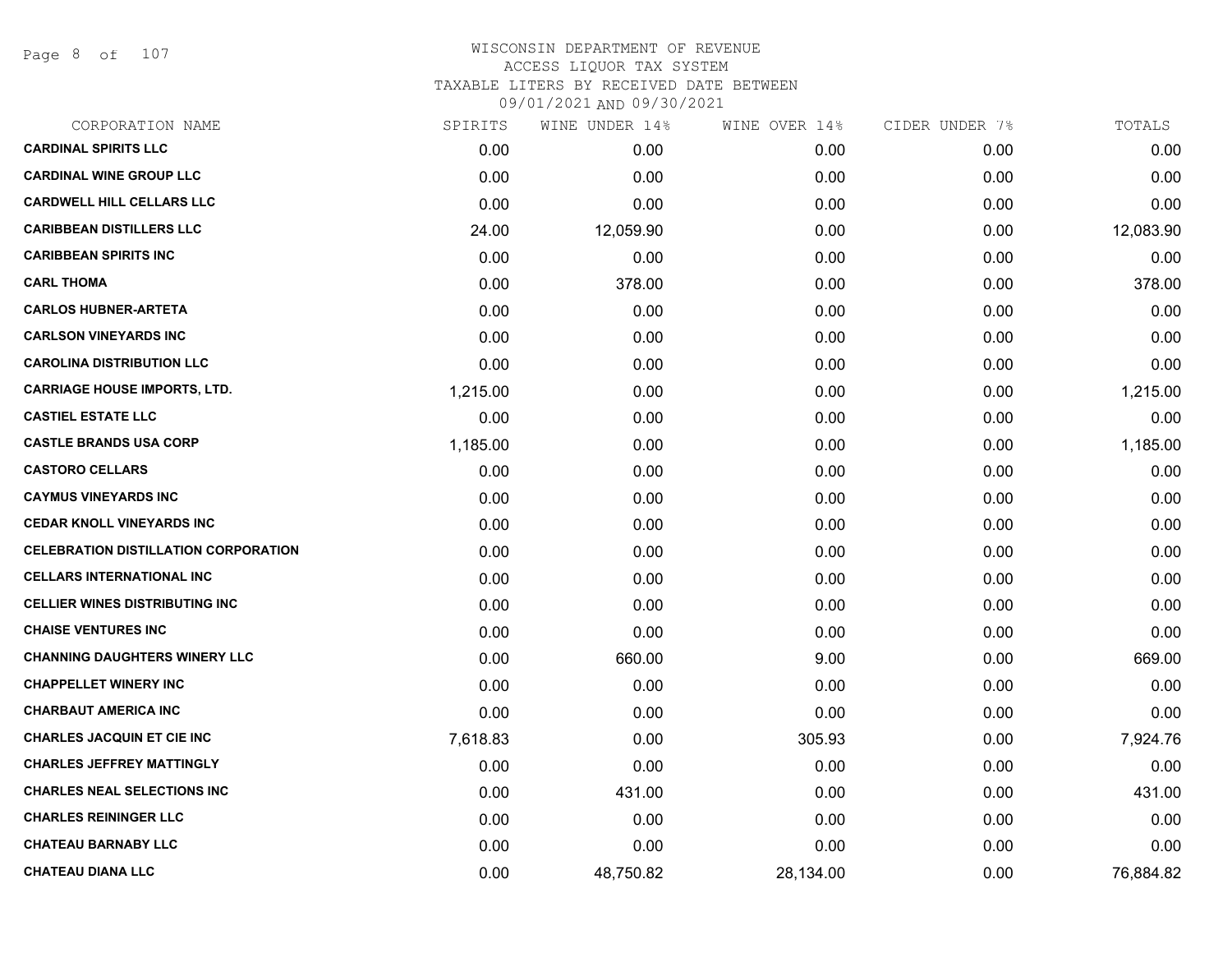# WISCONSIN DEPARTMENT OF REVENUE
## ACCESS LIQUOR TAX SYSTEM
### TAXABLE LITERS BY RECEIVED DATE BETWEEN 09/01/2021 AND 09/30/2021

| CORPORATION NAME | SPIRITS | WINE UNDER 14% | WINE OVER 14% | CIDER UNDER 7% | TOTALS |
|---|---|---|---|---|---|
| **CARDINAL SPIRITS LLC** | 0.00 | 0.00 | 0.00 | 0.00 | 0.00 |
| **CARDINAL WINE GROUP LLC** | 0.00 | 0.00 | 0.00 | 0.00 | 0.00 |
| **CARDWELL HILL CELLARS LLC** | 0.00 | 0.00 | 0.00 | 0.00 | 0.00 |
| **CARIBBEAN DISTILLERS LLC** | 24.00 | 12,059.90 | 0.00 | 0.00 | 12,083.90 |
| **CARIBBEAN SPIRITS INC** | 0.00 | 0.00 | 0.00 | 0.00 | 0.00 |
| **CARL THOMA** | 0.00 | 378.00 | 0.00 | 0.00 | 378.00 |
| **CARLOS HUBNER-ARTETA** | 0.00 | 0.00 | 0.00 | 0.00 | 0.00 |
| **CARLSON VINEYARDS INC** | 0.00 | 0.00 | 0.00 | 0.00 | 0.00 |
| **CAROLINA DISTRIBUTION LLC** | 0.00 | 0.00 | 0.00 | 0.00 | 0.00 |
| **CARRIAGE HOUSE IMPORTS, LTD.** | 1,215.00 | 0.00 | 0.00 | 0.00 | 1,215.00 |
| **CASTIEL ESTATE LLC** | 0.00 | 0.00 | 0.00 | 0.00 | 0.00 |
| **CASTLE BRANDS USA CORP** | 1,185.00 | 0.00 | 0.00 | 0.00 | 1,185.00 |
| **CASTORO CELLARS** | 0.00 | 0.00 | 0.00 | 0.00 | 0.00 |
| **CAYMUS VINEYARDS INC** | 0.00 | 0.00 | 0.00 | 0.00 | 0.00 |
| **CEDAR KNOLL VINEYARDS INC** | 0.00 | 0.00 | 0.00 | 0.00 | 0.00 |
| **CELEBRATION DISTILLATION CORPORATION** | 0.00 | 0.00 | 0.00 | 0.00 | 0.00 |
| **CELLARS INTERNATIONAL INC** | 0.00 | 0.00 | 0.00 | 0.00 | 0.00 |
| **CELLIER WINES DISTRIBUTING INC** | 0.00 | 0.00 | 0.00 | 0.00 | 0.00 |
| **CHAISE VENTURES INC** | 0.00 | 0.00 | 0.00 | 0.00 | 0.00 |
| **CHANNING DAUGHTERS WINERY LLC** | 0.00 | 660.00 | 9.00 | 0.00 | 669.00 |
| **CHAPPELLET WINERY INC** | 0.00 | 0.00 | 0.00 | 0.00 | 0.00 |
| **CHARBAUT AMERICA INC** | 0.00 | 0.00 | 0.00 | 0.00 | 0.00 |
| **CHARLES JACQUIN ET CIE INC** | 7,618.83 | 0.00 | 305.93 | 0.00 | 7,924.76 |
| **CHARLES JEFFREY MATTINGLY** | 0.00 | 0.00 | 0.00 | 0.00 | 0.00 |
| **CHARLES NEAL SELECTIONS INC** | 0.00 | 431.00 | 0.00 | 0.00 | 431.00 |
| **CHARLES REININGER LLC** | 0.00 | 0.00 | 0.00 | 0.00 | 0.00 |
| **CHATEAU BARNABY LLC** | 0.00 | 0.00 | 0.00 | 0.00 | 0.00 |
| **CHATEAU DIANA LLC** | 0.00 | 48,750.82 | 28,134.00 | 0.00 | 76,884.82 |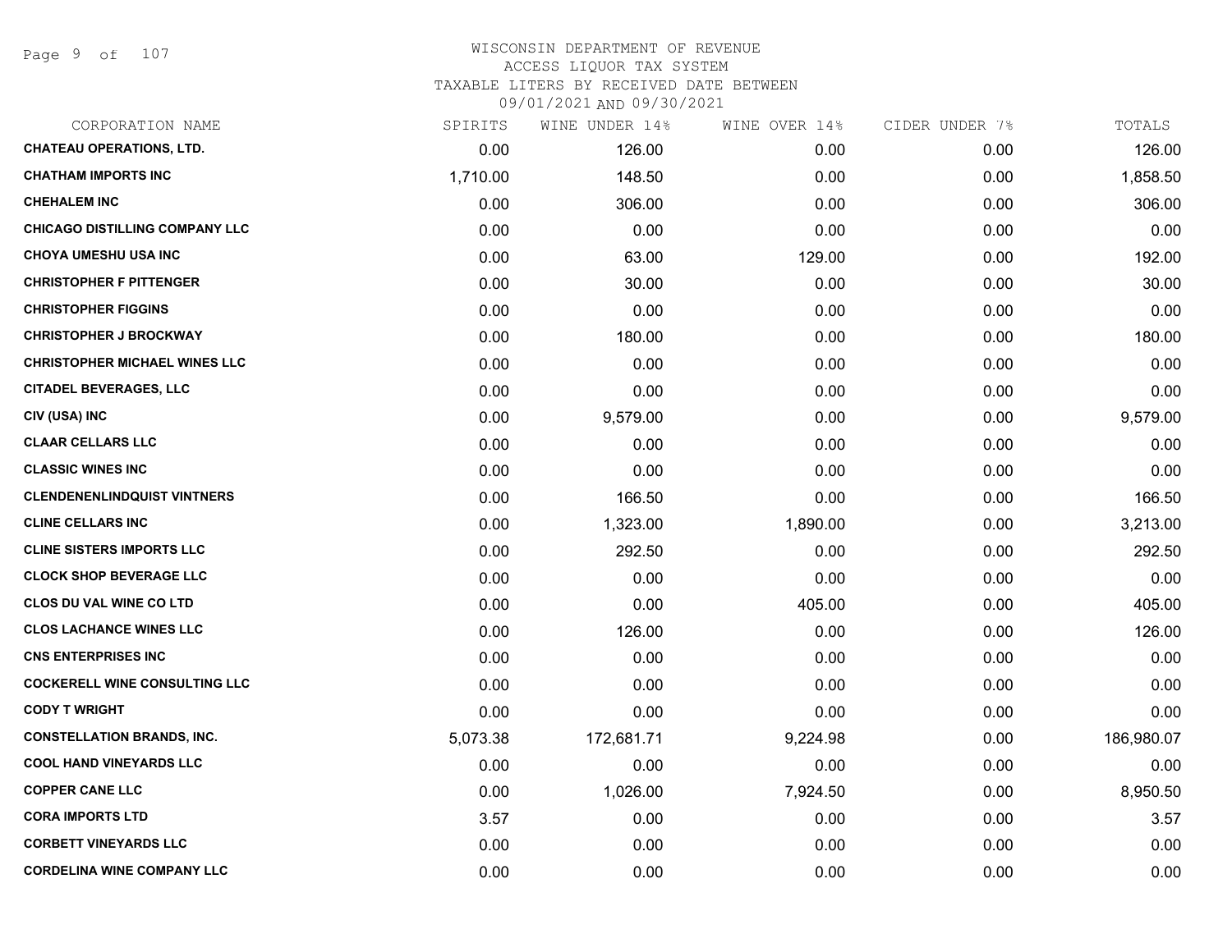# WISCONSIN DEPARTMENT OF REVENUE
## ACCESS LIQUOR TAX SYSTEM
### TAXABLE LITERS BY RECEIVED DATE BETWEEN 09/01/2021 AND 09/30/2021

| CORPORATION NAME | SPIRITS | WINE UNDER 14% | WINE OVER 14% | CIDER UNDER 7% | TOTALS |
|---|---|---|---|---|---|
| CHATEAU OPERATIONS, LTD. | 0.00 | 126.00 | 0.00 | 0.00 | 126.00 |
| CHATHAM IMPORTS INC | 1,710.00 | 148.50 | 0.00 | 0.00 | 1,858.50 |
| CHEHALEM INC | 0.00 | 306.00 | 0.00 | 0.00 | 306.00 |
| CHICAGO DISTILLING COMPANY LLC | 0.00 | 0.00 | 0.00 | 0.00 | 0.00 |
| CHOYA UMESHU USA INC | 0.00 | 63.00 | 129.00 | 0.00 | 192.00 |
| CHRISTOPHER F PITTENGER | 0.00 | 30.00 | 0.00 | 0.00 | 30.00 |
| CHRISTOPHER FIGGINS | 0.00 | 0.00 | 0.00 | 0.00 | 0.00 |
| CHRISTOPHER J BROCKWAY | 0.00 | 180.00 | 0.00 | 0.00 | 180.00 |
| CHRISTOPHER MICHAEL WINES LLC | 0.00 | 0.00 | 0.00 | 0.00 | 0.00 |
| CITADEL BEVERAGES, LLC | 0.00 | 0.00 | 0.00 | 0.00 | 0.00 |
| CIV (USA) INC | 0.00 | 9,579.00 | 0.00 | 0.00 | 9,579.00 |
| CLAAR CELLARS LLC | 0.00 | 0.00 | 0.00 | 0.00 | 0.00 |
| CLASSIC WINES INC | 0.00 | 0.00 | 0.00 | 0.00 | 0.00 |
| CLENDENENLINDQUIST VINTNERS | 0.00 | 166.50 | 0.00 | 0.00 | 166.50 |
| CLINE CELLARS INC | 0.00 | 1,323.00 | 1,890.00 | 0.00 | 3,213.00 |
| CLINE SISTERS IMPORTS LLC | 0.00 | 292.50 | 0.00 | 0.00 | 292.50 |
| CLOCK SHOP BEVERAGE LLC | 0.00 | 0.00 | 0.00 | 0.00 | 0.00 |
| CLOS DU VAL WINE CO LTD | 0.00 | 0.00 | 405.00 | 0.00 | 405.00 |
| CLOS LACHANCE WINES LLC | 0.00 | 126.00 | 0.00 | 0.00 | 126.00 |
| CNS ENTERPRISES INC | 0.00 | 0.00 | 0.00 | 0.00 | 0.00 |
| COCKERELL WINE CONSULTING LLC | 0.00 | 0.00 | 0.00 | 0.00 | 0.00 |
| CODY T WRIGHT | 0.00 | 0.00 | 0.00 | 0.00 | 0.00 |
| CONSTELLATION BRANDS, INC. | 5,073.38 | 172,681.71 | 9,224.98 | 0.00 | 186,980.07 |
| COOL HAND VINEYARDS LLC | 0.00 | 0.00 | 0.00 | 0.00 | 0.00 |
| COPPER CANE LLC | 0.00 | 1,026.00 | 7,924.50 | 0.00 | 8,950.50 |
| CORA IMPORTS LTD | 3.57 | 0.00 | 0.00 | 0.00 | 3.57 |
| CORBETT VINEYARDS LLC | 0.00 | 0.00 | 0.00 | 0.00 | 0.00 |
| CORDELINA WINE COMPANY LLC | 0.00 | 0.00 | 0.00 | 0.00 | 0.00 |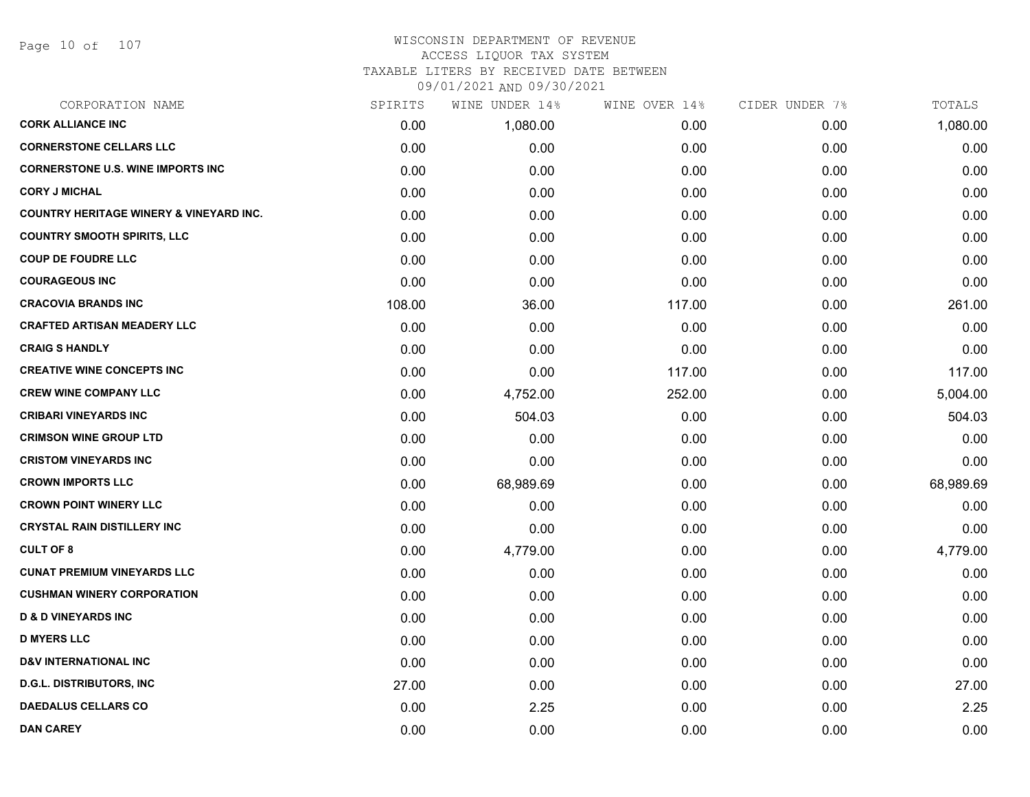# WISCONSIN DEPARTMENT OF REVENUE
## ACCESS LIQUOR TAX SYSTEM
### TAXABLE LITERS BY RECEIVED DATE BETWEEN 09/01/2021 AND 09/30/2021

| CORPORATION NAME | SPIRITS | WINE UNDER 14% | WINE OVER 14% | CIDER UNDER 7% | TOTALS |
|---|---|---|---|---|---|
| CORK ALLIANCE INC | 0.00 | 1,080.00 | 0.00 | 0.00 | 1,080.00 |
| CORNERSTONE CELLARS LLC | 0.00 | 0.00 | 0.00 | 0.00 | 0.00 |
| CORNERSTONE U.S. WINE IMPORTS INC | 0.00 | 0.00 | 0.00 | 0.00 | 0.00 |
| CORY J MICHAL | 0.00 | 0.00 | 0.00 | 0.00 | 0.00 |
| COUNTRY HERITAGE WINERY & VINEYARD INC. | 0.00 | 0.00 | 0.00 | 0.00 | 0.00 |
| COUNTRY SMOOTH SPIRITS, LLC | 0.00 | 0.00 | 0.00 | 0.00 | 0.00 |
| COUP DE FOUDRE LLC | 0.00 | 0.00 | 0.00 | 0.00 | 0.00 |
| COURAGEOUS INC | 0.00 | 0.00 | 0.00 | 0.00 | 0.00 |
| CRACOVIA BRANDS INC | 108.00 | 36.00 | 117.00 | 0.00 | 261.00 |
| CRAFTED ARTISAN MEADERY LLC | 0.00 | 0.00 | 0.00 | 0.00 | 0.00 |
| CRAIG S HANDLY | 0.00 | 0.00 | 0.00 | 0.00 | 0.00 |
| CREATIVE WINE CONCEPTS INC | 0.00 | 0.00 | 117.00 | 0.00 | 117.00 |
| CREW WINE COMPANY LLC | 0.00 | 4,752.00 | 252.00 | 0.00 | 5,004.00 |
| CRIBARI VINEYARDS INC | 0.00 | 504.03 | 0.00 | 0.00 | 504.03 |
| CRIMSON WINE GROUP LTD | 0.00 | 0.00 | 0.00 | 0.00 | 0.00 |
| CRISTOM VINEYARDS INC | 0.00 | 0.00 | 0.00 | 0.00 | 0.00 |
| CROWN IMPORTS LLC | 0.00 | 68,989.69 | 0.00 | 0.00 | 68,989.69 |
| CROWN POINT WINERY LLC | 0.00 | 0.00 | 0.00 | 0.00 | 0.00 |
| CRYSTAL RAIN DISTILLERY INC | 0.00 | 0.00 | 0.00 | 0.00 | 0.00 |
| CULT OF 8 | 0.00 | 4,779.00 | 0.00 | 0.00 | 4,779.00 |
| CUNAT PREMIUM VINEYARDS LLC | 0.00 | 0.00 | 0.00 | 0.00 | 0.00 |
| CUSHMAN WINERY CORPORATION | 0.00 | 0.00 | 0.00 | 0.00 | 0.00 |
| D & D VINEYARDS INC | 0.00 | 0.00 | 0.00 | 0.00 | 0.00 |
| D MYERS LLC | 0.00 | 0.00 | 0.00 | 0.00 | 0.00 |
| D&V INTERNATIONAL INC | 0.00 | 0.00 | 0.00 | 0.00 | 0.00 |
| D.G.L. DISTRIBUTORS, INC | 27.00 | 0.00 | 0.00 | 0.00 | 27.00 |
| DAEDALUS CELLARS CO | 0.00 | 2.25 | 0.00 | 0.00 | 2.25 |
| DAN CAREY | 0.00 | 0.00 | 0.00 | 0.00 | 0.00 |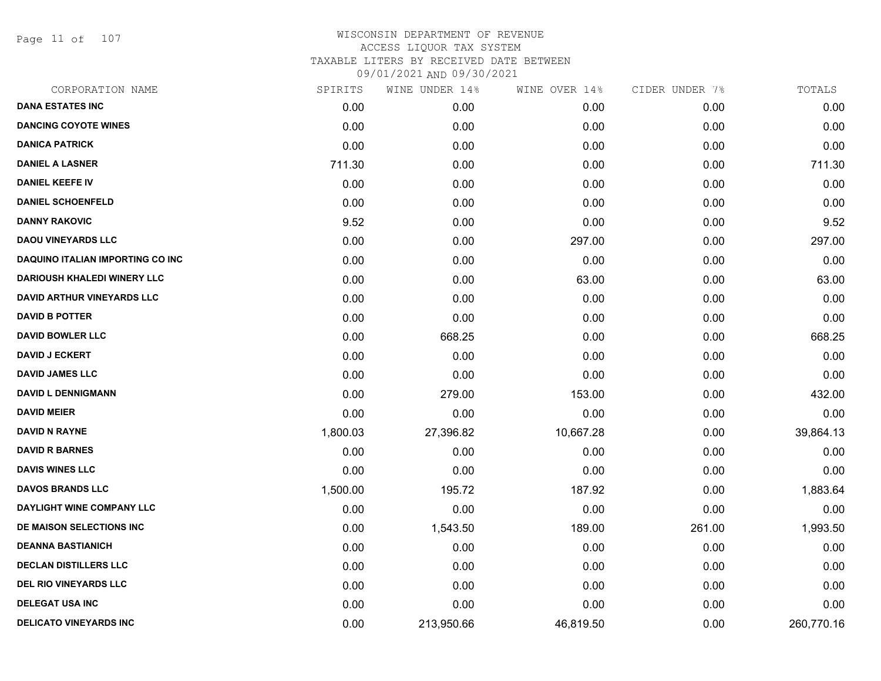WISCONSIN DEPARTMENT OF REVENUE
ACCESS LIQUOR TAX SYSTEM
TAXABLE LITERS BY RECEIVED DATE BETWEEN
09/01/2021 AND 09/30/2021

| CORPORATION NAME | SPIRITS | WINE UNDER 14% | WINE OVER 14% | CIDER UNDER 7% | TOTALS |
|---|---|---|---|---|---|
| DANA ESTATES INC | 0.00 | 0.00 | 0.00 | 0.00 | 0.00 |
| DANCING COYOTE WINES | 0.00 | 0.00 | 0.00 | 0.00 | 0.00 |
| DANICA PATRICK | 0.00 | 0.00 | 0.00 | 0.00 | 0.00 |
| DANIEL A LASNER | 711.30 | 0.00 | 0.00 | 0.00 | 711.30 |
| DANIEL KEEFE IV | 0.00 | 0.00 | 0.00 | 0.00 | 0.00 |
| DANIEL SCHOENFELD | 0.00 | 0.00 | 0.00 | 0.00 | 0.00 |
| DANNY RAKOVIC | 9.52 | 0.00 | 0.00 | 0.00 | 9.52 |
| DAOU VINEYARDS LLC | 0.00 | 0.00 | 297.00 | 0.00 | 297.00 |
| DAQUINO ITALIAN IMPORTING CO INC | 0.00 | 0.00 | 0.00 | 0.00 | 0.00 |
| DARIOUSH KHALEDI WINERY LLC | 0.00 | 0.00 | 63.00 | 0.00 | 63.00 |
| DAVID ARTHUR VINEYARDS LLC | 0.00 | 0.00 | 0.00 | 0.00 | 0.00 |
| DAVID B POTTER | 0.00 | 0.00 | 0.00 | 0.00 | 0.00 |
| DAVID BOWLER LLC | 0.00 | 668.25 | 0.00 | 0.00 | 668.25 |
| DAVID J ECKERT | 0.00 | 0.00 | 0.00 | 0.00 | 0.00 |
| DAVID JAMES LLC | 0.00 | 0.00 | 0.00 | 0.00 | 0.00 |
| DAVID L DENNIGMANN | 0.00 | 279.00 | 153.00 | 0.00 | 432.00 |
| DAVID MEIER | 0.00 | 0.00 | 0.00 | 0.00 | 0.00 |
| DAVID N RAYNE | 1,800.03 | 27,396.82 | 10,667.28 | 0.00 | 39,864.13 |
| DAVID R BARNES | 0.00 | 0.00 | 0.00 | 0.00 | 0.00 |
| DAVIS WINES LLC | 0.00 | 0.00 | 0.00 | 0.00 | 0.00 |
| DAVOS BRANDS LLC | 1,500.00 | 195.72 | 187.92 | 0.00 | 1,883.64 |
| DAYLIGHT WINE COMPANY LLC | 0.00 | 0.00 | 0.00 | 0.00 | 0.00 |
| DE MAISON SELECTIONS INC | 0.00 | 1,543.50 | 189.00 | 261.00 | 1,993.50 |
| DEANNA BASTIANICH | 0.00 | 0.00 | 0.00 | 0.00 | 0.00 |
| DECLAN DISTILLERS LLC | 0.00 | 0.00 | 0.00 | 0.00 | 0.00 |
| DEL RIO VINEYARDS LLC | 0.00 | 0.00 | 0.00 | 0.00 | 0.00 |
| DELEGAT USA INC | 0.00 | 0.00 | 0.00 | 0.00 | 0.00 |
| DELICATO VINEYARDS INC | 0.00 | 213,950.66 | 46,819.50 | 0.00 | 260,770.16 |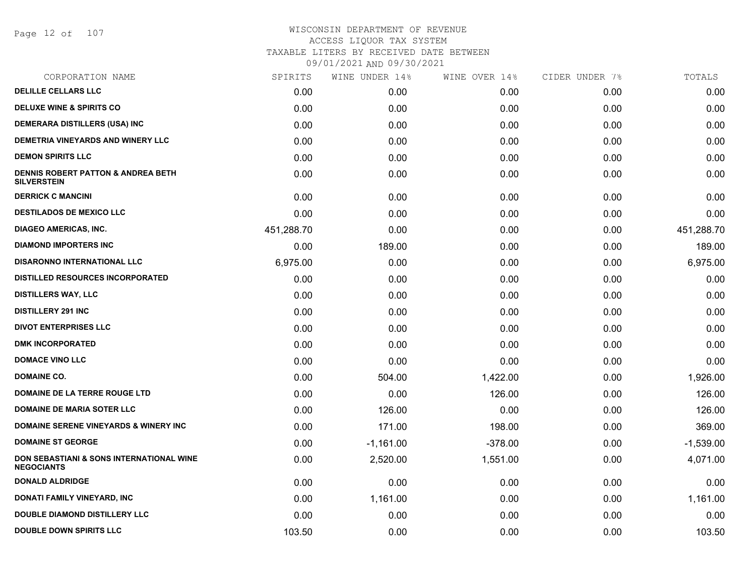# WISCONSIN DEPARTMENT OF REVENUE
ACCESS LIQUOR TAX SYSTEM
TAXABLE LITERS BY RECEIVED DATE BETWEEN
09/01/2021 AND 09/30/2021

| CORPORATION NAME | SPIRITS | WINE UNDER 14% | WINE OVER 14% | CIDER UNDER 7% | TOTALS |
|---|---|---|---|---|---|
| DELILLE CELLARS LLC | 0.00 | 0.00 | 0.00 | 0.00 | 0.00 |
| DELUXE WINE & SPIRITS CO | 0.00 | 0.00 | 0.00 | 0.00 | 0.00 |
| DEMERARA DISTILLERS (USA) INC | 0.00 | 0.00 | 0.00 | 0.00 | 0.00 |
| DEMETRIA VINEYARDS AND WINERY LLC | 0.00 | 0.00 | 0.00 | 0.00 | 0.00 |
| DEMON SPIRITS LLC | 0.00 | 0.00 | 0.00 | 0.00 | 0.00 |
| DENNIS ROBERT PATTON & ANDREA BETH SILVERSTEIN | 0.00 | 0.00 | 0.00 | 0.00 | 0.00 |
| DERRICK C MANCINI | 0.00 | 0.00 | 0.00 | 0.00 | 0.00 |
| DESTILADOS DE MEXICO LLC | 0.00 | 0.00 | 0.00 | 0.00 | 0.00 |
| DIAGEO AMERICAS, INC. | 451,288.70 | 0.00 | 0.00 | 0.00 | 451,288.70 |
| DIAMOND IMPORTERS INC | 0.00 | 189.00 | 0.00 | 0.00 | 189.00 |
| DISARONNO INTERNATIONAL LLC | 6,975.00 | 0.00 | 0.00 | 0.00 | 6,975.00 |
| DISTILLED RESOURCES INCORPORATED | 0.00 | 0.00 | 0.00 | 0.00 | 0.00 |
| DISTILLERS WAY, LLC | 0.00 | 0.00 | 0.00 | 0.00 | 0.00 |
| DISTILLERY 291 INC | 0.00 | 0.00 | 0.00 | 0.00 | 0.00 |
| DIVOT ENTERPRISES LLC | 0.00 | 0.00 | 0.00 | 0.00 | 0.00 |
| DMK INCORPORATED | 0.00 | 0.00 | 0.00 | 0.00 | 0.00 |
| DOMACE VINO LLC | 0.00 | 0.00 | 0.00 | 0.00 | 0.00 |
| DOMAINE CO. | 0.00 | 504.00 | 1,422.00 | 0.00 | 1,926.00 |
| DOMAINE DE LA TERRE ROUGE LTD | 0.00 | 0.00 | 126.00 | 0.00 | 126.00 |
| DOMAINE DE MARIA SOTER LLC | 0.00 | 126.00 | 0.00 | 0.00 | 126.00 |
| DOMAINE SERENE VINEYARDS & WINERY INC | 0.00 | 171.00 | 198.00 | 0.00 | 369.00 |
| DOMAINE ST GEORGE | 0.00 | -1,161.00 | -378.00 | 0.00 | -1,539.00 |
| DON SEBASTIANI & SONS INTERNATIONAL WINE NEGOCIANTS | 0.00 | 2,520.00 | 1,551.00 | 0.00 | 4,071.00 |
| DONALD ALDRIDGE | 0.00 | 0.00 | 0.00 | 0.00 | 0.00 |
| DONATI FAMILY VINEYARD, INC | 0.00 | 1,161.00 | 0.00 | 0.00 | 1,161.00 |
| DOUBLE DIAMOND DISTILLERY LLC | 0.00 | 0.00 | 0.00 | 0.00 | 0.00 |
| DOUBLE DOWN SPIRITS LLC | 103.50 | 0.00 | 0.00 | 0.00 | 103.50 |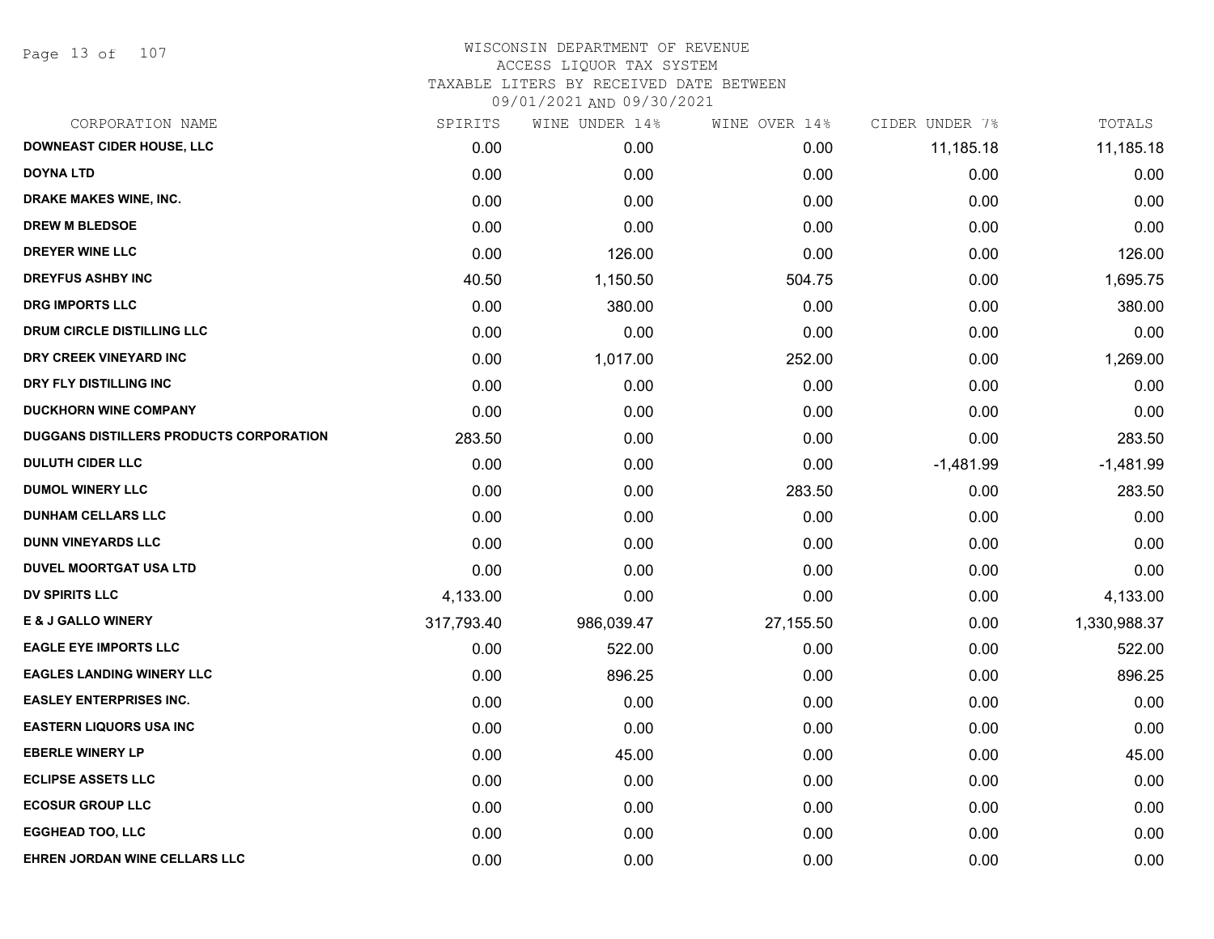WISCONSIN DEPARTMENT OF REVENUE
ACCESS LIQUOR TAX SYSTEM
TAXABLE LITERS BY RECEIVED DATE BETWEEN
09/01/2021 AND 09/30/2021

| CORPORATION NAME | SPIRITS | WINE UNDER 14% | WINE OVER 14% | CIDER UNDER 7% | TOTALS |
|---|---|---|---|---|---|
| DOWNEAST CIDER HOUSE, LLC | 0.00 | 0.00 | 0.00 | 11,185.18 | 11,185.18 |
| DOYNA LTD | 0.00 | 0.00 | 0.00 | 0.00 | 0.00 |
| DRAKE MAKES WINE, INC. | 0.00 | 0.00 | 0.00 | 0.00 | 0.00 |
| DREW M BLEDSOE | 0.00 | 0.00 | 0.00 | 0.00 | 0.00 |
| DREYER WINE LLC | 0.00 | 126.00 | 0.00 | 0.00 | 126.00 |
| DREYFUS ASHBY INC | 40.50 | 1,150.50 | 504.75 | 0.00 | 1,695.75 |
| DRG IMPORTS LLC | 0.00 | 380.00 | 0.00 | 0.00 | 380.00 |
| DRUM CIRCLE DISTILLING LLC | 0.00 | 0.00 | 0.00 | 0.00 | 0.00 |
| DRY CREEK VINEYARD INC | 0.00 | 1,017.00 | 252.00 | 0.00 | 1,269.00 |
| DRY FLY DISTILLING INC | 0.00 | 0.00 | 0.00 | 0.00 | 0.00 |
| DUCKHORN WINE COMPANY | 0.00 | 0.00 | 0.00 | 0.00 | 0.00 |
| DUGGANS DISTILLERS PRODUCTS CORPORATION | 283.50 | 0.00 | 0.00 | 0.00 | 283.50 |
| DULUTH CIDER LLC | 0.00 | 0.00 | 0.00 | -1,481.99 | -1,481.99 |
| DUMOL WINERY LLC | 0.00 | 0.00 | 283.50 | 0.00 | 283.50 |
| DUNHAM CELLARS LLC | 0.00 | 0.00 | 0.00 | 0.00 | 0.00 |
| DUNN VINEYARDS LLC | 0.00 | 0.00 | 0.00 | 0.00 | 0.00 |
| DUVEL MOORTGAT USA LTD | 0.00 | 0.00 | 0.00 | 0.00 | 0.00 |
| DV SPIRITS LLC | 4,133.00 | 0.00 | 0.00 | 0.00 | 4,133.00 |
| E & J GALLO WINERY | 317,793.40 | 986,039.47 | 27,155.50 | 0.00 | 1,330,988.37 |
| EAGLE EYE IMPORTS LLC | 0.00 | 522.00 | 0.00 | 0.00 | 522.00 |
| EAGLES LANDING WINERY LLC | 0.00 | 896.25 | 0.00 | 0.00 | 896.25 |
| EASLEY ENTERPRISES INC. | 0.00 | 0.00 | 0.00 | 0.00 | 0.00 |
| EASTERN LIQUORS USA INC | 0.00 | 0.00 | 0.00 | 0.00 | 0.00 |
| EBERLE WINERY LP | 0.00 | 45.00 | 0.00 | 0.00 | 45.00 |
| ECLIPSE ASSETS LLC | 0.00 | 0.00 | 0.00 | 0.00 | 0.00 |
| ECOSUR GROUP LLC | 0.00 | 0.00 | 0.00 | 0.00 | 0.00 |
| EGGHEAD TOO, LLC | 0.00 | 0.00 | 0.00 | 0.00 | 0.00 |
| EHREN JORDAN WINE CELLARS LLC | 0.00 | 0.00 | 0.00 | 0.00 | 0.00 |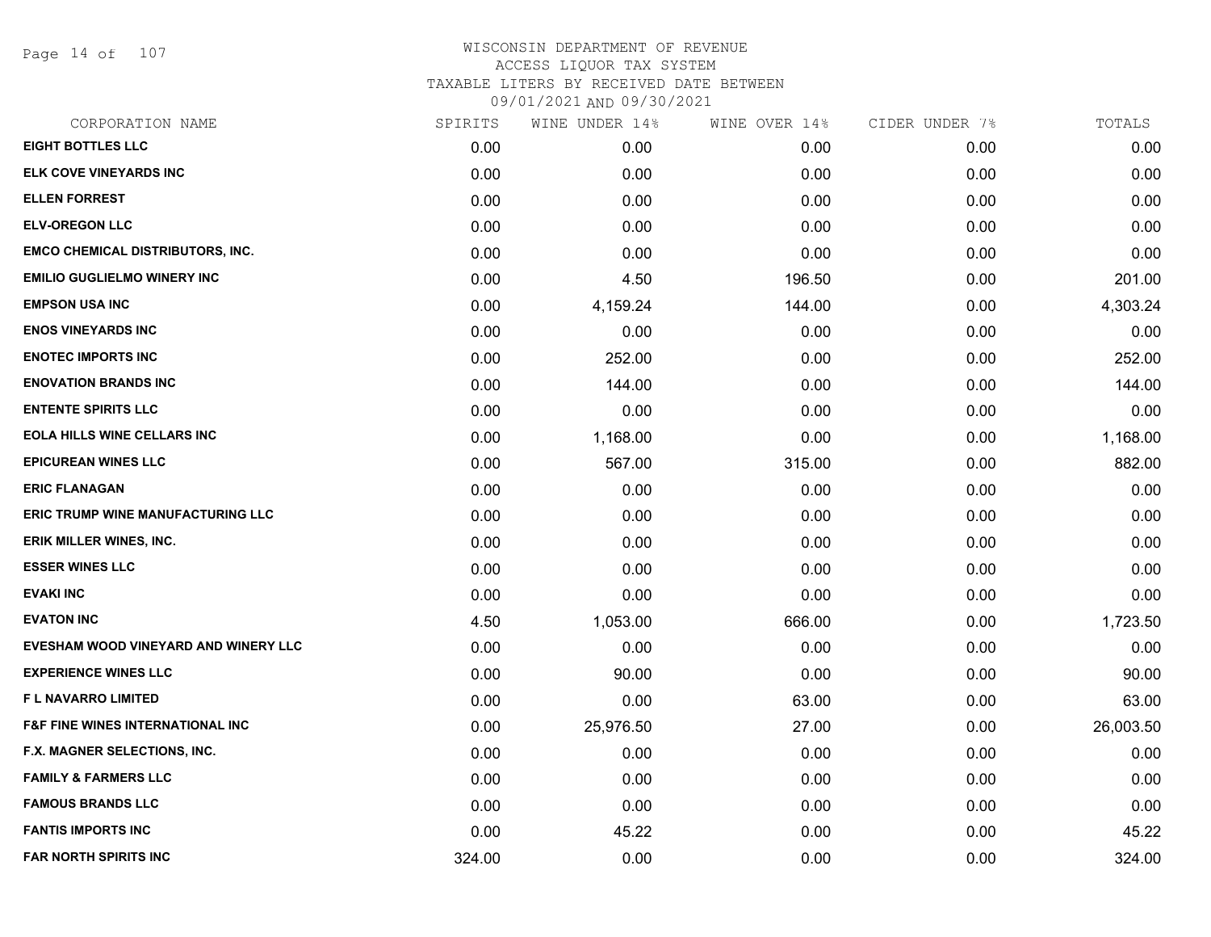# WISCONSIN DEPARTMENT OF REVENUE
## ACCESS LIQUOR TAX SYSTEM
### TAXABLE LITERS BY RECEIVED DATE BETWEEN 09/01/2021 AND 09/30/2021

| CORPORATION NAME | SPIRITS | WINE UNDER 14% | WINE OVER 14% | CIDER UNDER 7% | TOTALS |
|---|---|---|---|---|---|
| EIGHT BOTTLES LLC | 0.00 | 0.00 | 0.00 | 0.00 | 0.00 |
| ELK COVE VINEYARDS INC | 0.00 | 0.00 | 0.00 | 0.00 | 0.00 |
| ELLEN FORREST | 0.00 | 0.00 | 0.00 | 0.00 | 0.00 |
| ELV-OREGON LLC | 0.00 | 0.00 | 0.00 | 0.00 | 0.00 |
| EMCO CHEMICAL DISTRIBUTORS, INC. | 0.00 | 0.00 | 0.00 | 0.00 | 0.00 |
| EMILIO GUGLIELMO WINERY INC | 0.00 | 4.50 | 196.50 | 0.00 | 201.00 |
| EMPSON USA INC | 0.00 | 4,159.24 | 144.00 | 0.00 | 4,303.24 |
| ENOS VINEYARDS INC | 0.00 | 0.00 | 0.00 | 0.00 | 0.00 |
| ENOTEC IMPORTS INC | 0.00 | 252.00 | 0.00 | 0.00 | 252.00 |
| ENOVATION BRANDS INC | 0.00 | 144.00 | 0.00 | 0.00 | 144.00 |
| ENTENTE SPIRITS LLC | 0.00 | 0.00 | 0.00 | 0.00 | 0.00 |
| EOLA HILLS WINE CELLARS INC | 0.00 | 1,168.00 | 0.00 | 0.00 | 1,168.00 |
| EPICUREAN WINES LLC | 0.00 | 567.00 | 315.00 | 0.00 | 882.00 |
| ERIC FLANAGAN | 0.00 | 0.00 | 0.00 | 0.00 | 0.00 |
| ERIC TRUMP WINE MANUFACTURING LLC | 0.00 | 0.00 | 0.00 | 0.00 | 0.00 |
| ERIK MILLER WINES, INC. | 0.00 | 0.00 | 0.00 | 0.00 | 0.00 |
| ESSER WINES LLC | 0.00 | 0.00 | 0.00 | 0.00 | 0.00 |
| EVAKI INC | 0.00 | 0.00 | 0.00 | 0.00 | 0.00 |
| EVATON INC | 4.50 | 1,053.00 | 666.00 | 0.00 | 1,723.50 |
| EVESHAM WOOD VINEYARD AND WINERY LLC | 0.00 | 0.00 | 0.00 | 0.00 | 0.00 |
| EXPERIENCE WINES LLC | 0.00 | 90.00 | 0.00 | 0.00 | 90.00 |
| F L NAVARRO LIMITED | 0.00 | 0.00 | 63.00 | 0.00 | 63.00 |
| F&F FINE WINES INTERNATIONAL INC | 0.00 | 25,976.50 | 27.00 | 0.00 | 26,003.50 |
| F.X. MAGNER SELECTIONS, INC. | 0.00 | 0.00 | 0.00 | 0.00 | 0.00 |
| FAMILY & FARMERS LLC | 0.00 | 0.00 | 0.00 | 0.00 | 0.00 |
| FAMOUS BRANDS LLC | 0.00 | 0.00 | 0.00 | 0.00 | 0.00 |
| FANTIS IMPORTS INC | 0.00 | 45.22 | 0.00 | 0.00 | 45.22 |
| FAR NORTH SPIRITS INC | 324.00 | 0.00 | 0.00 | 0.00 | 324.00 |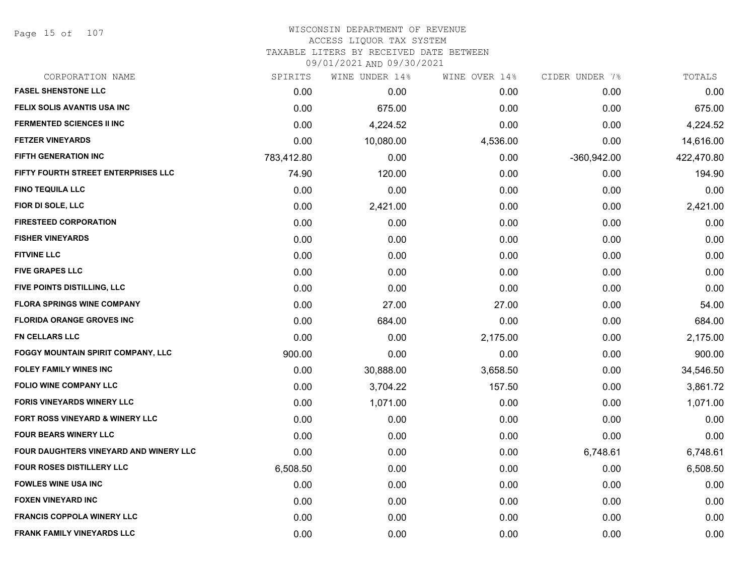# WISCONSIN DEPARTMENT OF REVENUE
## ACCESS LIQUOR TAX SYSTEM
### TAXABLE LITERS BY RECEIVED DATE BETWEEN 09/01/2021 AND 09/30/2021

| CORPORATION NAME | SPIRITS | WINE UNDER 14% | WINE OVER 14% | CIDER UNDER 7% | TOTALS |
|---|---|---|---|---|---|
| FASEL SHENSTONE LLC | 0.00 | 0.00 | 0.00 | 0.00 | 0.00 |
| FELIX SOLIS AVANTIS USA INC | 0.00 | 675.00 | 0.00 | 0.00 | 675.00 |
| FERMENTED SCIENCES II INC | 0.00 | 4,224.52 | 0.00 | 0.00 | 4,224.52 |
| FETZER VINEYARDS | 0.00 | 10,080.00 | 4,536.00 | 0.00 | 14,616.00 |
| FIFTH GENERATION INC | 783,412.80 | 0.00 | 0.00 | -360,942.00 | 422,470.80 |
| FIFTY FOURTH STREET ENTERPRISES LLC | 74.90 | 120.00 | 0.00 | 0.00 | 194.90 |
| FINO TEQUILA LLC | 0.00 | 0.00 | 0.00 | 0.00 | 0.00 |
| FIOR DI SOLE, LLC | 0.00 | 2,421.00 | 0.00 | 0.00 | 2,421.00 |
| FIRESTEED CORPORATION | 0.00 | 0.00 | 0.00 | 0.00 | 0.00 |
| FISHER VINEYARDS | 0.00 | 0.00 | 0.00 | 0.00 | 0.00 |
| FITVINE LLC | 0.00 | 0.00 | 0.00 | 0.00 | 0.00 |
| FIVE GRAPES LLC | 0.00 | 0.00 | 0.00 | 0.00 | 0.00 |
| FIVE POINTS DISTILLING, LLC | 0.00 | 0.00 | 0.00 | 0.00 | 0.00 |
| FLORA SPRINGS WINE COMPANY | 0.00 | 27.00 | 27.00 | 0.00 | 54.00 |
| FLORIDA ORANGE GROVES INC | 0.00 | 684.00 | 0.00 | 0.00 | 684.00 |
| FN CELLARS LLC | 0.00 | 0.00 | 2,175.00 | 0.00 | 2,175.00 |
| FOGGY MOUNTAIN SPIRIT COMPANY, LLC | 900.00 | 0.00 | 0.00 | 0.00 | 900.00 |
| FOLEY FAMILY WINES INC | 0.00 | 30,888.00 | 3,658.50 | 0.00 | 34,546.50 |
| FOLIO WINE COMPANY LLC | 0.00 | 3,704.22 | 157.50 | 0.00 | 3,861.72 |
| FORIS VINEYARDS WINERY LLC | 0.00 | 1,071.00 | 0.00 | 0.00 | 1,071.00 |
| FORT ROSS VINEYARD & WINERY LLC | 0.00 | 0.00 | 0.00 | 0.00 | 0.00 |
| FOUR BEARS WINERY LLC | 0.00 | 0.00 | 0.00 | 0.00 | 0.00 |
| FOUR DAUGHTERS VINEYARD AND WINERY LLC | 0.00 | 0.00 | 0.00 | 6,748.61 | 6,748.61 |
| FOUR ROSES DISTILLERY LLC | 6,508.50 | 0.00 | 0.00 | 0.00 | 6,508.50 |
| FOWLES WINE USA INC | 0.00 | 0.00 | 0.00 | 0.00 | 0.00 |
| FOXEN VINEYARD INC | 0.00 | 0.00 | 0.00 | 0.00 | 0.00 |
| FRANCIS COPPOLA WINERY LLC | 0.00 | 0.00 | 0.00 | 0.00 | 0.00 |
| FRANK FAMILY VINEYARDS LLC | 0.00 | 0.00 | 0.00 | 0.00 | 0.00 |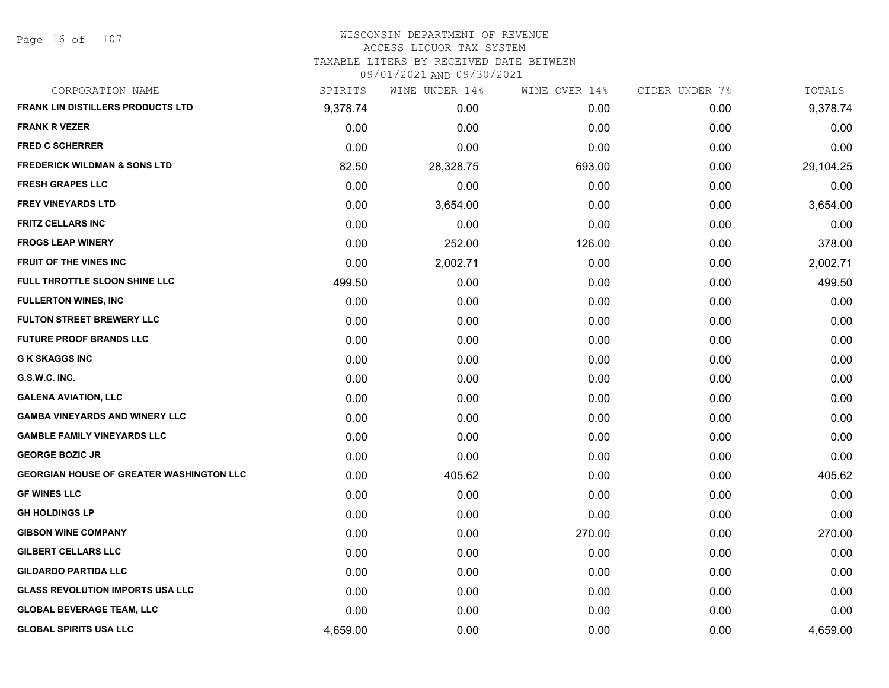# WISCONSIN DEPARTMENT OF REVENUE
## ACCESS LIQUOR TAX SYSTEM
### TAXABLE LITERS BY RECEIVED DATE BETWEEN 09/01/2021 AND 09/30/2021

| CORPORATION NAME | SPIRITS | WINE UNDER 14% | WINE OVER 14% | CIDER UNDER 7% | TOTALS |
|---|---|---|---|---|---|
| FRANK LIN DISTILLERS PRODUCTS LTD | 9,378.74 | 0.00 | 0.00 | 0.00 | 9,378.74 |
| FRANK R VEZER | 0.00 | 0.00 | 0.00 | 0.00 | 0.00 |
| FRED C SCHERRER | 0.00 | 0.00 | 0.00 | 0.00 | 0.00 |
| FREDERICK WILDMAN & SONS LTD | 82.50 | 28,328.75 | 693.00 | 0.00 | 29,104.25 |
| FRESH GRAPES LLC | 0.00 | 0.00 | 0.00 | 0.00 | 0.00 |
| FREY VINEYARDS LTD | 0.00 | 3,654.00 | 0.00 | 0.00 | 3,654.00 |
| FRITZ CELLARS INC | 0.00 | 0.00 | 0.00 | 0.00 | 0.00 |
| FROGS LEAP WINERY | 0.00 | 252.00 | 126.00 | 0.00 | 378.00 |
| FRUIT OF THE VINES INC | 0.00 | 2,002.71 | 0.00 | 0.00 | 2,002.71 |
| FULL THROTTLE SLOON SHINE LLC | 499.50 | 0.00 | 0.00 | 0.00 | 499.50 |
| FULLERTON WINES, INC | 0.00 | 0.00 | 0.00 | 0.00 | 0.00 |
| FULTON STREET BREWERY LLC | 0.00 | 0.00 | 0.00 | 0.00 | 0.00 |
| FUTURE PROOF BRANDS LLC | 0.00 | 0.00 | 0.00 | 0.00 | 0.00 |
| G K SKAGGS INC | 0.00 | 0.00 | 0.00 | 0.00 | 0.00 |
| G.S.W.C. INC. | 0.00 | 0.00 | 0.00 | 0.00 | 0.00 |
| GALENA AVIATION, LLC | 0.00 | 0.00 | 0.00 | 0.00 | 0.00 |
| GAMBA VINEYARDS AND WINERY LLC | 0.00 | 0.00 | 0.00 | 0.00 | 0.00 |
| GAMBLE FAMILY VINEYARDS LLC | 0.00 | 0.00 | 0.00 | 0.00 | 0.00 |
| GEORGE BOZIC JR | 0.00 | 0.00 | 0.00 | 0.00 | 0.00 |
| GEORGIAN HOUSE OF GREATER WASHINGTON LLC | 0.00 | 405.62 | 0.00 | 0.00 | 405.62 |
| GF WINES LLC | 0.00 | 0.00 | 0.00 | 0.00 | 0.00 |
| GH HOLDINGS LP | 0.00 | 0.00 | 0.00 | 0.00 | 0.00 |
| GIBSON WINE COMPANY | 0.00 | 0.00 | 270.00 | 0.00 | 270.00 |
| GILBERT CELLARS LLC | 0.00 | 0.00 | 0.00 | 0.00 | 0.00 |
| GILDARDO PARTIDA LLC | 0.00 | 0.00 | 0.00 | 0.00 | 0.00 |
| GLASS REVOLUTION IMPORTS USA LLC | 0.00 | 0.00 | 0.00 | 0.00 | 0.00 |
| GLOBAL BEVERAGE TEAM, LLC | 0.00 | 0.00 | 0.00 | 0.00 | 0.00 |
| GLOBAL SPIRITS USA LLC | 4,659.00 | 0.00 | 0.00 | 0.00 | 4,659.00 |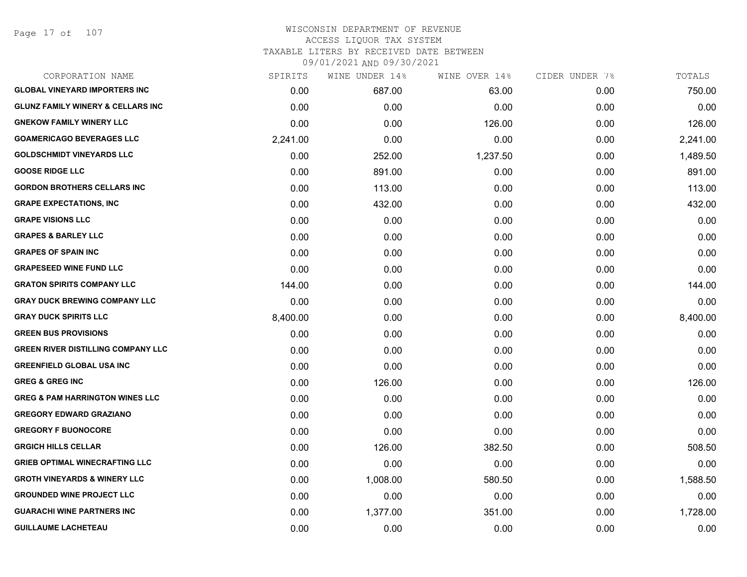WISCONSIN DEPARTMENT OF REVENUE
ACCESS LIQUOR TAX SYSTEM
TAXABLE LITERS BY RECEIVED DATE BETWEEN
09/01/2021 AND 09/30/2021

| CORPORATION NAME | SPIRITS | WINE UNDER 14% | WINE OVER 14% | CIDER UNDER 7% | TOTALS |
|---|---|---|---|---|---|
| GLOBAL VINEYARD IMPORTERS INC | 0.00 | 687.00 | 63.00 | 0.00 | 750.00 |
| GLUNZ FAMILY WINERY & CELLARS INC | 0.00 | 0.00 | 0.00 | 0.00 | 0.00 |
| GNEKOW FAMILY WINERY LLC | 0.00 | 0.00 | 126.00 | 0.00 | 126.00 |
| GOAMERICAGO BEVERAGES LLC | 2,241.00 | 0.00 | 0.00 | 0.00 | 2,241.00 |
| GOLDSCHMIDT VINEYARDS LLC | 0.00 | 252.00 | 1,237.50 | 0.00 | 1,489.50 |
| GOOSE RIDGE LLC | 0.00 | 891.00 | 0.00 | 0.00 | 891.00 |
| GORDON BROTHERS CELLARS INC | 0.00 | 113.00 | 0.00 | 0.00 | 113.00 |
| GRAPE EXPECTATIONS, INC | 0.00 | 432.00 | 0.00 | 0.00 | 432.00 |
| GRAPE VISIONS LLC | 0.00 | 0.00 | 0.00 | 0.00 | 0.00 |
| GRAPES & BARLEY LLC | 0.00 | 0.00 | 0.00 | 0.00 | 0.00 |
| GRAPES OF SPAIN INC | 0.00 | 0.00 | 0.00 | 0.00 | 0.00 |
| GRAPESEED WINE FUND LLC | 0.00 | 0.00 | 0.00 | 0.00 | 0.00 |
| GRATON SPIRITS COMPANY LLC | 144.00 | 0.00 | 0.00 | 0.00 | 144.00 |
| GRAY DUCK BREWING COMPANY LLC | 0.00 | 0.00 | 0.00 | 0.00 | 0.00 |
| GRAY DUCK SPIRITS LLC | 8,400.00 | 0.00 | 0.00 | 0.00 | 8,400.00 |
| GREEN BUS PROVISIONS | 0.00 | 0.00 | 0.00 | 0.00 | 0.00 |
| GREEN RIVER DISTILLING COMPANY LLC | 0.00 | 0.00 | 0.00 | 0.00 | 0.00 |
| GREENFIELD GLOBAL USA INC | 0.00 | 0.00 | 0.00 | 0.00 | 0.00 |
| GREG & GREG INC | 0.00 | 126.00 | 0.00 | 0.00 | 126.00 |
| GREG & PAM HARRINGTON WINES LLC | 0.00 | 0.00 | 0.00 | 0.00 | 0.00 |
| GREGORY EDWARD GRAZIANO | 0.00 | 0.00 | 0.00 | 0.00 | 0.00 |
| GREGORY F BUONOCORE | 0.00 | 0.00 | 0.00 | 0.00 | 0.00 |
| GRGICH HILLS CELLAR | 0.00 | 126.00 | 382.50 | 0.00 | 508.50 |
| GRIEB OPTIMAL WINECRAFTING LLC | 0.00 | 0.00 | 0.00 | 0.00 | 0.00 |
| GROTH VINEYARDS & WINERY LLC | 0.00 | 1,008.00 | 580.50 | 0.00 | 1,588.50 |
| GROUNDED WINE PROJECT LLC | 0.00 | 0.00 | 0.00 | 0.00 | 0.00 |
| GUARACHI WINE PARTNERS INC | 0.00 | 1,377.00 | 351.00 | 0.00 | 1,728.00 |
| GUILLAUME LACHETEAU | 0.00 | 0.00 | 0.00 | 0.00 | 0.00 |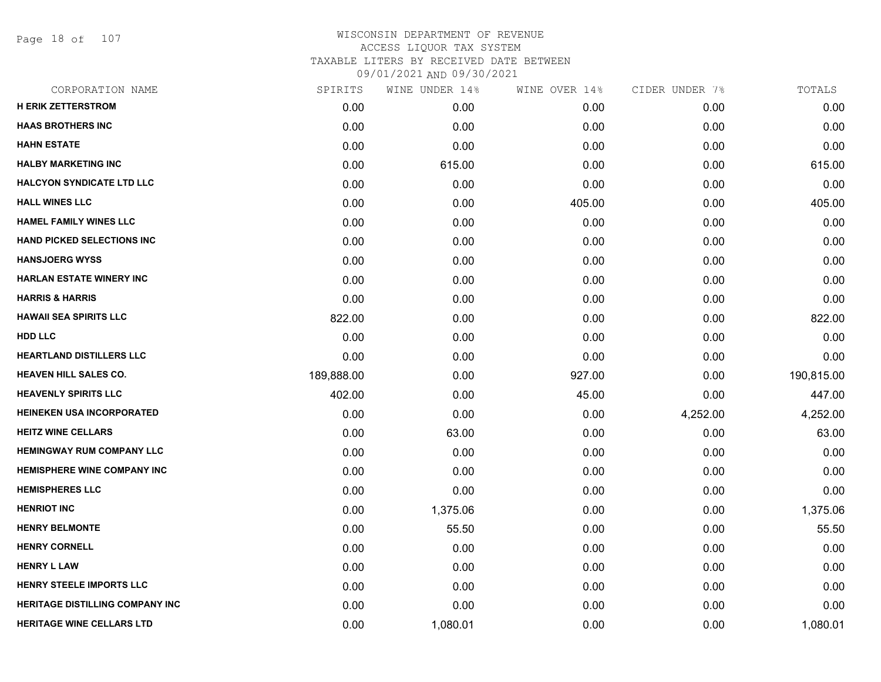# WISCONSIN DEPARTMENT OF REVENUE
## ACCESS LIQUOR TAX SYSTEM
### TAXABLE LITERS BY RECEIVED DATE BETWEEN 09/01/2021 AND 09/30/2021

| CORPORATION NAME | SPIRITS | WINE UNDER 14% | WINE OVER 14% | CIDER UNDER 7% | TOTALS |
|---|---|---|---|---|---|
| H ERIK ZETTERSTROM | 0.00 | 0.00 | 0.00 | 0.00 | 0.00 |
| HAAS BROTHERS INC | 0.00 | 0.00 | 0.00 | 0.00 | 0.00 |
| HAHN ESTATE | 0.00 | 0.00 | 0.00 | 0.00 | 0.00 |
| HALBY MARKETING INC | 0.00 | 615.00 | 0.00 | 0.00 | 615.00 |
| HALCYON SYNDICATE LTD LLC | 0.00 | 0.00 | 0.00 | 0.00 | 0.00 |
| HALL WINES LLC | 0.00 | 0.00 | 405.00 | 0.00 | 405.00 |
| HAMEL FAMILY WINES LLC | 0.00 | 0.00 | 0.00 | 0.00 | 0.00 |
| HAND PICKED SELECTIONS INC | 0.00 | 0.00 | 0.00 | 0.00 | 0.00 |
| HANSJOERG WYSS | 0.00 | 0.00 | 0.00 | 0.00 | 0.00 |
| HARLAN ESTATE WINERY INC | 0.00 | 0.00 | 0.00 | 0.00 | 0.00 |
| HARRIS & HARRIS | 0.00 | 0.00 | 0.00 | 0.00 | 0.00 |
| HAWAII SEA SPIRITS LLC | 822.00 | 0.00 | 0.00 | 0.00 | 822.00 |
| HDD LLC | 0.00 | 0.00 | 0.00 | 0.00 | 0.00 |
| HEARTLAND DISTILLERS LLC | 0.00 | 0.00 | 0.00 | 0.00 | 0.00 |
| HEAVEN HILL SALES CO. | 189,888.00 | 0.00 | 927.00 | 0.00 | 190,815.00 |
| HEAVENLY SPIRITS LLC | 402.00 | 0.00 | 45.00 | 0.00 | 447.00 |
| HEINEKEN USA INCORPORATED | 0.00 | 0.00 | 0.00 | 4,252.00 | 4,252.00 |
| HEITZ WINE CELLARS | 0.00 | 63.00 | 0.00 | 0.00 | 63.00 |
| HEMINGWAY RUM COMPANY LLC | 0.00 | 0.00 | 0.00 | 0.00 | 0.00 |
| HEMISPHERE WINE COMPANY INC | 0.00 | 0.00 | 0.00 | 0.00 | 0.00 |
| HEMISPHERES LLC | 0.00 | 0.00 | 0.00 | 0.00 | 0.00 |
| HENRIOT INC | 0.00 | 1,375.06 | 0.00 | 0.00 | 1,375.06 |
| HENRY BELMONTE | 0.00 | 55.50 | 0.00 | 0.00 | 55.50 |
| HENRY CORNELL | 0.00 | 0.00 | 0.00 | 0.00 | 0.00 |
| HENRY L LAW | 0.00 | 0.00 | 0.00 | 0.00 | 0.00 |
| HENRY STEELE IMPORTS LLC | 0.00 | 0.00 | 0.00 | 0.00 | 0.00 |
| HERITAGE DISTILLING COMPANY INC | 0.00 | 0.00 | 0.00 | 0.00 | 0.00 |
| HERITAGE WINE CELLARS LTD | 0.00 | 1,080.01 | 0.00 | 0.00 | 1,080.01 |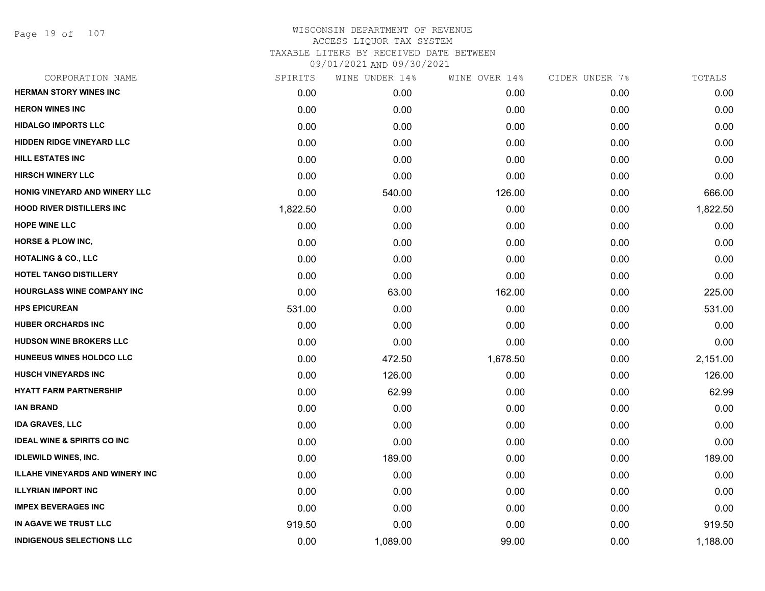# WISCONSIN DEPARTMENT OF REVENUE
## ACCESS LIQUOR TAX SYSTEM
### TAXABLE LITERS BY RECEIVED DATE BETWEEN 09/01/2021 AND 09/30/2021

| CORPORATION NAME | SPIRITS | WINE UNDER 14% | WINE OVER 14% | CIDER UNDER 7% | TOTALS |
|---|---|---|---|---|---|
| HERMAN STORY WINES INC | 0.00 | 0.00 | 0.00 | 0.00 | 0.00 |
| HERON WINES INC | 0.00 | 0.00 | 0.00 | 0.00 | 0.00 |
| HIDALGO IMPORTS LLC | 0.00 | 0.00 | 0.00 | 0.00 | 0.00 |
| HIDDEN RIDGE VINEYARD LLC | 0.00 | 0.00 | 0.00 | 0.00 | 0.00 |
| HILL ESTATES INC | 0.00 | 0.00 | 0.00 | 0.00 | 0.00 |
| HIRSCH WINERY LLC | 0.00 | 0.00 | 0.00 | 0.00 | 0.00 |
| HONIG VINEYARD AND WINERY LLC | 0.00 | 540.00 | 126.00 | 0.00 | 666.00 |
| HOOD RIVER DISTILLERS INC | 1,822.50 | 0.00 | 0.00 | 0.00 | 1,822.50 |
| HOPE WINE LLC | 0.00 | 0.00 | 0.00 | 0.00 | 0.00 |
| HORSE & PLOW INC, | 0.00 | 0.00 | 0.00 | 0.00 | 0.00 |
| HOTALING & CO., LLC | 0.00 | 0.00 | 0.00 | 0.00 | 0.00 |
| HOTEL TANGO DISTILLERY | 0.00 | 0.00 | 0.00 | 0.00 | 0.00 |
| HOURGLASS WINE COMPANY INC | 0.00 | 63.00 | 162.00 | 0.00 | 225.00 |
| HPS EPICUREAN | 531.00 | 0.00 | 0.00 | 0.00 | 531.00 |
| HUBER ORCHARDS INC | 0.00 | 0.00 | 0.00 | 0.00 | 0.00 |
| HUDSON WINE BROKERS LLC | 0.00 | 0.00 | 0.00 | 0.00 | 0.00 |
| HUNEEUS WINES HOLDCO LLC | 0.00 | 472.50 | 1,678.50 | 0.00 | 2,151.00 |
| HUSCH VINEYARDS INC | 0.00 | 126.00 | 0.00 | 0.00 | 126.00 |
| HYATT FARM PARTNERSHIP | 0.00 | 62.99 | 0.00 | 0.00 | 62.99 |
| IAN BRAND | 0.00 | 0.00 | 0.00 | 0.00 | 0.00 |
| IDA GRAVES, LLC | 0.00 | 0.00 | 0.00 | 0.00 | 0.00 |
| IDEAL WINE & SPIRITS CO INC | 0.00 | 0.00 | 0.00 | 0.00 | 0.00 |
| IDLEWILD WINES, INC. | 0.00 | 189.00 | 0.00 | 0.00 | 189.00 |
| ILLAHE VINEYARDS AND WINERY INC | 0.00 | 0.00 | 0.00 | 0.00 | 0.00 |
| ILLYRIAN IMPORT INC | 0.00 | 0.00 | 0.00 | 0.00 | 0.00 |
| IMPEX BEVERAGES INC | 0.00 | 0.00 | 0.00 | 0.00 | 0.00 |
| IN AGAVE WE TRUST LLC | 919.50 | 0.00 | 0.00 | 0.00 | 919.50 |
| INDIGENOUS SELECTIONS LLC | 0.00 | 1,089.00 | 99.00 | 0.00 | 1,188.00 |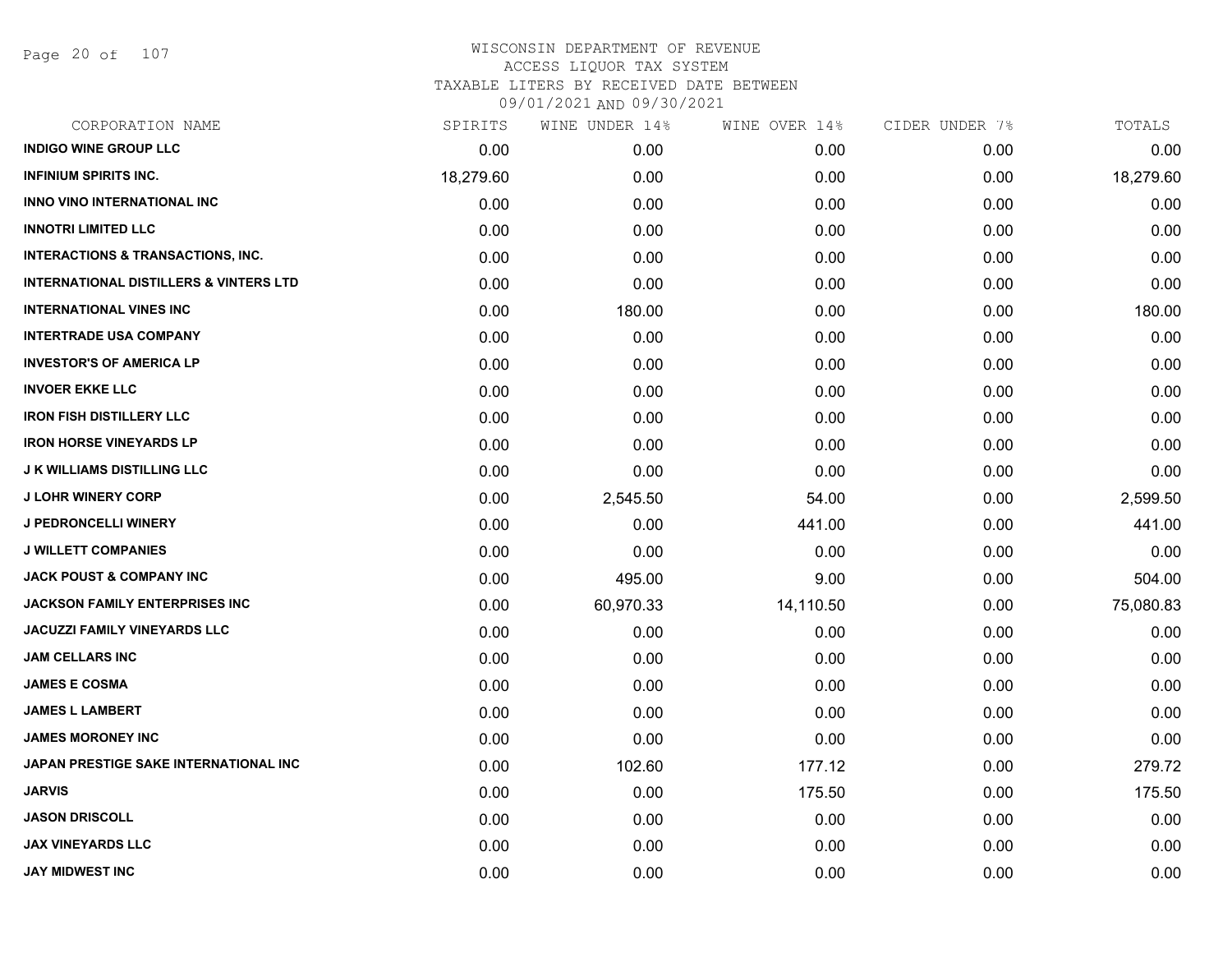WISCONSIN DEPARTMENT OF REVENUE
ACCESS LIQUOR TAX SYSTEM
TAXABLE LITERS BY RECEIVED DATE BETWEEN
09/01/2021 AND 09/30/2021

| CORPORATION NAME | SPIRITS | WINE UNDER 14% | WINE OVER 14% | CIDER UNDER 7% | TOTALS |
|---|---|---|---|---|---|
| INDIGO WINE GROUP LLC | 0.00 | 0.00 | 0.00 | 0.00 | 0.00 |
| INFINIUM SPIRITS INC. | 18,279.60 | 0.00 | 0.00 | 0.00 | 18,279.60 |
| INNO VINO INTERNATIONAL INC | 0.00 | 0.00 | 0.00 | 0.00 | 0.00 |
| INNOTRI LIMITED LLC | 0.00 | 0.00 | 0.00 | 0.00 | 0.00 |
| INTERACTIONS & TRANSACTIONS, INC. | 0.00 | 0.00 | 0.00 | 0.00 | 0.00 |
| INTERNATIONAL DISTILLERS & VINTERS LTD | 0.00 | 0.00 | 0.00 | 0.00 | 0.00 |
| INTERNATIONAL VINES INC | 0.00 | 180.00 | 0.00 | 0.00 | 180.00 |
| INTERTRADE USA COMPANY | 0.00 | 0.00 | 0.00 | 0.00 | 0.00 |
| INVESTOR'S OF AMERICA LP | 0.00 | 0.00 | 0.00 | 0.00 | 0.00 |
| INVOER EKKE LLC | 0.00 | 0.00 | 0.00 | 0.00 | 0.00 |
| IRON FISH DISTILLERY LLC | 0.00 | 0.00 | 0.00 | 0.00 | 0.00 |
| IRON HORSE VINEYARDS LP | 0.00 | 0.00 | 0.00 | 0.00 | 0.00 |
| J K WILLIAMS DISTILLING LLC | 0.00 | 0.00 | 0.00 | 0.00 | 0.00 |
| J LOHR WINERY CORP | 0.00 | 2,545.50 | 54.00 | 0.00 | 2,599.50 |
| J PEDRONCELLI WINERY | 0.00 | 0.00 | 441.00 | 0.00 | 441.00 |
| J WILLETT COMPANIES | 0.00 | 0.00 | 0.00 | 0.00 | 0.00 |
| JACK POUST & COMPANY INC | 0.00 | 495.00 | 9.00 | 0.00 | 504.00 |
| JACKSON FAMILY ENTERPRISES INC | 0.00 | 60,970.33 | 14,110.50 | 0.00 | 75,080.83 |
| JACUZZI FAMILY VINEYARDS LLC | 0.00 | 0.00 | 0.00 | 0.00 | 0.00 |
| JAM CELLARS INC | 0.00 | 0.00 | 0.00 | 0.00 | 0.00 |
| JAMES E COSMA | 0.00 | 0.00 | 0.00 | 0.00 | 0.00 |
| JAMES L LAMBERT | 0.00 | 0.00 | 0.00 | 0.00 | 0.00 |
| JAMES MORONEY INC | 0.00 | 0.00 | 0.00 | 0.00 | 0.00 |
| JAPAN PRESTIGE SAKE INTERNATIONAL INC | 0.00 | 102.60 | 177.12 | 0.00 | 279.72 |
| JARVIS | 0.00 | 0.00 | 175.50 | 0.00 | 175.50 |
| JASON DRISCOLL | 0.00 | 0.00 | 0.00 | 0.00 | 0.00 |
| JAX VINEYARDS LLC | 0.00 | 0.00 | 0.00 | 0.00 | 0.00 |
| JAY MIDWEST INC | 0.00 | 0.00 | 0.00 | 0.00 | 0.00 |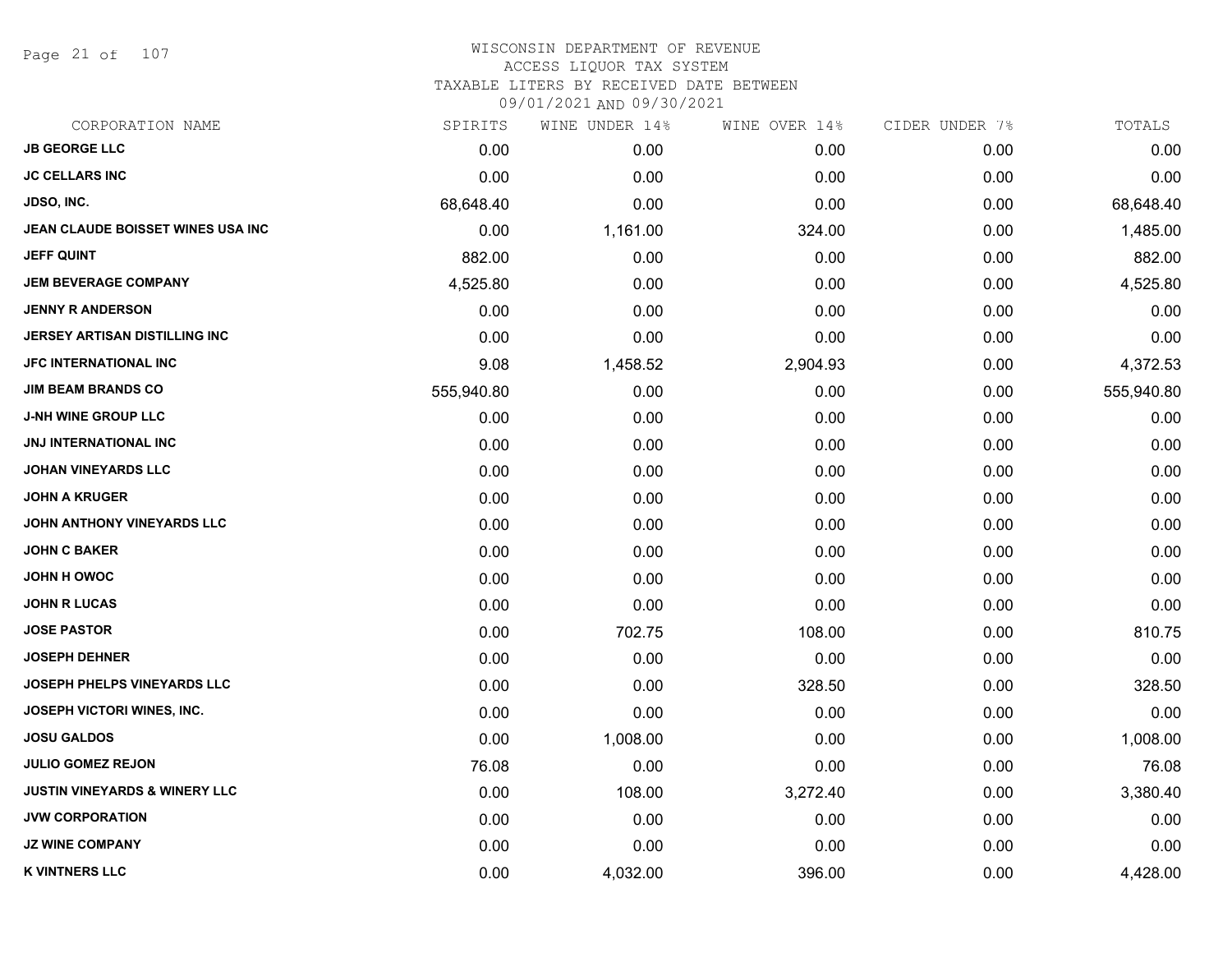# WISCONSIN DEPARTMENT OF REVENUE
## ACCESS LIQUOR TAX SYSTEM
### TAXABLE LITERS BY RECEIVED DATE BETWEEN 09/01/2021 AND 09/30/2021

| CORPORATION NAME | SPIRITS | WINE UNDER 14% | WINE OVER 14% | CIDER UNDER 7% | TOTALS |
|---|---|---|---|---|---|
| JB GEORGE LLC | 0.00 | 0.00 | 0.00 | 0.00 | 0.00 |
| JC CELLARS INC | 0.00 | 0.00 | 0.00 | 0.00 | 0.00 |
| JDSO, INC. | 68,648.40 | 0.00 | 0.00 | 0.00 | 68,648.40 |
| JEAN CLAUDE BOISSET WINES USA INC | 0.00 | 1,161.00 | 324.00 | 0.00 | 1,485.00 |
| JEFF QUINT | 882.00 | 0.00 | 0.00 | 0.00 | 882.00 |
| JEM BEVERAGE COMPANY | 4,525.80 | 0.00 | 0.00 | 0.00 | 4,525.80 |
| JENNY R ANDERSON | 0.00 | 0.00 | 0.00 | 0.00 | 0.00 |
| JERSEY ARTISAN DISTILLING INC | 0.00 | 0.00 | 0.00 | 0.00 | 0.00 |
| JFC INTERNATIONAL INC | 9.08 | 1,458.52 | 2,904.93 | 0.00 | 4,372.53 |
| JIM BEAM BRANDS CO | 555,940.80 | 0.00 | 0.00 | 0.00 | 555,940.80 |
| J-NH WINE GROUP LLC | 0.00 | 0.00 | 0.00 | 0.00 | 0.00 |
| JNJ INTERNATIONAL INC | 0.00 | 0.00 | 0.00 | 0.00 | 0.00 |
| JOHAN VINEYARDS LLC | 0.00 | 0.00 | 0.00 | 0.00 | 0.00 |
| JOHN A KRUGER | 0.00 | 0.00 | 0.00 | 0.00 | 0.00 |
| JOHN ANTHONY VINEYARDS LLC | 0.00 | 0.00 | 0.00 | 0.00 | 0.00 |
| JOHN C BAKER | 0.00 | 0.00 | 0.00 | 0.00 | 0.00 |
| JOHN H OWOC | 0.00 | 0.00 | 0.00 | 0.00 | 0.00 |
| JOHN R LUCAS | 0.00 | 0.00 | 0.00 | 0.00 | 0.00 |
| JOSE PASTOR | 0.00 | 702.75 | 108.00 | 0.00 | 810.75 |
| JOSEPH DEHNER | 0.00 | 0.00 | 0.00 | 0.00 | 0.00 |
| JOSEPH PHELPS VINEYARDS LLC | 0.00 | 0.00 | 328.50 | 0.00 | 328.50 |
| JOSEPH VICTORI WINES, INC. | 0.00 | 0.00 | 0.00 | 0.00 | 0.00 |
| JOSU GALDOS | 0.00 | 1,008.00 | 0.00 | 0.00 | 1,008.00 |
| JULIO GOMEZ REJON | 76.08 | 0.00 | 0.00 | 0.00 | 76.08 |
| JUSTIN VINEYARDS & WINERY LLC | 0.00 | 108.00 | 3,272.40 | 0.00 | 3,380.40 |
| JVW CORPORATION | 0.00 | 0.00 | 0.00 | 0.00 | 0.00 |
| JZ WINE COMPANY | 0.00 | 0.00 | 0.00 | 0.00 | 0.00 |
| K VINTNERS LLC | 0.00 | 4,032.00 | 396.00 | 0.00 | 4,428.00 |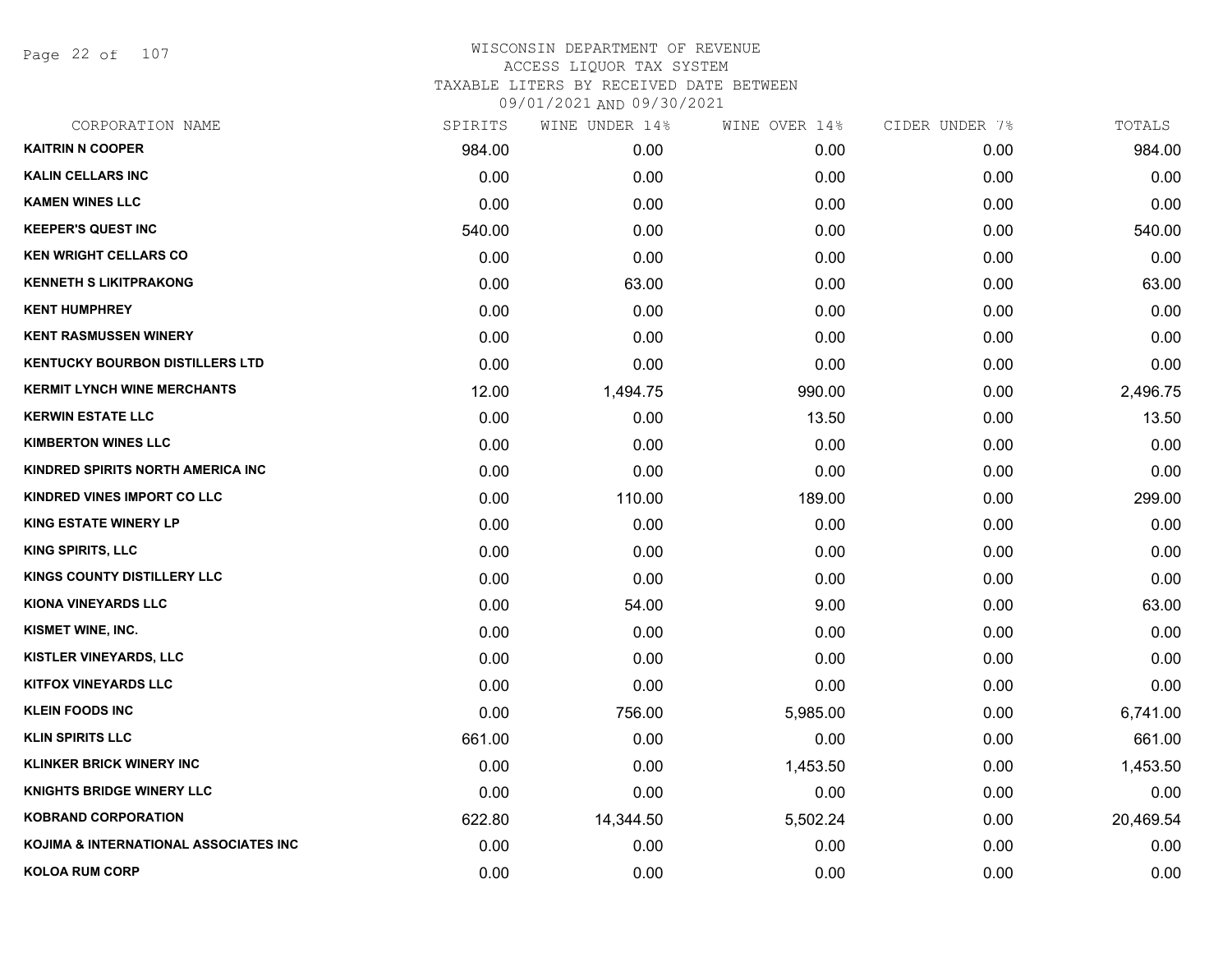# WISCONSIN DEPARTMENT OF REVENUE
## ACCESS LIQUOR TAX SYSTEM
## TAXABLE LITERS BY RECEIVED DATE BETWEEN 09/01/2021 AND 09/30/2021

| CORPORATION NAME | SPIRITS | WINE UNDER 14% | WINE OVER 14% | CIDER UNDER 7% | TOTALS |
|---|---|---|---|---|---|
| KAITRIN N COOPER | 984.00 | 0.00 | 0.00 | 0.00 | 984.00 |
| KALIN CELLARS INC | 0.00 | 0.00 | 0.00 | 0.00 | 0.00 |
| KAMEN WINES LLC | 0.00 | 0.00 | 0.00 | 0.00 | 0.00 |
| KEEPER'S QUEST INC | 540.00 | 0.00 | 0.00 | 0.00 | 540.00 |
| KEN WRIGHT CELLARS CO | 0.00 | 0.00 | 0.00 | 0.00 | 0.00 |
| KENNETH S LIKITPRAKONG | 0.00 | 63.00 | 0.00 | 0.00 | 63.00 |
| KENT HUMPHREY | 0.00 | 0.00 | 0.00 | 0.00 | 0.00 |
| KENT RASMUSSEN WINERY | 0.00 | 0.00 | 0.00 | 0.00 | 0.00 |
| KENTUCKY BOURBON DISTILLERS LTD | 0.00 | 0.00 | 0.00 | 0.00 | 0.00 |
| KERMIT LYNCH WINE MERCHANTS | 12.00 | 1,494.75 | 990.00 | 0.00 | 2,496.75 |
| KERWIN ESTATE LLC | 0.00 | 0.00 | 13.50 | 0.00 | 13.50 |
| KIMBERTON WINES LLC | 0.00 | 0.00 | 0.00 | 0.00 | 0.00 |
| KINDRED SPIRITS NORTH AMERICA INC | 0.00 | 0.00 | 0.00 | 0.00 | 0.00 |
| KINDRED VINES IMPORT CO LLC | 0.00 | 110.00 | 189.00 | 0.00 | 299.00 |
| KING ESTATE WINERY LP | 0.00 | 0.00 | 0.00 | 0.00 | 0.00 |
| KING SPIRITS, LLC | 0.00 | 0.00 | 0.00 | 0.00 | 0.00 |
| KINGS COUNTY DISTILLERY LLC | 0.00 | 0.00 | 0.00 | 0.00 | 0.00 |
| KIONA VINEYARDS LLC | 0.00 | 54.00 | 9.00 | 0.00 | 63.00 |
| KISMET WINE, INC. | 0.00 | 0.00 | 0.00 | 0.00 | 0.00 |
| KISTLER VINEYARDS, LLC | 0.00 | 0.00 | 0.00 | 0.00 | 0.00 |
| KITFOX VINEYARDS LLC | 0.00 | 0.00 | 0.00 | 0.00 | 0.00 |
| KLEIN FOODS INC | 0.00 | 756.00 | 5,985.00 | 0.00 | 6,741.00 |
| KLIN SPIRITS LLC | 661.00 | 0.00 | 0.00 | 0.00 | 661.00 |
| KLINKER BRICK WINERY INC | 0.00 | 0.00 | 1,453.50 | 0.00 | 1,453.50 |
| KNIGHTS BRIDGE WINERY LLC | 0.00 | 0.00 | 0.00 | 0.00 | 0.00 |
| KOBRAND CORPORATION | 622.80 | 14,344.50 | 5,502.24 | 0.00 | 20,469.54 |
| KOJIMA & INTERNATIONAL ASSOCIATES INC | 0.00 | 0.00 | 0.00 | 0.00 | 0.00 |
| KOLOA RUM CORP | 0.00 | 0.00 | 0.00 | 0.00 | 0.00 |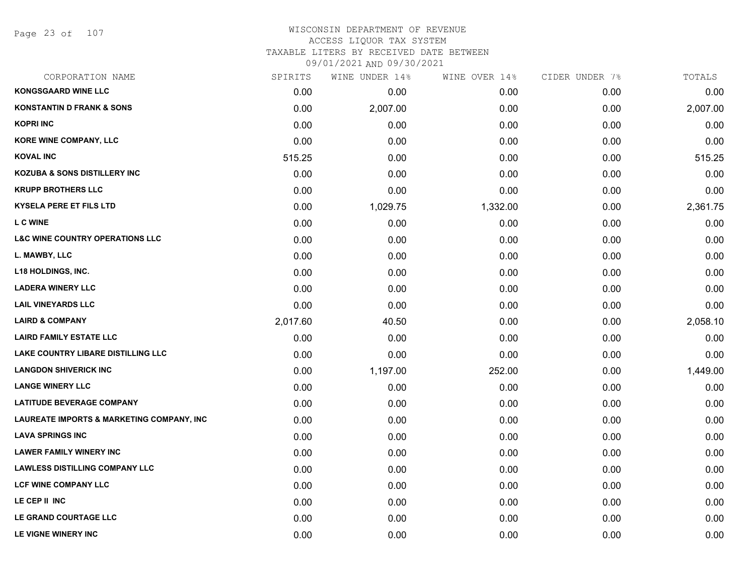# WISCONSIN DEPARTMENT OF REVENUE

ACCESS LIQUOR TAX SYSTEM

TAXABLE LITERS BY RECEIVED DATE BETWEEN

09/01/2021 AND 09/30/2021

| CORPORATION NAME | SPIRITS | WINE UNDER 14% | WINE OVER 14% | CIDER UNDER 7% | TOTALS |
|---|---|---|---|---|---|
| KONGSGAARD WINE LLC | 0.00 | 0.00 | 0.00 | 0.00 | 0.00 |
| KONSTANTIN D FRANK & SONS | 0.00 | 2,007.00 | 0.00 | 0.00 | 2,007.00 |
| KOPRI INC | 0.00 | 0.00 | 0.00 | 0.00 | 0.00 |
| KORE WINE COMPANY, LLC | 0.00 | 0.00 | 0.00 | 0.00 | 0.00 |
| KOVAL INC | 515.25 | 0.00 | 0.00 | 0.00 | 515.25 |
| KOZUBA & SONS DISTILLERY INC | 0.00 | 0.00 | 0.00 | 0.00 | 0.00 |
| KRUPP BROTHERS LLC | 0.00 | 0.00 | 0.00 | 0.00 | 0.00 |
| KYSELA PERE ET FILS LTD | 0.00 | 1,029.75 | 1,332.00 | 0.00 | 2,361.75 |
| L C WINE | 0.00 | 0.00 | 0.00 | 0.00 | 0.00 |
| L&C WINE COUNTRY OPERATIONS LLC | 0.00 | 0.00 | 0.00 | 0.00 | 0.00 |
| L. MAWBY, LLC | 0.00 | 0.00 | 0.00 | 0.00 | 0.00 |
| L18 HOLDINGS, INC. | 0.00 | 0.00 | 0.00 | 0.00 | 0.00 |
| LADERA WINERY LLC | 0.00 | 0.00 | 0.00 | 0.00 | 0.00 |
| LAIL VINEYARDS LLC | 0.00 | 0.00 | 0.00 | 0.00 | 0.00 |
| LAIRD & COMPANY | 2,017.60 | 40.50 | 0.00 | 0.00 | 2,058.10 |
| LAIRD FAMILY ESTATE LLC | 0.00 | 0.00 | 0.00 | 0.00 | 0.00 |
| LAKE COUNTRY LIBARE DISTILLING LLC | 0.00 | 0.00 | 0.00 | 0.00 | 0.00 |
| LANGDON SHIVERICK INC | 0.00 | 1,197.00 | 252.00 | 0.00 | 1,449.00 |
| LANGE WINERY LLC | 0.00 | 0.00 | 0.00 | 0.00 | 0.00 |
| LATITUDE BEVERAGE COMPANY | 0.00 | 0.00 | 0.00 | 0.00 | 0.00 |
| LAUREATE IMPORTS & MARKETING COMPANY, INC | 0.00 | 0.00 | 0.00 | 0.00 | 0.00 |
| LAVA SPRINGS INC | 0.00 | 0.00 | 0.00 | 0.00 | 0.00 |
| LAWER FAMILY WINERY INC | 0.00 | 0.00 | 0.00 | 0.00 | 0.00 |
| LAWLESS DISTILLING COMPANY LLC | 0.00 | 0.00 | 0.00 | 0.00 | 0.00 |
| LCF WINE COMPANY LLC | 0.00 | 0.00 | 0.00 | 0.00 | 0.00 |
| LE CEP II INC | 0.00 | 0.00 | 0.00 | 0.00 | 0.00 |
| LE GRAND COURTAGE LLC | 0.00 | 0.00 | 0.00 | 0.00 | 0.00 |
| LE VIGNE WINERY INC | 0.00 | 0.00 | 0.00 | 0.00 | 0.00 |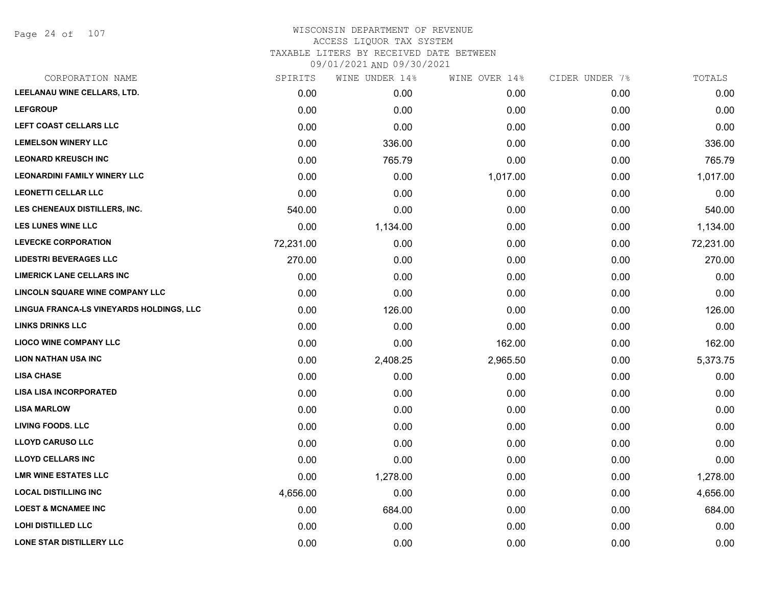# WISCONSIN DEPARTMENT OF REVENUE
## ACCESS LIQUOR TAX SYSTEM
### TAXABLE LITERS BY RECEIVED DATE BETWEEN 09/01/2021 AND 09/30/2021

| CORPORATION NAME | SPIRITS | WINE UNDER 14% | WINE OVER 14% | CIDER UNDER 7% | TOTALS |
|---|---|---|---|---|---|
| LEELANAU WINE CELLARS, LTD. | 0.00 | 0.00 | 0.00 | 0.00 | 0.00 |
| LEFGROUP | 0.00 | 0.00 | 0.00 | 0.00 | 0.00 |
| LEFT COAST CELLARS LLC | 0.00 | 0.00 | 0.00 | 0.00 | 0.00 |
| LEMELSON WINERY LLC | 0.00 | 336.00 | 0.00 | 0.00 | 336.00 |
| LEONARD KREUSCH INC | 0.00 | 765.79 | 0.00 | 0.00 | 765.79 |
| LEONARDINI FAMILY WINERY LLC | 0.00 | 0.00 | 1,017.00 | 0.00 | 1,017.00 |
| LEONETTI CELLAR LLC | 0.00 | 0.00 | 0.00 | 0.00 | 0.00 |
| LES CHENEAUX DISTILLERS, INC. | 540.00 | 0.00 | 0.00 | 0.00 | 540.00 |
| LES LUNES WINE LLC | 0.00 | 1,134.00 | 0.00 | 0.00 | 1,134.00 |
| LEVECKE CORPORATION | 72,231.00 | 0.00 | 0.00 | 0.00 | 72,231.00 |
| LIDESTRI BEVERAGES LLC | 270.00 | 0.00 | 0.00 | 0.00 | 270.00 |
| LIMERICK LANE CELLARS INC | 0.00 | 0.00 | 0.00 | 0.00 | 0.00 |
| LINCOLN SQUARE WINE COMPANY LLC | 0.00 | 0.00 | 0.00 | 0.00 | 0.00 |
| LINGUA FRANCA-LS VINEYARDS HOLDINGS, LLC | 0.00 | 126.00 | 0.00 | 0.00 | 126.00 |
| LINKS DRINKS LLC | 0.00 | 0.00 | 0.00 | 0.00 | 0.00 |
| LIOCO WINE COMPANY LLC | 0.00 | 0.00 | 162.00 | 0.00 | 162.00 |
| LION NATHAN USA INC | 0.00 | 2,408.25 | 2,965.50 | 0.00 | 5,373.75 |
| LISA CHASE | 0.00 | 0.00 | 0.00 | 0.00 | 0.00 |
| LISA LISA INCORPORATED | 0.00 | 0.00 | 0.00 | 0.00 | 0.00 |
| LISA MARLOW | 0.00 | 0.00 | 0.00 | 0.00 | 0.00 |
| LIVING FOODS. LLC | 0.00 | 0.00 | 0.00 | 0.00 | 0.00 |
| LLOYD CARUSO LLC | 0.00 | 0.00 | 0.00 | 0.00 | 0.00 |
| LLOYD CELLARS INC | 0.00 | 0.00 | 0.00 | 0.00 | 0.00 |
| LMR WINE ESTATES LLC | 0.00 | 1,278.00 | 0.00 | 0.00 | 1,278.00 |
| LOCAL DISTILLING INC | 4,656.00 | 0.00 | 0.00 | 0.00 | 4,656.00 |
| LOEST & MCNAMEE INC | 0.00 | 684.00 | 0.00 | 0.00 | 684.00 |
| LOHI DISTILLED LLC | 0.00 | 0.00 | 0.00 | 0.00 | 0.00 |
| LONE STAR DISTILLERY LLC | 0.00 | 0.00 | 0.00 | 0.00 | 0.00 |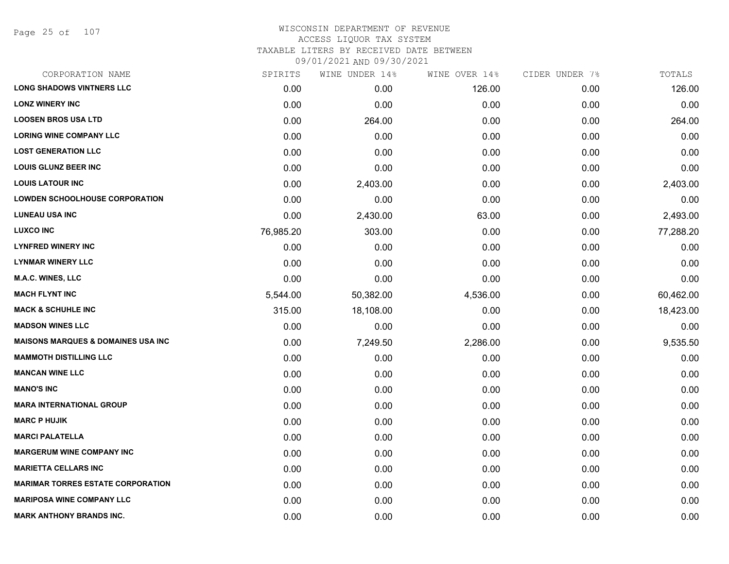# WISCONSIN DEPARTMENT OF REVENUE
ACCESS LIQUOR TAX SYSTEM
TAXABLE LITERS BY RECEIVED DATE BETWEEN
09/01/2021 AND 09/30/2021

| CORPORATION NAME | SPIRITS | WINE UNDER 14% | WINE OVER 14% | CIDER UNDER 7% | TOTALS |
|---|---|---|---|---|---|
| LONG SHADOWS VINTNERS LLC | 0.00 | 0.00 | 126.00 | 0.00 | 126.00 |
| LONZ WINERY INC | 0.00 | 0.00 | 0.00 | 0.00 | 0.00 |
| LOOSEN BROS USA LTD | 0.00 | 264.00 | 0.00 | 0.00 | 264.00 |
| LORING WINE COMPANY LLC | 0.00 | 0.00 | 0.00 | 0.00 | 0.00 |
| LOST GENERATION LLC | 0.00 | 0.00 | 0.00 | 0.00 | 0.00 |
| LOUIS GLUNZ BEER INC | 0.00 | 0.00 | 0.00 | 0.00 | 0.00 |
| LOUIS LATOUR INC | 0.00 | 2,403.00 | 0.00 | 0.00 | 2,403.00 |
| LOWDEN SCHOOLHOUSE CORPORATION | 0.00 | 0.00 | 0.00 | 0.00 | 0.00 |
| LUNEAU USA INC | 0.00 | 2,430.00 | 63.00 | 0.00 | 2,493.00 |
| LUXCO INC | 76,985.20 | 303.00 | 0.00 | 0.00 | 77,288.20 |
| LYNFRED WINERY INC | 0.00 | 0.00 | 0.00 | 0.00 | 0.00 |
| LYNMAR WINERY LLC | 0.00 | 0.00 | 0.00 | 0.00 | 0.00 |
| M.A.C. WINES, LLC | 0.00 | 0.00 | 0.00 | 0.00 | 0.00 |
| MACH FLYNT INC | 5,544.00 | 50,382.00 | 4,536.00 | 0.00 | 60,462.00 |
| MACK & SCHUHLE INC | 315.00 | 18,108.00 | 0.00 | 0.00 | 18,423.00 |
| MADSON WINES LLC | 0.00 | 0.00 | 0.00 | 0.00 | 0.00 |
| MAISONS MARQUES & DOMAINES USA INC | 0.00 | 7,249.50 | 2,286.00 | 0.00 | 9,535.50 |
| MAMMOTH DISTILLING LLC | 0.00 | 0.00 | 0.00 | 0.00 | 0.00 |
| MANCAN WINE LLC | 0.00 | 0.00 | 0.00 | 0.00 | 0.00 |
| MANO'S INC | 0.00 | 0.00 | 0.00 | 0.00 | 0.00 |
| MARA INTERNATIONAL GROUP | 0.00 | 0.00 | 0.00 | 0.00 | 0.00 |
| MARC P HUJIK | 0.00 | 0.00 | 0.00 | 0.00 | 0.00 |
| MARCI PALATELLA | 0.00 | 0.00 | 0.00 | 0.00 | 0.00 |
| MARGERUM WINE COMPANY INC | 0.00 | 0.00 | 0.00 | 0.00 | 0.00 |
| MARIETTA CELLARS INC | 0.00 | 0.00 | 0.00 | 0.00 | 0.00 |
| MARIMAR TORRES ESTATE CORPORATION | 0.00 | 0.00 | 0.00 | 0.00 | 0.00 |
| MARIPOSA WINE COMPANY LLC | 0.00 | 0.00 | 0.00 | 0.00 | 0.00 |
| MARK ANTHONY BRANDS INC. | 0.00 | 0.00 | 0.00 | 0.00 | 0.00 |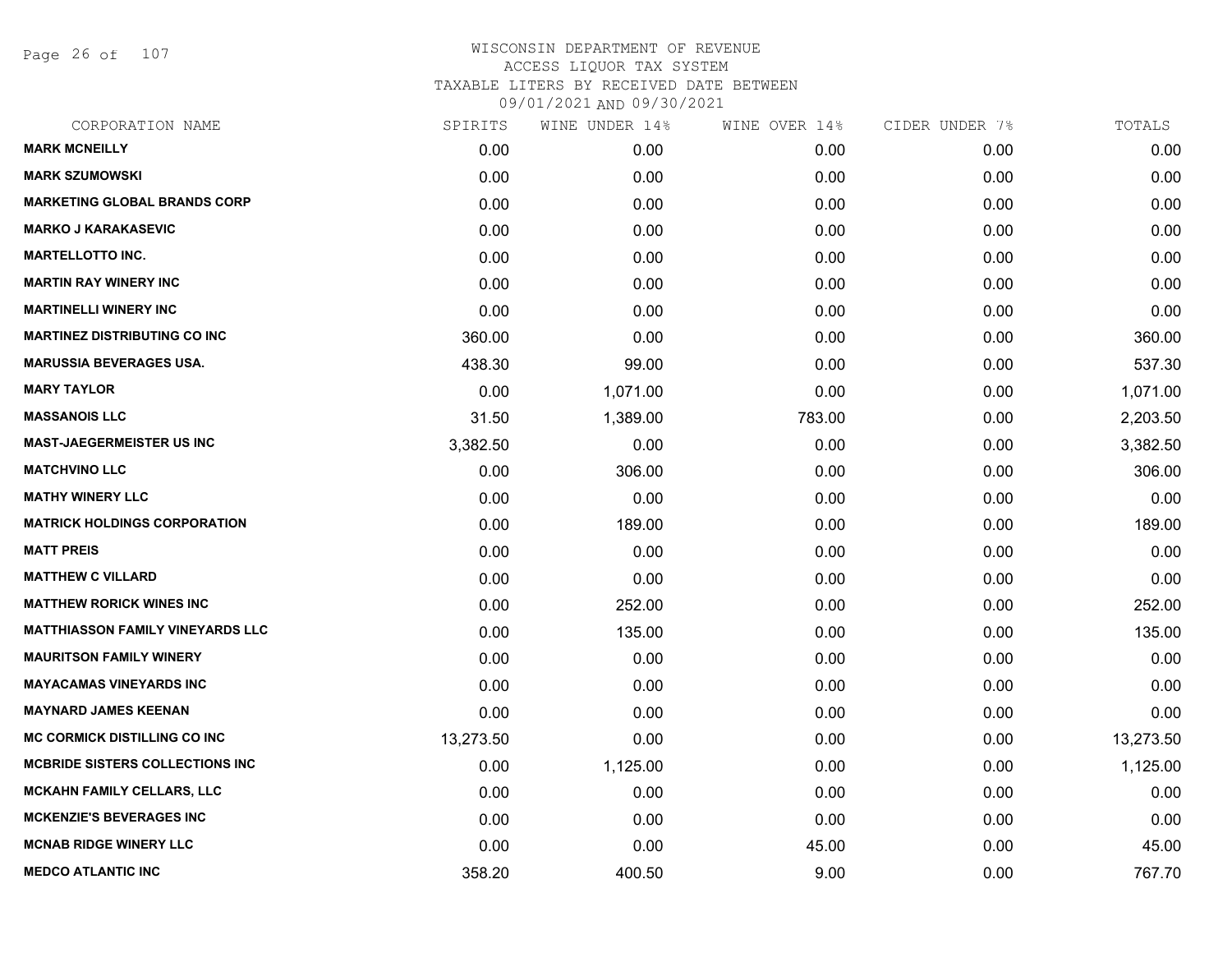WISCONSIN DEPARTMENT OF REVENUE
ACCESS LIQUOR TAX SYSTEM
TAXABLE LITERS BY RECEIVED DATE BETWEEN
09/01/2021 AND 09/30/2021

| CORPORATION NAME | SPIRITS | WINE UNDER 14% | WINE OVER 14% | CIDER UNDER 7% | TOTALS |
|---|---|---|---|---|---|
| MARK MCNEILLY | 0.00 | 0.00 | 0.00 | 0.00 | 0.00 |
| MARK SZUMOWSKI | 0.00 | 0.00 | 0.00 | 0.00 | 0.00 |
| MARKETING GLOBAL BRANDS CORP | 0.00 | 0.00 | 0.00 | 0.00 | 0.00 |
| MARKO J KARAKASEVIC | 0.00 | 0.00 | 0.00 | 0.00 | 0.00 |
| MARTELLOTTO INC. | 0.00 | 0.00 | 0.00 | 0.00 | 0.00 |
| MARTIN RAY WINERY INC | 0.00 | 0.00 | 0.00 | 0.00 | 0.00 |
| MARTINELLI WINERY INC | 0.00 | 0.00 | 0.00 | 0.00 | 0.00 |
| MARTINEZ DISTRIBUTING CO INC | 360.00 | 0.00 | 0.00 | 0.00 | 360.00 |
| MARUSSIA BEVERAGES USA. | 438.30 | 99.00 | 0.00 | 0.00 | 537.30 |
| MARY TAYLOR | 0.00 | 1,071.00 | 0.00 | 0.00 | 1,071.00 |
| MASSANOIS LLC | 31.50 | 1,389.00 | 783.00 | 0.00 | 2,203.50 |
| MAST-JAEGERMEISTER US INC | 3,382.50 | 0.00 | 0.00 | 0.00 | 3,382.50 |
| MATCHVINO LLC | 0.00 | 306.00 | 0.00 | 0.00 | 306.00 |
| MATHY WINERY LLC | 0.00 | 0.00 | 0.00 | 0.00 | 0.00 |
| MATRICK HOLDINGS CORPORATION | 0.00 | 189.00 | 0.00 | 0.00 | 189.00 |
| MATT PREIS | 0.00 | 0.00 | 0.00 | 0.00 | 0.00 |
| MATTHEW C VILLARD | 0.00 | 0.00 | 0.00 | 0.00 | 0.00 |
| MATTHEW RORICK WINES INC | 0.00 | 252.00 | 0.00 | 0.00 | 252.00 |
| MATTHIASSON FAMILY VINEYARDS LLC | 0.00 | 135.00 | 0.00 | 0.00 | 135.00 |
| MAURITSON FAMILY WINERY | 0.00 | 0.00 | 0.00 | 0.00 | 0.00 |
| MAYACAMAS VINEYARDS INC | 0.00 | 0.00 | 0.00 | 0.00 | 0.00 |
| MAYNARD JAMES KEENAN | 0.00 | 0.00 | 0.00 | 0.00 | 0.00 |
| MC CORMICK DISTILLING CO INC | 13,273.50 | 0.00 | 0.00 | 0.00 | 13,273.50 |
| MCBRIDE SISTERS COLLECTIONS INC | 0.00 | 1,125.00 | 0.00 | 0.00 | 1,125.00 |
| MCKAHN FAMILY CELLARS, LLC | 0.00 | 0.00 | 0.00 | 0.00 | 0.00 |
| MCKENZIE'S BEVERAGES INC | 0.00 | 0.00 | 0.00 | 0.00 | 0.00 |
| MCNAB RIDGE WINERY LLC | 0.00 | 0.00 | 45.00 | 0.00 | 45.00 |
| MEDCO ATLANTIC INC | 358.20 | 400.50 | 9.00 | 0.00 | 767.70 |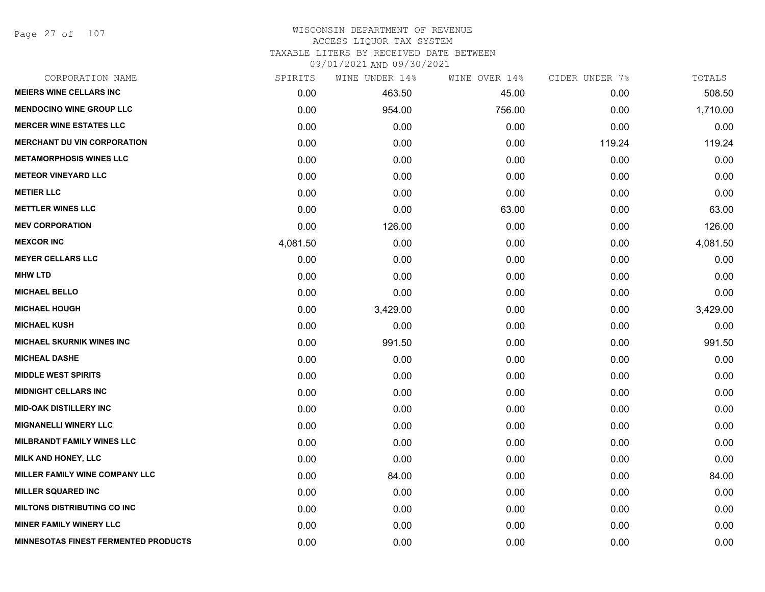WISCONSIN DEPARTMENT OF REVENUE
ACCESS LIQUOR TAX SYSTEM
TAXABLE LITERS BY RECEIVED DATE BETWEEN
09/01/2021 AND 09/30/2021

| CORPORATION NAME | SPIRITS | WINE UNDER 14% | WINE OVER 14% | CIDER UNDER 7% | TOTALS |
|---|---|---|---|---|---|
| MEIERS WINE CELLARS INC | 0.00 | 463.50 | 45.00 | 0.00 | 508.50 |
| MENDOCINO WINE GROUP LLC | 0.00 | 954.00 | 756.00 | 0.00 | 1,710.00 |
| MERCER WINE ESTATES LLC | 0.00 | 0.00 | 0.00 | 0.00 | 0.00 |
| MERCHANT DU VIN CORPORATION | 0.00 | 0.00 | 0.00 | 119.24 | 119.24 |
| METAMORPHOSIS WINES LLC | 0.00 | 0.00 | 0.00 | 0.00 | 0.00 |
| METEOR VINEYARD LLC | 0.00 | 0.00 | 0.00 | 0.00 | 0.00 |
| METIER LLC | 0.00 | 0.00 | 0.00 | 0.00 | 0.00 |
| METTLER WINES LLC | 0.00 | 0.00 | 63.00 | 0.00 | 63.00 |
| MEV CORPORATION | 0.00 | 126.00 | 0.00 | 0.00 | 126.00 |
| MEXCOR INC | 4,081.50 | 0.00 | 0.00 | 0.00 | 4,081.50 |
| MEYER CELLARS LLC | 0.00 | 0.00 | 0.00 | 0.00 | 0.00 |
| MHW LTD | 0.00 | 0.00 | 0.00 | 0.00 | 0.00 |
| MICHAEL BELLO | 0.00 | 0.00 | 0.00 | 0.00 | 0.00 |
| MICHAEL HOUGH | 0.00 | 3,429.00 | 0.00 | 0.00 | 3,429.00 |
| MICHAEL KUSH | 0.00 | 0.00 | 0.00 | 0.00 | 0.00 |
| MICHAEL SKURNIK WINES INC | 0.00 | 991.50 | 0.00 | 0.00 | 991.50 |
| MICHEAL DASHE | 0.00 | 0.00 | 0.00 | 0.00 | 0.00 |
| MIDDLE WEST SPIRITS | 0.00 | 0.00 | 0.00 | 0.00 | 0.00 |
| MIDNIGHT CELLARS INC | 0.00 | 0.00 | 0.00 | 0.00 | 0.00 |
| MID-OAK DISTILLERY INC | 0.00 | 0.00 | 0.00 | 0.00 | 0.00 |
| MIGNANELLI WINERY LLC | 0.00 | 0.00 | 0.00 | 0.00 | 0.00 |
| MILBRANDT FAMILY WINES LLC | 0.00 | 0.00 | 0.00 | 0.00 | 0.00 |
| MILK AND HONEY, LLC | 0.00 | 0.00 | 0.00 | 0.00 | 0.00 |
| MILLER FAMILY WINE COMPANY LLC | 0.00 | 84.00 | 0.00 | 0.00 | 84.00 |
| MILLER SQUARED INC | 0.00 | 0.00 | 0.00 | 0.00 | 0.00 |
| MILTONS DISTRIBUTING CO INC | 0.00 | 0.00 | 0.00 | 0.00 | 0.00 |
| MINER FAMILY WINERY LLC | 0.00 | 0.00 | 0.00 | 0.00 | 0.00 |
| MINNESOTAS FINEST FERMENTED PRODUCTS | 0.00 | 0.00 | 0.00 | 0.00 | 0.00 |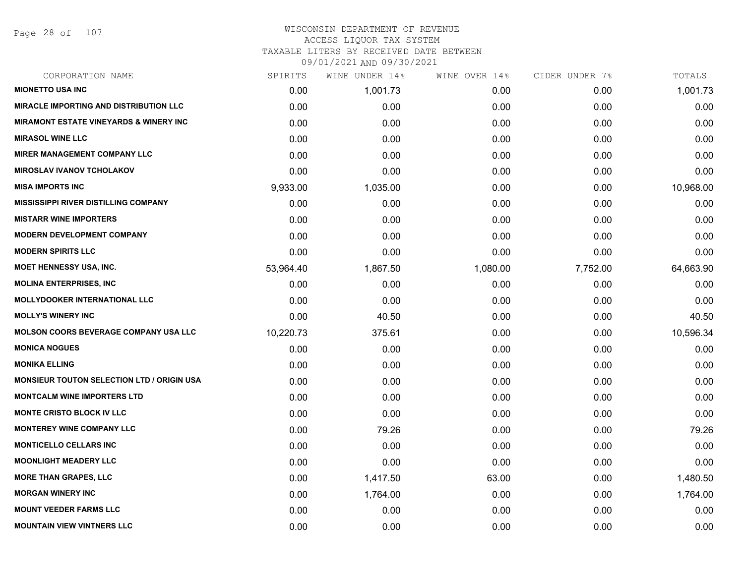# WISCONSIN DEPARTMENT OF REVENUE
ACCESS LIQUOR TAX SYSTEM
TAXABLE LITERS BY RECEIVED DATE BETWEEN
09/01/2021 AND 09/30/2021

| CORPORATION NAME | SPIRITS | WINE UNDER 14% | WINE OVER 14% | CIDER UNDER 7% | TOTALS |
|---|---|---|---|---|---|
| MIONETTO USA INC | 0.00 | 1,001.73 | 0.00 | 0.00 | 1,001.73 |
| MIRACLE IMPORTING AND DISTRIBUTION LLC | 0.00 | 0.00 | 0.00 | 0.00 | 0.00 |
| MIRAMONT ESTATE VINEYARDS & WINERY INC | 0.00 | 0.00 | 0.00 | 0.00 | 0.00 |
| MIRASOL WINE LLC | 0.00 | 0.00 | 0.00 | 0.00 | 0.00 |
| MIRER MANAGEMENT COMPANY LLC | 0.00 | 0.00 | 0.00 | 0.00 | 0.00 |
| MIROSLAV IVANOV TCHOLAKOV | 0.00 | 0.00 | 0.00 | 0.00 | 0.00 |
| MISA IMPORTS INC | 9,933.00 | 1,035.00 | 0.00 | 0.00 | 10,968.00 |
| MISSISSIPPI RIVER DISTILLING COMPANY | 0.00 | 0.00 | 0.00 | 0.00 | 0.00 |
| MISTARR WINE IMPORTERS | 0.00 | 0.00 | 0.00 | 0.00 | 0.00 |
| MODERN DEVELOPMENT COMPANY | 0.00 | 0.00 | 0.00 | 0.00 | 0.00 |
| MODERN SPIRITS LLC | 0.00 | 0.00 | 0.00 | 0.00 | 0.00 |
| MOET HENNESSY USA, INC. | 53,964.40 | 1,867.50 | 1,080.00 | 7,752.00 | 64,663.90 |
| MOLINA ENTERPRISES, INC | 0.00 | 0.00 | 0.00 | 0.00 | 0.00 |
| MOLLYDOOKER INTERNATIONAL LLC | 0.00 | 0.00 | 0.00 | 0.00 | 0.00 |
| MOLLY'S WINERY INC | 0.00 | 40.50 | 0.00 | 0.00 | 40.50 |
| MOLSON COORS BEVERAGE COMPANY USA LLC | 10,220.73 | 375.61 | 0.00 | 0.00 | 10,596.34 |
| MONICA NOGUES | 0.00 | 0.00 | 0.00 | 0.00 | 0.00 |
| MONIKA ELLING | 0.00 | 0.00 | 0.00 | 0.00 | 0.00 |
| MONSIEUR TOUTON SELECTION LTD / ORIGIN USA | 0.00 | 0.00 | 0.00 | 0.00 | 0.00 |
| MONTCALM WINE IMPORTERS LTD | 0.00 | 0.00 | 0.00 | 0.00 | 0.00 |
| MONTE CRISTO BLOCK IV LLC | 0.00 | 0.00 | 0.00 | 0.00 | 0.00 |
| MONTEREY WINE COMPANY LLC | 0.00 | 79.26 | 0.00 | 0.00 | 79.26 |
| MONTICELLO CELLARS INC | 0.00 | 0.00 | 0.00 | 0.00 | 0.00 |
| MOONLIGHT MEADERY LLC | 0.00 | 0.00 | 0.00 | 0.00 | 0.00 |
| MORE THAN GRAPES, LLC | 0.00 | 1,417.50 | 63.00 | 0.00 | 1,480.50 |
| MORGAN WINERY INC | 0.00 | 1,764.00 | 0.00 | 0.00 | 1,764.00 |
| MOUNT VEEDER FARMS LLC | 0.00 | 0.00 | 0.00 | 0.00 | 0.00 |
| MOUNTAIN VIEW VINTNERS LLC | 0.00 | 0.00 | 0.00 | 0.00 | 0.00 |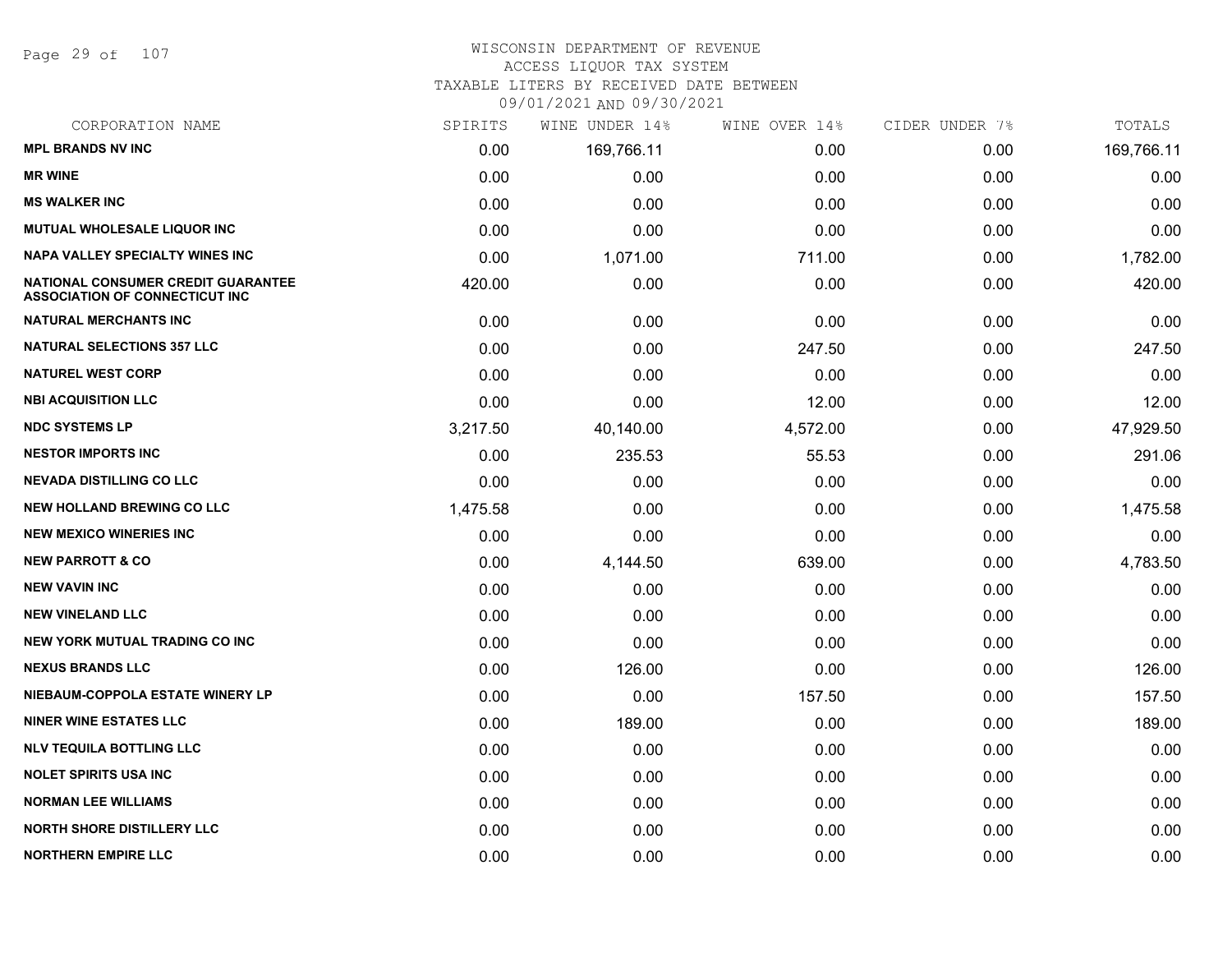WISCONSIN DEPARTMENT OF REVENUE
ACCESS LIQUOR TAX SYSTEM
TAXABLE LITERS BY RECEIVED DATE BETWEEN
09/01/2021 AND 09/30/2021

| CORPORATION NAME | SPIRITS | WINE UNDER 14% | WINE OVER 14% | CIDER UNDER 7% | TOTALS |
|---|---|---|---|---|---|
| MPL BRANDS NV INC | 0.00 | 169,766.11 | 0.00 | 0.00 | 169,766.11 |
| MR WINE | 0.00 | 0.00 | 0.00 | 0.00 | 0.00 |
| MS WALKER INC | 0.00 | 0.00 | 0.00 | 0.00 | 0.00 |
| MUTUAL WHOLESALE LIQUOR INC | 0.00 | 0.00 | 0.00 | 0.00 | 0.00 |
| NAPA VALLEY SPECIALTY WINES INC | 0.00 | 1,071.00 | 711.00 | 0.00 | 1,782.00 |
| NATIONAL CONSUMER CREDIT GUARANTEE ASSOCIATION OF CONNECTICUT INC | 420.00 | 0.00 | 0.00 | 0.00 | 420.00 |
| NATURAL MERCHANTS INC | 0.00 | 0.00 | 0.00 | 0.00 | 0.00 |
| NATURAL SELECTIONS 357 LLC | 0.00 | 0.00 | 247.50 | 0.00 | 247.50 |
| NATUREL WEST CORP | 0.00 | 0.00 | 0.00 | 0.00 | 0.00 |
| NBI ACQUISITION LLC | 0.00 | 0.00 | 12.00 | 0.00 | 12.00 |
| NDC SYSTEMS LP | 3,217.50 | 40,140.00 | 4,572.00 | 0.00 | 47,929.50 |
| NESTOR IMPORTS INC | 0.00 | 235.53 | 55.53 | 0.00 | 291.06 |
| NEVADA DISTILLING CO LLC | 0.00 | 0.00 | 0.00 | 0.00 | 0.00 |
| NEW HOLLAND BREWING CO LLC | 1,475.58 | 0.00 | 0.00 | 0.00 | 1,475.58 |
| NEW MEXICO WINERIES INC | 0.00 | 0.00 | 0.00 | 0.00 | 0.00 |
| NEW PARROTT & CO | 0.00 | 4,144.50 | 639.00 | 0.00 | 4,783.50 |
| NEW VAVIN INC | 0.00 | 0.00 | 0.00 | 0.00 | 0.00 |
| NEW VINELAND LLC | 0.00 | 0.00 | 0.00 | 0.00 | 0.00 |
| NEW YORK MUTUAL TRADING CO INC | 0.00 | 0.00 | 0.00 | 0.00 | 0.00 |
| NEXUS BRANDS LLC | 0.00 | 126.00 | 0.00 | 0.00 | 126.00 |
| NIEBAUM-COPPOLA ESTATE WINERY LP | 0.00 | 0.00 | 157.50 | 0.00 | 157.50 |
| NINER WINE ESTATES LLC | 0.00 | 189.00 | 0.00 | 0.00 | 189.00 |
| NLV TEQUILA BOTTLING LLC | 0.00 | 0.00 | 0.00 | 0.00 | 0.00 |
| NOLET SPIRITS USA INC | 0.00 | 0.00 | 0.00 | 0.00 | 0.00 |
| NORMAN LEE WILLIAMS | 0.00 | 0.00 | 0.00 | 0.00 | 0.00 |
| NORTH SHORE DISTILLERY LLC | 0.00 | 0.00 | 0.00 | 0.00 | 0.00 |
| NORTHERN EMPIRE LLC | 0.00 | 0.00 | 0.00 | 0.00 | 0.00 |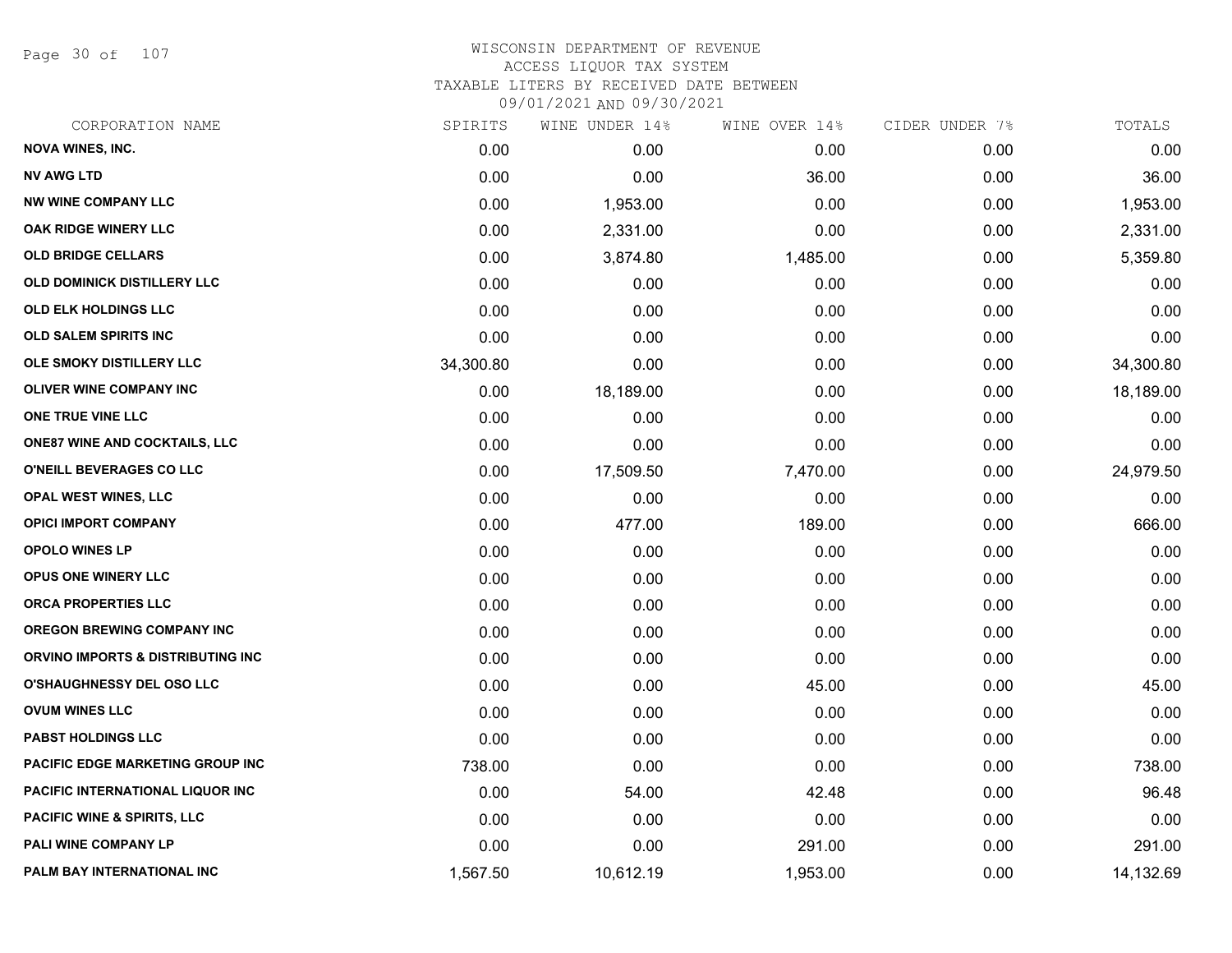# WISCONSIN DEPARTMENT OF REVENUE
## ACCESS LIQUOR TAX SYSTEM
### TAXABLE LITERS BY RECEIVED DATE BETWEEN 09/01/2021 AND 09/30/2021

| CORPORATION NAME | SPIRITS | WINE UNDER 14% | WINE OVER 14% | CIDER UNDER 7% | TOTALS |
|---|---|---|---|---|---|
| NOVA WINES, INC. | 0.00 | 0.00 | 0.00 | 0.00 | 0.00 |
| NV AWG LTD | 0.00 | 0.00 | 36.00 | 0.00 | 36.00 |
| NW WINE COMPANY LLC | 0.00 | 1,953.00 | 0.00 | 0.00 | 1,953.00 |
| OAK RIDGE WINERY LLC | 0.00 | 2,331.00 | 0.00 | 0.00 | 2,331.00 |
| OLD BRIDGE CELLARS | 0.00 | 3,874.80 | 1,485.00 | 0.00 | 5,359.80 |
| OLD DOMINICK DISTILLERY LLC | 0.00 | 0.00 | 0.00 | 0.00 | 0.00 |
| OLD ELK HOLDINGS LLC | 0.00 | 0.00 | 0.00 | 0.00 | 0.00 |
| OLD SALEM SPIRITS INC | 0.00 | 0.00 | 0.00 | 0.00 | 0.00 |
| OLE SMOKY DISTILLERY LLC | 34,300.80 | 0.00 | 0.00 | 0.00 | 34,300.80 |
| OLIVER WINE COMPANY INC | 0.00 | 18,189.00 | 0.00 | 0.00 | 18,189.00 |
| ONE TRUE VINE LLC | 0.00 | 0.00 | 0.00 | 0.00 | 0.00 |
| ONE87 WINE AND COCKTAILS, LLC | 0.00 | 0.00 | 0.00 | 0.00 | 0.00 |
| O'NEILL BEVERAGES CO LLC | 0.00 | 17,509.50 | 7,470.00 | 0.00 | 24,979.50 |
| OPAL WEST WINES, LLC | 0.00 | 0.00 | 0.00 | 0.00 | 0.00 |
| OPICI IMPORT COMPANY | 0.00 | 477.00 | 189.00 | 0.00 | 666.00 |
| OPOLO WINES LP | 0.00 | 0.00 | 0.00 | 0.00 | 0.00 |
| OPUS ONE WINERY LLC | 0.00 | 0.00 | 0.00 | 0.00 | 0.00 |
| ORCA PROPERTIES LLC | 0.00 | 0.00 | 0.00 | 0.00 | 0.00 |
| OREGON BREWING COMPANY INC | 0.00 | 0.00 | 0.00 | 0.00 | 0.00 |
| ORVINO IMPORTS & DISTRIBUTING INC | 0.00 | 0.00 | 0.00 | 0.00 | 0.00 |
| O'SHAUGHNESSY DEL OSO LLC | 0.00 | 0.00 | 45.00 | 0.00 | 45.00 |
| OVUM WINES LLC | 0.00 | 0.00 | 0.00 | 0.00 | 0.00 |
| PABST HOLDINGS LLC | 0.00 | 0.00 | 0.00 | 0.00 | 0.00 |
| PACIFIC EDGE MARKETING GROUP INC | 738.00 | 0.00 | 0.00 | 0.00 | 738.00 |
| PACIFIC INTERNATIONAL LIQUOR INC | 0.00 | 54.00 | 42.48 | 0.00 | 96.48 |
| PACIFIC WINE & SPIRITS, LLC | 0.00 | 0.00 | 0.00 | 0.00 | 0.00 |
| PALI WINE COMPANY LP | 0.00 | 0.00 | 291.00 | 0.00 | 291.00 |
| PALM BAY INTERNATIONAL INC | 1,567.50 | 10,612.19 | 1,953.00 | 0.00 | 14,132.69 |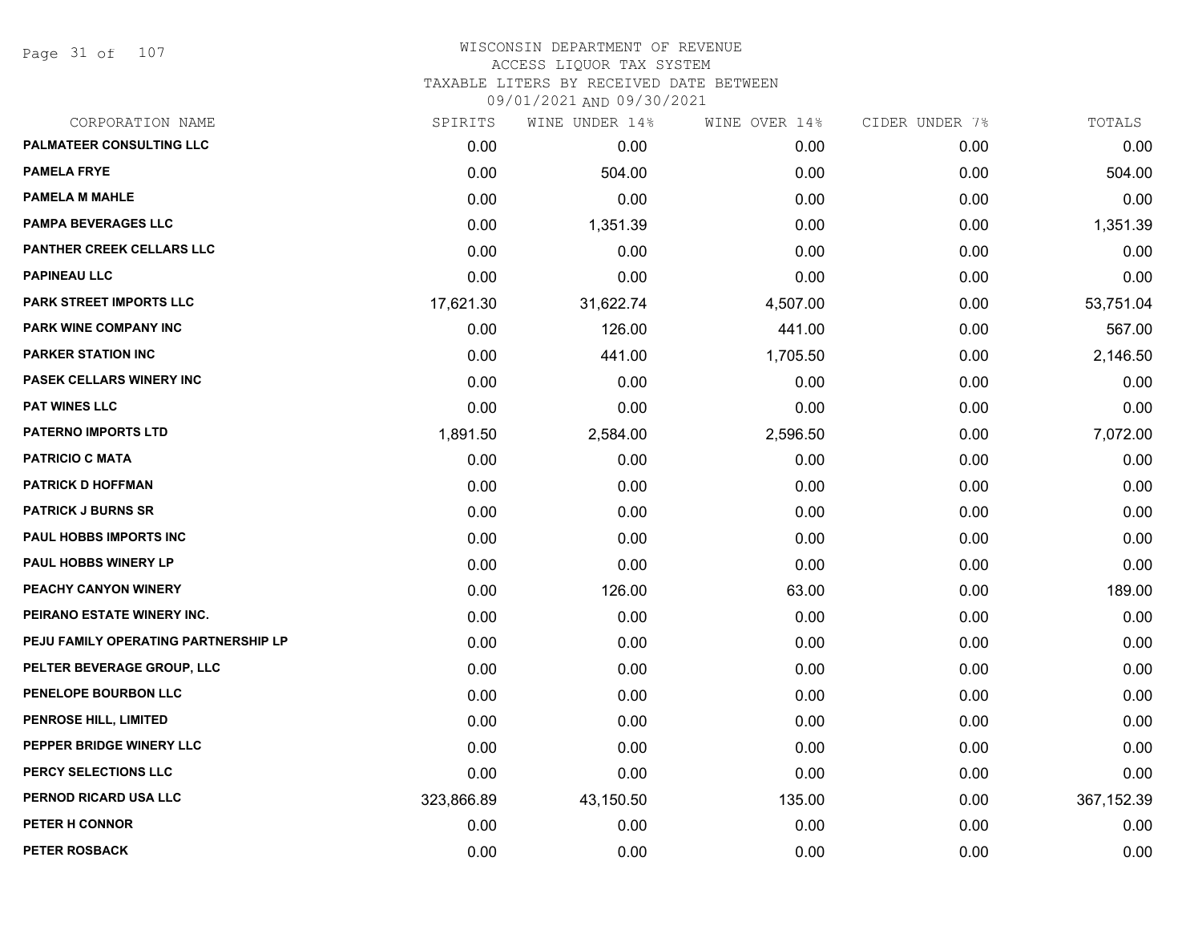# WISCONSIN DEPARTMENT OF REVENUE
## ACCESS LIQUOR TAX SYSTEM
### TAXABLE LITERS BY RECEIVED DATE BETWEEN 09/01/2021 AND 09/30/2021

| CORPORATION NAME | SPIRITS | WINE UNDER 14% | WINE OVER 14% | CIDER UNDER 7% | TOTALS |
|---|---|---|---|---|---|
| PALMATEER CONSULTING LLC | 0.00 | 0.00 | 0.00 | 0.00 | 0.00 |
| PAMELA FRYE | 0.00 | 504.00 | 0.00 | 0.00 | 504.00 |
| PAMELA M MAHLE | 0.00 | 0.00 | 0.00 | 0.00 | 0.00 |
| PAMPA BEVERAGES LLC | 0.00 | 1,351.39 | 0.00 | 0.00 | 1,351.39 |
| PANTHER CREEK CELLARS LLC | 0.00 | 0.00 | 0.00 | 0.00 | 0.00 |
| PAPINEAU LLC | 0.00 | 0.00 | 0.00 | 0.00 | 0.00 |
| PARK STREET IMPORTS LLC | 17,621.30 | 31,622.74 | 4,507.00 | 0.00 | 53,751.04 |
| PARK WINE COMPANY INC | 0.00 | 126.00 | 441.00 | 0.00 | 567.00 |
| PARKER STATION INC | 0.00 | 441.00 | 1,705.50 | 0.00 | 2,146.50 |
| PASEK CELLARS WINERY INC | 0.00 | 0.00 | 0.00 | 0.00 | 0.00 |
| PAT WINES LLC | 0.00 | 0.00 | 0.00 | 0.00 | 0.00 |
| PATERNO IMPORTS LTD | 1,891.50 | 2,584.00 | 2,596.50 | 0.00 | 7,072.00 |
| PATRICIO C MATA | 0.00 | 0.00 | 0.00 | 0.00 | 0.00 |
| PATRICK D HOFFMAN | 0.00 | 0.00 | 0.00 | 0.00 | 0.00 |
| PATRICK J BURNS SR | 0.00 | 0.00 | 0.00 | 0.00 | 0.00 |
| PAUL HOBBS IMPORTS INC | 0.00 | 0.00 | 0.00 | 0.00 | 0.00 |
| PAUL HOBBS WINERY LP | 0.00 | 0.00 | 0.00 | 0.00 | 0.00 |
| PEACHY CANYON WINERY | 0.00 | 126.00 | 63.00 | 0.00 | 189.00 |
| PEIRANO ESTATE WINERY INC. | 0.00 | 0.00 | 0.00 | 0.00 | 0.00 |
| PEJU FAMILY OPERATING PARTNERSHIP LP | 0.00 | 0.00 | 0.00 | 0.00 | 0.00 |
| PELTER BEVERAGE GROUP, LLC | 0.00 | 0.00 | 0.00 | 0.00 | 0.00 |
| PENELOPE BOURBON LLC | 0.00 | 0.00 | 0.00 | 0.00 | 0.00 |
| PENROSE HILL, LIMITED | 0.00 | 0.00 | 0.00 | 0.00 | 0.00 |
| PEPPER BRIDGE WINERY LLC | 0.00 | 0.00 | 0.00 | 0.00 | 0.00 |
| PERCY SELECTIONS LLC | 0.00 | 0.00 | 0.00 | 0.00 | 0.00 |
| PERNOD RICARD USA LLC | 323,866.89 | 43,150.50 | 135.00 | 0.00 | 367,152.39 |
| PETER H CONNOR | 0.00 | 0.00 | 0.00 | 0.00 | 0.00 |
| PETER ROSBACK | 0.00 | 0.00 | 0.00 | 0.00 | 0.00 |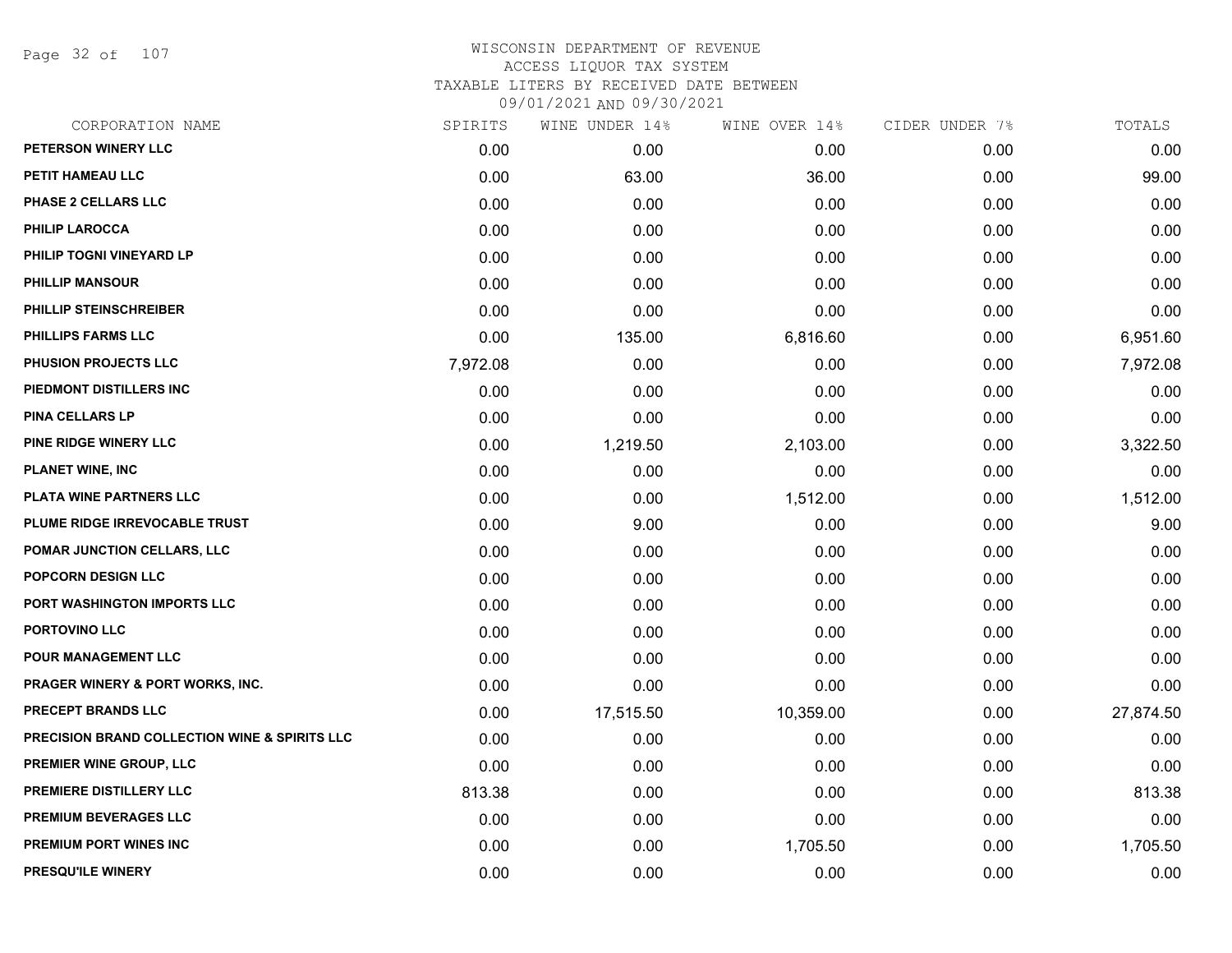# WISCONSIN DEPARTMENT OF REVENUE
## ACCESS LIQUOR TAX SYSTEM
### TAXABLE LITERS BY RECEIVED DATE BETWEEN 09/01/2021 AND 09/30/2021

| CORPORATION NAME | SPIRITS | WINE UNDER 14% | WINE OVER 14% | CIDER UNDER 7% | TOTALS |
|---|---|---|---|---|---|
| PETERSON WINERY LLC | 0.00 | 0.00 | 0.00 | 0.00 | 0.00 |
| PETIT HAMEAU LLC | 0.00 | 63.00 | 36.00 | 0.00 | 99.00 |
| PHASE 2 CELLARS LLC | 0.00 | 0.00 | 0.00 | 0.00 | 0.00 |
| PHILIP LAROCCA | 0.00 | 0.00 | 0.00 | 0.00 | 0.00 |
| PHILIP TOGNI VINEYARD LP | 0.00 | 0.00 | 0.00 | 0.00 | 0.00 |
| PHILLIP MANSOUR | 0.00 | 0.00 | 0.00 | 0.00 | 0.00 |
| PHILLIP STEINSCHREIBER | 0.00 | 0.00 | 0.00 | 0.00 | 0.00 |
| PHILLIPS FARMS LLC | 0.00 | 135.00 | 6,816.60 | 0.00 | 6,951.60 |
| PHUSION PROJECTS LLC | 7,972.08 | 0.00 | 0.00 | 0.00 | 7,972.08 |
| PIEDMONT DISTILLERS INC | 0.00 | 0.00 | 0.00 | 0.00 | 0.00 |
| PINA CELLARS LP | 0.00 | 0.00 | 0.00 | 0.00 | 0.00 |
| PINE RIDGE WINERY LLC | 0.00 | 1,219.50 | 2,103.00 | 0.00 | 3,322.50 |
| PLANET WINE, INC | 0.00 | 0.00 | 0.00 | 0.00 | 0.00 |
| PLATA WINE PARTNERS LLC | 0.00 | 0.00 | 1,512.00 | 0.00 | 1,512.00 |
| PLUME RIDGE IRREVOCABLE TRUST | 0.00 | 9.00 | 0.00 | 0.00 | 9.00 |
| POMAR JUNCTION CELLARS, LLC | 0.00 | 0.00 | 0.00 | 0.00 | 0.00 |
| POPCORN DESIGN LLC | 0.00 | 0.00 | 0.00 | 0.00 | 0.00 |
| PORT WASHINGTON IMPORTS LLC | 0.00 | 0.00 | 0.00 | 0.00 | 0.00 |
| PORTOVINO LLC | 0.00 | 0.00 | 0.00 | 0.00 | 0.00 |
| POUR MANAGEMENT LLC | 0.00 | 0.00 | 0.00 | 0.00 | 0.00 |
| PRAGER WINERY & PORT WORKS, INC. | 0.00 | 0.00 | 0.00 | 0.00 | 0.00 |
| PRECEPT BRANDS LLC | 0.00 | 17,515.50 | 10,359.00 | 0.00 | 27,874.50 |
| PRECISION BRAND COLLECTION WINE & SPIRITS LLC | 0.00 | 0.00 | 0.00 | 0.00 | 0.00 |
| PREMIER WINE GROUP, LLC | 0.00 | 0.00 | 0.00 | 0.00 | 0.00 |
| PREMIERE DISTILLERY LLC | 813.38 | 0.00 | 0.00 | 0.00 | 813.38 |
| PREMIUM BEVERAGES LLC | 0.00 | 0.00 | 0.00 | 0.00 | 0.00 |
| PREMIUM PORT WINES INC | 0.00 | 0.00 | 1,705.50 | 0.00 | 1,705.50 |
| PRESQU'ILE WINERY | 0.00 | 0.00 | 0.00 | 0.00 | 0.00 |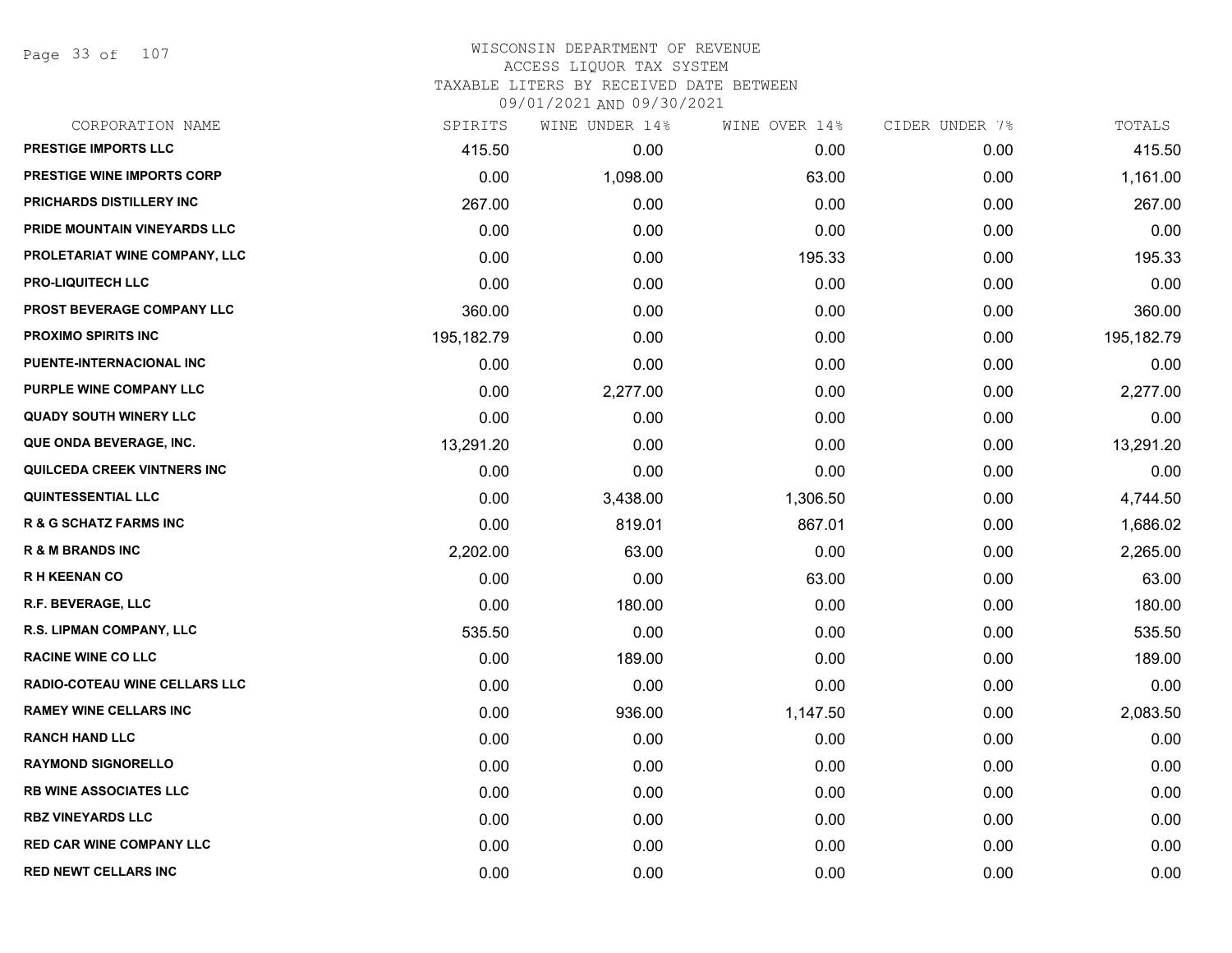# WISCONSIN DEPARTMENT OF REVENUE
## ACCESS LIQUOR TAX SYSTEM
### TAXABLE LITERS BY RECEIVED DATE BETWEEN 09/01/2021 AND 09/30/2021

| CORPORATION NAME | SPIRITS | WINE UNDER 14% | WINE OVER 14% | CIDER UNDER 7% | TOTALS |
|---|---|---|---|---|---|
| PRESTIGE IMPORTS LLC | 415.50 | 0.00 | 0.00 | 0.00 | 415.50 |
| PRESTIGE WINE IMPORTS CORP | 0.00 | 1,098.00 | 63.00 | 0.00 | 1,161.00 |
| PRICHARDS DISTILLERY INC | 267.00 | 0.00 | 0.00 | 0.00 | 267.00 |
| PRIDE MOUNTAIN VINEYARDS LLC | 0.00 | 0.00 | 0.00 | 0.00 | 0.00 |
| PROLETARIAT WINE COMPANY, LLC | 0.00 | 0.00 | 195.33 | 0.00 | 195.33 |
| PRO-LIQUITECH LLC | 0.00 | 0.00 | 0.00 | 0.00 | 0.00 |
| PROST BEVERAGE COMPANY LLC | 360.00 | 0.00 | 0.00 | 0.00 | 360.00 |
| PROXIMO SPIRITS INC | 195,182.79 | 0.00 | 0.00 | 0.00 | 195,182.79 |
| PUENTE-INTERNACIONAL INC | 0.00 | 0.00 | 0.00 | 0.00 | 0.00 |
| PURPLE WINE COMPANY LLC | 0.00 | 2,277.00 | 0.00 | 0.00 | 2,277.00 |
| QUADY SOUTH WINERY LLC | 0.00 | 0.00 | 0.00 | 0.00 | 0.00 |
| QUE ONDA BEVERAGE, INC. | 13,291.20 | 0.00 | 0.00 | 0.00 | 13,291.20 |
| QUILCEDA CREEK VINTNERS INC | 0.00 | 0.00 | 0.00 | 0.00 | 0.00 |
| QUINTESSENTIAL LLC | 0.00 | 3,438.00 | 1,306.50 | 0.00 | 4,744.50 |
| R & G SCHATZ FARMS INC | 0.00 | 819.01 | 867.01 | 0.00 | 1,686.02 |
| R & M BRANDS INC | 2,202.00 | 63.00 | 0.00 | 0.00 | 2,265.00 |
| R H KEENAN CO | 0.00 | 0.00 | 63.00 | 0.00 | 63.00 |
| R.F. BEVERAGE, LLC | 0.00 | 180.00 | 0.00 | 0.00 | 180.00 |
| R.S. LIPMAN COMPANY, LLC | 535.50 | 0.00 | 0.00 | 0.00 | 535.50 |
| RACINE WINE CO LLC | 0.00 | 189.00 | 0.00 | 0.00 | 189.00 |
| RADIO-COTEAU WINE CELLARS LLC | 0.00 | 0.00 | 0.00 | 0.00 | 0.00 |
| RAMEY WINE CELLARS INC | 0.00 | 936.00 | 1,147.50 | 0.00 | 2,083.50 |
| RANCH HAND LLC | 0.00 | 0.00 | 0.00 | 0.00 | 0.00 |
| RAYMOND SIGNORELLO | 0.00 | 0.00 | 0.00 | 0.00 | 0.00 |
| RB WINE ASSOCIATES LLC | 0.00 | 0.00 | 0.00 | 0.00 | 0.00 |
| RBZ VINEYARDS LLC | 0.00 | 0.00 | 0.00 | 0.00 | 0.00 |
| RED CAR WINE COMPANY LLC | 0.00 | 0.00 | 0.00 | 0.00 | 0.00 |
| RED NEWT CELLARS INC | 0.00 | 0.00 | 0.00 | 0.00 | 0.00 |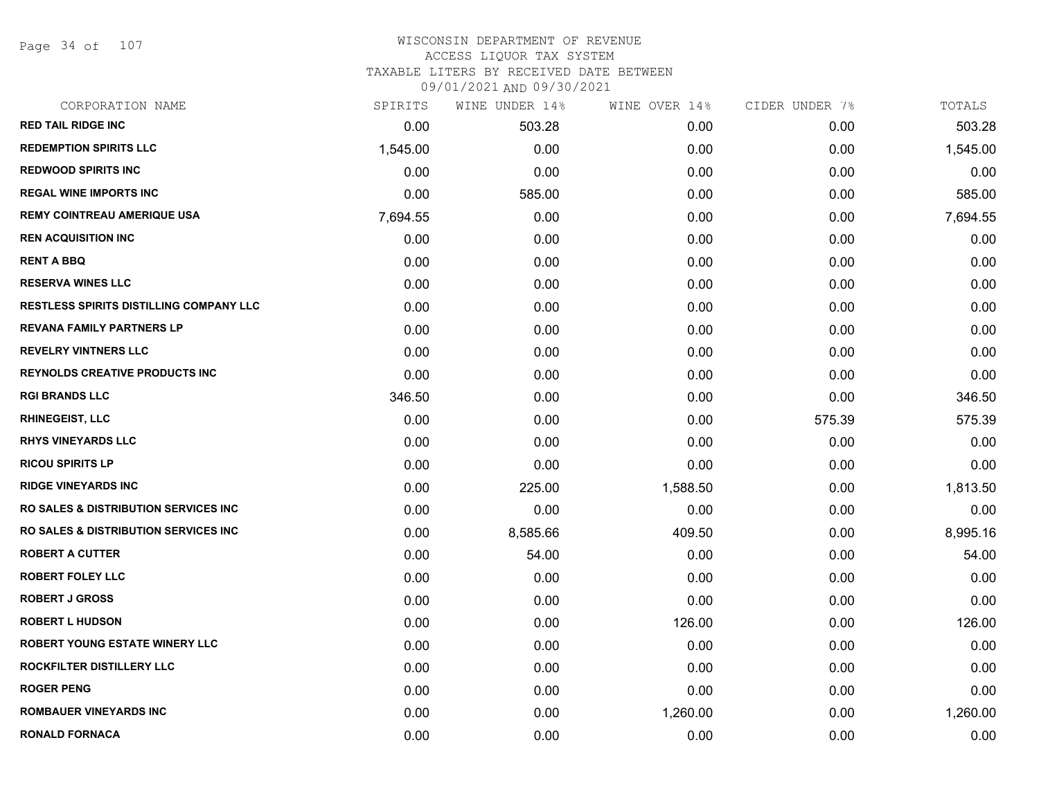# WISCONSIN DEPARTMENT OF REVENUE
## ACCESS LIQUOR TAX SYSTEM
### TAXABLE LITERS BY RECEIVED DATE BETWEEN 09/01/2021 AND 09/30/2021

| CORPORATION NAME | SPIRITS | WINE UNDER 14% | WINE OVER 14% | CIDER UNDER 7% | TOTALS |
|---|---|---|---|---|---|
| RED TAIL RIDGE INC | 0.00 | 503.28 | 0.00 | 0.00 | 503.28 |
| REDEMPTION SPIRITS LLC | 1,545.00 | 0.00 | 0.00 | 0.00 | 1,545.00 |
| REDWOOD SPIRITS INC | 0.00 | 0.00 | 0.00 | 0.00 | 0.00 |
| REGAL WINE IMPORTS INC | 0.00 | 585.00 | 0.00 | 0.00 | 585.00 |
| REMY COINTREAU AMERIQUE USA | 7,694.55 | 0.00 | 0.00 | 0.00 | 7,694.55 |
| REN ACQUISITION INC | 0.00 | 0.00 | 0.00 | 0.00 | 0.00 |
| RENT A BBQ | 0.00 | 0.00 | 0.00 | 0.00 | 0.00 |
| RESERVA WINES LLC | 0.00 | 0.00 | 0.00 | 0.00 | 0.00 |
| RESTLESS SPIRITS DISTILLING COMPANY LLC | 0.00 | 0.00 | 0.00 | 0.00 | 0.00 |
| REVANA FAMILY PARTNERS LP | 0.00 | 0.00 | 0.00 | 0.00 | 0.00 |
| REVELRY VINTNERS LLC | 0.00 | 0.00 | 0.00 | 0.00 | 0.00 |
| REYNOLDS CREATIVE PRODUCTS INC | 0.00 | 0.00 | 0.00 | 0.00 | 0.00 |
| RGI BRANDS LLC | 346.50 | 0.00 | 0.00 | 0.00 | 346.50 |
| RHINEGEIST, LLC | 0.00 | 0.00 | 0.00 | 575.39 | 575.39 |
| RHYS VINEYARDS LLC | 0.00 | 0.00 | 0.00 | 0.00 | 0.00 |
| RICOU SPIRITS LP | 0.00 | 0.00 | 0.00 | 0.00 | 0.00 |
| RIDGE VINEYARDS INC | 0.00 | 225.00 | 1,588.50 | 0.00 | 1,813.50 |
| RO SALES & DISTRIBUTION SERVICES INC | 0.00 | 0.00 | 0.00 | 0.00 | 0.00 |
| RO SALES & DISTRIBUTION SERVICES INC | 0.00 | 8,585.66 | 409.50 | 0.00 | 8,995.16 |
| ROBERT A CUTTER | 0.00 | 54.00 | 0.00 | 0.00 | 54.00 |
| ROBERT FOLEY LLC | 0.00 | 0.00 | 0.00 | 0.00 | 0.00 |
| ROBERT J GROSS | 0.00 | 0.00 | 0.00 | 0.00 | 0.00 |
| ROBERT L HUDSON | 0.00 | 0.00 | 126.00 | 0.00 | 126.00 |
| ROBERT YOUNG ESTATE WINERY LLC | 0.00 | 0.00 | 0.00 | 0.00 | 0.00 |
| ROCKFILTER DISTILLERY LLC | 0.00 | 0.00 | 0.00 | 0.00 | 0.00 |
| ROGER PENG | 0.00 | 0.00 | 0.00 | 0.00 | 0.00 |
| ROMBAUER VINEYARDS INC | 0.00 | 0.00 | 1,260.00 | 0.00 | 1,260.00 |
| RONALD FORNACA | 0.00 | 0.00 | 0.00 | 0.00 | 0.00 |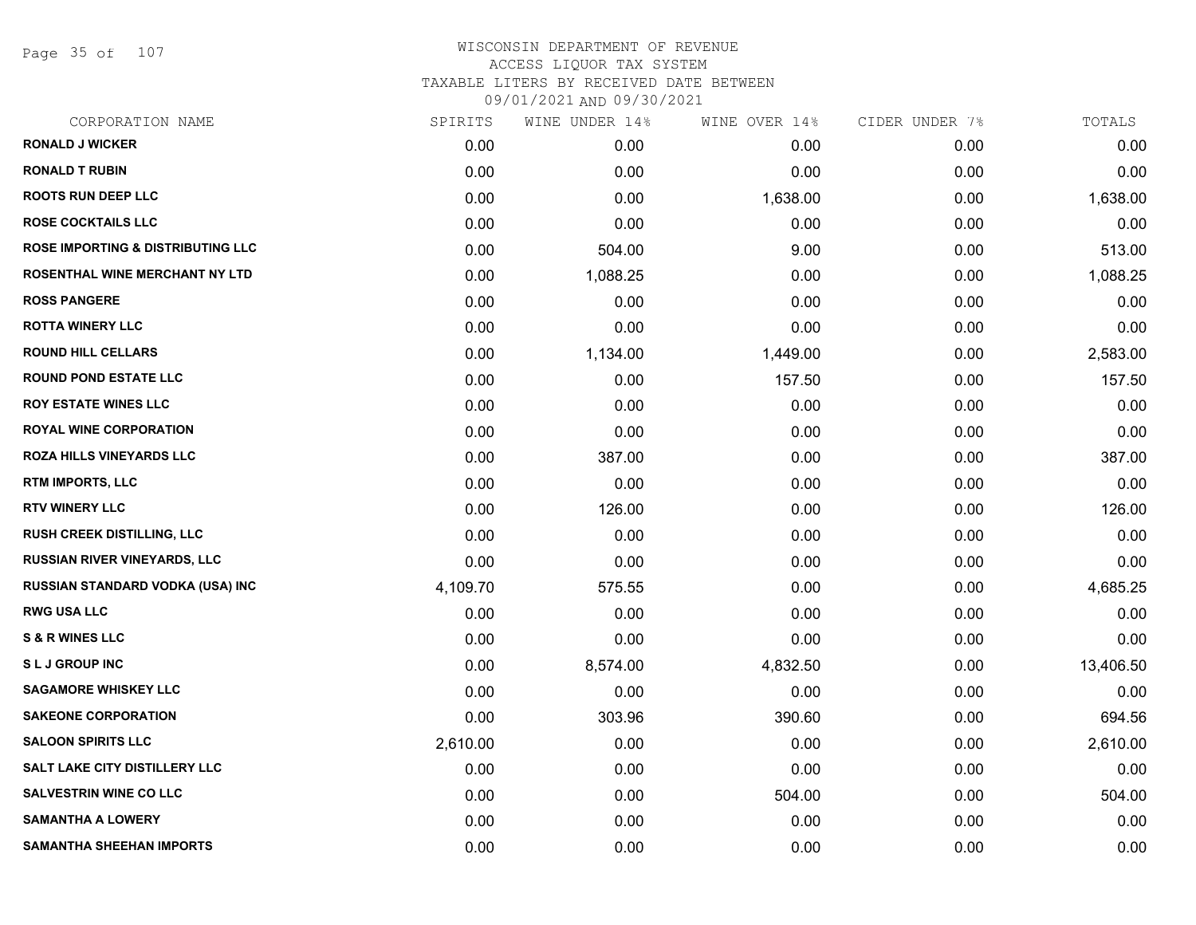# WISCONSIN DEPARTMENT OF REVENUE
## ACCESS LIQUOR TAX SYSTEM
### TAXABLE LITERS BY RECEIVED DATE BETWEEN 09/01/2021 AND 09/30/2021

| CORPORATION NAME | SPIRITS | WINE UNDER 14% | WINE OVER 14% | CIDER UNDER 7% | TOTALS |
|---|---|---|---|---|---|
| RONALD J WICKER | 0.00 | 0.00 | 0.00 | 0.00 | 0.00 |
| RONALD T RUBIN | 0.00 | 0.00 | 0.00 | 0.00 | 0.00 |
| ROOTS RUN DEEP LLC | 0.00 | 0.00 | 1,638.00 | 0.00 | 1,638.00 |
| ROSE COCKTAILS LLC | 0.00 | 0.00 | 0.00 | 0.00 | 0.00 |
| ROSE IMPORTING & DISTRIBUTING LLC | 0.00 | 504.00 | 9.00 | 0.00 | 513.00 |
| ROSENTHAL WINE MERCHANT NY LTD | 0.00 | 1,088.25 | 0.00 | 0.00 | 1,088.25 |
| ROSS PANGERE | 0.00 | 0.00 | 0.00 | 0.00 | 0.00 |
| ROTTA WINERY LLC | 0.00 | 0.00 | 0.00 | 0.00 | 0.00 |
| ROUND HILL CELLARS | 0.00 | 1,134.00 | 1,449.00 | 0.00 | 2,583.00 |
| ROUND POND ESTATE LLC | 0.00 | 0.00 | 157.50 | 0.00 | 157.50 |
| ROY ESTATE WINES LLC | 0.00 | 0.00 | 0.00 | 0.00 | 0.00 |
| ROYAL WINE CORPORATION | 0.00 | 0.00 | 0.00 | 0.00 | 0.00 |
| ROZA HILLS VINEYARDS LLC | 0.00 | 387.00 | 0.00 | 0.00 | 387.00 |
| RTM IMPORTS, LLC | 0.00 | 0.00 | 0.00 | 0.00 | 0.00 |
| RTV WINERY LLC | 0.00 | 126.00 | 0.00 | 0.00 | 126.00 |
| RUSH CREEK DISTILLING, LLC | 0.00 | 0.00 | 0.00 | 0.00 | 0.00 |
| RUSSIAN RIVER VINEYARDS, LLC | 0.00 | 0.00 | 0.00 | 0.00 | 0.00 |
| RUSSIAN STANDARD VODKA (USA) INC | 4,109.70 | 575.55 | 0.00 | 0.00 | 4,685.25 |
| RWG USA LLC | 0.00 | 0.00 | 0.00 | 0.00 | 0.00 |
| S & R WINES LLC | 0.00 | 0.00 | 0.00 | 0.00 | 0.00 |
| S L J GROUP INC | 0.00 | 8,574.00 | 4,832.50 | 0.00 | 13,406.50 |
| SAGAMORE WHISKEY LLC | 0.00 | 0.00 | 0.00 | 0.00 | 0.00 |
| SAKEONE CORPORATION | 0.00 | 303.96 | 390.60 | 0.00 | 694.56 |
| SALOON SPIRITS LLC | 2,610.00 | 0.00 | 0.00 | 0.00 | 2,610.00 |
| SALT LAKE CITY DISTILLERY LLC | 0.00 | 0.00 | 0.00 | 0.00 | 0.00 |
| SALVESTRIN WINE CO LLC | 0.00 | 0.00 | 504.00 | 0.00 | 504.00 |
| SAMANTHA A LOWERY | 0.00 | 0.00 | 0.00 | 0.00 | 0.00 |
| SAMANTHA SHEEHAN IMPORTS | 0.00 | 0.00 | 0.00 | 0.00 | 0.00 |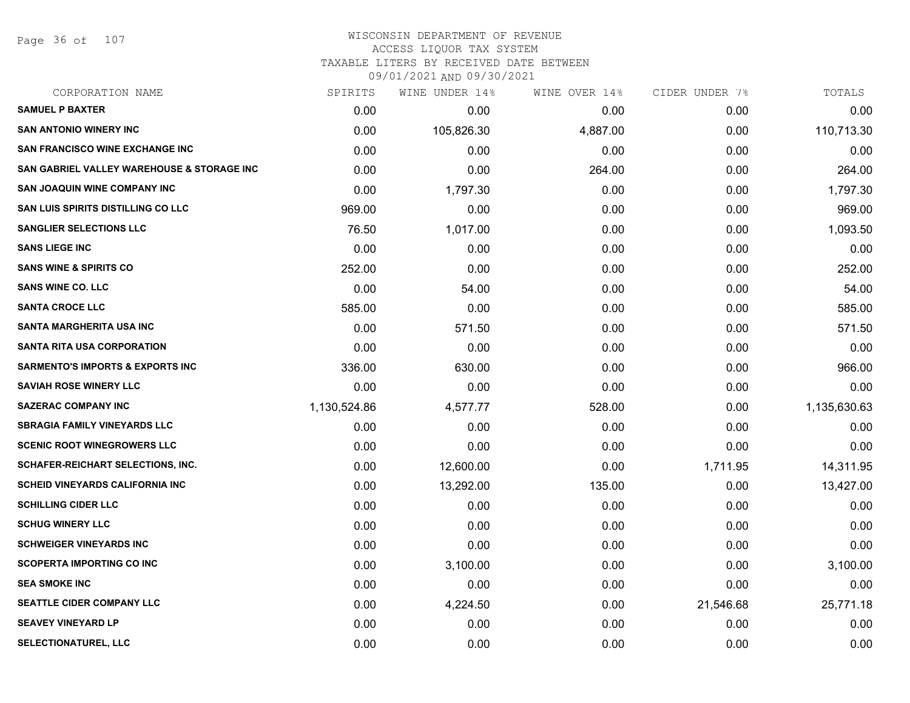# WISCONSIN DEPARTMENT OF REVENUE
ACCESS LIQUOR TAX SYSTEM
TAXABLE LITERS BY RECEIVED DATE BETWEEN
09/01/2021 AND 09/30/2021

| CORPORATION NAME | SPIRITS | WINE UNDER 14% | WINE OVER 14% | CIDER UNDER 7% | TOTALS |
|---|---|---|---|---|---|
| SAMUEL P BAXTER | 0.00 | 0.00 | 0.00 | 0.00 | 0.00 |
| SAN ANTONIO WINERY INC | 0.00 | 105,826.30 | 4,887.00 | 0.00 | 110,713.30 |
| SAN FRANCISCO WINE EXCHANGE INC | 0.00 | 0.00 | 0.00 | 0.00 | 0.00 |
| SAN GABRIEL VALLEY WAREHOUSE & STORAGE INC | 0.00 | 0.00 | 264.00 | 0.00 | 264.00 |
| SAN JOAQUIN WINE COMPANY INC | 0.00 | 1,797.30 | 0.00 | 0.00 | 1,797.30 |
| SAN LUIS SPIRITS DISTILLING CO LLC | 969.00 | 0.00 | 0.00 | 0.00 | 969.00 |
| SANGLIER SELECTIONS LLC | 76.50 | 1,017.00 | 0.00 | 0.00 | 1,093.50 |
| SANS LIEGE INC | 0.00 | 0.00 | 0.00 | 0.00 | 0.00 |
| SANS WINE & SPIRITS CO | 252.00 | 0.00 | 0.00 | 0.00 | 252.00 |
| SANS WINE CO. LLC | 0.00 | 54.00 | 0.00 | 0.00 | 54.00 |
| SANTA CROCE LLC | 585.00 | 0.00 | 0.00 | 0.00 | 585.00 |
| SANTA MARGHERITA USA INC | 0.00 | 571.50 | 0.00 | 0.00 | 571.50 |
| SANTA RITA USA CORPORATION | 0.00 | 0.00 | 0.00 | 0.00 | 0.00 |
| SARMENTO'S IMPORTS & EXPORTS INC | 336.00 | 630.00 | 0.00 | 0.00 | 966.00 |
| SAVIAH ROSE WINERY LLC | 0.00 | 0.00 | 0.00 | 0.00 | 0.00 |
| SAZERAC COMPANY INC | 1,130,524.86 | 4,577.77 | 528.00 | 0.00 | 1,135,630.63 |
| SBRAGIA FAMILY VINEYARDS LLC | 0.00 | 0.00 | 0.00 | 0.00 | 0.00 |
| SCENIC ROOT WINEGROWERS LLC | 0.00 | 0.00 | 0.00 | 0.00 | 0.00 |
| SCHAFER-REICHART SELECTIONS, INC. | 0.00 | 12,600.00 | 0.00 | 1,711.95 | 14,311.95 |
| SCHEID VINEYARDS CALIFORNIA INC | 0.00 | 13,292.00 | 135.00 | 0.00 | 13,427.00 |
| SCHILLING CIDER LLC | 0.00 | 0.00 | 0.00 | 0.00 | 0.00 |
| SCHUG WINERY LLC | 0.00 | 0.00 | 0.00 | 0.00 | 0.00 |
| SCHWEIGER VINEYARDS INC | 0.00 | 0.00 | 0.00 | 0.00 | 0.00 |
| SCOPERTA IMPORTING CO INC | 0.00 | 3,100.00 | 0.00 | 0.00 | 3,100.00 |
| SEA SMOKE INC | 0.00 | 0.00 | 0.00 | 0.00 | 0.00 |
| SEATTLE CIDER COMPANY LLC | 0.00 | 4,224.50 | 0.00 | 21,546.68 | 25,771.18 |
| SEAVEY VINEYARD LP | 0.00 | 0.00 | 0.00 | 0.00 | 0.00 |
| SELECTIONATUREL, LLC | 0.00 | 0.00 | 0.00 | 0.00 | 0.00 |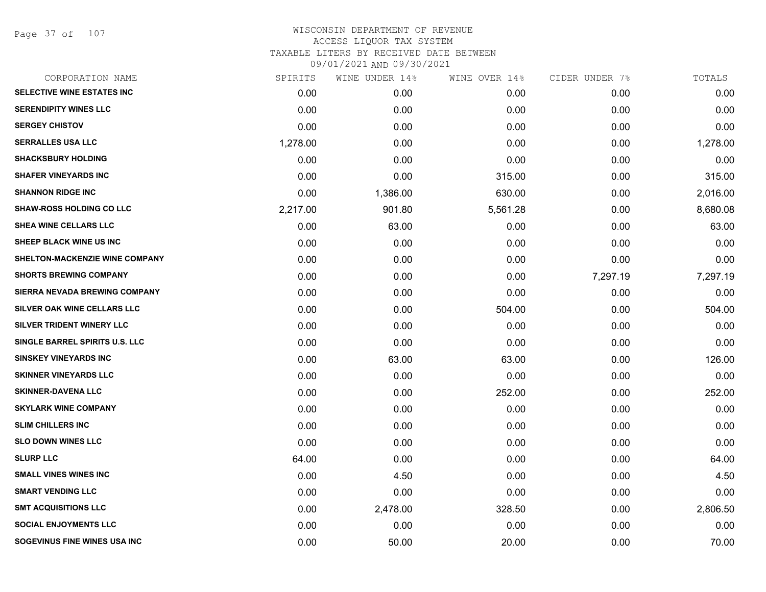# WISCONSIN DEPARTMENT OF REVENUE
## ACCESS LIQUOR TAX SYSTEM
## TAXABLE LITERS BY RECEIVED DATE BETWEEN 09/01/2021 AND 09/30/2021

| CORPORATION NAME | SPIRITS | WINE UNDER 14% | WINE OVER 14% | CIDER UNDER 7% | TOTALS |
|---|---|---|---|---|---|
| SELECTIVE WINE ESTATES INC | 0.00 | 0.00 | 0.00 | 0.00 | 0.00 |
| SERENDIPITY WINES LLC | 0.00 | 0.00 | 0.00 | 0.00 | 0.00 |
| SERGEY CHISTOV | 0.00 | 0.00 | 0.00 | 0.00 | 0.00 |
| SERRALLES USA LLC | 1,278.00 | 0.00 | 0.00 | 0.00 | 1,278.00 |
| SHACKSBURY HOLDING | 0.00 | 0.00 | 0.00 | 0.00 | 0.00 |
| SHAFER VINEYARDS INC | 0.00 | 0.00 | 315.00 | 0.00 | 315.00 |
| SHANNON RIDGE INC | 0.00 | 1,386.00 | 630.00 | 0.00 | 2,016.00 |
| SHAW-ROSS HOLDING CO LLC | 2,217.00 | 901.80 | 5,561.28 | 0.00 | 8,680.08 |
| SHEA WINE CELLARS LLC | 0.00 | 63.00 | 0.00 | 0.00 | 63.00 |
| SHEEP BLACK WINE US INC | 0.00 | 0.00 | 0.00 | 0.00 | 0.00 |
| SHELTON-MACKENZIE WINE COMPANY | 0.00 | 0.00 | 0.00 | 0.00 | 0.00 |
| SHORTS BREWING COMPANY | 0.00 | 0.00 | 0.00 | 7,297.19 | 7,297.19 |
| SIERRA NEVADA BREWING COMPANY | 0.00 | 0.00 | 0.00 | 0.00 | 0.00 |
| SILVER OAK WINE CELLARS LLC | 0.00 | 0.00 | 504.00 | 0.00 | 504.00 |
| SILVER TRIDENT WINERY LLC | 0.00 | 0.00 | 0.00 | 0.00 | 0.00 |
| SINGLE BARREL SPIRITS U.S. LLC | 0.00 | 0.00 | 0.00 | 0.00 | 0.00 |
| SINSKEY VINEYARDS INC | 0.00 | 63.00 | 63.00 | 0.00 | 126.00 |
| SKINNER VINEYARDS LLC | 0.00 | 0.00 | 0.00 | 0.00 | 0.00 |
| SKINNER-DAVENA LLC | 0.00 | 0.00 | 252.00 | 0.00 | 252.00 |
| SKYLARK WINE COMPANY | 0.00 | 0.00 | 0.00 | 0.00 | 0.00 |
| SLIM CHILLERS INC | 0.00 | 0.00 | 0.00 | 0.00 | 0.00 |
| SLO DOWN WINES LLC | 0.00 | 0.00 | 0.00 | 0.00 | 0.00 |
| SLURP LLC | 64.00 | 0.00 | 0.00 | 0.00 | 64.00 |
| SMALL VINES WINES INC | 0.00 | 4.50 | 0.00 | 0.00 | 4.50 |
| SMART VENDING LLC | 0.00 | 0.00 | 0.00 | 0.00 | 0.00 |
| SMT ACQUISITIONS LLC | 0.00 | 2,478.00 | 328.50 | 0.00 | 2,806.50 |
| SOCIAL ENJOYMENTS LLC | 0.00 | 0.00 | 0.00 | 0.00 | 0.00 |
| SOGEVINUS FINE WINES USA INC | 0.00 | 50.00 | 20.00 | 0.00 | 70.00 |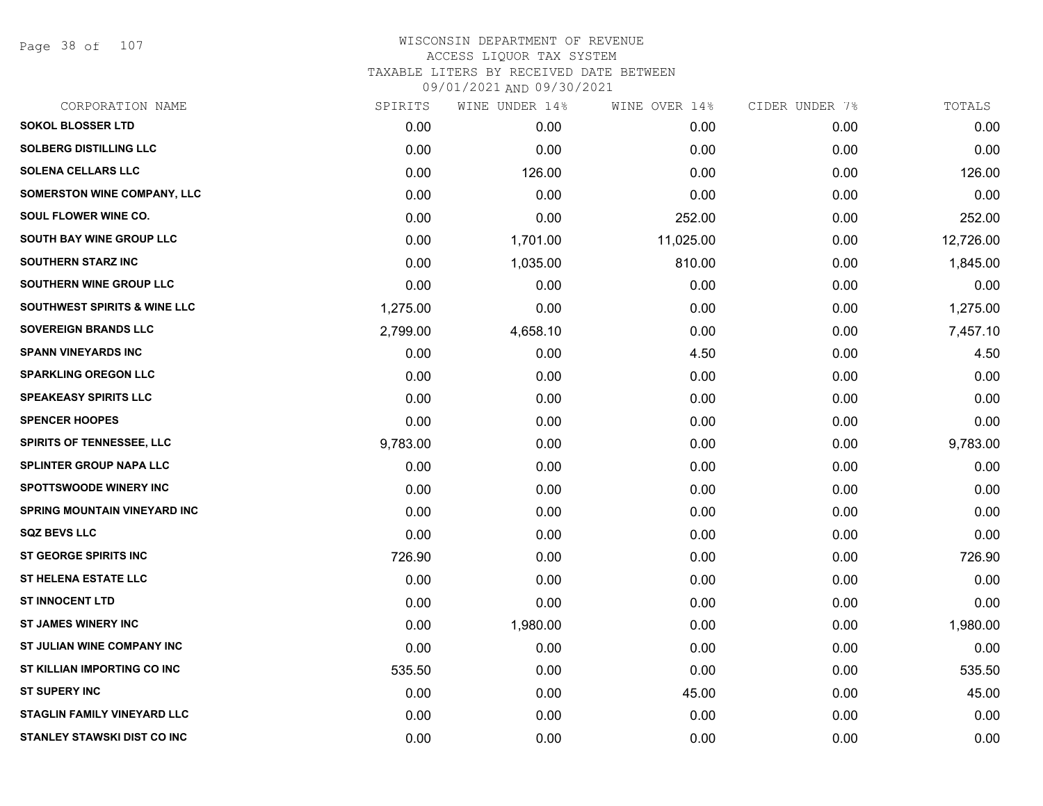# WISCONSIN DEPARTMENT OF REVENUE
## ACCESS LIQUOR TAX SYSTEM
### TAXABLE LITERS BY RECEIVED DATE BETWEEN 09/01/2021 AND 09/30/2021

| CORPORATION NAME | SPIRITS | WINE UNDER 14% | WINE OVER 14% | CIDER UNDER 7% | TOTALS |
|---|---|---|---|---|---|
| SOKOL BLOSSER LTD | 0.00 | 0.00 | 0.00 | 0.00 | 0.00 |
| SOLBERG DISTILLING LLC | 0.00 | 0.00 | 0.00 | 0.00 | 0.00 |
| SOLENA CELLARS LLC | 0.00 | 126.00 | 0.00 | 0.00 | 126.00 |
| SOMERSTON WINE COMPANY, LLC | 0.00 | 0.00 | 0.00 | 0.00 | 0.00 |
| SOUL FLOWER WINE CO. | 0.00 | 0.00 | 252.00 | 0.00 | 252.00 |
| SOUTH BAY WINE GROUP LLC | 0.00 | 1,701.00 | 11,025.00 | 0.00 | 12,726.00 |
| SOUTHERN STARZ INC | 0.00 | 1,035.00 | 810.00 | 0.00 | 1,845.00 |
| SOUTHERN WINE GROUP LLC | 0.00 | 0.00 | 0.00 | 0.00 | 0.00 |
| SOUTHWEST SPIRITS & WINE LLC | 1,275.00 | 0.00 | 0.00 | 0.00 | 1,275.00 |
| SOVEREIGN BRANDS LLC | 2,799.00 | 4,658.10 | 0.00 | 0.00 | 7,457.10 |
| SPANN VINEYARDS INC | 0.00 | 0.00 | 4.50 | 0.00 | 4.50 |
| SPARKLING OREGON LLC | 0.00 | 0.00 | 0.00 | 0.00 | 0.00 |
| SPEAKEASY SPIRITS LLC | 0.00 | 0.00 | 0.00 | 0.00 | 0.00 |
| SPENCER HOOPES | 0.00 | 0.00 | 0.00 | 0.00 | 0.00 |
| SPIRITS OF TENNESSEE, LLC | 9,783.00 | 0.00 | 0.00 | 0.00 | 9,783.00 |
| SPLINTER GROUP NAPA LLC | 0.00 | 0.00 | 0.00 | 0.00 | 0.00 |
| SPOTTSWOODE WINERY INC | 0.00 | 0.00 | 0.00 | 0.00 | 0.00 |
| SPRING MOUNTAIN VINEYARD INC | 0.00 | 0.00 | 0.00 | 0.00 | 0.00 |
| SQZ BEVS LLC | 0.00 | 0.00 | 0.00 | 0.00 | 0.00 |
| ST GEORGE SPIRITS INC | 726.90 | 0.00 | 0.00 | 0.00 | 726.90 |
| ST HELENA ESTATE LLC | 0.00 | 0.00 | 0.00 | 0.00 | 0.00 |
| ST INNOCENT LTD | 0.00 | 0.00 | 0.00 | 0.00 | 0.00 |
| ST JAMES WINERY INC | 0.00 | 1,980.00 | 0.00 | 0.00 | 1,980.00 |
| ST JULIAN WINE COMPANY INC | 0.00 | 0.00 | 0.00 | 0.00 | 0.00 |
| ST KILLIAN IMPORTING CO INC | 535.50 | 0.00 | 0.00 | 0.00 | 535.50 |
| ST SUPERY INC | 0.00 | 0.00 | 45.00 | 0.00 | 45.00 |
| STAGLIN FAMILY VINEYARD LLC | 0.00 | 0.00 | 0.00 | 0.00 | 0.00 |
| STANLEY STAWSKI DIST CO INC | 0.00 | 0.00 | 0.00 | 0.00 | 0.00 |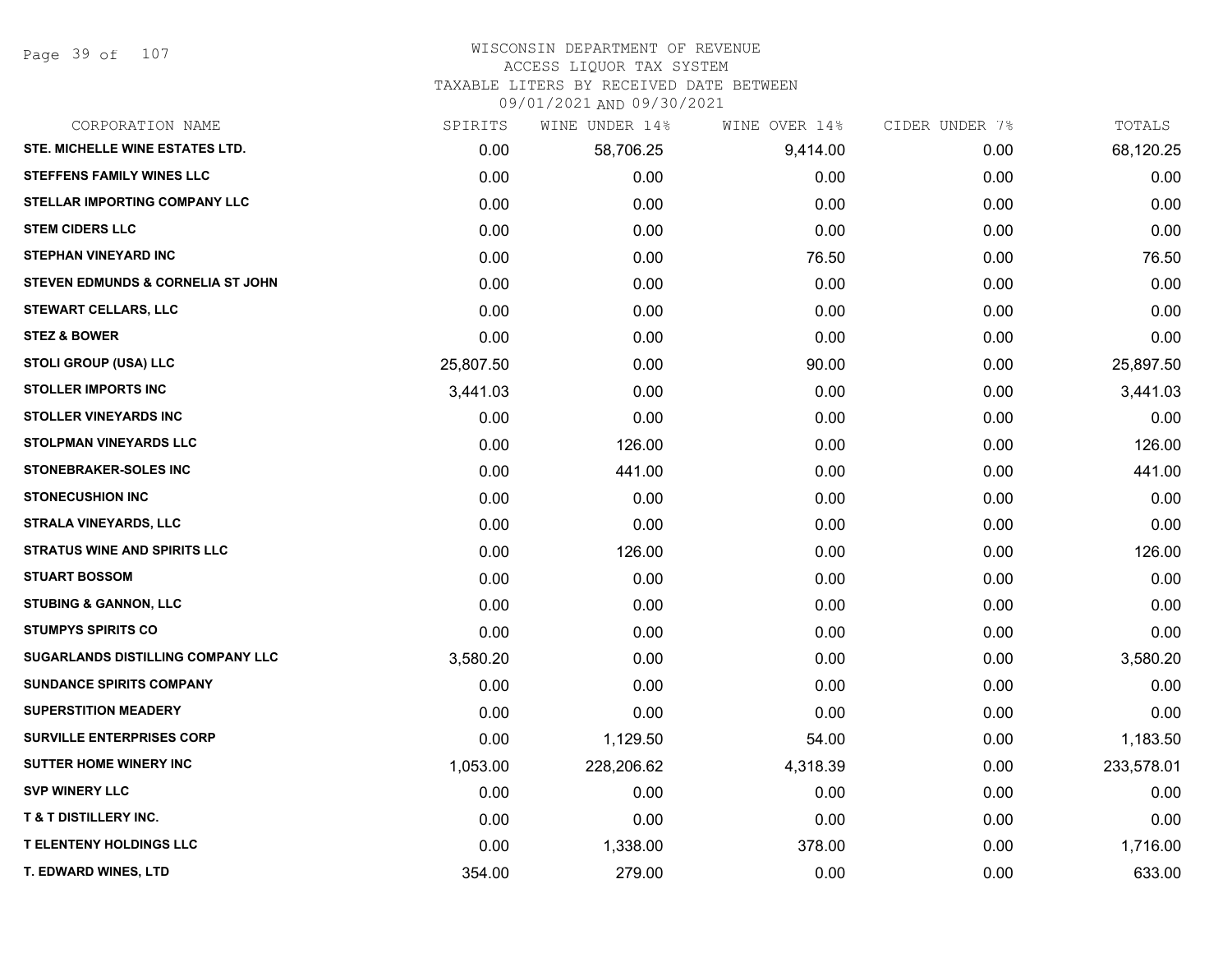# WISCONSIN DEPARTMENT OF REVENUE

ACCESS LIQUOR TAX SYSTEM

TAXABLE LITERS BY RECEIVED DATE BETWEEN

09/01/2021 AND 09/30/2021

| CORPORATION NAME | SPIRITS | WINE UNDER 14% | WINE OVER 14% | CIDER UNDER 7% | TOTALS |
|---|---|---|---|---|---|
| STE. MICHELLE WINE ESTATES LTD. | 0.00 | 58,706.25 | 9,414.00 | 0.00 | 68,120.25 |
| STEFFENS FAMILY WINES LLC | 0.00 | 0.00 | 0.00 | 0.00 | 0.00 |
| STELLAR IMPORTING COMPANY LLC | 0.00 | 0.00 | 0.00 | 0.00 | 0.00 |
| STEM CIDERS LLC | 0.00 | 0.00 | 0.00 | 0.00 | 0.00 |
| STEPHAN VINEYARD INC | 0.00 | 0.00 | 76.50 | 0.00 | 76.50 |
| STEVEN EDMUNDS & CORNELIA ST JOHN | 0.00 | 0.00 | 0.00 | 0.00 | 0.00 |
| STEWART CELLARS, LLC | 0.00 | 0.00 | 0.00 | 0.00 | 0.00 |
| STEZ & BOWER | 0.00 | 0.00 | 0.00 | 0.00 | 0.00 |
| STOLI GROUP (USA) LLC | 25,807.50 | 0.00 | 90.00 | 0.00 | 25,897.50 |
| STOLLER IMPORTS INC | 3,441.03 | 0.00 | 0.00 | 0.00 | 3,441.03 |
| STOLLER VINEYARDS INC | 0.00 | 0.00 | 0.00 | 0.00 | 0.00 |
| STOLPMAN VINEYARDS LLC | 0.00 | 126.00 | 0.00 | 0.00 | 126.00 |
| STONEBRAKER-SOLES INC | 0.00 | 441.00 | 0.00 | 0.00 | 441.00 |
| STONECUSHION INC | 0.00 | 0.00 | 0.00 | 0.00 | 0.00 |
| STRALA VINEYARDS, LLC | 0.00 | 0.00 | 0.00 | 0.00 | 0.00 |
| STRATUS WINE AND SPIRITS LLC | 0.00 | 126.00 | 0.00 | 0.00 | 126.00 |
| STUART BOSSOM | 0.00 | 0.00 | 0.00 | 0.00 | 0.00 |
| STUBING & GANNON, LLC | 0.00 | 0.00 | 0.00 | 0.00 | 0.00 |
| STUMPYS SPIRITS CO | 0.00 | 0.00 | 0.00 | 0.00 | 0.00 |
| SUGARLANDS DISTILLING COMPANY LLC | 3,580.20 | 0.00 | 0.00 | 0.00 | 3,580.20 |
| SUNDANCE SPIRITS COMPANY | 0.00 | 0.00 | 0.00 | 0.00 | 0.00 |
| SUPERSTITION MEADERY | 0.00 | 0.00 | 0.00 | 0.00 | 0.00 |
| SURVILLE ENTERPRISES CORP | 0.00 | 1,129.50 | 54.00 | 0.00 | 1,183.50 |
| SUTTER HOME WINERY INC | 1,053.00 | 228,206.62 | 4,318.39 | 0.00 | 233,578.01 |
| SVP WINERY LLC | 0.00 | 0.00 | 0.00 | 0.00 | 0.00 |
| T & T DISTILLERY INC. | 0.00 | 0.00 | 0.00 | 0.00 | 0.00 |
| T ELENTENY HOLDINGS LLC | 0.00 | 1,338.00 | 378.00 | 0.00 | 1,716.00 |
| T. EDWARD WINES, LTD | 354.00 | 279.00 | 0.00 | 0.00 | 633.00 |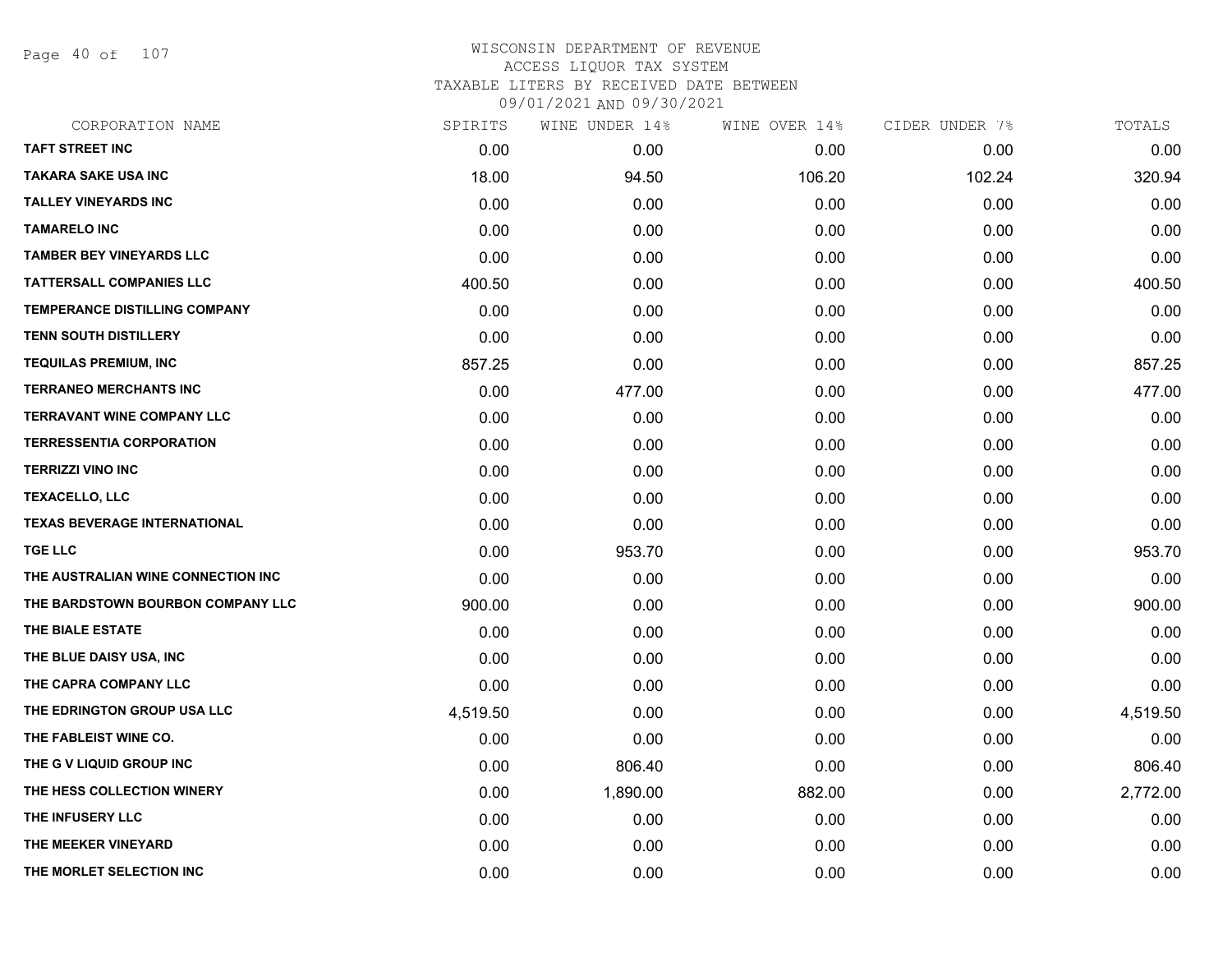# WISCONSIN DEPARTMENT OF REVENUE
## ACCESS LIQUOR TAX SYSTEM
### TAXABLE LITERS BY RECEIVED DATE BETWEEN 09/01/2021 AND 09/30/2021

| CORPORATION NAME | SPIRITS | WINE UNDER 14% | WINE OVER 14% | CIDER UNDER 7% | TOTALS |
|---|---|---|---|---|---|
| TAFT STREET INC | 0.00 | 0.00 | 0.00 | 0.00 | 0.00 |
| TAKARA SAKE USA INC | 18.00 | 94.50 | 106.20 | 102.24 | 320.94 |
| TALLEY VINEYARDS INC | 0.00 | 0.00 | 0.00 | 0.00 | 0.00 |
| TAMARELO INC | 0.00 | 0.00 | 0.00 | 0.00 | 0.00 |
| TAMBER BEY VINEYARDS LLC | 0.00 | 0.00 | 0.00 | 0.00 | 0.00 |
| TATTERSALL COMPANIES LLC | 400.50 | 0.00 | 0.00 | 0.00 | 400.50 |
| TEMPERANCE DISTILLING COMPANY | 0.00 | 0.00 | 0.00 | 0.00 | 0.00 |
| TENN SOUTH DISTILLERY | 0.00 | 0.00 | 0.00 | 0.00 | 0.00 |
| TEQUILAS PREMIUM, INC | 857.25 | 0.00 | 0.00 | 0.00 | 857.25 |
| TERRANEO MERCHANTS INC | 0.00 | 477.00 | 0.00 | 0.00 | 477.00 |
| TERRAVANT WINE COMPANY LLC | 0.00 | 0.00 | 0.00 | 0.00 | 0.00 |
| TERRESSENTIA CORPORATION | 0.00 | 0.00 | 0.00 | 0.00 | 0.00 |
| TERRIZZI VINO INC | 0.00 | 0.00 | 0.00 | 0.00 | 0.00 |
| TEXACELLO, LLC | 0.00 | 0.00 | 0.00 | 0.00 | 0.00 |
| TEXAS BEVERAGE INTERNATIONAL | 0.00 | 0.00 | 0.00 | 0.00 | 0.00 |
| TGE LLC | 0.00 | 953.70 | 0.00 | 0.00 | 953.70 |
| THE AUSTRALIAN WINE CONNECTION INC | 0.00 | 0.00 | 0.00 | 0.00 | 0.00 |
| THE BARDSTOWN BOURBON COMPANY LLC | 900.00 | 0.00 | 0.00 | 0.00 | 900.00 |
| THE BIALE ESTATE | 0.00 | 0.00 | 0.00 | 0.00 | 0.00 |
| THE BLUE DAISY USA, INC | 0.00 | 0.00 | 0.00 | 0.00 | 0.00 |
| THE CAPRA COMPANY LLC | 0.00 | 0.00 | 0.00 | 0.00 | 0.00 |
| THE EDRINGTON GROUP USA LLC | 4,519.50 | 0.00 | 0.00 | 0.00 | 4,519.50 |
| THE FABLEIST WINE CO. | 0.00 | 0.00 | 0.00 | 0.00 | 0.00 |
| THE G V LIQUID GROUP INC | 0.00 | 806.40 | 0.00 | 0.00 | 806.40 |
| THE HESS COLLECTION WINERY | 0.00 | 1,890.00 | 882.00 | 0.00 | 2,772.00 |
| THE INFUSERY LLC | 0.00 | 0.00 | 0.00 | 0.00 | 0.00 |
| THE MEEKER VINEYARD | 0.00 | 0.00 | 0.00 | 0.00 | 0.00 |
| THE MORLET SELECTION INC | 0.00 | 0.00 | 0.00 | 0.00 | 0.00 |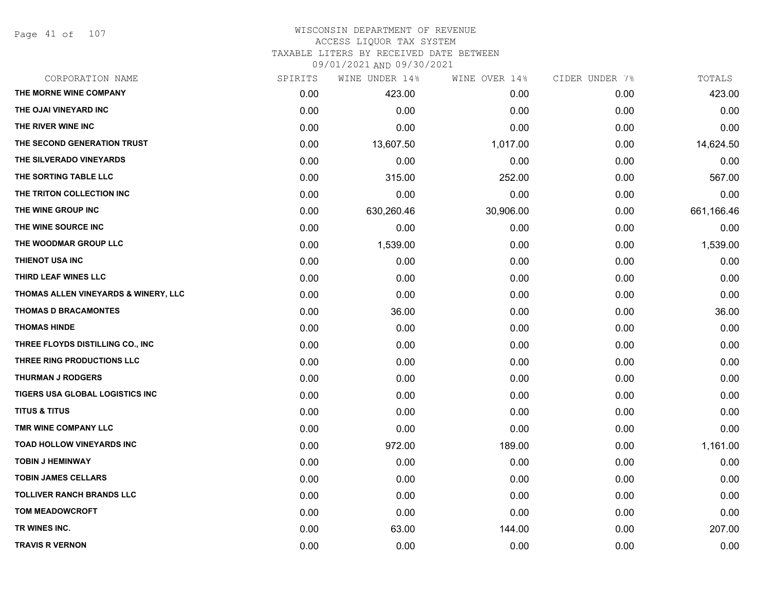WISCONSIN DEPARTMENT OF REVENUE
ACCESS LIQUOR TAX SYSTEM
TAXABLE LITERS BY RECEIVED DATE BETWEEN
09/01/2021 AND 09/30/2021

| CORPORATION NAME | SPIRITS | WINE UNDER 14% | WINE OVER 14% | CIDER UNDER 7% | TOTALS |
|---|---|---|---|---|---|
| THE MORNE WINE COMPANY | 0.00 | 423.00 | 0.00 | 0.00 | 423.00 |
| THE OJAI VINEYARD INC | 0.00 | 0.00 | 0.00 | 0.00 | 0.00 |
| THE RIVER WINE INC | 0.00 | 0.00 | 0.00 | 0.00 | 0.00 |
| THE SECOND GENERATION TRUST | 0.00 | 13,607.50 | 1,017.00 | 0.00 | 14,624.50 |
| THE SILVERADO VINEYARDS | 0.00 | 0.00 | 0.00 | 0.00 | 0.00 |
| THE SORTING TABLE LLC | 0.00 | 315.00 | 252.00 | 0.00 | 567.00 |
| THE TRITON COLLECTION INC | 0.00 | 0.00 | 0.00 | 0.00 | 0.00 |
| THE WINE GROUP INC | 0.00 | 630,260.46 | 30,906.00 | 0.00 | 661,166.46 |
| THE WINE SOURCE INC | 0.00 | 0.00 | 0.00 | 0.00 | 0.00 |
| THE WOODMAR GROUP LLC | 0.00 | 1,539.00 | 0.00 | 0.00 | 1,539.00 |
| THIENOT USA INC | 0.00 | 0.00 | 0.00 | 0.00 | 0.00 |
| THIRD LEAF WINES LLC | 0.00 | 0.00 | 0.00 | 0.00 | 0.00 |
| THOMAS ALLEN VINEYARDS & WINERY, LLC | 0.00 | 0.00 | 0.00 | 0.00 | 0.00 |
| THOMAS D BRACAMONTES | 0.00 | 36.00 | 0.00 | 0.00 | 36.00 |
| THOMAS HINDE | 0.00 | 0.00 | 0.00 | 0.00 | 0.00 |
| THREE FLOYDS DISTILLING CO., INC | 0.00 | 0.00 | 0.00 | 0.00 | 0.00 |
| THREE RING PRODUCTIONS LLC | 0.00 | 0.00 | 0.00 | 0.00 | 0.00 |
| THURMAN J RODGERS | 0.00 | 0.00 | 0.00 | 0.00 | 0.00 |
| TIGERS USA GLOBAL LOGISTICS INC | 0.00 | 0.00 | 0.00 | 0.00 | 0.00 |
| TITUS & TITUS | 0.00 | 0.00 | 0.00 | 0.00 | 0.00 |
| TMR WINE COMPANY LLC | 0.00 | 0.00 | 0.00 | 0.00 | 0.00 |
| TOAD HOLLOW VINEYARDS INC | 0.00 | 972.00 | 189.00 | 0.00 | 1,161.00 |
| TOBIN J HEMINWAY | 0.00 | 0.00 | 0.00 | 0.00 | 0.00 |
| TOBIN JAMES CELLARS | 0.00 | 0.00 | 0.00 | 0.00 | 0.00 |
| TOLLIVER RANCH BRANDS LLC | 0.00 | 0.00 | 0.00 | 0.00 | 0.00 |
| TOM MEADOWCROFT | 0.00 | 0.00 | 0.00 | 0.00 | 0.00 |
| TR WINES INC. | 0.00 | 63.00 | 144.00 | 0.00 | 207.00 |
| TRAVIS R VERNON | 0.00 | 0.00 | 0.00 | 0.00 | 0.00 |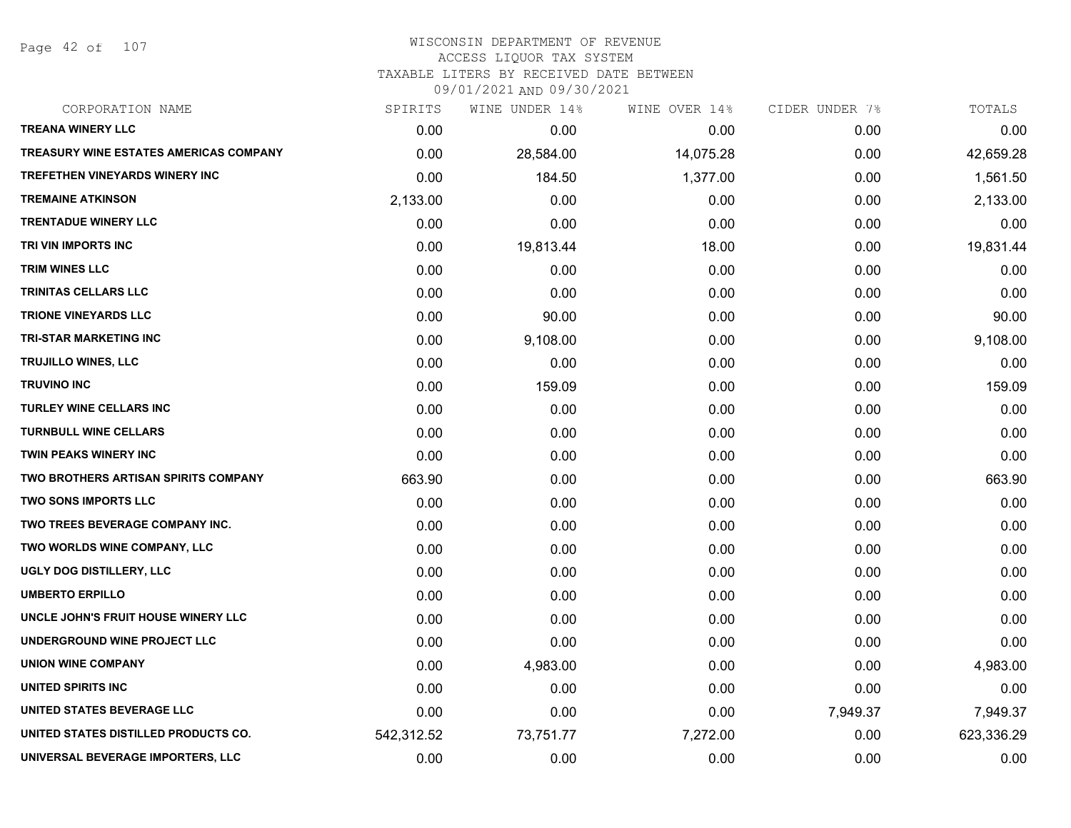WISCONSIN DEPARTMENT OF REVENUE
ACCESS LIQUOR TAX SYSTEM
TAXABLE LITERS BY RECEIVED DATE BETWEEN
09/01/2021 AND 09/30/2021

| CORPORATION NAME | SPIRITS | WINE UNDER 14% | WINE OVER 14% | CIDER UNDER 7% | TOTALS |
|---|---|---|---|---|---|
| TREANA WINERY LLC | 0.00 | 0.00 | 0.00 | 0.00 | 0.00 |
| TREASURY WINE ESTATES AMERICAS COMPANY | 0.00 | 28,584.00 | 14,075.28 | 0.00 | 42,659.28 |
| TREFETHEN VINEYARDS WINERY INC | 0.00 | 184.50 | 1,377.00 | 0.00 | 1,561.50 |
| TREMAINE ATKINSON | 2,133.00 | 0.00 | 0.00 | 0.00 | 2,133.00 |
| TRENTADUE WINERY LLC | 0.00 | 0.00 | 0.00 | 0.00 | 0.00 |
| TRI VIN IMPORTS INC | 0.00 | 19,813.44 | 18.00 | 0.00 | 19,831.44 |
| TRIM WINES LLC | 0.00 | 0.00 | 0.00 | 0.00 | 0.00 |
| TRINITAS CELLARS LLC | 0.00 | 0.00 | 0.00 | 0.00 | 0.00 |
| TRIONE VINEYARDS LLC | 0.00 | 90.00 | 0.00 | 0.00 | 90.00 |
| TRI-STAR MARKETING INC | 0.00 | 9,108.00 | 0.00 | 0.00 | 9,108.00 |
| TRUJILLO WINES, LLC | 0.00 | 0.00 | 0.00 | 0.00 | 0.00 |
| TRUVINO INC | 0.00 | 159.09 | 0.00 | 0.00 | 159.09 |
| TURLEY WINE CELLARS INC | 0.00 | 0.00 | 0.00 | 0.00 | 0.00 |
| TURNBULL WINE CELLARS | 0.00 | 0.00 | 0.00 | 0.00 | 0.00 |
| TWIN PEAKS WINERY INC | 0.00 | 0.00 | 0.00 | 0.00 | 0.00 |
| TWO BROTHERS ARTISAN SPIRITS COMPANY | 663.90 | 0.00 | 0.00 | 0.00 | 663.90 |
| TWO SONS IMPORTS LLC | 0.00 | 0.00 | 0.00 | 0.00 | 0.00 |
| TWO TREES BEVERAGE COMPANY INC. | 0.00 | 0.00 | 0.00 | 0.00 | 0.00 |
| TWO WORLDS WINE COMPANY, LLC | 0.00 | 0.00 | 0.00 | 0.00 | 0.00 |
| UGLY DOG DISTILLERY, LLC | 0.00 | 0.00 | 0.00 | 0.00 | 0.00 |
| UMBERTO ERPILLO | 0.00 | 0.00 | 0.00 | 0.00 | 0.00 |
| UNCLE JOHN'S FRUIT HOUSE WINERY LLC | 0.00 | 0.00 | 0.00 | 0.00 | 0.00 |
| UNDERGROUND WINE PROJECT LLC | 0.00 | 0.00 | 0.00 | 0.00 | 0.00 |
| UNION WINE COMPANY | 0.00 | 4,983.00 | 0.00 | 0.00 | 4,983.00 |
| UNITED SPIRITS INC | 0.00 | 0.00 | 0.00 | 0.00 | 0.00 |
| UNITED STATES BEVERAGE LLC | 0.00 | 0.00 | 0.00 | 7,949.37 | 7,949.37 |
| UNITED STATES DISTILLED PRODUCTS CO. | 542,312.52 | 73,751.77 | 7,272.00 | 0.00 | 623,336.29 |
| UNIVERSAL BEVERAGE IMPORTERS, LLC | 0.00 | 0.00 | 0.00 | 0.00 | 0.00 |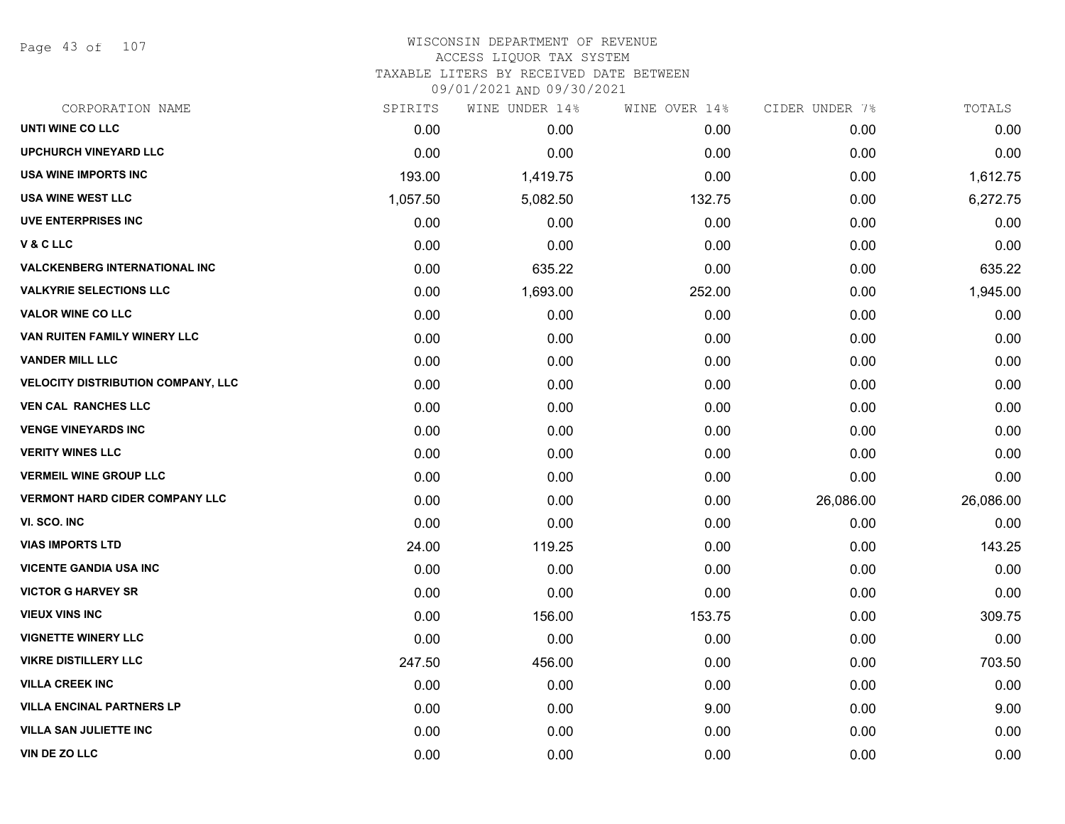WISCONSIN DEPARTMENT OF REVENUE
ACCESS LIQUOR TAX SYSTEM
TAXABLE LITERS BY RECEIVED DATE BETWEEN
09/01/2021 AND 09/30/2021

| CORPORATION NAME | SPIRITS | WINE UNDER 14% | WINE OVER 14% | CIDER UNDER 7% | TOTALS |
|---|---|---|---|---|---|
| UNTI WINE CO LLC | 0.00 | 0.00 | 0.00 | 0.00 | 0.00 |
| UPCHURCH VINEYARD LLC | 0.00 | 0.00 | 0.00 | 0.00 | 0.00 |
| USA WINE IMPORTS INC | 193.00 | 1,419.75 | 0.00 | 0.00 | 1,612.75 |
| USA WINE WEST LLC | 1,057.50 | 5,082.50 | 132.75 | 0.00 | 6,272.75 |
| UVE ENTERPRISES INC | 0.00 | 0.00 | 0.00 | 0.00 | 0.00 |
| V & C LLC | 0.00 | 0.00 | 0.00 | 0.00 | 0.00 |
| VALCKENBERG INTERNATIONAL INC | 0.00 | 635.22 | 0.00 | 0.00 | 635.22 |
| VALKYRIE SELECTIONS LLC | 0.00 | 1,693.00 | 252.00 | 0.00 | 1,945.00 |
| VALOR WINE CO LLC | 0.00 | 0.00 | 0.00 | 0.00 | 0.00 |
| VAN RUITEN FAMILY WINERY LLC | 0.00 | 0.00 | 0.00 | 0.00 | 0.00 |
| VANDER MILL LLC | 0.00 | 0.00 | 0.00 | 0.00 | 0.00 |
| VELOCITY DISTRIBUTION COMPANY, LLC | 0.00 | 0.00 | 0.00 | 0.00 | 0.00 |
| VEN CAL RANCHES LLC | 0.00 | 0.00 | 0.00 | 0.00 | 0.00 |
| VENGE VINEYARDS INC | 0.00 | 0.00 | 0.00 | 0.00 | 0.00 |
| VERITY WINES LLC | 0.00 | 0.00 | 0.00 | 0.00 | 0.00 |
| VERMEIL WINE GROUP LLC | 0.00 | 0.00 | 0.00 | 0.00 | 0.00 |
| VERMONT HARD CIDER COMPANY LLC | 0.00 | 0.00 | 0.00 | 26,086.00 | 26,086.00 |
| VI. SCO. INC | 0.00 | 0.00 | 0.00 | 0.00 | 0.00 |
| VIAS IMPORTS LTD | 24.00 | 119.25 | 0.00 | 0.00 | 143.25 |
| VICENTE GANDIA USA INC | 0.00 | 0.00 | 0.00 | 0.00 | 0.00 |
| VICTOR G HARVEY SR | 0.00 | 0.00 | 0.00 | 0.00 | 0.00 |
| VIEUX VINS INC | 0.00 | 156.00 | 153.75 | 0.00 | 309.75 |
| VIGNETTE WINERY LLC | 0.00 | 0.00 | 0.00 | 0.00 | 0.00 |
| VIKRE DISTILLERY LLC | 247.50 | 456.00 | 0.00 | 0.00 | 703.50 |
| VILLA CREEK INC | 0.00 | 0.00 | 0.00 | 0.00 | 0.00 |
| VILLA ENCINAL PARTNERS LP | 0.00 | 0.00 | 9.00 | 0.00 | 9.00 |
| VILLA SAN JULIETTE INC | 0.00 | 0.00 | 0.00 | 0.00 | 0.00 |
| VIN DE ZO LLC | 0.00 | 0.00 | 0.00 | 0.00 | 0.00 |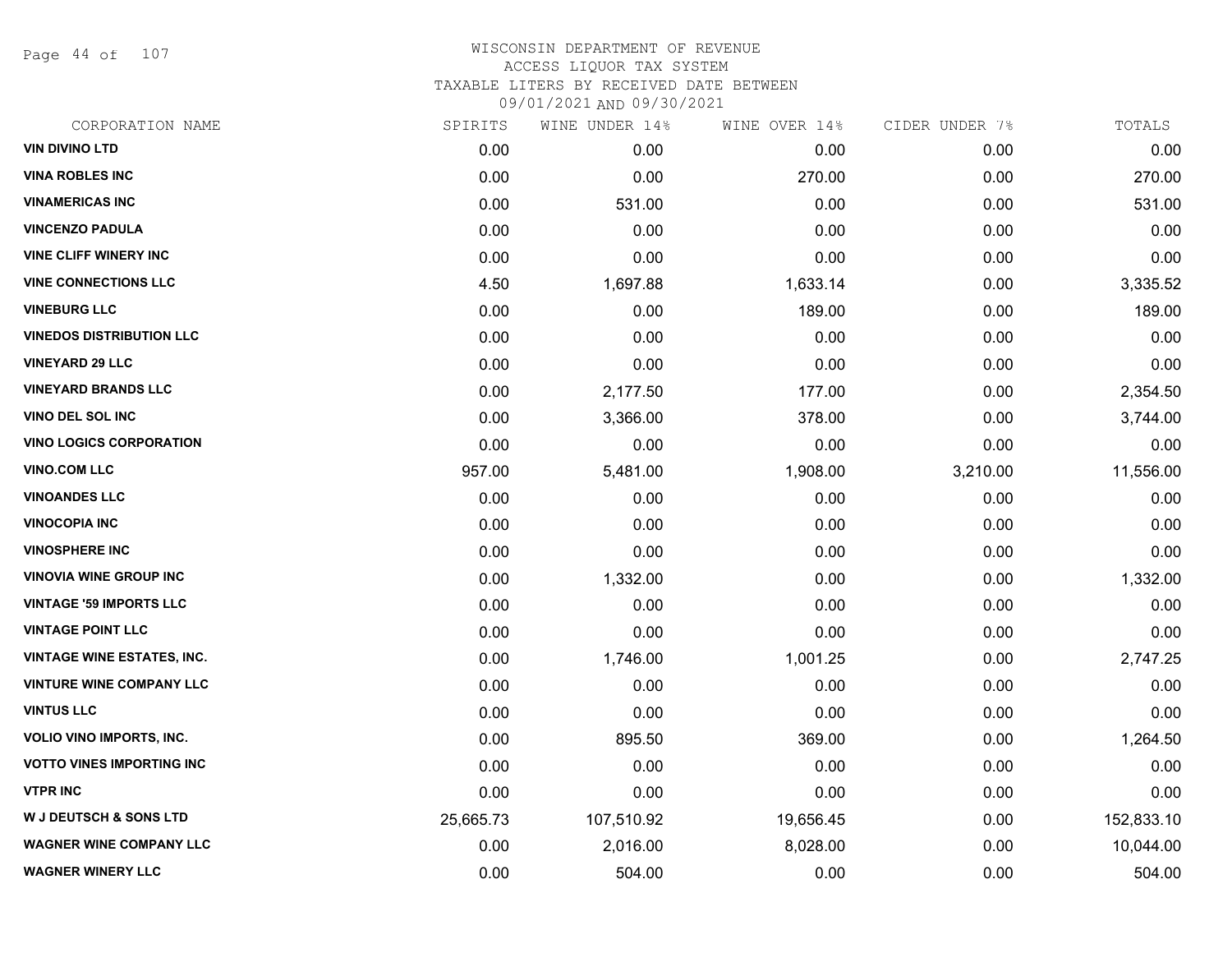WISCONSIN DEPARTMENT OF REVENUE
ACCESS LIQUOR TAX SYSTEM
TAXABLE LITERS BY RECEIVED DATE BETWEEN
09/01/2021 AND 09/30/2021

| CORPORATION NAME | SPIRITS | WINE UNDER 14% | WINE OVER 14% | CIDER UNDER 7% | TOTALS |
|---|---|---|---|---|---|
| VIN DIVINO LTD | 0.00 | 0.00 | 0.00 | 0.00 | 0.00 |
| VINA ROBLES INC | 0.00 | 0.00 | 270.00 | 0.00 | 270.00 |
| VINAMERICAS INC | 0.00 | 531.00 | 0.00 | 0.00 | 531.00 |
| VINCENZO PADULA | 0.00 | 0.00 | 0.00 | 0.00 | 0.00 |
| VINE CLIFF WINERY INC | 0.00 | 0.00 | 0.00 | 0.00 | 0.00 |
| VINE CONNECTIONS LLC | 4.50 | 1,697.88 | 1,633.14 | 0.00 | 3,335.52 |
| VINEBURG LLC | 0.00 | 0.00 | 189.00 | 0.00 | 189.00 |
| VINEDOS DISTRIBUTION LLC | 0.00 | 0.00 | 0.00 | 0.00 | 0.00 |
| VINEYARD 29 LLC | 0.00 | 0.00 | 0.00 | 0.00 | 0.00 |
| VINEYARD BRANDS LLC | 0.00 | 2,177.50 | 177.00 | 0.00 | 2,354.50 |
| VINO DEL SOL INC | 0.00 | 3,366.00 | 378.00 | 0.00 | 3,744.00 |
| VINO LOGICS CORPORATION | 0.00 | 0.00 | 0.00 | 0.00 | 0.00 |
| VINO.COM LLC | 957.00 | 5,481.00 | 1,908.00 | 3,210.00 | 11,556.00 |
| VINOANDES LLC | 0.00 | 0.00 | 0.00 | 0.00 | 0.00 |
| VINOCOPIA INC | 0.00 | 0.00 | 0.00 | 0.00 | 0.00 |
| VINOSPHERE INC | 0.00 | 0.00 | 0.00 | 0.00 | 0.00 |
| VINOVIA WINE GROUP INC | 0.00 | 1,332.00 | 0.00 | 0.00 | 1,332.00 |
| VINTAGE '59 IMPORTS LLC | 0.00 | 0.00 | 0.00 | 0.00 | 0.00 |
| VINTAGE POINT LLC | 0.00 | 0.00 | 0.00 | 0.00 | 0.00 |
| VINTAGE WINE ESTATES, INC. | 0.00 | 1,746.00 | 1,001.25 | 0.00 | 2,747.25 |
| VINTURE WINE COMPANY LLC | 0.00 | 0.00 | 0.00 | 0.00 | 0.00 |
| VINTUS LLC | 0.00 | 0.00 | 0.00 | 0.00 | 0.00 |
| VOLIO VINO IMPORTS, INC. | 0.00 | 895.50 | 369.00 | 0.00 | 1,264.50 |
| VOTTO VINES IMPORTING INC | 0.00 | 0.00 | 0.00 | 0.00 | 0.00 |
| VTPR INC | 0.00 | 0.00 | 0.00 | 0.00 | 0.00 |
| W J DEUTSCH & SONS LTD | 25,665.73 | 107,510.92 | 19,656.45 | 0.00 | 152,833.10 |
| WAGNER WINE COMPANY LLC | 0.00 | 2,016.00 | 8,028.00 | 0.00 | 10,044.00 |
| WAGNER WINERY LLC | 0.00 | 504.00 | 0.00 | 0.00 | 504.00 |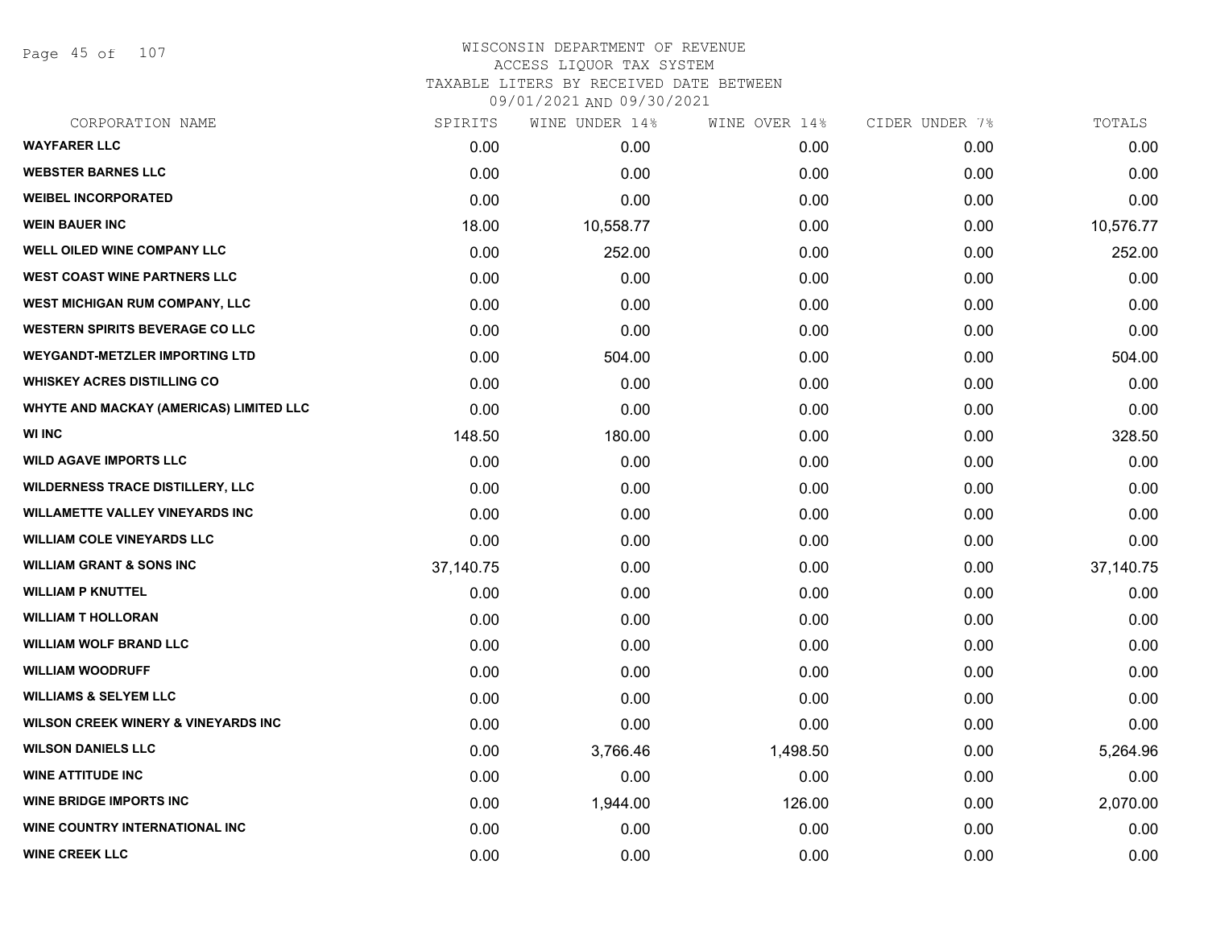# WISCONSIN DEPARTMENT OF REVENUE
## ACCESS LIQUOR TAX SYSTEM
### TAXABLE LITERS BY RECEIVED DATE BETWEEN 09/01/2021 AND 09/30/2021

| CORPORATION NAME | SPIRITS | WINE UNDER 14% | WINE OVER 14% | CIDER UNDER 7% | TOTALS |
|---|---|---|---|---|---|
| WAYFARER LLC | 0.00 | 0.00 | 0.00 | 0.00 | 0.00 |
| WEBSTER BARNES LLC | 0.00 | 0.00 | 0.00 | 0.00 | 0.00 |
| WEIBEL INCORPORATED | 0.00 | 0.00 | 0.00 | 0.00 | 0.00 |
| WEIN BAUER INC | 18.00 | 10,558.77 | 0.00 | 0.00 | 10,576.77 |
| WELL OILED WINE COMPANY LLC | 0.00 | 252.00 | 0.00 | 0.00 | 252.00 |
| WEST COAST WINE PARTNERS LLC | 0.00 | 0.00 | 0.00 | 0.00 | 0.00 |
| WEST MICHIGAN RUM COMPANY, LLC | 0.00 | 0.00 | 0.00 | 0.00 | 0.00 |
| WESTERN SPIRITS BEVERAGE CO LLC | 0.00 | 0.00 | 0.00 | 0.00 | 0.00 |
| WEYGANDT-METZLER IMPORTING LTD | 0.00 | 504.00 | 0.00 | 0.00 | 504.00 |
| WHISKEY ACRES DISTILLING CO | 0.00 | 0.00 | 0.00 | 0.00 | 0.00 |
| WHYTE AND MACKAY (AMERICAS) LIMITED LLC | 0.00 | 0.00 | 0.00 | 0.00 | 0.00 |
| WI INC | 148.50 | 180.00 | 0.00 | 0.00 | 328.50 |
| WILD AGAVE IMPORTS LLC | 0.00 | 0.00 | 0.00 | 0.00 | 0.00 |
| WILDERNESS TRACE DISTILLERY, LLC | 0.00 | 0.00 | 0.00 | 0.00 | 0.00 |
| WILLAMETTE VALLEY VINEYARDS INC | 0.00 | 0.00 | 0.00 | 0.00 | 0.00 |
| WILLIAM COLE VINEYARDS LLC | 0.00 | 0.00 | 0.00 | 0.00 | 0.00 |
| WILLIAM GRANT & SONS INC | 37,140.75 | 0.00 | 0.00 | 0.00 | 37,140.75 |
| WILLIAM P KNUTTEL | 0.00 | 0.00 | 0.00 | 0.00 | 0.00 |
| WILLIAM T HOLLORAN | 0.00 | 0.00 | 0.00 | 0.00 | 0.00 |
| WILLIAM WOLF BRAND LLC | 0.00 | 0.00 | 0.00 | 0.00 | 0.00 |
| WILLIAM WOODRUFF | 0.00 | 0.00 | 0.00 | 0.00 | 0.00 |
| WILLIAMS & SELYEM LLC | 0.00 | 0.00 | 0.00 | 0.00 | 0.00 |
| WILSON CREEK WINERY & VINEYARDS INC | 0.00 | 0.00 | 0.00 | 0.00 | 0.00 |
| WILSON DANIELS LLC | 0.00 | 3,766.46 | 1,498.50 | 0.00 | 5,264.96 |
| WINE ATTITUDE INC | 0.00 | 0.00 | 0.00 | 0.00 | 0.00 |
| WINE BRIDGE IMPORTS INC | 0.00 | 1,944.00 | 126.00 | 0.00 | 2,070.00 |
| WINE COUNTRY INTERNATIONAL INC | 0.00 | 0.00 | 0.00 | 0.00 | 0.00 |
| WINE CREEK LLC | 0.00 | 0.00 | 0.00 | 0.00 | 0.00 |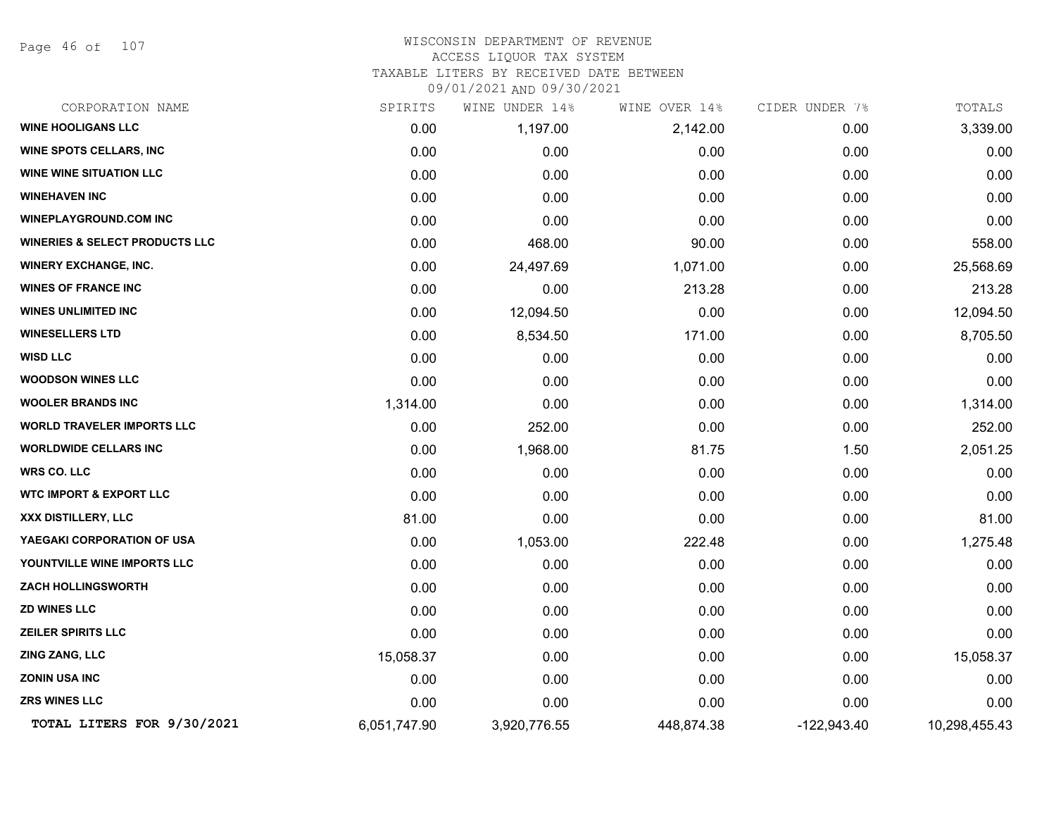WISCONSIN DEPARTMENT OF REVENUE
ACCESS LIQUOR TAX SYSTEM
TAXABLE LITERS BY RECEIVED DATE BETWEEN
09/01/2021 AND 09/30/2021

| CORPORATION NAME | SPIRITS | WINE UNDER 14% | WINE OVER 14% | CIDER UNDER 7% | TOTALS |
|---|---|---|---|---|---|
| WINE HOOLIGANS LLC | 0.00 | 1,197.00 | 2,142.00 | 0.00 | 3,339.00 |
| WINE SPOTS CELLARS, INC | 0.00 | 0.00 | 0.00 | 0.00 | 0.00 |
| WINE WINE SITUATION LLC | 0.00 | 0.00 | 0.00 | 0.00 | 0.00 |
| WINEHAVEN INC | 0.00 | 0.00 | 0.00 | 0.00 | 0.00 |
| WINEPLAYGROUND.COM INC | 0.00 | 0.00 | 0.00 | 0.00 | 0.00 |
| WINERIES & SELECT PRODUCTS LLC | 0.00 | 468.00 | 90.00 | 0.00 | 558.00 |
| WINERY EXCHANGE, INC. | 0.00 | 24,497.69 | 1,071.00 | 0.00 | 25,568.69 |
| WINES OF FRANCE INC | 0.00 | 0.00 | 213.28 | 0.00 | 213.28 |
| WINES UNLIMITED INC | 0.00 | 12,094.50 | 0.00 | 0.00 | 12,094.50 |
| WINESELLERS LTD | 0.00 | 8,534.50 | 171.00 | 0.00 | 8,705.50 |
| WISD LLC | 0.00 | 0.00 | 0.00 | 0.00 | 0.00 |
| WOODSON WINES LLC | 0.00 | 0.00 | 0.00 | 0.00 | 0.00 |
| WOOLER BRANDS INC | 1,314.00 | 0.00 | 0.00 | 0.00 | 1,314.00 |
| WORLD TRAVELER IMPORTS LLC | 0.00 | 252.00 | 0.00 | 0.00 | 252.00 |
| WORLDWIDE CELLARS INC | 0.00 | 1,968.00 | 81.75 | 1.50 | 2,051.25 |
| WRS CO. LLC | 0.00 | 0.00 | 0.00 | 0.00 | 0.00 |
| WTC IMPORT & EXPORT LLC | 0.00 | 0.00 | 0.00 | 0.00 | 0.00 |
| XXX DISTILLERY, LLC | 81.00 | 0.00 | 0.00 | 0.00 | 81.00 |
| YAEGAKI CORPORATION OF USA | 0.00 | 1,053.00 | 222.48 | 0.00 | 1,275.48 |
| YOUNTVILLE WINE IMPORTS LLC | 0.00 | 0.00 | 0.00 | 0.00 | 0.00 |
| ZACH HOLLINGSWORTH | 0.00 | 0.00 | 0.00 | 0.00 | 0.00 |
| ZD WINES LLC | 0.00 | 0.00 | 0.00 | 0.00 | 0.00 |
| ZEILER SPIRITS LLC | 0.00 | 0.00 | 0.00 | 0.00 | 0.00 |
| ZING ZANG, LLC | 15,058.37 | 0.00 | 0.00 | 0.00 | 15,058.37 |
| ZONIN USA INC | 0.00 | 0.00 | 0.00 | 0.00 | 0.00 |
| ZRS WINES LLC | 0.00 | 0.00 | 0.00 | 0.00 | 0.00 |
| **TOTAL LITERS FOR 9/30/2021** | 6,051,747.90 | 3,920,776.55 | 448,874.38 | -122,943.40 | 10,298,455.43 |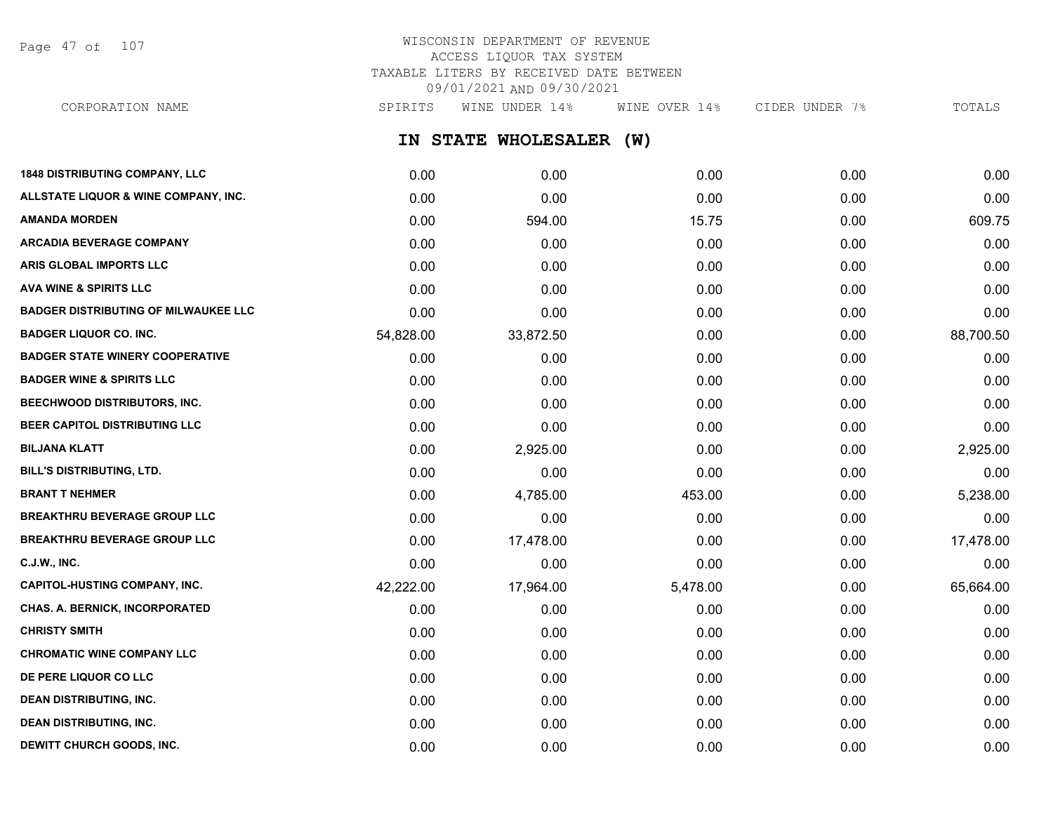WISCONSIN DEPARTMENT OF REVENUE
ACCESS LIQUOR TAX SYSTEM
TAXABLE LITERS BY RECEIVED DATE BETWEEN
09/01/2021 AND 09/30/2021

## IN STATE WHOLESALER (W)

| CORPORATION NAME | SPIRITS | WINE UNDER 14% | WINE OVER 14% | CIDER UNDER 7% | TOTALS |
|---|---|---|---|---|---|
| 1848 DISTRIBUTING COMPANY, LLC | 0.00 | 0.00 | 0.00 | 0.00 | 0.00 |
| ALLSTATE LIQUOR & WINE COMPANY, INC. | 0.00 | 0.00 | 0.00 | 0.00 | 0.00 |
| AMANDA MORDEN | 0.00 | 594.00 | 15.75 | 0.00 | 609.75 |
| ARCADIA BEVERAGE COMPANY | 0.00 | 0.00 | 0.00 | 0.00 | 0.00 |
| ARIS GLOBAL IMPORTS LLC | 0.00 | 0.00 | 0.00 | 0.00 | 0.00 |
| AVA WINE & SPIRITS LLC | 0.00 | 0.00 | 0.00 | 0.00 | 0.00 |
| BADGER DISTRIBUTING OF MILWAUKEE LLC | 0.00 | 0.00 | 0.00 | 0.00 | 0.00 |
| BADGER LIQUOR CO. INC. | 54,828.00 | 33,872.50 | 0.00 | 0.00 | 88,700.50 |
| BADGER STATE WINERY COOPERATIVE | 0.00 | 0.00 | 0.00 | 0.00 | 0.00 |
| BADGER WINE & SPIRITS LLC | 0.00 | 0.00 | 0.00 | 0.00 | 0.00 |
| BEECHWOOD DISTRIBUTORS, INC. | 0.00 | 0.00 | 0.00 | 0.00 | 0.00 |
| BEER CAPITOL DISTRIBUTING LLC | 0.00 | 0.00 | 0.00 | 0.00 | 0.00 |
| BILJANA KLATT | 0.00 | 2,925.00 | 0.00 | 0.00 | 2,925.00 |
| BILL'S DISTRIBUTING, LTD. | 0.00 | 0.00 | 0.00 | 0.00 | 0.00 |
| BRANT T NEHMER | 0.00 | 4,785.00 | 453.00 | 0.00 | 5,238.00 |
| BREAKTHRU BEVERAGE GROUP LLC | 0.00 | 0.00 | 0.00 | 0.00 | 0.00 |
| BREAKTHRU BEVERAGE GROUP LLC | 0.00 | 17,478.00 | 0.00 | 0.00 | 17,478.00 |
| C.J.W., INC. | 0.00 | 0.00 | 0.00 | 0.00 | 0.00 |
| CAPITOL-HUSTING COMPANY, INC. | 42,222.00 | 17,964.00 | 5,478.00 | 0.00 | 65,664.00 |
| CHAS. A. BERNICK, INCORPORATED | 0.00 | 0.00 | 0.00 | 0.00 | 0.00 |
| CHRISTY SMITH | 0.00 | 0.00 | 0.00 | 0.00 | 0.00 |
| CHROMATIC WINE COMPANY LLC | 0.00 | 0.00 | 0.00 | 0.00 | 0.00 |
| DE PERE LIQUOR CO LLC | 0.00 | 0.00 | 0.00 | 0.00 | 0.00 |
| DEAN DISTRIBUTING, INC. | 0.00 | 0.00 | 0.00 | 0.00 | 0.00 |
| DEAN DISTRIBUTING, INC. | 0.00 | 0.00 | 0.00 | 0.00 | 0.00 |
| DEWITT CHURCH GOODS, INC. | 0.00 | 0.00 | 0.00 | 0.00 | 0.00 |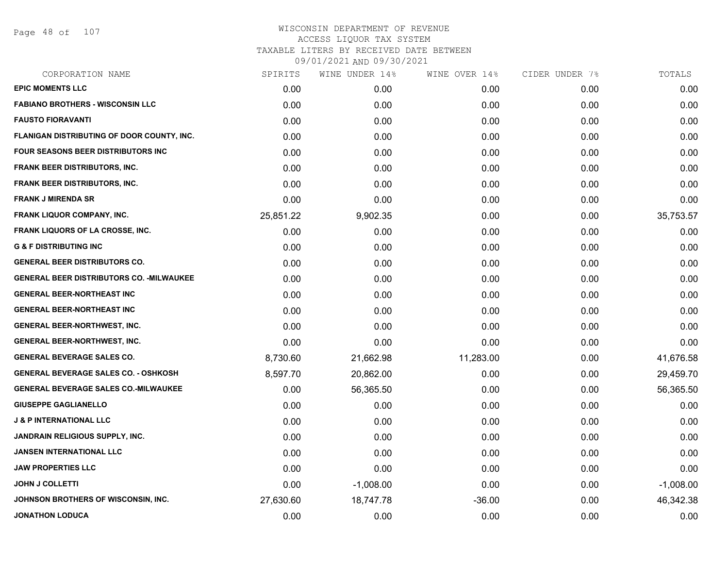# WISCONSIN DEPARTMENT OF REVENUE
## ACCESS LIQUOR TAX SYSTEM
### TAXABLE LITERS BY RECEIVED DATE BETWEEN 09/01/2021 AND 09/30/2021

| CORPORATION NAME | SPIRITS | WINE UNDER 14% | WINE OVER 14% | CIDER UNDER 7% | TOTALS |
|---|---|---|---|---|---|
| EPIC MOMENTS LLC | 0.00 | 0.00 | 0.00 | 0.00 | 0.00 |
| FABIANO BROTHERS - WISCONSIN LLC | 0.00 | 0.00 | 0.00 | 0.00 | 0.00 |
| FAUSTO FIORAVANTI | 0.00 | 0.00 | 0.00 | 0.00 | 0.00 |
| FLANIGAN DISTRIBUTING OF DOOR COUNTY, INC. | 0.00 | 0.00 | 0.00 | 0.00 | 0.00 |
| FOUR SEASONS BEER DISTRIBUTORS INC | 0.00 | 0.00 | 0.00 | 0.00 | 0.00 |
| FRANK BEER DISTRIBUTORS, INC. | 0.00 | 0.00 | 0.00 | 0.00 | 0.00 |
| FRANK BEER DISTRIBUTORS, INC. | 0.00 | 0.00 | 0.00 | 0.00 | 0.00 |
| FRANK J MIRENDA SR | 0.00 | 0.00 | 0.00 | 0.00 | 0.00 |
| FRANK LIQUOR COMPANY, INC. | 25,851.22 | 9,902.35 | 0.00 | 0.00 | 35,753.57 |
| FRANK LIQUORS OF LA CROSSE, INC. | 0.00 | 0.00 | 0.00 | 0.00 | 0.00 |
| G & F DISTRIBUTING INC | 0.00 | 0.00 | 0.00 | 0.00 | 0.00 |
| GENERAL BEER DISTRIBUTORS CO. | 0.00 | 0.00 | 0.00 | 0.00 | 0.00 |
| GENERAL BEER DISTRIBUTORS CO. -MILWAUKEE | 0.00 | 0.00 | 0.00 | 0.00 | 0.00 |
| GENERAL BEER-NORTHEAST INC | 0.00 | 0.00 | 0.00 | 0.00 | 0.00 |
| GENERAL BEER-NORTHEAST INC | 0.00 | 0.00 | 0.00 | 0.00 | 0.00 |
| GENERAL BEER-NORTHWEST, INC. | 0.00 | 0.00 | 0.00 | 0.00 | 0.00 |
| GENERAL BEER-NORTHWEST, INC. | 0.00 | 0.00 | 0.00 | 0.00 | 0.00 |
| GENERAL BEVERAGE SALES CO. | 8,730.60 | 21,662.98 | 11,283.00 | 0.00 | 41,676.58 |
| GENERAL BEVERAGE SALES CO. - OSHKOSH | 8,597.70 | 20,862.00 | 0.00 | 0.00 | 29,459.70 |
| GENERAL BEVERAGE SALES CO.-MILWAUKEE | 0.00 | 56,365.50 | 0.00 | 0.00 | 56,365.50 |
| GIUSEPPE GAGLIANELLO | 0.00 | 0.00 | 0.00 | 0.00 | 0.00 |
| J & P INTERNATIONAL LLC | 0.00 | 0.00 | 0.00 | 0.00 | 0.00 |
| JANDRAIN RELIGIOUS SUPPLY, INC. | 0.00 | 0.00 | 0.00 | 0.00 | 0.00 |
| JANSEN INTERNATIONAL LLC | 0.00 | 0.00 | 0.00 | 0.00 | 0.00 |
| JAW PROPERTIES LLC | 0.00 | 0.00 | 0.00 | 0.00 | 0.00 |
| JOHN J COLLETTI | 0.00 | -1,008.00 | 0.00 | 0.00 | -1,008.00 |
| JOHNSON BROTHERS OF WISCONSIN, INC. | 27,630.60 | 18,747.78 | -36.00 | 0.00 | 46,342.38 |
| JONATHON LODUCA | 0.00 | 0.00 | 0.00 | 0.00 | 0.00 |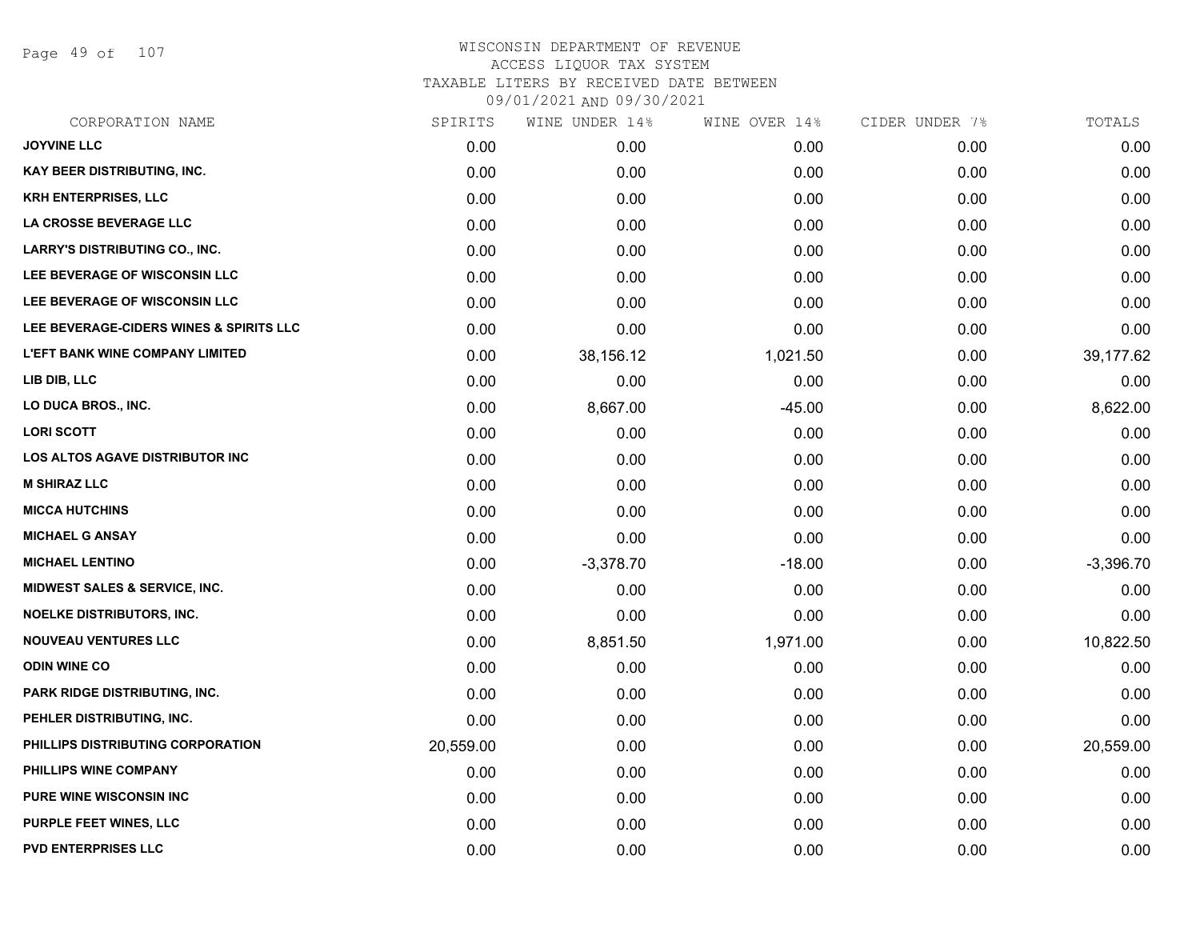# WISCONSIN DEPARTMENT OF REVENUE
## ACCESS LIQUOR TAX SYSTEM
### TAXABLE LITERS BY RECEIVED DATE BETWEEN 09/01/2021 AND 09/30/2021

| CORPORATION NAME | SPIRITS | WINE UNDER 14% | WINE OVER 14% | CIDER UNDER 7% | TOTALS |
|---|---|---|---|---|---|
| JOYVINE LLC | 0.00 | 0.00 | 0.00 | 0.00 | 0.00 |
| KAY BEER DISTRIBUTING, INC. | 0.00 | 0.00 | 0.00 | 0.00 | 0.00 |
| KRH ENTERPRISES, LLC | 0.00 | 0.00 | 0.00 | 0.00 | 0.00 |
| LA CROSSE BEVERAGE LLC | 0.00 | 0.00 | 0.00 | 0.00 | 0.00 |
| LARRY'S DISTRIBUTING CO., INC. | 0.00 | 0.00 | 0.00 | 0.00 | 0.00 |
| LEE BEVERAGE OF WISCONSIN LLC | 0.00 | 0.00 | 0.00 | 0.00 | 0.00 |
| LEE BEVERAGE OF WISCONSIN LLC | 0.00 | 0.00 | 0.00 | 0.00 | 0.00 |
| LEE BEVERAGE-CIDERS WINES & SPIRITS LLC | 0.00 | 0.00 | 0.00 | 0.00 | 0.00 |
| L'EFT BANK WINE COMPANY LIMITED | 0.00 | 38,156.12 | 1,021.50 | 0.00 | 39,177.62 |
| LIB DIB, LLC | 0.00 | 0.00 | 0.00 | 0.00 | 0.00 |
| LO DUCA BROS., INC. | 0.00 | 8,667.00 | -45.00 | 0.00 | 8,622.00 |
| LORI SCOTT | 0.00 | 0.00 | 0.00 | 0.00 | 0.00 |
| LOS ALTOS AGAVE DISTRIBUTOR INC | 0.00 | 0.00 | 0.00 | 0.00 | 0.00 |
| M SHIRAZ LLC | 0.00 | 0.00 | 0.00 | 0.00 | 0.00 |
| MICCA HUTCHINS | 0.00 | 0.00 | 0.00 | 0.00 | 0.00 |
| MICHAEL G ANSAY | 0.00 | 0.00 | 0.00 | 0.00 | 0.00 |
| MICHAEL LENTINO | 0.00 | -3,378.70 | -18.00 | 0.00 | -3,396.70 |
| MIDWEST SALES & SERVICE, INC. | 0.00 | 0.00 | 0.00 | 0.00 | 0.00 |
| NOELKE DISTRIBUTORS, INC. | 0.00 | 0.00 | 0.00 | 0.00 | 0.00 |
| NOUVEAU VENTURES LLC | 0.00 | 8,851.50 | 1,971.00 | 0.00 | 10,822.50 |
| ODIN WINE CO | 0.00 | 0.00 | 0.00 | 0.00 | 0.00 |
| PARK RIDGE DISTRIBUTING, INC. | 0.00 | 0.00 | 0.00 | 0.00 | 0.00 |
| PEHLER DISTRIBUTING, INC. | 0.00 | 0.00 | 0.00 | 0.00 | 0.00 |
| PHILLIPS DISTRIBUTING CORPORATION | 20,559.00 | 0.00 | 0.00 | 0.00 | 20,559.00 |
| PHILLIPS WINE COMPANY | 0.00 | 0.00 | 0.00 | 0.00 | 0.00 |
| PURE WINE WISCONSIN INC | 0.00 | 0.00 | 0.00 | 0.00 | 0.00 |
| PURPLE FEET WINES, LLC | 0.00 | 0.00 | 0.00 | 0.00 | 0.00 |
| PVD ENTERPRISES LLC | 0.00 | 0.00 | 0.00 | 0.00 | 0.00 |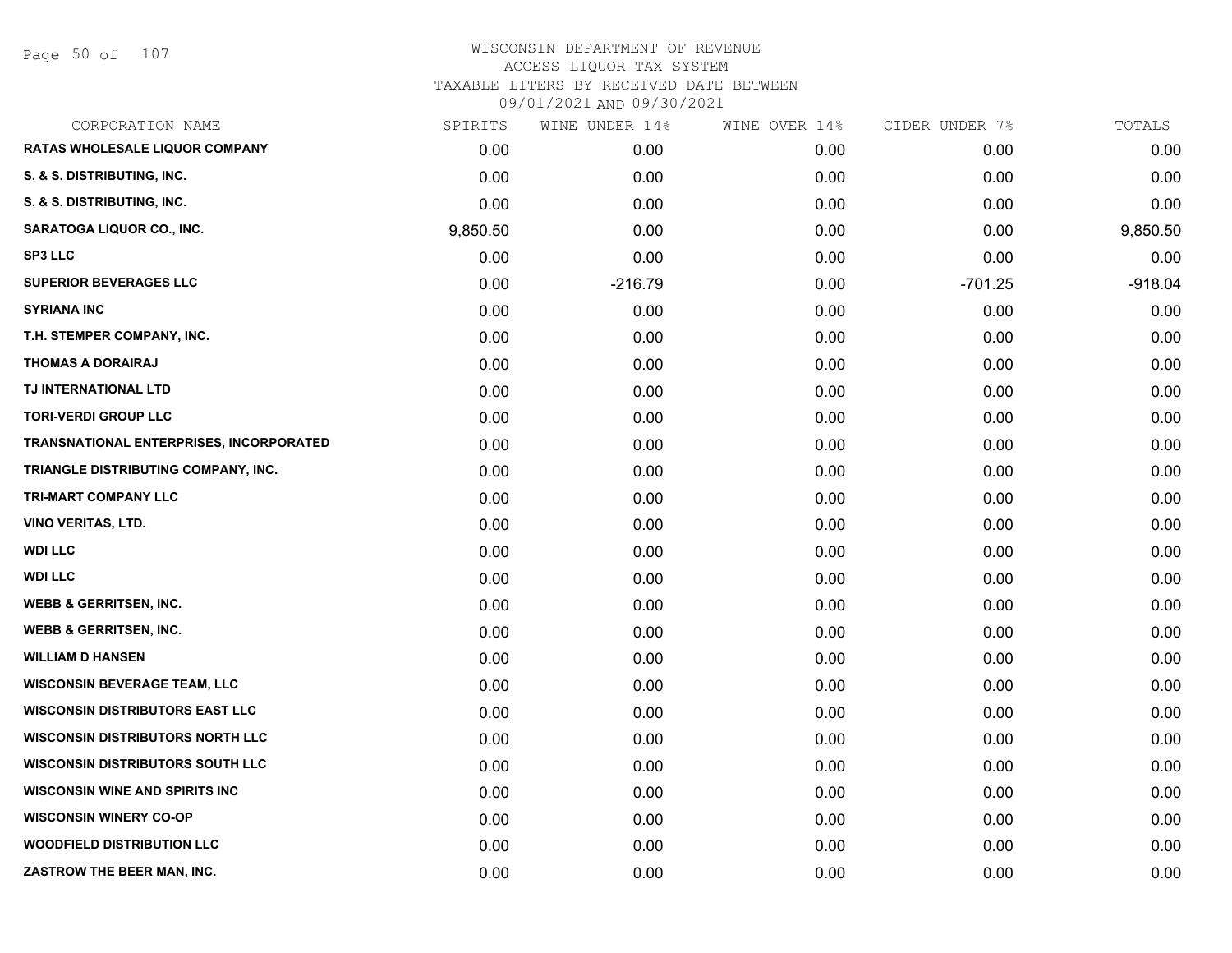# WISCONSIN DEPARTMENT OF REVENUE
## ACCESS LIQUOR TAX SYSTEM
### TAXABLE LITERS BY RECEIVED DATE BETWEEN 09/01/2021 AND 09/30/2021

| CORPORATION NAME | SPIRITS | WINE UNDER 14% | WINE OVER 14% | CIDER UNDER 7% | TOTALS |
|---|---|---|---|---|---|
| RATAS WHOLESALE LIQUOR COMPANY | 0.00 | 0.00 | 0.00 | 0.00 | 0.00 |
| S. & S. DISTRIBUTING, INC. | 0.00 | 0.00 | 0.00 | 0.00 | 0.00 |
| S. & S. DISTRIBUTING, INC. | 0.00 | 0.00 | 0.00 | 0.00 | 0.00 |
| SARATOGA LIQUOR CO., INC. | 9,850.50 | 0.00 | 0.00 | 0.00 | 9,850.50 |
| SP3 LLC | 0.00 | 0.00 | 0.00 | 0.00 | 0.00 |
| SUPERIOR BEVERAGES LLC | 0.00 | -216.79 | 0.00 | -701.25 | -918.04 |
| SYRIANA INC | 0.00 | 0.00 | 0.00 | 0.00 | 0.00 |
| T.H. STEMPER COMPANY, INC. | 0.00 | 0.00 | 0.00 | 0.00 | 0.00 |
| THOMAS A DORAIRAJ | 0.00 | 0.00 | 0.00 | 0.00 | 0.00 |
| TJ INTERNATIONAL LTD | 0.00 | 0.00 | 0.00 | 0.00 | 0.00 |
| TORI-VERDI GROUP LLC | 0.00 | 0.00 | 0.00 | 0.00 | 0.00 |
| TRANSNATIONAL ENTERPRISES, INCORPORATED | 0.00 | 0.00 | 0.00 | 0.00 | 0.00 |
| TRIANGLE DISTRIBUTING COMPANY, INC. | 0.00 | 0.00 | 0.00 | 0.00 | 0.00 |
| TRI-MART COMPANY LLC | 0.00 | 0.00 | 0.00 | 0.00 | 0.00 |
| VINO VERITAS, LTD. | 0.00 | 0.00 | 0.00 | 0.00 | 0.00 |
| WDI LLC | 0.00 | 0.00 | 0.00 | 0.00 | 0.00 |
| WDI LLC | 0.00 | 0.00 | 0.00 | 0.00 | 0.00 |
| WEBB & GERRITSEN, INC. | 0.00 | 0.00 | 0.00 | 0.00 | 0.00 |
| WEBB & GERRITSEN, INC. | 0.00 | 0.00 | 0.00 | 0.00 | 0.00 |
| WILLIAM D HANSEN | 0.00 | 0.00 | 0.00 | 0.00 | 0.00 |
| WISCONSIN BEVERAGE TEAM, LLC | 0.00 | 0.00 | 0.00 | 0.00 | 0.00 |
| WISCONSIN DISTRIBUTORS EAST LLC | 0.00 | 0.00 | 0.00 | 0.00 | 0.00 |
| WISCONSIN DISTRIBUTORS NORTH LLC | 0.00 | 0.00 | 0.00 | 0.00 | 0.00 |
| WISCONSIN DISTRIBUTORS SOUTH LLC | 0.00 | 0.00 | 0.00 | 0.00 | 0.00 |
| WISCONSIN WINE AND SPIRITS INC | 0.00 | 0.00 | 0.00 | 0.00 | 0.00 |
| WISCONSIN WINERY CO-OP | 0.00 | 0.00 | 0.00 | 0.00 | 0.00 |
| WOODFIELD DISTRIBUTION LLC | 0.00 | 0.00 | 0.00 | 0.00 | 0.00 |
| ZASTROW THE BEER MAN, INC. | 0.00 | 0.00 | 0.00 | 0.00 | 0.00 |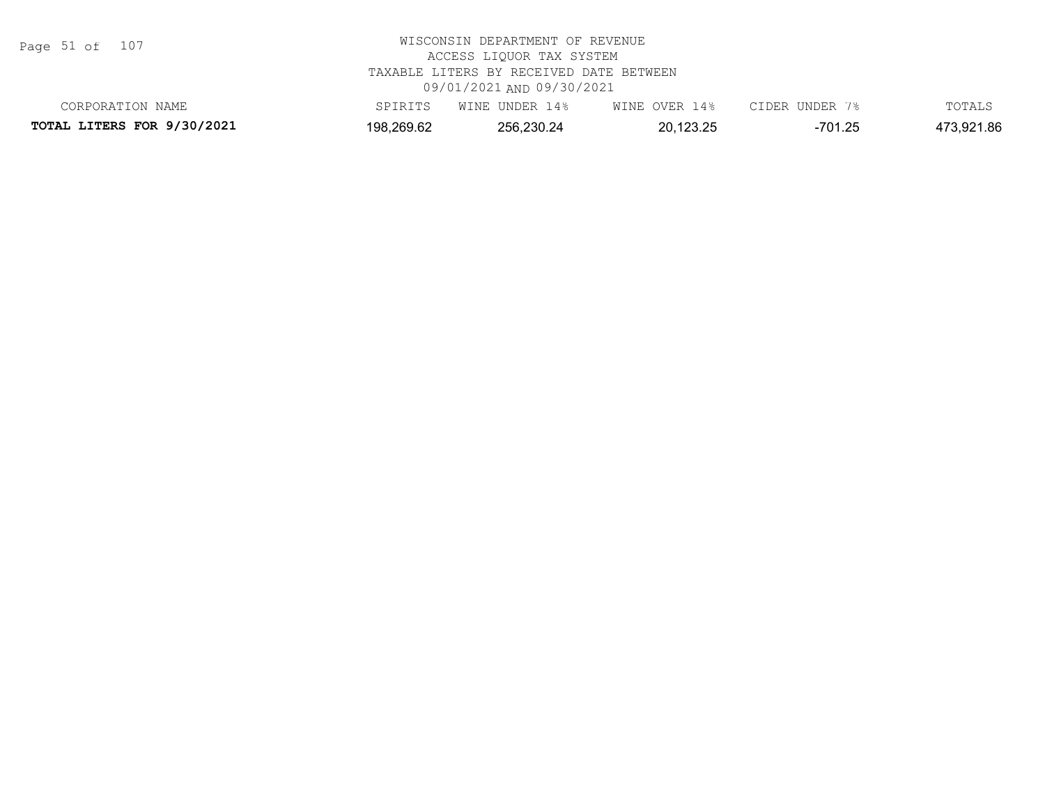WISCONSIN DEPARTMENT OF REVENUE
ACCESS LIQUOR TAX SYSTEM
TAXABLE LITERS BY RECEIVED DATE BETWEEN
09/01/2021 AND 09/30/2021

| CORPORATION NAME | SPIRITS | WINE UNDER 14% | WINE OVER 14% | CIDER UNDER 7% | TOTALS |
|---|---|---|---|---|---|
| **TOTAL LITERS FOR 9/30/2021** | 198,269.62 | 256,230.24 | 20,123.25 | -701.25 | 473,921.86 |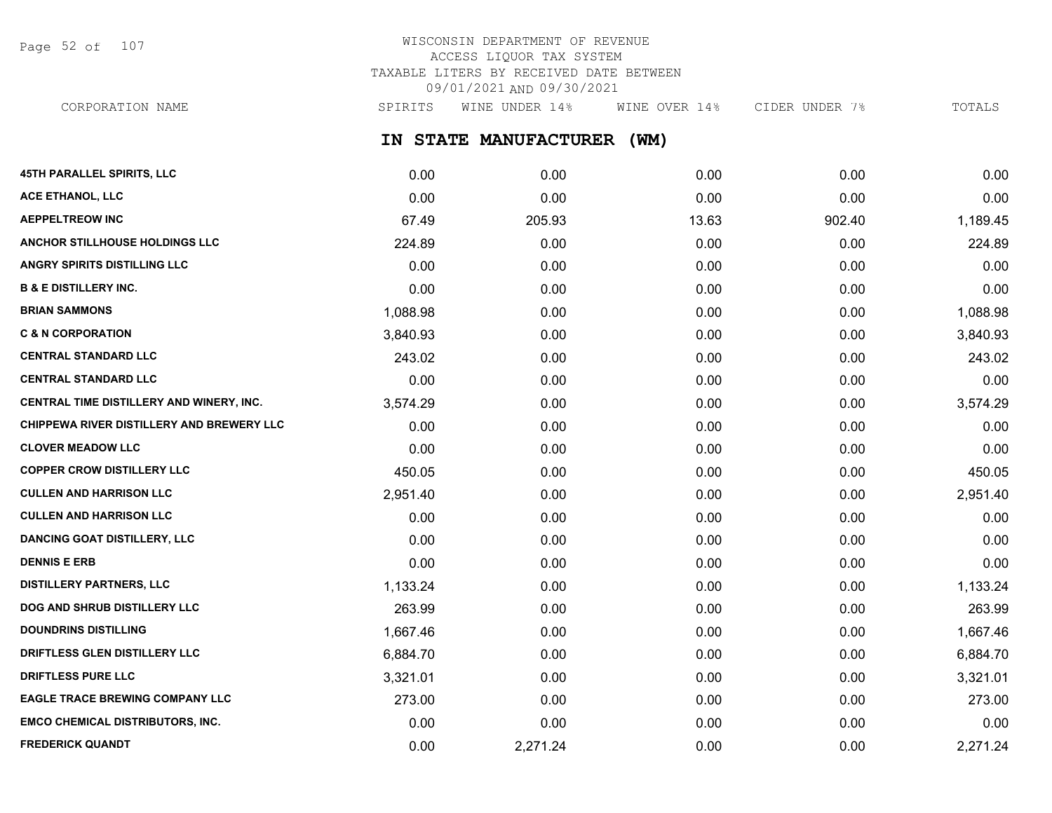WISCONSIN DEPARTMENT OF REVENUE
ACCESS LIQUOR TAX SYSTEM
TAXABLE LITERS BY RECEIVED DATE BETWEEN
09/01/2021 AND 09/30/2021

## IN STATE MANUFACTURER (WM)

| CORPORATION NAME | SPIRITS | WINE UNDER 14% | WINE OVER 14% | CIDER UNDER 7% | TOTALS |
|---|---|---|---|---|---|
| 45TH PARALLEL SPIRITS, LLC | 0.00 | 0.00 | 0.00 | 0.00 | 0.00 |
| ACE ETHANOL, LLC | 0.00 | 0.00 | 0.00 | 0.00 | 0.00 |
| AEPPELTREOW INC | 67.49 | 205.93 | 13.63 | 902.40 | 1,189.45 |
| ANCHOR STILLHOUSE HOLDINGS LLC | 224.89 | 0.00 | 0.00 | 0.00 | 224.89 |
| ANGRY SPIRITS DISTILLING LLC | 0.00 | 0.00 | 0.00 | 0.00 | 0.00 |
| B & E DISTILLERY INC. | 0.00 | 0.00 | 0.00 | 0.00 | 0.00 |
| BRIAN SAMMONS | 1,088.98 | 0.00 | 0.00 | 0.00 | 1,088.98 |
| C & N CORPORATION | 3,840.93 | 0.00 | 0.00 | 0.00 | 3,840.93 |
| CENTRAL STANDARD LLC | 243.02 | 0.00 | 0.00 | 0.00 | 243.02 |
| CENTRAL STANDARD LLC | 0.00 | 0.00 | 0.00 | 0.00 | 0.00 |
| CENTRAL TIME DISTILLERY AND WINERY, INC. | 3,574.29 | 0.00 | 0.00 | 0.00 | 3,574.29 |
| CHIPPEWA RIVER DISTILLERY AND BREWERY LLC | 0.00 | 0.00 | 0.00 | 0.00 | 0.00 |
| CLOVER MEADOW LLC | 0.00 | 0.00 | 0.00 | 0.00 | 0.00 |
| COPPER CROW DISTILLERY LLC | 450.05 | 0.00 | 0.00 | 0.00 | 450.05 |
| CULLEN AND HARRISON LLC | 2,951.40 | 0.00 | 0.00 | 0.00 | 2,951.40 |
| CULLEN AND HARRISON LLC | 0.00 | 0.00 | 0.00 | 0.00 | 0.00 |
| DANCING GOAT DISTILLERY, LLC | 0.00 | 0.00 | 0.00 | 0.00 | 0.00 |
| DENNIS E ERB | 0.00 | 0.00 | 0.00 | 0.00 | 0.00 |
| DISTILLERY PARTNERS, LLC | 1,133.24 | 0.00 | 0.00 | 0.00 | 1,133.24 |
| DOG AND SHRUB DISTILLERY LLC | 263.99 | 0.00 | 0.00 | 0.00 | 263.99 |
| DOUNDRINS DISTILLING | 1,667.46 | 0.00 | 0.00 | 0.00 | 1,667.46 |
| DRIFTLESS GLEN DISTILLERY LLC | 6,884.70 | 0.00 | 0.00 | 0.00 | 6,884.70 |
| DRIFTLESS PURE LLC | 3,321.01 | 0.00 | 0.00 | 0.00 | 3,321.01 |
| EAGLE TRACE BREWING COMPANY LLC | 273.00 | 0.00 | 0.00 | 0.00 | 273.00 |
| EMCO CHEMICAL DISTRIBUTORS, INC. | 0.00 | 0.00 | 0.00 | 0.00 | 0.00 |
| FREDERICK QUANDT | 0.00 | 2,271.24 | 0.00 | 0.00 | 2,271.24 |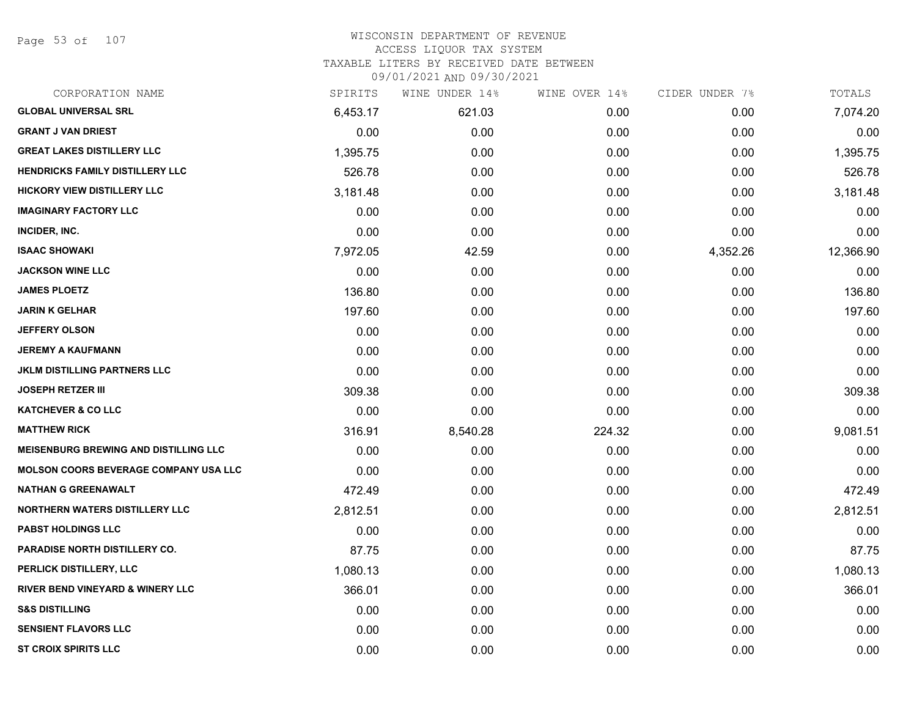# WISCONSIN DEPARTMENT OF REVENUE
## ACCESS LIQUOR TAX SYSTEM
## TAXABLE LITERS BY RECEIVED DATE BETWEEN 09/01/2021 AND 09/30/2021

| CORPORATION NAME | SPIRITS | WINE UNDER 14% | WINE OVER 14% | CIDER UNDER 7% | TOTALS |
|---|---|---|---|---|---|
| GLOBAL UNIVERSAL SRL | 6,453.17 | 621.03 | 0.00 | 0.00 | 7,074.20 |
| GRANT J VAN DRIEST | 0.00 | 0.00 | 0.00 | 0.00 | 0.00 |
| GREAT LAKES DISTILLERY LLC | 1,395.75 | 0.00 | 0.00 | 0.00 | 1,395.75 |
| HENDRICKS FAMILY DISTILLERY LLC | 526.78 | 0.00 | 0.00 | 0.00 | 526.78 |
| HICKORY VIEW DISTILLERY LLC | 3,181.48 | 0.00 | 0.00 | 0.00 | 3,181.48 |
| IMAGINARY FACTORY LLC | 0.00 | 0.00 | 0.00 | 0.00 | 0.00 |
| INCIDER, INC. | 0.00 | 0.00 | 0.00 | 0.00 | 0.00 |
| ISAAC SHOWAKI | 7,972.05 | 42.59 | 0.00 | 4,352.26 | 12,366.90 |
| JACKSON WINE LLC | 0.00 | 0.00 | 0.00 | 0.00 | 0.00 |
| JAMES PLOETZ | 136.80 | 0.00 | 0.00 | 0.00 | 136.80 |
| JARIN K GELHAR | 197.60 | 0.00 | 0.00 | 0.00 | 197.60 |
| JEFFERY OLSON | 0.00 | 0.00 | 0.00 | 0.00 | 0.00 |
| JEREMY A KAUFMANN | 0.00 | 0.00 | 0.00 | 0.00 | 0.00 |
| JKLM DISTILLING PARTNERS LLC | 0.00 | 0.00 | 0.00 | 0.00 | 0.00 |
| JOSEPH RETZER III | 309.38 | 0.00 | 0.00 | 0.00 | 309.38 |
| KATCHEVER & CO LLC | 0.00 | 0.00 | 0.00 | 0.00 | 0.00 |
| MATTHEW RICK | 316.91 | 8,540.28 | 224.32 | 0.00 | 9,081.51 |
| MEISENBURG BREWING AND DISTILLING LLC | 0.00 | 0.00 | 0.00 | 0.00 | 0.00 |
| MOLSON COORS BEVERAGE COMPANY USA LLC | 0.00 | 0.00 | 0.00 | 0.00 | 0.00 |
| NATHAN G GREENAWALT | 472.49 | 0.00 | 0.00 | 0.00 | 472.49 |
| NORTHERN WATERS DISTILLERY LLC | 2,812.51 | 0.00 | 0.00 | 0.00 | 2,812.51 |
| PABST HOLDINGS LLC | 0.00 | 0.00 | 0.00 | 0.00 | 0.00 |
| PARADISE NORTH DISTILLERY CO. | 87.75 | 0.00 | 0.00 | 0.00 | 87.75 |
| PERLICK DISTILLERY, LLC | 1,080.13 | 0.00 | 0.00 | 0.00 | 1,080.13 |
| RIVER BEND VINEYARD & WINERY LLC | 366.01 | 0.00 | 0.00 | 0.00 | 366.01 |
| S&S DISTILLING | 0.00 | 0.00 | 0.00 | 0.00 | 0.00 |
| SENSIENT FLAVORS LLC | 0.00 | 0.00 | 0.00 | 0.00 | 0.00 |
| ST CROIX SPIRITS LLC | 0.00 | 0.00 | 0.00 | 0.00 | 0.00 |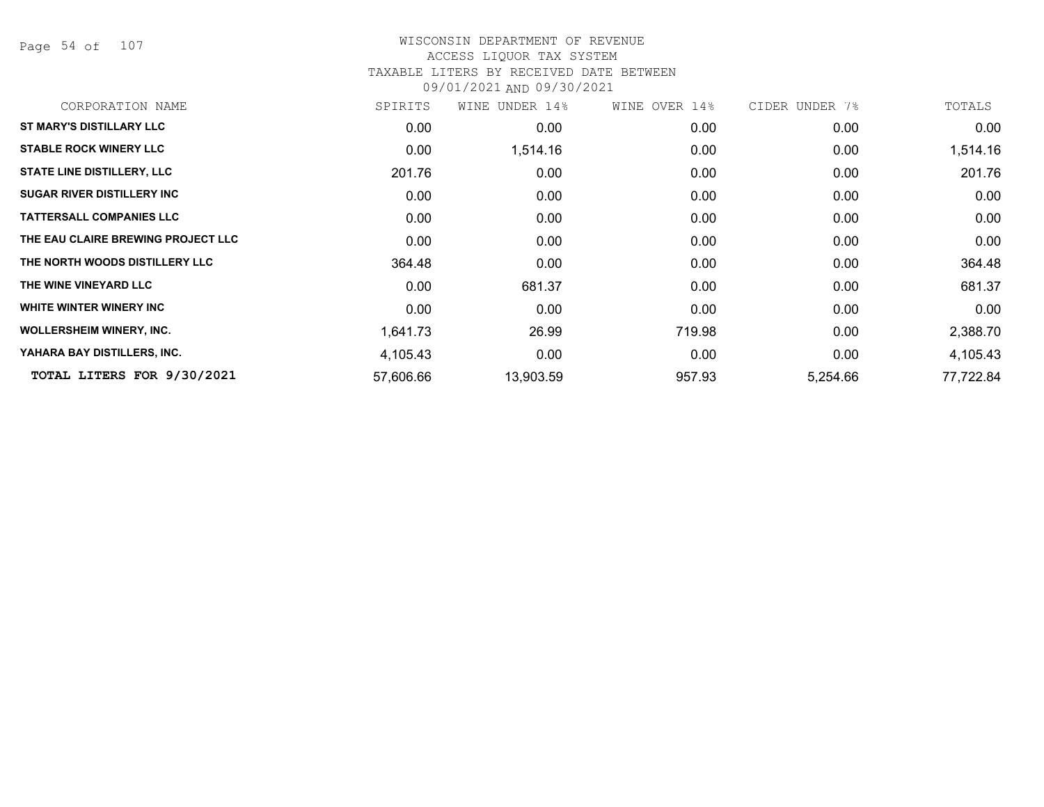WISCONSIN DEPARTMENT OF REVENUE
ACCESS LIQUOR TAX SYSTEM
TAXABLE LITERS BY RECEIVED DATE BETWEEN
09/01/2021 AND 09/30/2021

| CORPORATION NAME | SPIRITS | WINE UNDER 14% | WINE OVER 14% | CIDER UNDER 7% | TOTALS |
|---|---|---|---|---|---|
| ST MARY'S DISTILLARY LLC | 0.00 | 0.00 | 0.00 | 0.00 | 0.00 |
| STABLE ROCK WINERY LLC | 0.00 | 1,514.16 | 0.00 | 0.00 | 1,514.16 |
| STATE LINE DISTILLERY, LLC | 201.76 | 0.00 | 0.00 | 0.00 | 201.76 |
| SUGAR RIVER DISTILLERY INC | 0.00 | 0.00 | 0.00 | 0.00 | 0.00 |
| TATTERSALL COMPANIES LLC | 0.00 | 0.00 | 0.00 | 0.00 | 0.00 |
| THE EAU CLAIRE BREWING PROJECT LLC | 0.00 | 0.00 | 0.00 | 0.00 | 0.00 |
| THE NORTH WOODS DISTILLERY LLC | 364.48 | 0.00 | 0.00 | 0.00 | 364.48 |
| THE WINE VINEYARD LLC | 0.00 | 681.37 | 0.00 | 0.00 | 681.37 |
| WHITE WINTER WINERY INC | 0.00 | 0.00 | 0.00 | 0.00 | 0.00 |
| WOLLERSHEIM WINERY, INC. | 1,641.73 | 26.99 | 719.98 | 0.00 | 2,388.70 |
| YAHARA BAY DISTILLERS, INC. | 4,105.43 | 0.00 | 0.00 | 0.00 | 4,105.43 |
| **TOTAL LITERS FOR 9/30/2021** | 57,606.66 | 13,903.59 | 957.93 | 5,254.66 | 77,722.84 |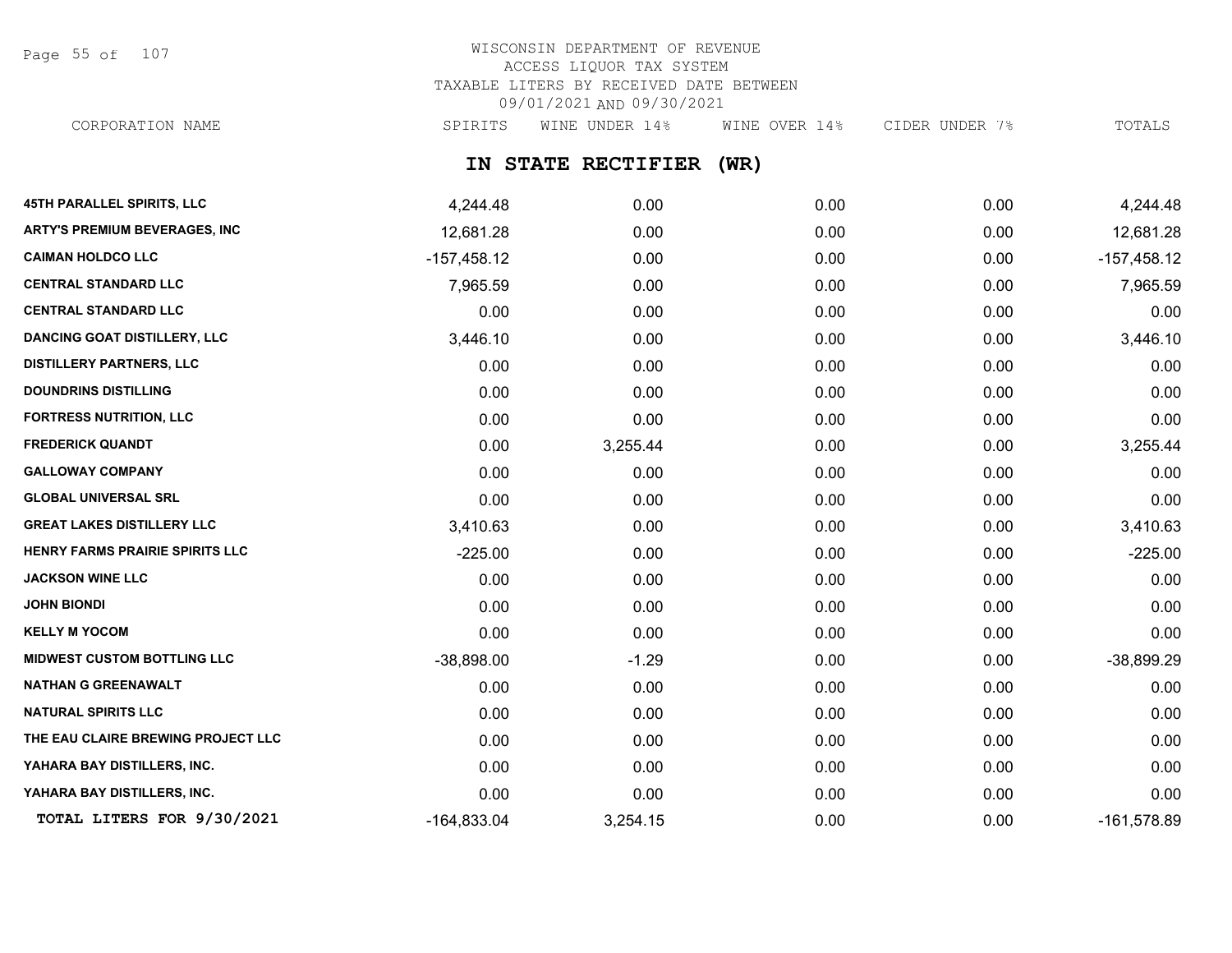# WISCONSIN DEPARTMENT OF REVENUE
## ACCESS LIQUOR TAX SYSTEM
## TAXABLE LITERS BY RECEIVED DATE BETWEEN 09/01/2021 AND 09/30/2021

## IN STATE RECTIFIER (WR)

| CORPORATION NAME | SPIRITS | WINE UNDER 14% | WINE OVER 14% | CIDER UNDER 7% | TOTALS |
|---|---|---|---|---|---|
| 45TH PARALLEL SPIRITS, LLC | 4,244.48 | 0.00 | 0.00 | 0.00 | 4,244.48 |
| ARTY'S PREMIUM BEVERAGES, INC | 12,681.28 | 0.00 | 0.00 | 0.00 | 12,681.28 |
| CAIMAN HOLDCO LLC | -157,458.12 | 0.00 | 0.00 | 0.00 | -157,458.12 |
| CENTRAL STANDARD LLC | 7,965.59 | 0.00 | 0.00 | 0.00 | 7,965.59 |
| CENTRAL STANDARD LLC | 0.00 | 0.00 | 0.00 | 0.00 | 0.00 |
| DANCING GOAT DISTILLERY, LLC | 3,446.10 | 0.00 | 0.00 | 0.00 | 3,446.10 |
| DISTILLERY PARTNERS, LLC | 0.00 | 0.00 | 0.00 | 0.00 | 0.00 |
| DOUNDRINS DISTILLING | 0.00 | 0.00 | 0.00 | 0.00 | 0.00 |
| FORTRESS NUTRITION, LLC | 0.00 | 0.00 | 0.00 | 0.00 | 0.00 |
| FREDERICK QUANDT | 0.00 | 3,255.44 | 0.00 | 0.00 | 3,255.44 |
| GALLOWAY COMPANY | 0.00 | 0.00 | 0.00 | 0.00 | 0.00 |
| GLOBAL UNIVERSAL SRL | 0.00 | 0.00 | 0.00 | 0.00 | 0.00 |
| GREAT LAKES DISTILLERY LLC | 3,410.63 | 0.00 | 0.00 | 0.00 | 3,410.63 |
| HENRY FARMS PRAIRIE SPIRITS LLC | -225.00 | 0.00 | 0.00 | 0.00 | -225.00 |
| JACKSON WINE LLC | 0.00 | 0.00 | 0.00 | 0.00 | 0.00 |
| JOHN BIONDI | 0.00 | 0.00 | 0.00 | 0.00 | 0.00 |
| KELLY M YOCOM | 0.00 | 0.00 | 0.00 | 0.00 | 0.00 |
| MIDWEST CUSTOM BOTTLING LLC | -38,898.00 | -1.29 | 0.00 | 0.00 | -38,899.29 |
| NATHAN G GREENAWALT | 0.00 | 0.00 | 0.00 | 0.00 | 0.00 |
| NATURAL SPIRITS LLC | 0.00 | 0.00 | 0.00 | 0.00 | 0.00 |
| THE EAU CLAIRE BREWING PROJECT LLC | 0.00 | 0.00 | 0.00 | 0.00 | 0.00 |
| YAHARA BAY DISTILLERS, INC. | 0.00 | 0.00 | 0.00 | 0.00 | 0.00 |
| YAHARA BAY DISTILLERS, INC. | 0.00 | 0.00 | 0.00 | 0.00 | 0.00 |
| TOTAL LITERS FOR 9/30/2021 | -164,833.04 | 3,254.15 | 0.00 | 0.00 | -161,578.89 |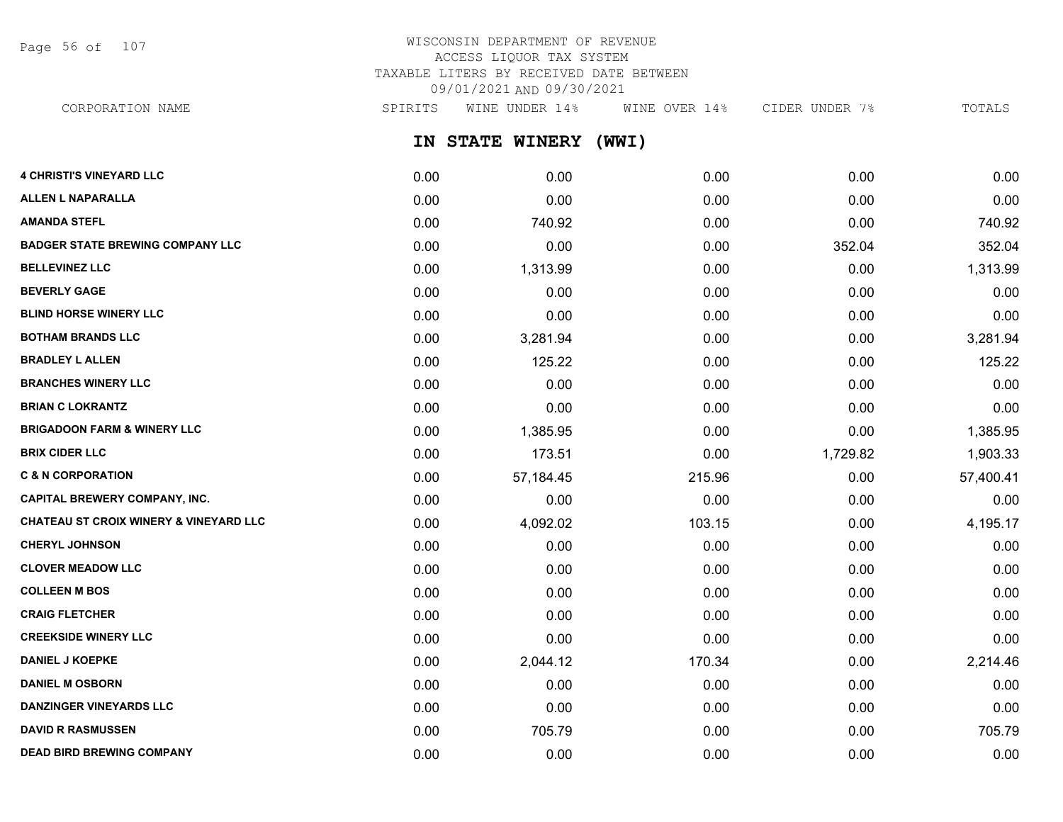WISCONSIN DEPARTMENT OF REVENUE
ACCESS LIQUOR TAX SYSTEM
TAXABLE LITERS BY RECEIVED DATE BETWEEN
09/01/2021 AND 09/30/2021

## IN STATE WINERY (WWI)

| CORPORATION NAME | SPIRITS | WINE UNDER 14% | WINE OVER 14% | CIDER UNDER 7% | TOTALS |
|---|---|---|---|---|---|
| 4 CHRISTI'S VINEYARD LLC | 0.00 | 0.00 | 0.00 | 0.00 | 0.00 |
| ALLEN L NAPARALLA | 0.00 | 0.00 | 0.00 | 0.00 | 0.00 |
| AMANDA STEFL | 0.00 | 740.92 | 0.00 | 0.00 | 740.92 |
| BADGER STATE BREWING COMPANY LLC | 0.00 | 0.00 | 0.00 | 352.04 | 352.04 |
| BELLEVINEZ LLC | 0.00 | 1,313.99 | 0.00 | 0.00 | 1,313.99 |
| BEVERLY GAGE | 0.00 | 0.00 | 0.00 | 0.00 | 0.00 |
| BLIND HORSE WINERY LLC | 0.00 | 0.00 | 0.00 | 0.00 | 0.00 |
| BOTHAM BRANDS LLC | 0.00 | 3,281.94 | 0.00 | 0.00 | 3,281.94 |
| BRADLEY L ALLEN | 0.00 | 125.22 | 0.00 | 0.00 | 125.22 |
| BRANCHES WINERY LLC | 0.00 | 0.00 | 0.00 | 0.00 | 0.00 |
| BRIAN C LOKRANTZ | 0.00 | 0.00 | 0.00 | 0.00 | 0.00 |
| BRIGADOON FARM & WINERY LLC | 0.00 | 1,385.95 | 0.00 | 0.00 | 1,385.95 |
| BRIX CIDER LLC | 0.00 | 173.51 | 0.00 | 1,729.82 | 1,903.33 |
| C & N CORPORATION | 0.00 | 57,184.45 | 215.96 | 0.00 | 57,400.41 |
| CAPITAL BREWERY COMPANY, INC. | 0.00 | 0.00 | 0.00 | 0.00 | 0.00 |
| CHATEAU ST CROIX WINERY & VINEYARD LLC | 0.00 | 4,092.02 | 103.15 | 0.00 | 4,195.17 |
| CHERYL JOHNSON | 0.00 | 0.00 | 0.00 | 0.00 | 0.00 |
| CLOVER MEADOW LLC | 0.00 | 0.00 | 0.00 | 0.00 | 0.00 |
| COLLEEN M BOS | 0.00 | 0.00 | 0.00 | 0.00 | 0.00 |
| CRAIG FLETCHER | 0.00 | 0.00 | 0.00 | 0.00 | 0.00 |
| CREEKSIDE WINERY LLC | 0.00 | 0.00 | 0.00 | 0.00 | 0.00 |
| DANIEL J KOEPKE | 0.00 | 2,044.12 | 170.34 | 0.00 | 2,214.46 |
| DANIEL M OSBORN | 0.00 | 0.00 | 0.00 | 0.00 | 0.00 |
| DANZINGER VINEYARDS LLC | 0.00 | 0.00 | 0.00 | 0.00 | 0.00 |
| DAVID R RASMUSSEN | 0.00 | 705.79 | 0.00 | 0.00 | 705.79 |
| DEAD BIRD BREWING COMPANY | 0.00 | 0.00 | 0.00 | 0.00 | 0.00 |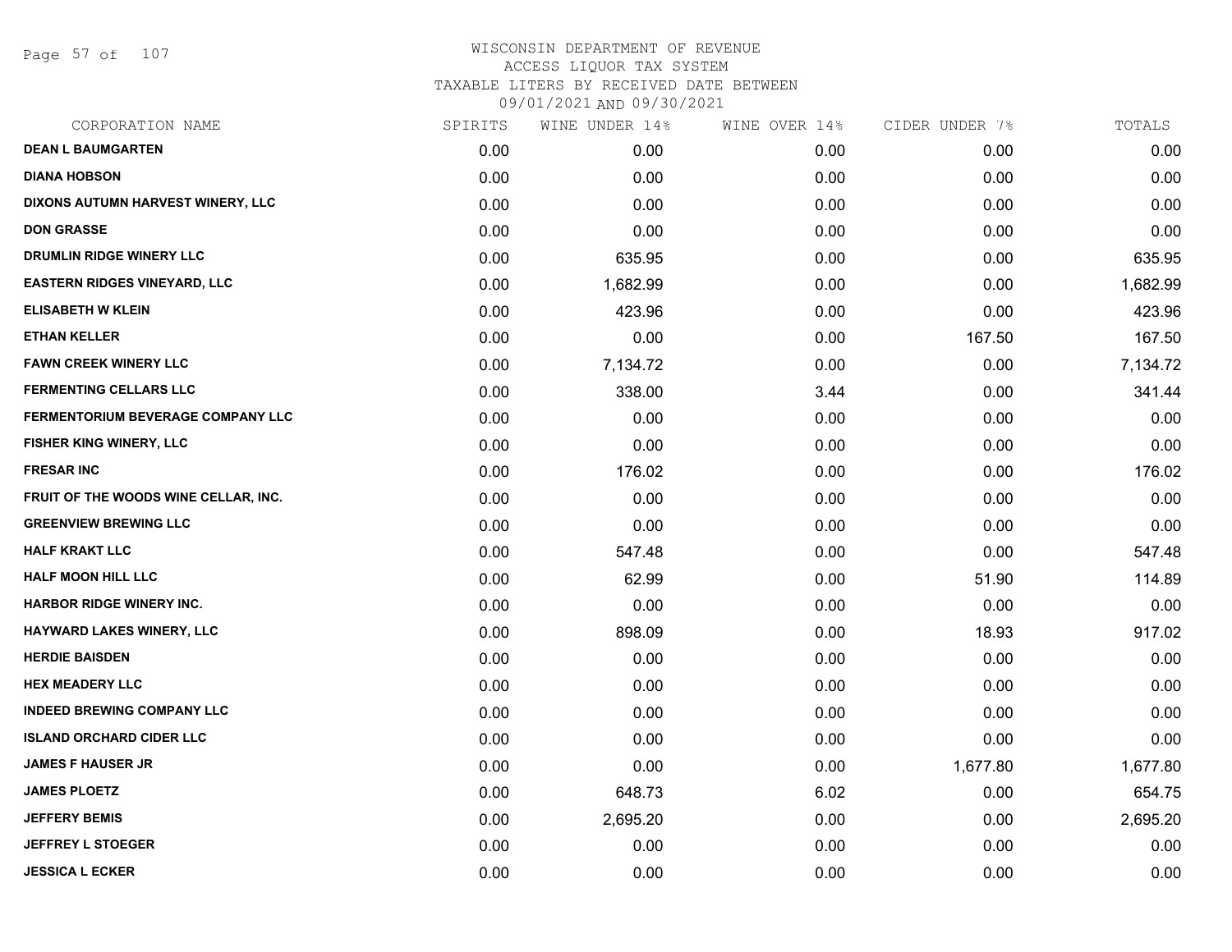WISCONSIN DEPARTMENT OF REVENUE
ACCESS LIQUOR TAX SYSTEM
TAXABLE LITERS BY RECEIVED DATE BETWEEN
09/01/2021 AND 09/30/2021

| CORPORATION NAME | SPIRITS | WINE UNDER 14% | WINE OVER 14% | CIDER UNDER 7% | TOTALS |
|---|---|---|---|---|---|
| DEAN L BAUMGARTEN | 0.00 | 0.00 | 0.00 | 0.00 | 0.00 |
| DIANA HOBSON | 0.00 | 0.00 | 0.00 | 0.00 | 0.00 |
| DIXONS AUTUMN HARVEST WINERY, LLC | 0.00 | 0.00 | 0.00 | 0.00 | 0.00 |
| DON GRASSE | 0.00 | 0.00 | 0.00 | 0.00 | 0.00 |
| DRUMLIN RIDGE WINERY LLC | 0.00 | 635.95 | 0.00 | 0.00 | 635.95 |
| EASTERN RIDGES VINEYARD, LLC | 0.00 | 1,682.99 | 0.00 | 0.00 | 1,682.99 |
| ELISABETH W KLEIN | 0.00 | 423.96 | 0.00 | 0.00 | 423.96 |
| ETHAN KELLER | 0.00 | 0.00 | 0.00 | 167.50 | 167.50 |
| FAWN CREEK WINERY LLC | 0.00 | 7,134.72 | 0.00 | 0.00 | 7,134.72 |
| FERMENTING CELLARS LLC | 0.00 | 338.00 | 3.44 | 0.00 | 341.44 |
| FERMENTORIUM BEVERAGE COMPANY LLC | 0.00 | 0.00 | 0.00 | 0.00 | 0.00 |
| FISHER KING WINERY, LLC | 0.00 | 0.00 | 0.00 | 0.00 | 0.00 |
| FRESAR INC | 0.00 | 176.02 | 0.00 | 0.00 | 176.02 |
| FRUIT OF THE WOODS WINE CELLAR, INC. | 0.00 | 0.00 | 0.00 | 0.00 | 0.00 |
| GREENVIEW BREWING LLC | 0.00 | 0.00 | 0.00 | 0.00 | 0.00 |
| HALF KRAKT LLC | 0.00 | 547.48 | 0.00 | 0.00 | 547.48 |
| HALF MOON HILL LLC | 0.00 | 62.99 | 0.00 | 51.90 | 114.89 |
| HARBOR RIDGE WINERY INC. | 0.00 | 0.00 | 0.00 | 0.00 | 0.00 |
| HAYWARD LAKES WINERY, LLC | 0.00 | 898.09 | 0.00 | 18.93 | 917.02 |
| HERDIE BAISDEN | 0.00 | 0.00 | 0.00 | 0.00 | 0.00 |
| HEX MEADERY LLC | 0.00 | 0.00 | 0.00 | 0.00 | 0.00 |
| INDEED BREWING COMPANY LLC | 0.00 | 0.00 | 0.00 | 0.00 | 0.00 |
| ISLAND ORCHARD CIDER LLC | 0.00 | 0.00 | 0.00 | 0.00 | 0.00 |
| JAMES F HAUSER JR | 0.00 | 0.00 | 0.00 | 1,677.80 | 1,677.80 |
| JAMES PLOETZ | 0.00 | 648.73 | 6.02 | 0.00 | 654.75 |
| JEFFERY BEMIS | 0.00 | 2,695.20 | 0.00 | 0.00 | 2,695.20 |
| JEFFREY L STOEGER | 0.00 | 0.00 | 0.00 | 0.00 | 0.00 |
| JESSICA L ECKER | 0.00 | 0.00 | 0.00 | 0.00 | 0.00 |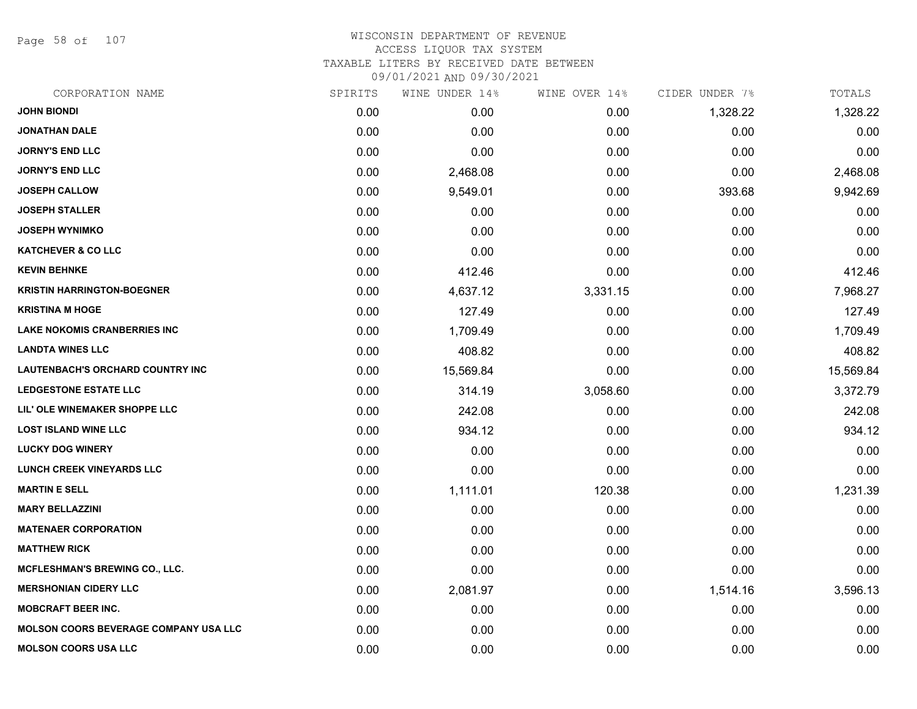# WISCONSIN DEPARTMENT OF REVENUE
## ACCESS LIQUOR TAX SYSTEM
### TAXABLE LITERS BY RECEIVED DATE BETWEEN 09/01/2021 AND 09/30/2021

| CORPORATION NAME | SPIRITS | WINE UNDER 14% | WINE OVER 14% | CIDER UNDER 7% | TOTALS |
|---|---|---|---|---|---|
| JOHN BIONDI | 0.00 | 0.00 | 0.00 | 1,328.22 | 1,328.22 |
| JONATHAN DALE | 0.00 | 0.00 | 0.00 | 0.00 | 0.00 |
| JORNY'S END LLC | 0.00 | 0.00 | 0.00 | 0.00 | 0.00 |
| JORNY'S END LLC | 0.00 | 2,468.08 | 0.00 | 0.00 | 2,468.08 |
| JOSEPH CALLOW | 0.00 | 9,549.01 | 0.00 | 393.68 | 9,942.69 |
| JOSEPH STALLER | 0.00 | 0.00 | 0.00 | 0.00 | 0.00 |
| JOSEPH WYNIMKO | 0.00 | 0.00 | 0.00 | 0.00 | 0.00 |
| KATCHEVER & CO LLC | 0.00 | 0.00 | 0.00 | 0.00 | 0.00 |
| KEVIN BEHNKE | 0.00 | 412.46 | 0.00 | 0.00 | 412.46 |
| KRISTIN HARRINGTON-BOEGNER | 0.00 | 4,637.12 | 3,331.15 | 0.00 | 7,968.27 |
| KRISTINA M HOGE | 0.00 | 127.49 | 0.00 | 0.00 | 127.49 |
| LAKE NOKOMIS CRANBERRIES INC | 0.00 | 1,709.49 | 0.00 | 0.00 | 1,709.49 |
| LANDTA WINES LLC | 0.00 | 408.82 | 0.00 | 0.00 | 408.82 |
| LAUTENBACH'S ORCHARD COUNTRY INC | 0.00 | 15,569.84 | 0.00 | 0.00 | 15,569.84 |
| LEDGESTONE ESTATE LLC | 0.00 | 314.19 | 3,058.60 | 0.00 | 3,372.79 |
| LIL' OLE WINEMAKER SHOPPE LLC | 0.00 | 242.08 | 0.00 | 0.00 | 242.08 |
| LOST ISLAND WINE LLC | 0.00 | 934.12 | 0.00 | 0.00 | 934.12 |
| LUCKY DOG WINERY | 0.00 | 0.00 | 0.00 | 0.00 | 0.00 |
| LUNCH CREEK VINEYARDS LLC | 0.00 | 0.00 | 0.00 | 0.00 | 0.00 |
| MARTIN E SELL | 0.00 | 1,111.01 | 120.38 | 0.00 | 1,231.39 |
| MARY BELLAZZINI | 0.00 | 0.00 | 0.00 | 0.00 | 0.00 |
| MATENAER CORPORATION | 0.00 | 0.00 | 0.00 | 0.00 | 0.00 |
| MATTHEW RICK | 0.00 | 0.00 | 0.00 | 0.00 | 0.00 |
| MCFLESHMAN'S BREWING CO., LLC. | 0.00 | 0.00 | 0.00 | 0.00 | 0.00 |
| MERSHONIAN CIDERY LLC | 0.00 | 2,081.97 | 0.00 | 1,514.16 | 3,596.13 |
| MOBCRAFT BEER INC. | 0.00 | 0.00 | 0.00 | 0.00 | 0.00 |
| MOLSON COORS BEVERAGE COMPANY USA LLC | 0.00 | 0.00 | 0.00 | 0.00 | 0.00 |
| MOLSON COORS USA LLC | 0.00 | 0.00 | 0.00 | 0.00 | 0.00 |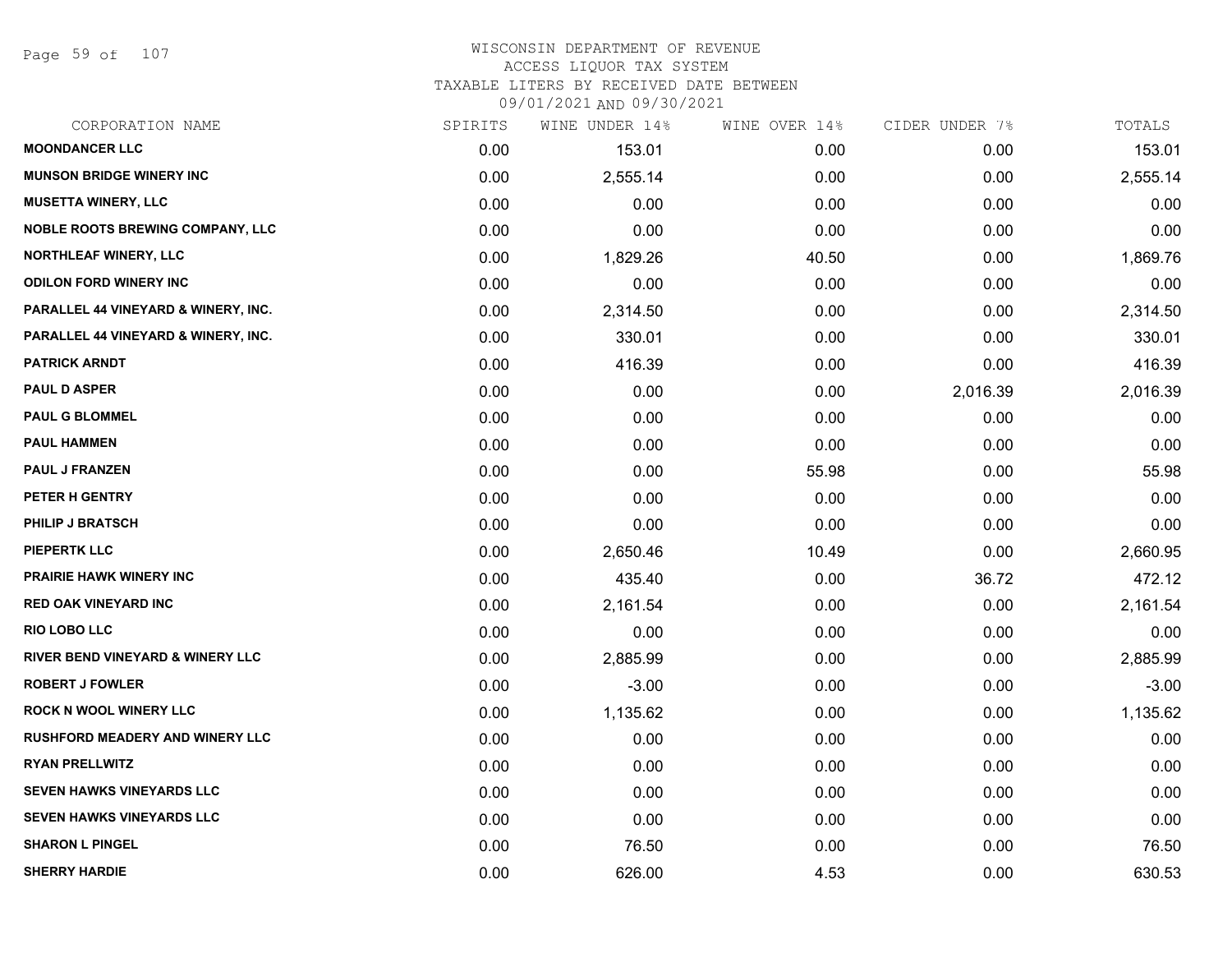# WISCONSIN DEPARTMENT OF REVENUE
## ACCESS LIQUOR TAX SYSTEM
### TAXABLE LITERS BY RECEIVED DATE BETWEEN 09/01/2021 AND 09/30/2021

| CORPORATION NAME | SPIRITS | WINE UNDER 14% | WINE OVER 14% | CIDER UNDER 7% | TOTALS |
|---|---|---|---|---|---|
| MOONDANCER LLC | 0.00 | 153.01 | 0.00 | 0.00 | 153.01 |
| MUNSON BRIDGE WINERY INC | 0.00 | 2,555.14 | 0.00 | 0.00 | 2,555.14 |
| MUSETTA WINERY, LLC | 0.00 | 0.00 | 0.00 | 0.00 | 0.00 |
| NOBLE ROOTS BREWING COMPANY, LLC | 0.00 | 0.00 | 0.00 | 0.00 | 0.00 |
| NORTHLEAF WINERY, LLC | 0.00 | 1,829.26 | 40.50 | 0.00 | 1,869.76 |
| ODILON FORD WINERY INC | 0.00 | 0.00 | 0.00 | 0.00 | 0.00 |
| PARALLEL 44 VINEYARD & WINERY, INC. | 0.00 | 2,314.50 | 0.00 | 0.00 | 2,314.50 |
| PARALLEL 44 VINEYARD & WINERY, INC. | 0.00 | 330.01 | 0.00 | 0.00 | 330.01 |
| PATRICK ARNDT | 0.00 | 416.39 | 0.00 | 0.00 | 416.39 |
| PAUL D ASPER | 0.00 | 0.00 | 0.00 | 2,016.39 | 2,016.39 |
| PAUL G BLOMMEL | 0.00 | 0.00 | 0.00 | 0.00 | 0.00 |
| PAUL HAMMEN | 0.00 | 0.00 | 0.00 | 0.00 | 0.00 |
| PAUL J FRANZEN | 0.00 | 0.00 | 55.98 | 0.00 | 55.98 |
| PETER H GENTRY | 0.00 | 0.00 | 0.00 | 0.00 | 0.00 |
| PHILIP J BRATSCH | 0.00 | 0.00 | 0.00 | 0.00 | 0.00 |
| PIEPERTK LLC | 0.00 | 2,650.46 | 10.49 | 0.00 | 2,660.95 |
| PRAIRIE HAWK WINERY INC | 0.00 | 435.40 | 0.00 | 36.72 | 472.12 |
| RED OAK VINEYARD INC | 0.00 | 2,161.54 | 0.00 | 0.00 | 2,161.54 |
| RIO LOBO LLC | 0.00 | 0.00 | 0.00 | 0.00 | 0.00 |
| RIVER BEND VINEYARD & WINERY LLC | 0.00 | 2,885.99 | 0.00 | 0.00 | 2,885.99 |
| ROBERT J FOWLER | 0.00 | -3.00 | 0.00 | 0.00 | -3.00 |
| ROCK N WOOL WINERY LLC | 0.00 | 1,135.62 | 0.00 | 0.00 | 1,135.62 |
| RUSHFORD MEADERY AND WINERY LLC | 0.00 | 0.00 | 0.00 | 0.00 | 0.00 |
| RYAN PRELLWITZ | 0.00 | 0.00 | 0.00 | 0.00 | 0.00 |
| SEVEN HAWKS VINEYARDS LLC | 0.00 | 0.00 | 0.00 | 0.00 | 0.00 |
| SEVEN HAWKS VINEYARDS LLC | 0.00 | 0.00 | 0.00 | 0.00 | 0.00 |
| SHARON L PINGEL | 0.00 | 76.50 | 0.00 | 0.00 | 76.50 |
| SHERRY HARDIE | 0.00 | 626.00 | 4.53 | 0.00 | 630.53 |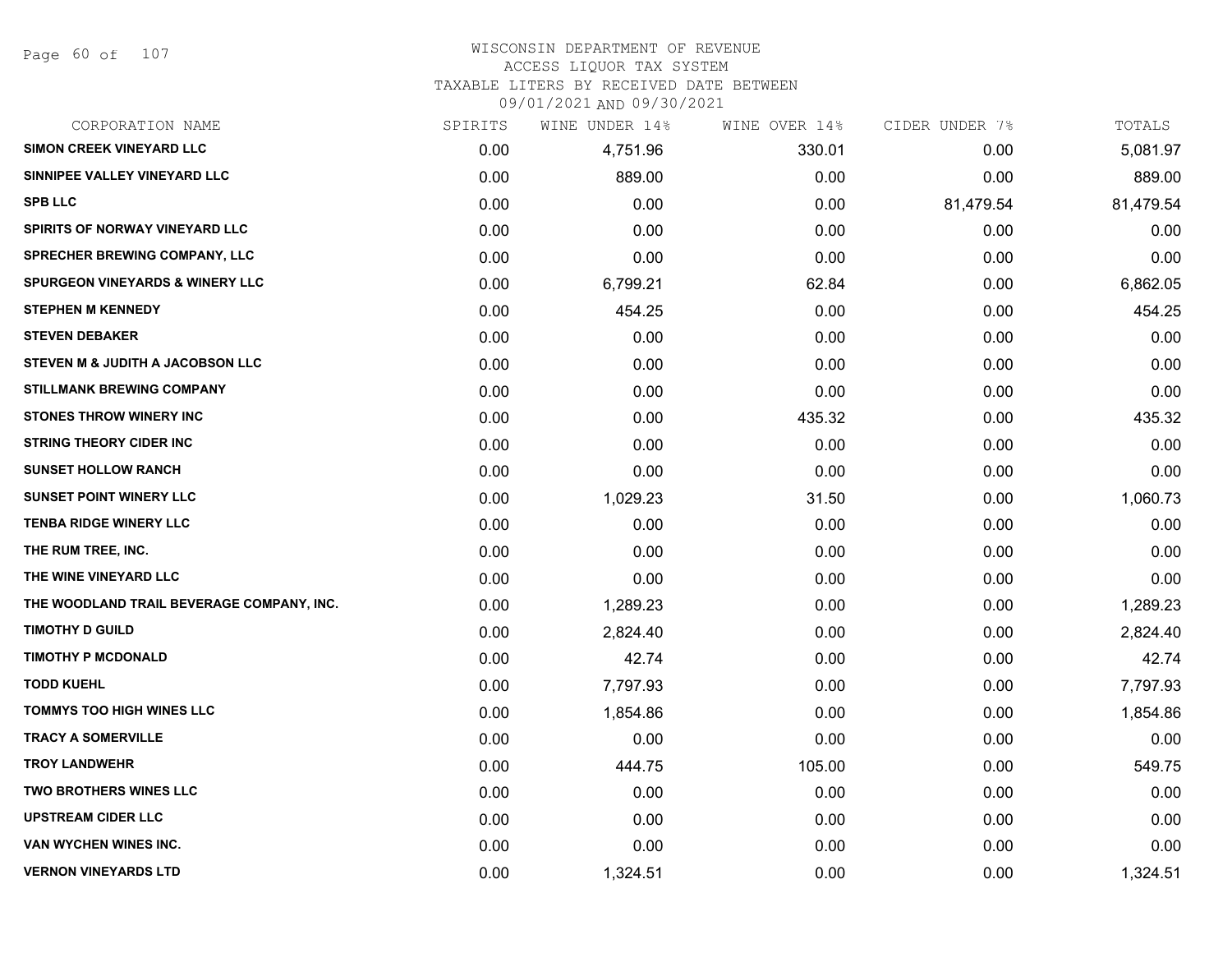# WISCONSIN DEPARTMENT OF REVENUE
## ACCESS LIQUOR TAX SYSTEM
## TAXABLE LITERS BY RECEIVED DATE BETWEEN 09/01/2021 AND 09/30/2021

| CORPORATION NAME | SPIRITS | WINE UNDER 14% | WINE OVER 14% | CIDER UNDER 7% | TOTALS |
|---|---|---|---|---|---|
| SIMON CREEK VINEYARD LLC | 0.00 | 4,751.96 | 330.01 | 0.00 | 5,081.97 |
| SINNIPEE VALLEY VINEYARD LLC | 0.00 | 889.00 | 0.00 | 0.00 | 889.00 |
| SPB LLC | 0.00 | 0.00 | 0.00 | 81,479.54 | 81,479.54 |
| SPIRITS OF NORWAY VINEYARD LLC | 0.00 | 0.00 | 0.00 | 0.00 | 0.00 |
| SPRECHER BREWING COMPANY, LLC | 0.00 | 0.00 | 0.00 | 0.00 | 0.00 |
| SPURGEON VINEYARDS & WINERY LLC | 0.00 | 6,799.21 | 62.84 | 0.00 | 6,862.05 |
| STEPHEN M KENNEDY | 0.00 | 454.25 | 0.00 | 0.00 | 454.25 |
| STEVEN DEBAKER | 0.00 | 0.00 | 0.00 | 0.00 | 0.00 |
| STEVEN M & JUDITH A JACOBSON LLC | 0.00 | 0.00 | 0.00 | 0.00 | 0.00 |
| STILLMANK BREWING COMPANY | 0.00 | 0.00 | 0.00 | 0.00 | 0.00 |
| STONES THROW WINERY INC | 0.00 | 0.00 | 435.32 | 0.00 | 435.32 |
| STRING THEORY CIDER INC | 0.00 | 0.00 | 0.00 | 0.00 | 0.00 |
| SUNSET HOLLOW RANCH | 0.00 | 0.00 | 0.00 | 0.00 | 0.00 |
| SUNSET POINT WINERY LLC | 0.00 | 1,029.23 | 31.50 | 0.00 | 1,060.73 |
| TENBA RIDGE WINERY LLC | 0.00 | 0.00 | 0.00 | 0.00 | 0.00 |
| THE RUM TREE, INC. | 0.00 | 0.00 | 0.00 | 0.00 | 0.00 |
| THE WINE VINEYARD LLC | 0.00 | 0.00 | 0.00 | 0.00 | 0.00 |
| THE WOODLAND TRAIL BEVERAGE COMPANY, INC. | 0.00 | 1,289.23 | 0.00 | 0.00 | 1,289.23 |
| TIMOTHY D GUILD | 0.00 | 2,824.40 | 0.00 | 0.00 | 2,824.40 |
| TIMOTHY P MCDONALD | 0.00 | 42.74 | 0.00 | 0.00 | 42.74 |
| TODD KUEHL | 0.00 | 7,797.93 | 0.00 | 0.00 | 7,797.93 |
| TOMMYS TOO HIGH WINES LLC | 0.00 | 1,854.86 | 0.00 | 0.00 | 1,854.86 |
| TRACY A SOMERVILLE | 0.00 | 0.00 | 0.00 | 0.00 | 0.00 |
| TROY LANDWEHR | 0.00 | 444.75 | 105.00 | 0.00 | 549.75 |
| TWO BROTHERS WINES LLC | 0.00 | 0.00 | 0.00 | 0.00 | 0.00 |
| UPSTREAM CIDER LLC | 0.00 | 0.00 | 0.00 | 0.00 | 0.00 |
| VAN WYCHEN WINES INC. | 0.00 | 0.00 | 0.00 | 0.00 | 0.00 |
| VERNON VINEYARDS LTD | 0.00 | 1,324.51 | 0.00 | 0.00 | 1,324.51 |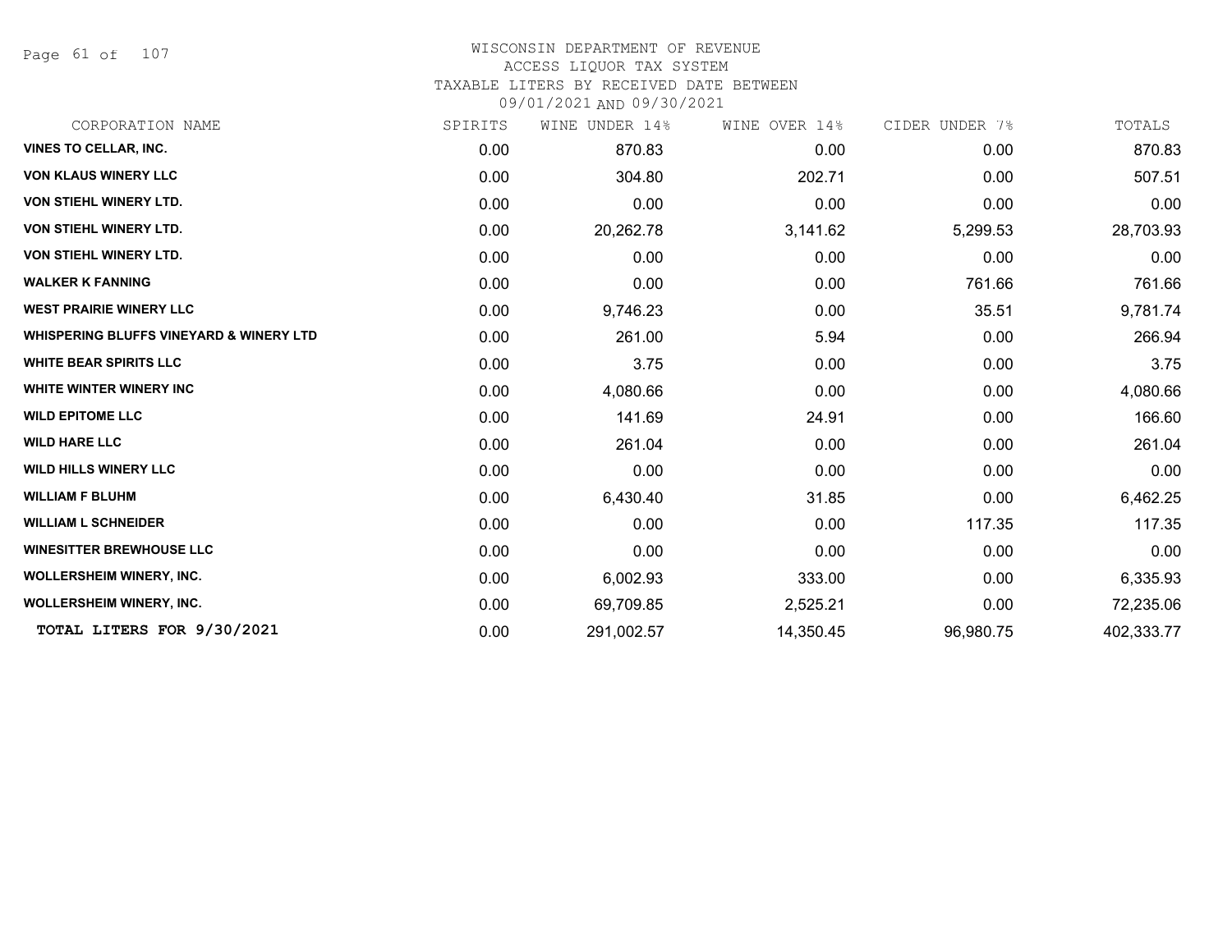# WISCONSIN DEPARTMENT OF REVENUE
## ACCESS LIQUOR TAX SYSTEM
## TAXABLE LITERS BY RECEIVED DATE BETWEEN
## 09/01/2021 AND 09/30/2021

| CORPORATION NAME | SPIRITS | WINE UNDER 14% | WINE OVER 14% | CIDER UNDER 7% | TOTALS |
|---|---|---|---|---|---|
| **VINES TO CELLAR, INC.** | 0.00 | 870.83 | 0.00 | 0.00 | 870.83 |
| **VON KLAUS WINERY LLC** | 0.00 | 304.80 | 202.71 | 0.00 | 507.51 |
| **VON STIEHL WINERY LTD.** | 0.00 | 0.00 | 0.00 | 0.00 | 0.00 |
| **VON STIEHL WINERY LTD.** | 0.00 | 20,262.78 | 3,141.62 | 5,299.53 | 28,703.93 |
| **VON STIEHL WINERY LTD.** | 0.00 | 0.00 | 0.00 | 0.00 | 0.00 |
| **WALKER K FANNING** | 0.00 | 0.00 | 0.00 | 761.66 | 761.66 |
| **WEST PRAIRIE WINERY LLC** | 0.00 | 9,746.23 | 0.00 | 35.51 | 9,781.74 |
| **WHISPERING BLUFFS VINEYARD & WINERY LTD** | 0.00 | 261.00 | 5.94 | 0.00 | 266.94 |
| **WHITE BEAR SPIRITS LLC** | 0.00 | 3.75 | 0.00 | 0.00 | 3.75 |
| **WHITE WINTER WINERY INC** | 0.00 | 4,080.66 | 0.00 | 0.00 | 4,080.66 |
| **WILD EPITOME LLC** | 0.00 | 141.69 | 24.91 | 0.00 | 166.60 |
| **WILD HARE LLC** | 0.00 | 261.04 | 0.00 | 0.00 | 261.04 |
| **WILD HILLS WINERY LLC** | 0.00 | 0.00 | 0.00 | 0.00 | 0.00 |
| **WILLIAM F BLUHM** | 0.00 | 6,430.40 | 31.85 | 0.00 | 6,462.25 |
| **WILLIAM L SCHNEIDER** | 0.00 | 0.00 | 0.00 | 117.35 | 117.35 |
| **WINESITTER BREWHOUSE LLC** | 0.00 | 0.00 | 0.00 | 0.00 | 0.00 |
| **WOLLERSHEIM WINERY, INC.** | 0.00 | 6,002.93 | 333.00 | 0.00 | 6,335.93 |
| **WOLLERSHEIM WINERY, INC.** | 0.00 | 69,709.85 | 2,525.21 | 0.00 | 72,235.06 |
| **TOTAL LITERS FOR 9/30/2021** | 0.00 | 291,002.57 | 14,350.45 | 96,980.75 | 402,333.77 |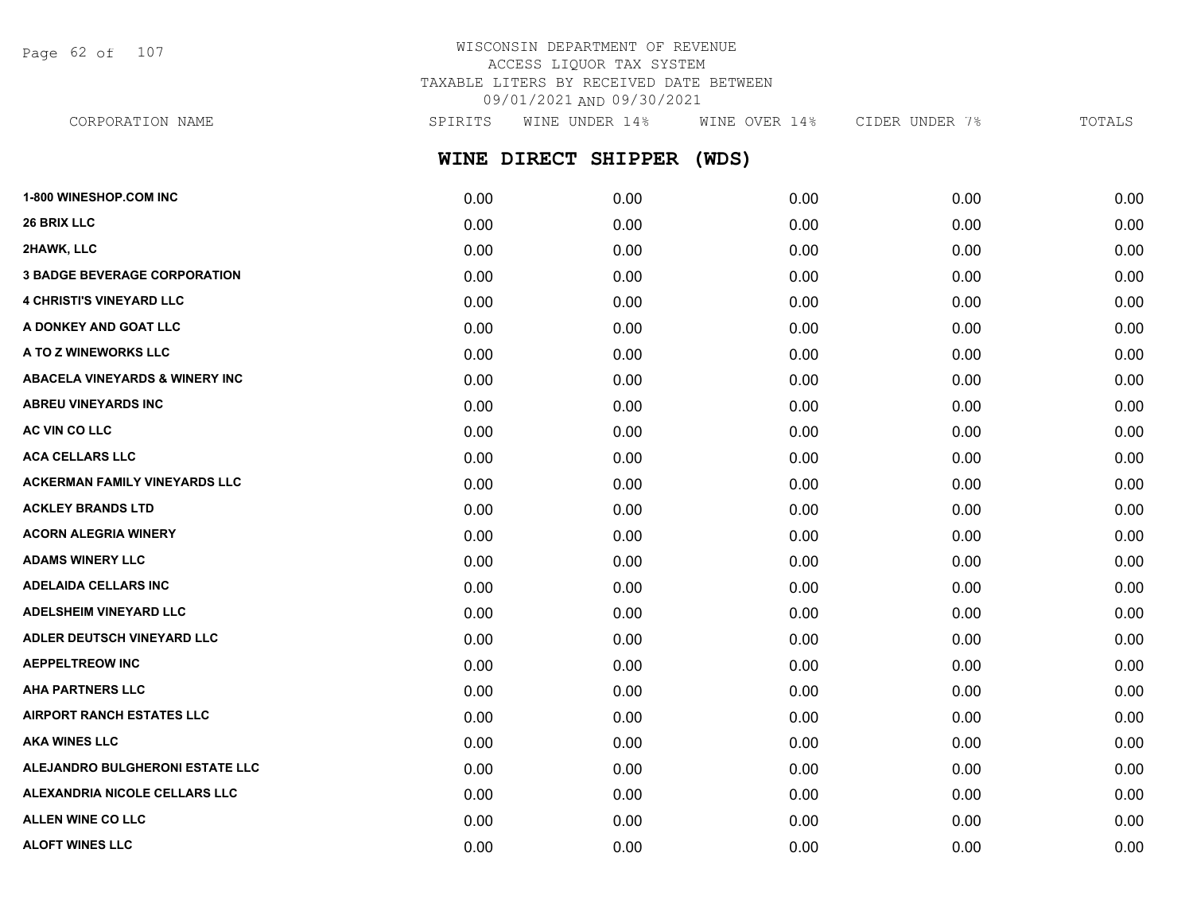WISCONSIN DEPARTMENT OF REVENUE
ACCESS LIQUOR TAX SYSTEM
TAXABLE LITERS BY RECEIVED DATE BETWEEN
09/01/2021 AND 09/30/2021

## WINE DIRECT SHIPPER (WDS)

| CORPORATION NAME | SPIRITS | WINE UNDER 14% | WINE OVER 14% | CIDER UNDER 7% | TOTALS |
|---|---|---|---|---|---|
| 1-800 WINESHOP.COM INC | 0.00 | 0.00 | 0.00 | 0.00 | 0.00 |
| 26 BRIX LLC | 0.00 | 0.00 | 0.00 | 0.00 | 0.00 |
| 2HAWK, LLC | 0.00 | 0.00 | 0.00 | 0.00 | 0.00 |
| 3 BADGE BEVERAGE CORPORATION | 0.00 | 0.00 | 0.00 | 0.00 | 0.00 |
| 4 CHRISTI'S VINEYARD LLC | 0.00 | 0.00 | 0.00 | 0.00 | 0.00 |
| A DONKEY AND GOAT LLC | 0.00 | 0.00 | 0.00 | 0.00 | 0.00 |
| A TO Z WINEWORKS LLC | 0.00 | 0.00 | 0.00 | 0.00 | 0.00 |
| ABACELA VINEYARDS & WINERY INC | 0.00 | 0.00 | 0.00 | 0.00 | 0.00 |
| ABREU VINEYARDS INC | 0.00 | 0.00 | 0.00 | 0.00 | 0.00 |
| AC VIN CO LLC | 0.00 | 0.00 | 0.00 | 0.00 | 0.00 |
| ACA CELLARS LLC | 0.00 | 0.00 | 0.00 | 0.00 | 0.00 |
| ACKERMAN FAMILY VINEYARDS LLC | 0.00 | 0.00 | 0.00 | 0.00 | 0.00 |
| ACKLEY BRANDS LTD | 0.00 | 0.00 | 0.00 | 0.00 | 0.00 |
| ACORN ALEGRIA WINERY | 0.00 | 0.00 | 0.00 | 0.00 | 0.00 |
| ADAMS WINERY LLC | 0.00 | 0.00 | 0.00 | 0.00 | 0.00 |
| ADELAIDA CELLARS INC | 0.00 | 0.00 | 0.00 | 0.00 | 0.00 |
| ADELSHEIM VINEYARD LLC | 0.00 | 0.00 | 0.00 | 0.00 | 0.00 |
| ADLER DEUTSCH VINEYARD LLC | 0.00 | 0.00 | 0.00 | 0.00 | 0.00 |
| AEPPELTREOW INC | 0.00 | 0.00 | 0.00 | 0.00 | 0.00 |
| AHA PARTNERS LLC | 0.00 | 0.00 | 0.00 | 0.00 | 0.00 |
| AIRPORT RANCH ESTATES LLC | 0.00 | 0.00 | 0.00 | 0.00 | 0.00 |
| AKA WINES LLC | 0.00 | 0.00 | 0.00 | 0.00 | 0.00 |
| ALEJANDRO BULGHERONI ESTATE LLC | 0.00 | 0.00 | 0.00 | 0.00 | 0.00 |
| ALEXANDRIA NICOLE CELLARS LLC | 0.00 | 0.00 | 0.00 | 0.00 | 0.00 |
| ALLEN WINE CO LLC | 0.00 | 0.00 | 0.00 | 0.00 | 0.00 |
| ALOFT WINES LLC | 0.00 | 0.00 | 0.00 | 0.00 | 0.00 |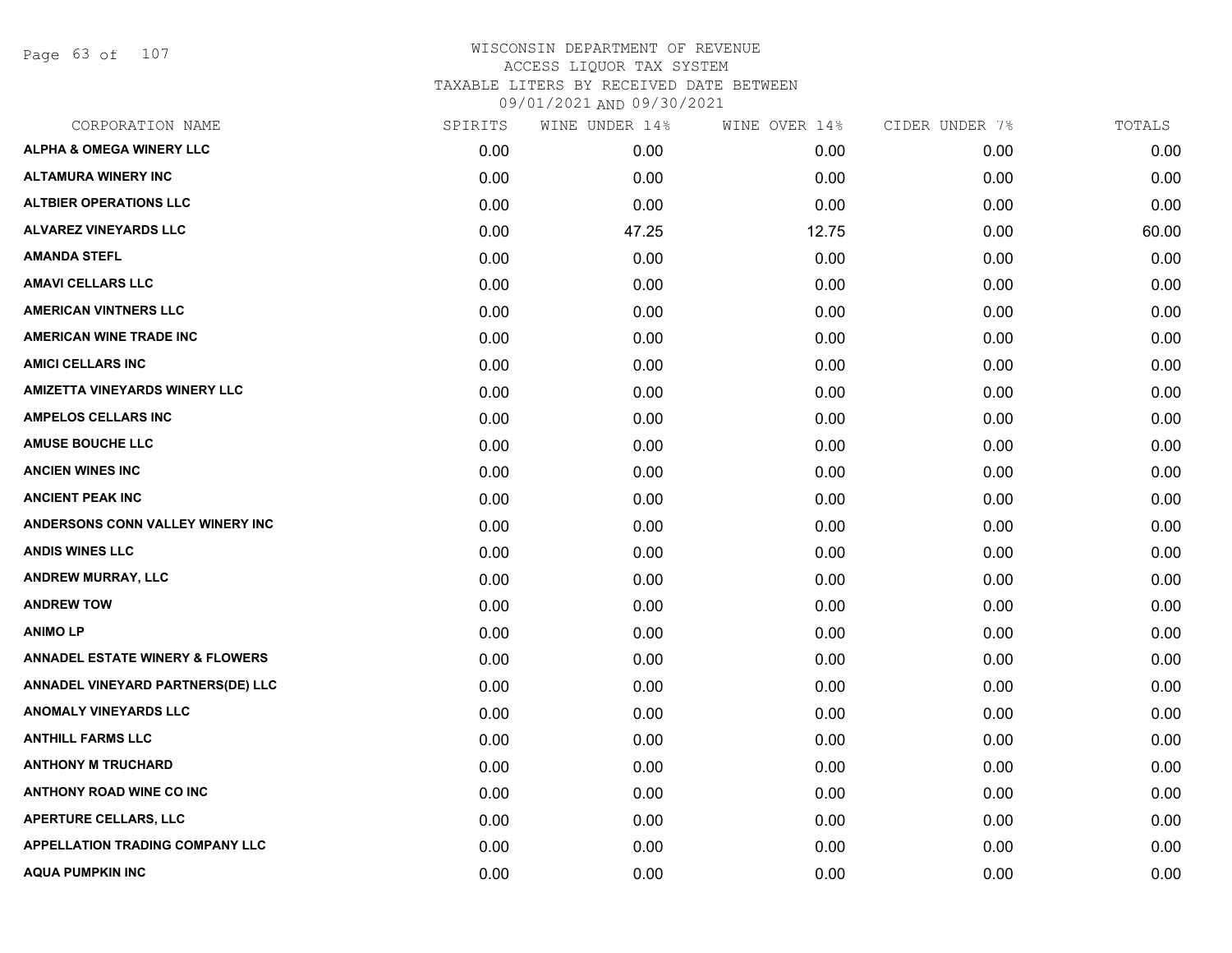# WISCONSIN DEPARTMENT OF REVENUE
## ACCESS LIQUOR TAX SYSTEM
### TAXABLE LITERS BY RECEIVED DATE BETWEEN 09/01/2021 AND 09/30/2021

| CORPORATION NAME | SPIRITS | WINE UNDER 14% | WINE OVER 14% | CIDER UNDER 7% | TOTALS |
|---|---|---|---|---|---|
| ALPHA & OMEGA WINERY LLC | 0.00 | 0.00 | 0.00 | 0.00 | 0.00 |
| ALTAMURA WINERY INC | 0.00 | 0.00 | 0.00 | 0.00 | 0.00 |
| ALTBIER OPERATIONS LLC | 0.00 | 0.00 | 0.00 | 0.00 | 0.00 |
| ALVAREZ VINEYARDS LLC | 0.00 | 47.25 | 12.75 | 0.00 | 60.00 |
| AMANDA STEFL | 0.00 | 0.00 | 0.00 | 0.00 | 0.00 |
| AMAVI CELLARS LLC | 0.00 | 0.00 | 0.00 | 0.00 | 0.00 |
| AMERICAN VINTNERS LLC | 0.00 | 0.00 | 0.00 | 0.00 | 0.00 |
| AMERICAN WINE TRADE INC | 0.00 | 0.00 | 0.00 | 0.00 | 0.00 |
| AMICI CELLARS INC | 0.00 | 0.00 | 0.00 | 0.00 | 0.00 |
| AMIZETTA VINEYARDS WINERY LLC | 0.00 | 0.00 | 0.00 | 0.00 | 0.00 |
| AMPELOS CELLARS INC | 0.00 | 0.00 | 0.00 | 0.00 | 0.00 |
| AMUSE BOUCHE LLC | 0.00 | 0.00 | 0.00 | 0.00 | 0.00 |
| ANCIEN WINES INC | 0.00 | 0.00 | 0.00 | 0.00 | 0.00 |
| ANCIENT PEAK INC | 0.00 | 0.00 | 0.00 | 0.00 | 0.00 |
| ANDERSONS CONN VALLEY WINERY INC | 0.00 | 0.00 | 0.00 | 0.00 | 0.00 |
| ANDIS WINES LLC | 0.00 | 0.00 | 0.00 | 0.00 | 0.00 |
| ANDREW MURRAY, LLC | 0.00 | 0.00 | 0.00 | 0.00 | 0.00 |
| ANDREW TOW | 0.00 | 0.00 | 0.00 | 0.00 | 0.00 |
| ANIMO LP | 0.00 | 0.00 | 0.00 | 0.00 | 0.00 |
| ANNADEL ESTATE WINERY & FLOWERS | 0.00 | 0.00 | 0.00 | 0.00 | 0.00 |
| ANNADEL VINEYARD PARTNERS(DE) LLC | 0.00 | 0.00 | 0.00 | 0.00 | 0.00 |
| ANOMALY VINEYARDS LLC | 0.00 | 0.00 | 0.00 | 0.00 | 0.00 |
| ANTHILL FARMS LLC | 0.00 | 0.00 | 0.00 | 0.00 | 0.00 |
| ANTHONY M TRUCHARD | 0.00 | 0.00 | 0.00 | 0.00 | 0.00 |
| ANTHONY ROAD WINE CO INC | 0.00 | 0.00 | 0.00 | 0.00 | 0.00 |
| APERTURE CELLARS, LLC | 0.00 | 0.00 | 0.00 | 0.00 | 0.00 |
| APPELLATION TRADING COMPANY LLC | 0.00 | 0.00 | 0.00 | 0.00 | 0.00 |
| AQUA PUMPKIN INC | 0.00 | 0.00 | 0.00 | 0.00 | 0.00 |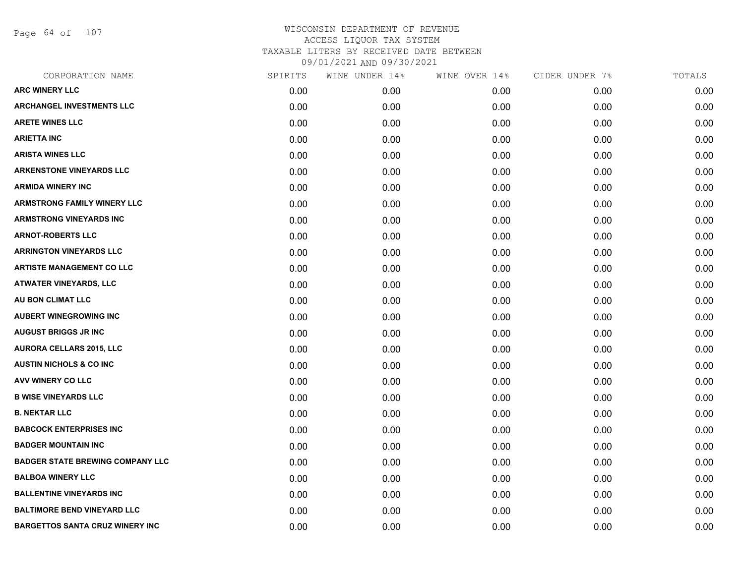# WISCONSIN DEPARTMENT OF REVENUE
ACCESS LIQUOR TAX SYSTEM
TAXABLE LITERS BY RECEIVED DATE BETWEEN
09/01/2021 AND 09/30/2021

| CORPORATION NAME | SPIRITS | WINE UNDER 14% | WINE OVER 14% | CIDER UNDER 7% | TOTALS |
|---|---|---|---|---|---|
| ARC WINERY LLC | 0.00 | 0.00 | 0.00 | 0.00 | 0.00 |
| ARCHANGEL INVESTMENTS LLC | 0.00 | 0.00 | 0.00 | 0.00 | 0.00 |
| ARETE WINES LLC | 0.00 | 0.00 | 0.00 | 0.00 | 0.00 |
| ARIETTA INC | 0.00 | 0.00 | 0.00 | 0.00 | 0.00 |
| ARISTA WINES LLC | 0.00 | 0.00 | 0.00 | 0.00 | 0.00 |
| ARKENSTONE VINEYARDS LLC | 0.00 | 0.00 | 0.00 | 0.00 | 0.00 |
| ARMIDA WINERY INC | 0.00 | 0.00 | 0.00 | 0.00 | 0.00 |
| ARMSTRONG FAMILY WINERY LLC | 0.00 | 0.00 | 0.00 | 0.00 | 0.00 |
| ARMSTRONG VINEYARDS INC | 0.00 | 0.00 | 0.00 | 0.00 | 0.00 |
| ARNOT-ROBERTS LLC | 0.00 | 0.00 | 0.00 | 0.00 | 0.00 |
| ARRINGTON VINEYARDS LLC | 0.00 | 0.00 | 0.00 | 0.00 | 0.00 |
| ARTISTE MANAGEMENT CO LLC | 0.00 | 0.00 | 0.00 | 0.00 | 0.00 |
| ATWATER VINEYARDS, LLC | 0.00 | 0.00 | 0.00 | 0.00 | 0.00 |
| AU BON CLIMAT LLC | 0.00 | 0.00 | 0.00 | 0.00 | 0.00 |
| AUBERT WINEGROWING INC | 0.00 | 0.00 | 0.00 | 0.00 | 0.00 |
| AUGUST BRIGGS JR INC | 0.00 | 0.00 | 0.00 | 0.00 | 0.00 |
| AURORA CELLARS 2015, LLC | 0.00 | 0.00 | 0.00 | 0.00 | 0.00 |
| AUSTIN NICHOLS & CO INC | 0.00 | 0.00 | 0.00 | 0.00 | 0.00 |
| AVV WINERY CO LLC | 0.00 | 0.00 | 0.00 | 0.00 | 0.00 |
| B WISE VINEYARDS LLC | 0.00 | 0.00 | 0.00 | 0.00 | 0.00 |
| B. NEKTAR LLC | 0.00 | 0.00 | 0.00 | 0.00 | 0.00 |
| BABCOCK ENTERPRISES INC | 0.00 | 0.00 | 0.00 | 0.00 | 0.00 |
| BADGER MOUNTAIN INC | 0.00 | 0.00 | 0.00 | 0.00 | 0.00 |
| BADGER STATE BREWING COMPANY LLC | 0.00 | 0.00 | 0.00 | 0.00 | 0.00 |
| BALBOA WINERY LLC | 0.00 | 0.00 | 0.00 | 0.00 | 0.00 |
| BALLENTINE VINEYARDS INC | 0.00 | 0.00 | 0.00 | 0.00 | 0.00 |
| BALTIMORE BEND VINEYARD LLC | 0.00 | 0.00 | 0.00 | 0.00 | 0.00 |
| BARGETTOS SANTA CRUZ WINERY INC | 0.00 | 0.00 | 0.00 | 0.00 | 0.00 |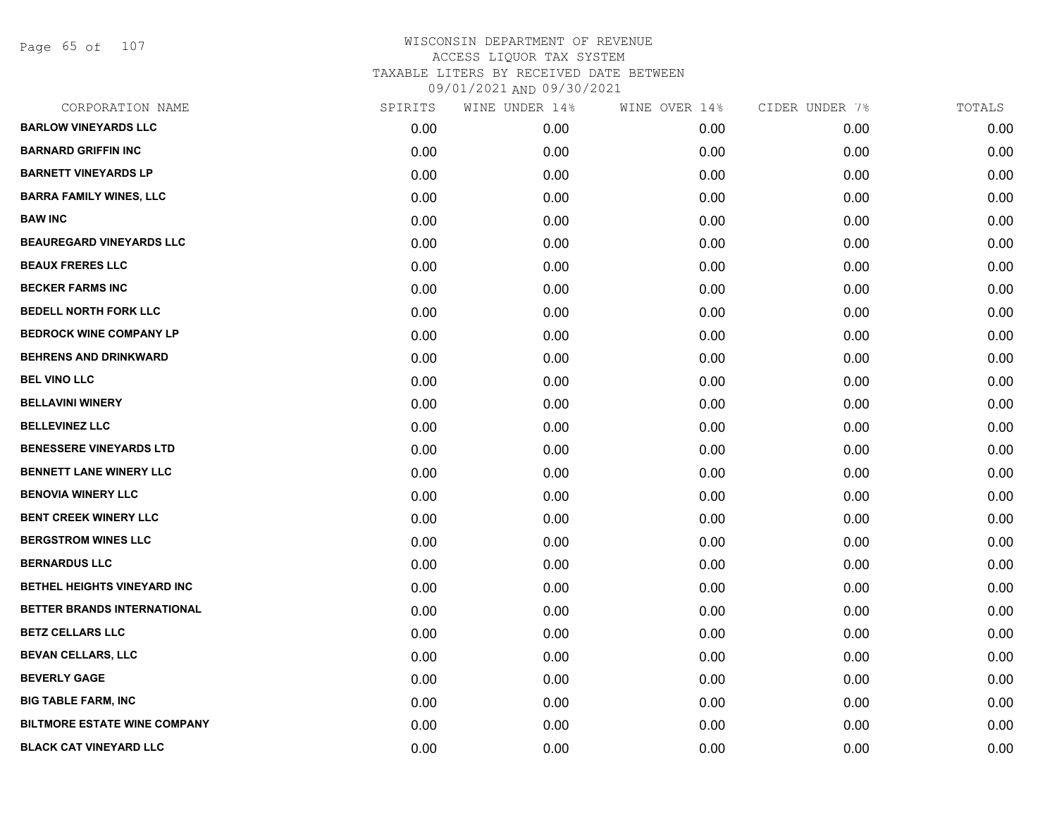# WISCONSIN DEPARTMENT OF REVENUE
ACCESS LIQUOR TAX SYSTEM
TAXABLE LITERS BY RECEIVED DATE BETWEEN
09/01/2021 AND 09/30/2021

| CORPORATION NAME | SPIRITS | WINE UNDER 14% | WINE OVER 14% | CIDER UNDER 7% | TOTALS |
|---|---|---|---|---|---|
| BARLOW VINEYARDS LLC | 0.00 | 0.00 | 0.00 | 0.00 | 0.00 |
| BARNARD GRIFFIN INC | 0.00 | 0.00 | 0.00 | 0.00 | 0.00 |
| BARNETT VINEYARDS LP | 0.00 | 0.00 | 0.00 | 0.00 | 0.00 |
| BARRA FAMILY WINES, LLC | 0.00 | 0.00 | 0.00 | 0.00 | 0.00 |
| BAW INC | 0.00 | 0.00 | 0.00 | 0.00 | 0.00 |
| BEAUREGARD VINEYARDS LLC | 0.00 | 0.00 | 0.00 | 0.00 | 0.00 |
| BEAUX FRERES LLC | 0.00 | 0.00 | 0.00 | 0.00 | 0.00 |
| BECKER FARMS INC | 0.00 | 0.00 | 0.00 | 0.00 | 0.00 |
| BEDELL NORTH FORK LLC | 0.00 | 0.00 | 0.00 | 0.00 | 0.00 |
| BEDROCK WINE COMPANY LP | 0.00 | 0.00 | 0.00 | 0.00 | 0.00 |
| BEHRENS AND DRINKWARD | 0.00 | 0.00 | 0.00 | 0.00 | 0.00 |
| BEL VINO LLC | 0.00 | 0.00 | 0.00 | 0.00 | 0.00 |
| BELLAVINI WINERY | 0.00 | 0.00 | 0.00 | 0.00 | 0.00 |
| BELLEVINEZ LLC | 0.00 | 0.00 | 0.00 | 0.00 | 0.00 |
| BENESSERE VINEYARDS LTD | 0.00 | 0.00 | 0.00 | 0.00 | 0.00 |
| BENNETT LANE WINERY LLC | 0.00 | 0.00 | 0.00 | 0.00 | 0.00 |
| BENOVIA WINERY LLC | 0.00 | 0.00 | 0.00 | 0.00 | 0.00 |
| BENT CREEK WINERY LLC | 0.00 | 0.00 | 0.00 | 0.00 | 0.00 |
| BERGSTROM WINES LLC | 0.00 | 0.00 | 0.00 | 0.00 | 0.00 |
| BERNARDUS LLC | 0.00 | 0.00 | 0.00 | 0.00 | 0.00 |
| BETHEL HEIGHTS VINEYARD INC | 0.00 | 0.00 | 0.00 | 0.00 | 0.00 |
| BETTER BRANDS INTERNATIONAL | 0.00 | 0.00 | 0.00 | 0.00 | 0.00 |
| BETZ CELLARS LLC | 0.00 | 0.00 | 0.00 | 0.00 | 0.00 |
| BEVAN CELLARS, LLC | 0.00 | 0.00 | 0.00 | 0.00 | 0.00 |
| BEVERLY GAGE | 0.00 | 0.00 | 0.00 | 0.00 | 0.00 |
| BIG TABLE FARM, INC | 0.00 | 0.00 | 0.00 | 0.00 | 0.00 |
| BILTMORE ESTATE WINE COMPANY | 0.00 | 0.00 | 0.00 | 0.00 | 0.00 |
| BLACK CAT VINEYARD LLC | 0.00 | 0.00 | 0.00 | 0.00 | 0.00 |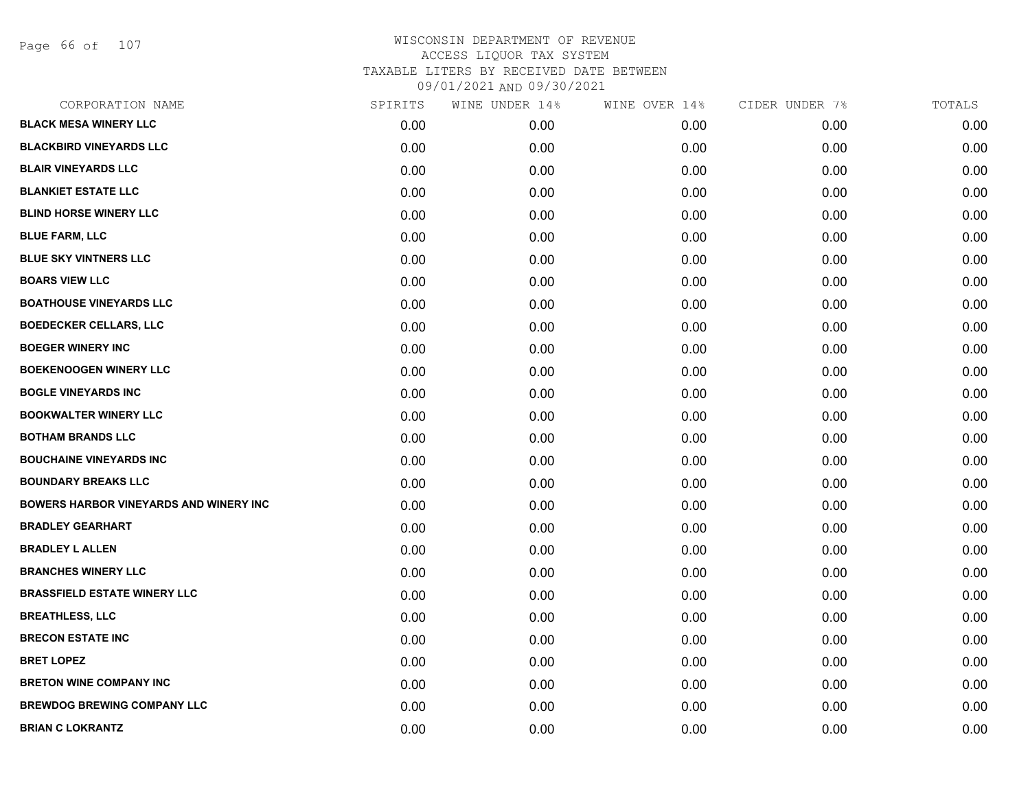# WISCONSIN DEPARTMENT OF REVENUE
ACCESS LIQUOR TAX SYSTEM
TAXABLE LITERS BY RECEIVED DATE BETWEEN
09/01/2021 AND 09/30/2021

| CORPORATION NAME | SPIRITS | WINE UNDER 14% | WINE OVER 14% | CIDER UNDER 7% | TOTALS |
|---|---|---|---|---|---|
| BLACK MESA WINERY LLC | 0.00 | 0.00 | 0.00 | 0.00 | 0.00 |
| BLACKBIRD VINEYARDS LLC | 0.00 | 0.00 | 0.00 | 0.00 | 0.00 |
| BLAIR VINEYARDS LLC | 0.00 | 0.00 | 0.00 | 0.00 | 0.00 |
| BLANKIET ESTATE LLC | 0.00 | 0.00 | 0.00 | 0.00 | 0.00 |
| BLIND HORSE WINERY LLC | 0.00 | 0.00 | 0.00 | 0.00 | 0.00 |
| BLUE FARM, LLC | 0.00 | 0.00 | 0.00 | 0.00 | 0.00 |
| BLUE SKY VINTNERS LLC | 0.00 | 0.00 | 0.00 | 0.00 | 0.00 |
| BOARS VIEW LLC | 0.00 | 0.00 | 0.00 | 0.00 | 0.00 |
| BOATHOUSE VINEYARDS LLC | 0.00 | 0.00 | 0.00 | 0.00 | 0.00 |
| BOEDECKER CELLARS, LLC | 0.00 | 0.00 | 0.00 | 0.00 | 0.00 |
| BOEGER WINERY INC | 0.00 | 0.00 | 0.00 | 0.00 | 0.00 |
| BOEKENOOGEN WINERY LLC | 0.00 | 0.00 | 0.00 | 0.00 | 0.00 |
| BOGLE VINEYARDS INC | 0.00 | 0.00 | 0.00 | 0.00 | 0.00 |
| BOOKWALTER WINERY LLC | 0.00 | 0.00 | 0.00 | 0.00 | 0.00 |
| BOTHAM BRANDS LLC | 0.00 | 0.00 | 0.00 | 0.00 | 0.00 |
| BOUCHAINE VINEYARDS INC | 0.00 | 0.00 | 0.00 | 0.00 | 0.00 |
| BOUNDARY BREAKS LLC | 0.00 | 0.00 | 0.00 | 0.00 | 0.00 |
| BOWERS HARBOR VINEYARDS AND WINERY INC | 0.00 | 0.00 | 0.00 | 0.00 | 0.00 |
| BRADLEY GEARHART | 0.00 | 0.00 | 0.00 | 0.00 | 0.00 |
| BRADLEY L ALLEN | 0.00 | 0.00 | 0.00 | 0.00 | 0.00 |
| BRANCHES WINERY LLC | 0.00 | 0.00 | 0.00 | 0.00 | 0.00 |
| BRASSFIELD ESTATE WINERY LLC | 0.00 | 0.00 | 0.00 | 0.00 | 0.00 |
| BREATHLESS, LLC | 0.00 | 0.00 | 0.00 | 0.00 | 0.00 |
| BRECON ESTATE INC | 0.00 | 0.00 | 0.00 | 0.00 | 0.00 |
| BRET LOPEZ | 0.00 | 0.00 | 0.00 | 0.00 | 0.00 |
| BRETON WINE COMPANY INC | 0.00 | 0.00 | 0.00 | 0.00 | 0.00 |
| BREWDOG BREWING COMPANY LLC | 0.00 | 0.00 | 0.00 | 0.00 | 0.00 |
| BRIAN C LOKRANTZ | 0.00 | 0.00 | 0.00 | 0.00 | 0.00 |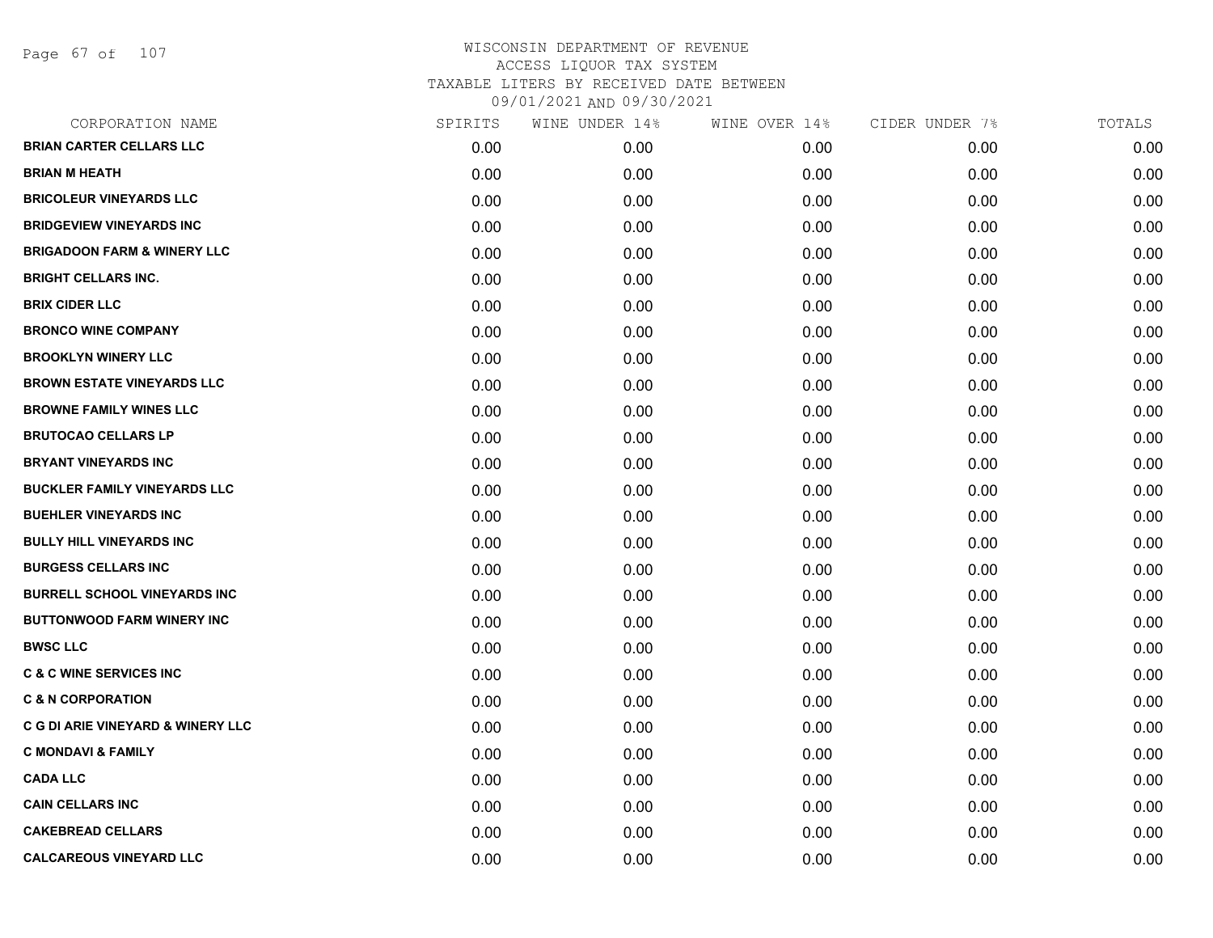# WISCONSIN DEPARTMENT OF REVENUE
## ACCESS LIQUOR TAX SYSTEM
## TAXABLE LITERS BY RECEIVED DATE BETWEEN 09/01/2021 AND 09/30/2021

| CORPORATION NAME | SPIRITS | WINE UNDER 14% | WINE OVER 14% | CIDER UNDER 7% | TOTALS |
|---|---|---|---|---|---|
| BRIAN CARTER CELLARS LLC | 0.00 | 0.00 | 0.00 | 0.00 | 0.00 |
| BRIAN M HEATH | 0.00 | 0.00 | 0.00 | 0.00 | 0.00 |
| BRICOLEUR VINEYARDS LLC | 0.00 | 0.00 | 0.00 | 0.00 | 0.00 |
| BRIDGEVIEW VINEYARDS INC | 0.00 | 0.00 | 0.00 | 0.00 | 0.00 |
| BRIGADOON FARM & WINERY LLC | 0.00 | 0.00 | 0.00 | 0.00 | 0.00 |
| BRIGHT CELLARS INC. | 0.00 | 0.00 | 0.00 | 0.00 | 0.00 |
| BRIX CIDER LLC | 0.00 | 0.00 | 0.00 | 0.00 | 0.00 |
| BRONCO WINE COMPANY | 0.00 | 0.00 | 0.00 | 0.00 | 0.00 |
| BROOKLYN WINERY LLC | 0.00 | 0.00 | 0.00 | 0.00 | 0.00 |
| BROWN ESTATE VINEYARDS LLC | 0.00 | 0.00 | 0.00 | 0.00 | 0.00 |
| BROWNE FAMILY WINES LLC | 0.00 | 0.00 | 0.00 | 0.00 | 0.00 |
| BRUTOCAO CELLARS LP | 0.00 | 0.00 | 0.00 | 0.00 | 0.00 |
| BRYANT VINEYARDS INC | 0.00 | 0.00 | 0.00 | 0.00 | 0.00 |
| BUCKLER FAMILY VINEYARDS LLC | 0.00 | 0.00 | 0.00 | 0.00 | 0.00 |
| BUEHLER VINEYARDS INC | 0.00 | 0.00 | 0.00 | 0.00 | 0.00 |
| BULLY HILL VINEYARDS INC | 0.00 | 0.00 | 0.00 | 0.00 | 0.00 |
| BURGESS CELLARS INC | 0.00 | 0.00 | 0.00 | 0.00 | 0.00 |
| BURRELL SCHOOL VINEYARDS INC | 0.00 | 0.00 | 0.00 | 0.00 | 0.00 |
| BUTTONWOOD FARM WINERY INC | 0.00 | 0.00 | 0.00 | 0.00 | 0.00 |
| BWSC LLC | 0.00 | 0.00 | 0.00 | 0.00 | 0.00 |
| C & C WINE SERVICES INC | 0.00 | 0.00 | 0.00 | 0.00 | 0.00 |
| C & N CORPORATION | 0.00 | 0.00 | 0.00 | 0.00 | 0.00 |
| C G DI ARIE VINEYARD & WINERY LLC | 0.00 | 0.00 | 0.00 | 0.00 | 0.00 |
| C MONDAVI & FAMILY | 0.00 | 0.00 | 0.00 | 0.00 | 0.00 |
| CADA LLC | 0.00 | 0.00 | 0.00 | 0.00 | 0.00 |
| CAIN CELLARS INC | 0.00 | 0.00 | 0.00 | 0.00 | 0.00 |
| CAKEBREAD CELLARS | 0.00 | 0.00 | 0.00 | 0.00 | 0.00 |
| CALCAREOUS VINEYARD LLC | 0.00 | 0.00 | 0.00 | 0.00 | 0.00 |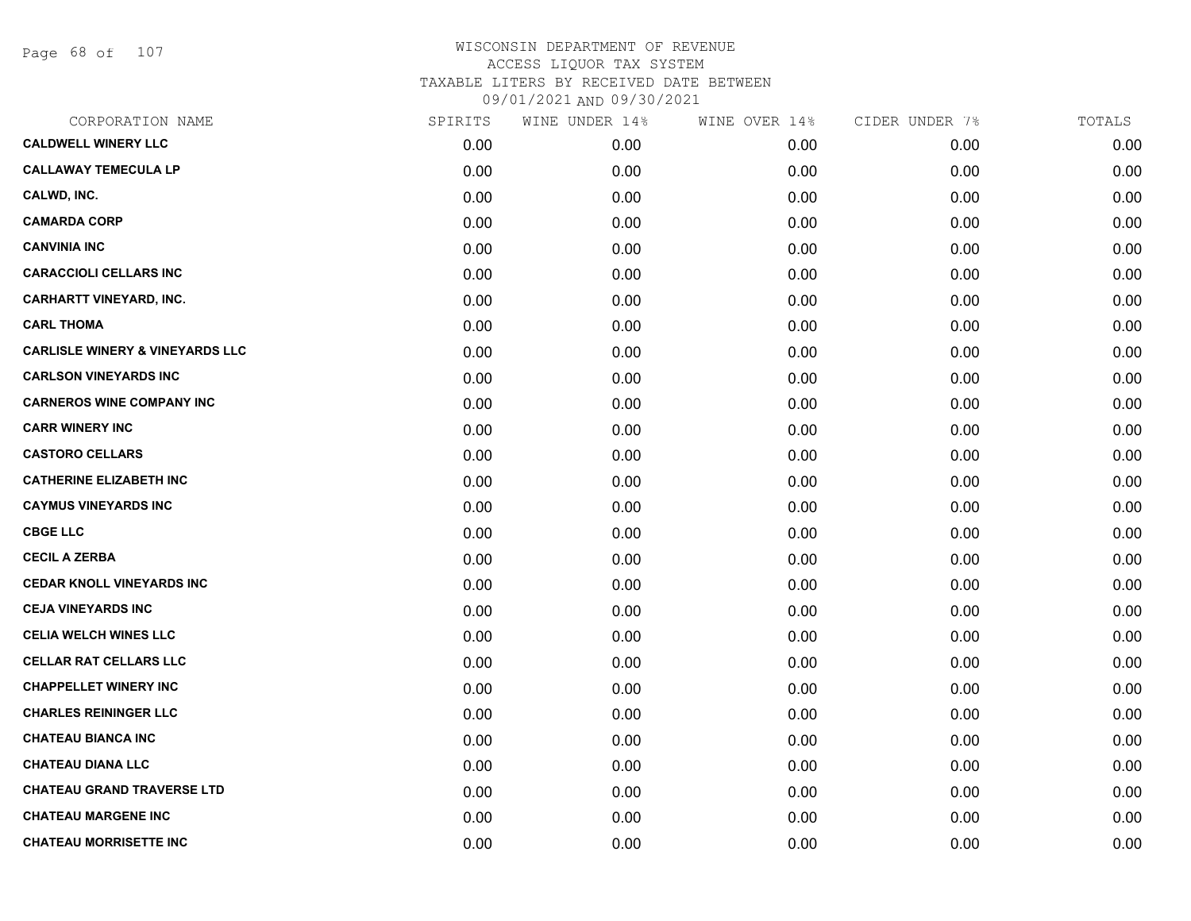WISCONSIN DEPARTMENT OF REVENUE
ACCESS LIQUOR TAX SYSTEM
TAXABLE LITERS BY RECEIVED DATE BETWEEN
09/01/2021 AND 09/30/2021

| CORPORATION NAME | SPIRITS | WINE UNDER 14% | WINE OVER 14% | CIDER UNDER 7% | TOTALS |
|---|---|---|---|---|---|
| CALDWELL WINERY LLC | 0.00 | 0.00 | 0.00 | 0.00 | 0.00 |
| CALLAWAY TEMECULA LP | 0.00 | 0.00 | 0.00 | 0.00 | 0.00 |
| CALWD, INC. | 0.00 | 0.00 | 0.00 | 0.00 | 0.00 |
| CAMARDA CORP | 0.00 | 0.00 | 0.00 | 0.00 | 0.00 |
| CANVINIA INC | 0.00 | 0.00 | 0.00 | 0.00 | 0.00 |
| CARACCIOLI CELLARS INC | 0.00 | 0.00 | 0.00 | 0.00 | 0.00 |
| CARHARTT VINEYARD, INC. | 0.00 | 0.00 | 0.00 | 0.00 | 0.00 |
| CARL THOMA | 0.00 | 0.00 | 0.00 | 0.00 | 0.00 |
| CARLISLE WINERY & VINEYARDS LLC | 0.00 | 0.00 | 0.00 | 0.00 | 0.00 |
| CARLSON VINEYARDS INC | 0.00 | 0.00 | 0.00 | 0.00 | 0.00 |
| CARNEROS WINE COMPANY INC | 0.00 | 0.00 | 0.00 | 0.00 | 0.00 |
| CARR WINERY INC | 0.00 | 0.00 | 0.00 | 0.00 | 0.00 |
| CASTORO CELLARS | 0.00 | 0.00 | 0.00 | 0.00 | 0.00 |
| CATHERINE ELIZABETH INC | 0.00 | 0.00 | 0.00 | 0.00 | 0.00 |
| CAYMUS VINEYARDS INC | 0.00 | 0.00 | 0.00 | 0.00 | 0.00 |
| CBGE LLC | 0.00 | 0.00 | 0.00 | 0.00 | 0.00 |
| CECIL A ZERBA | 0.00 | 0.00 | 0.00 | 0.00 | 0.00 |
| CEDAR KNOLL VINEYARDS INC | 0.00 | 0.00 | 0.00 | 0.00 | 0.00 |
| CEJA VINEYARDS INC | 0.00 | 0.00 | 0.00 | 0.00 | 0.00 |
| CELIA WELCH WINES LLC | 0.00 | 0.00 | 0.00 | 0.00 | 0.00 |
| CELLAR RAT CELLARS LLC | 0.00 | 0.00 | 0.00 | 0.00 | 0.00 |
| CHAPPELLET WINERY INC | 0.00 | 0.00 | 0.00 | 0.00 | 0.00 |
| CHARLES REININGER LLC | 0.00 | 0.00 | 0.00 | 0.00 | 0.00 |
| CHATEAU BIANCA INC | 0.00 | 0.00 | 0.00 | 0.00 | 0.00 |
| CHATEAU DIANA LLC | 0.00 | 0.00 | 0.00 | 0.00 | 0.00 |
| CHATEAU GRAND TRAVERSE LTD | 0.00 | 0.00 | 0.00 | 0.00 | 0.00 |
| CHATEAU MARGENE INC | 0.00 | 0.00 | 0.00 | 0.00 | 0.00 |
| CHATEAU MORRISETTE INC | 0.00 | 0.00 | 0.00 | 0.00 | 0.00 |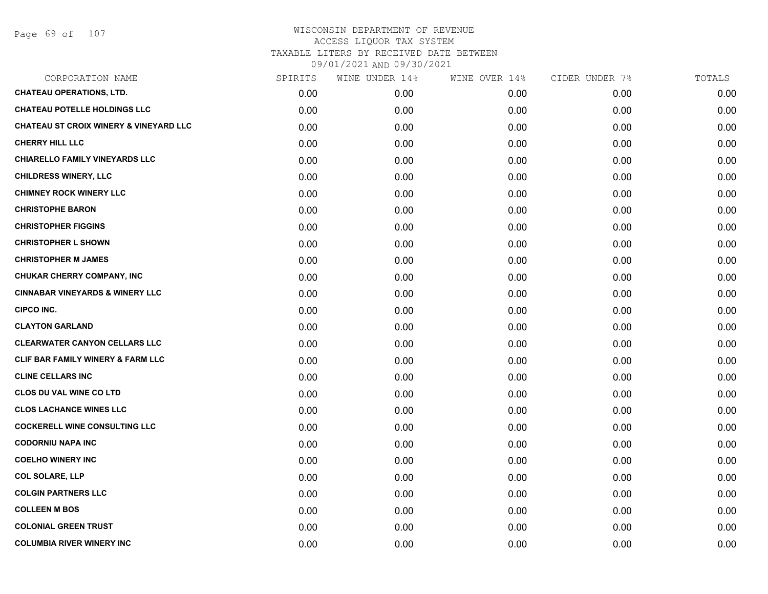WISCONSIN DEPARTMENT OF REVENUE
ACCESS LIQUOR TAX SYSTEM
TAXABLE LITERS BY RECEIVED DATE BETWEEN
09/01/2021 AND 09/30/2021

| CORPORATION NAME | SPIRITS | WINE UNDER 14% | WINE OVER 14% | CIDER UNDER 7% | TOTALS |
|---|---|---|---|---|---|
| **CHATEAU OPERATIONS, LTD.** | 0.00 | 0.00 | 0.00 | 0.00 | 0.00 |
| **CHATEAU POTELLE HOLDINGS LLC** | 0.00 | 0.00 | 0.00 | 0.00 | 0.00 |
| **CHATEAU ST CROIX WINERY & VINEYARD LLC** | 0.00 | 0.00 | 0.00 | 0.00 | 0.00 |
| **CHERRY HILL LLC** | 0.00 | 0.00 | 0.00 | 0.00 | 0.00 |
| **CHIARELLO FAMILY VINEYARDS LLC** | 0.00 | 0.00 | 0.00 | 0.00 | 0.00 |
| **CHILDRESS WINERY, LLC** | 0.00 | 0.00 | 0.00 | 0.00 | 0.00 |
| **CHIMNEY ROCK WINERY LLC** | 0.00 | 0.00 | 0.00 | 0.00 | 0.00 |
| **CHRISTOPHE BARON** | 0.00 | 0.00 | 0.00 | 0.00 | 0.00 |
| **CHRISTOPHER FIGGINS** | 0.00 | 0.00 | 0.00 | 0.00 | 0.00 |
| **CHRISTOPHER L SHOWN** | 0.00 | 0.00 | 0.00 | 0.00 | 0.00 |
| **CHRISTOPHER M JAMES** | 0.00 | 0.00 | 0.00 | 0.00 | 0.00 |
| **CHUKAR CHERRY COMPANY, INC** | 0.00 | 0.00 | 0.00 | 0.00 | 0.00 |
| **CINNABAR VINEYARDS & WINERY LLC** | 0.00 | 0.00 | 0.00 | 0.00 | 0.00 |
| **CIPCO INC.** | 0.00 | 0.00 | 0.00 | 0.00 | 0.00 |
| **CLAYTON GARLAND** | 0.00 | 0.00 | 0.00 | 0.00 | 0.00 |
| **CLEARWATER CANYON CELLARS LLC** | 0.00 | 0.00 | 0.00 | 0.00 | 0.00 |
| **CLIF BAR FAMILY WINERY & FARM LLC** | 0.00 | 0.00 | 0.00 | 0.00 | 0.00 |
| **CLINE CELLARS INC** | 0.00 | 0.00 | 0.00 | 0.00 | 0.00 |
| **CLOS DU VAL WINE CO LTD** | 0.00 | 0.00 | 0.00 | 0.00 | 0.00 |
| **CLOS LACHANCE WINES LLC** | 0.00 | 0.00 | 0.00 | 0.00 | 0.00 |
| **COCKERELL WINE CONSULTING LLC** | 0.00 | 0.00 | 0.00 | 0.00 | 0.00 |
| **CODORNIU NAPA INC** | 0.00 | 0.00 | 0.00 | 0.00 | 0.00 |
| **COELHO WINERY INC** | 0.00 | 0.00 | 0.00 | 0.00 | 0.00 |
| **COL SOLARE, LLP** | 0.00 | 0.00 | 0.00 | 0.00 | 0.00 |
| **COLGIN PARTNERS LLC** | 0.00 | 0.00 | 0.00 | 0.00 | 0.00 |
| **COLLEEN M BOS** | 0.00 | 0.00 | 0.00 | 0.00 | 0.00 |
| **COLONIAL GREEN TRUST** | 0.00 | 0.00 | 0.00 | 0.00 | 0.00 |
| **COLUMBIA RIVER WINERY INC** | 0.00 | 0.00 | 0.00 | 0.00 | 0.00 |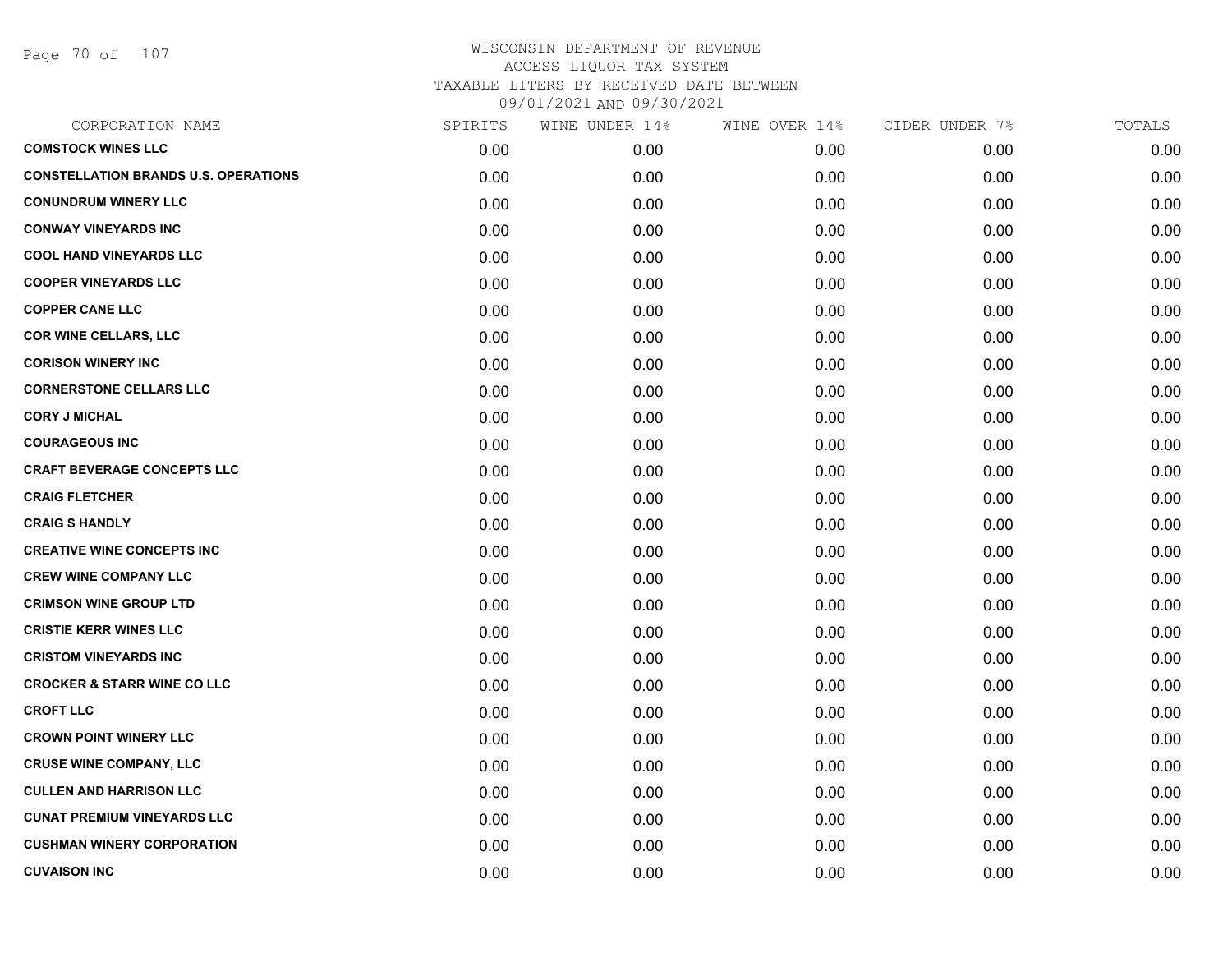WISCONSIN DEPARTMENT OF REVENUE
ACCESS LIQUOR TAX SYSTEM
TAXABLE LITERS BY RECEIVED DATE BETWEEN
09/01/2021 AND 09/30/2021

| CORPORATION NAME | SPIRITS | WINE UNDER 14% | WINE OVER 14% | CIDER UNDER 7% | TOTALS |
|---|---|---|---|---|---|
| **COMSTOCK WINES LLC** | 0.00 | 0.00 | 0.00 | 0.00 | 0.00 |
| **CONSTELLATION BRANDS U.S. OPERATIONS** | 0.00 | 0.00 | 0.00 | 0.00 | 0.00 |
| **CONUNDRUM WINERY LLC** | 0.00 | 0.00 | 0.00 | 0.00 | 0.00 |
| **CONWAY VINEYARDS INC** | 0.00 | 0.00 | 0.00 | 0.00 | 0.00 |
| **COOL HAND VINEYARDS LLC** | 0.00 | 0.00 | 0.00 | 0.00 | 0.00 |
| **COOPER VINEYARDS LLC** | 0.00 | 0.00 | 0.00 | 0.00 | 0.00 |
| **COPPER CANE LLC** | 0.00 | 0.00 | 0.00 | 0.00 | 0.00 |
| **COR WINE CELLARS, LLC** | 0.00 | 0.00 | 0.00 | 0.00 | 0.00 |
| **CORISON WINERY INC** | 0.00 | 0.00 | 0.00 | 0.00 | 0.00 |
| **CORNERSTONE CELLARS LLC** | 0.00 | 0.00 | 0.00 | 0.00 | 0.00 |
| **CORY J MICHAL** | 0.00 | 0.00 | 0.00 | 0.00 | 0.00 |
| **COURAGEOUS INC** | 0.00 | 0.00 | 0.00 | 0.00 | 0.00 |
| **CRAFT BEVERAGE CONCEPTS LLC** | 0.00 | 0.00 | 0.00 | 0.00 | 0.00 |
| **CRAIG FLETCHER** | 0.00 | 0.00 | 0.00 | 0.00 | 0.00 |
| **CRAIG S HANDLY** | 0.00 | 0.00 | 0.00 | 0.00 | 0.00 |
| **CREATIVE WINE CONCEPTS INC** | 0.00 | 0.00 | 0.00 | 0.00 | 0.00 |
| **CREW WINE COMPANY LLC** | 0.00 | 0.00 | 0.00 | 0.00 | 0.00 |
| **CRIMSON WINE GROUP LTD** | 0.00 | 0.00 | 0.00 | 0.00 | 0.00 |
| **CRISTIE KERR WINES LLC** | 0.00 | 0.00 | 0.00 | 0.00 | 0.00 |
| **CRISTOM VINEYARDS INC** | 0.00 | 0.00 | 0.00 | 0.00 | 0.00 |
| **CROCKER & STARR WINE CO LLC** | 0.00 | 0.00 | 0.00 | 0.00 | 0.00 |
| **CROFT LLC** | 0.00 | 0.00 | 0.00 | 0.00 | 0.00 |
| **CROWN POINT WINERY LLC** | 0.00 | 0.00 | 0.00 | 0.00 | 0.00 |
| **CRUSE WINE COMPANY, LLC** | 0.00 | 0.00 | 0.00 | 0.00 | 0.00 |
| **CULLEN AND HARRISON LLC** | 0.00 | 0.00 | 0.00 | 0.00 | 0.00 |
| **CUNAT PREMIUM VINEYARDS LLC** | 0.00 | 0.00 | 0.00 | 0.00 | 0.00 |
| **CUSHMAN WINERY CORPORATION** | 0.00 | 0.00 | 0.00 | 0.00 | 0.00 |
| **CUVAISON INC** | 0.00 | 0.00 | 0.00 | 0.00 | 0.00 |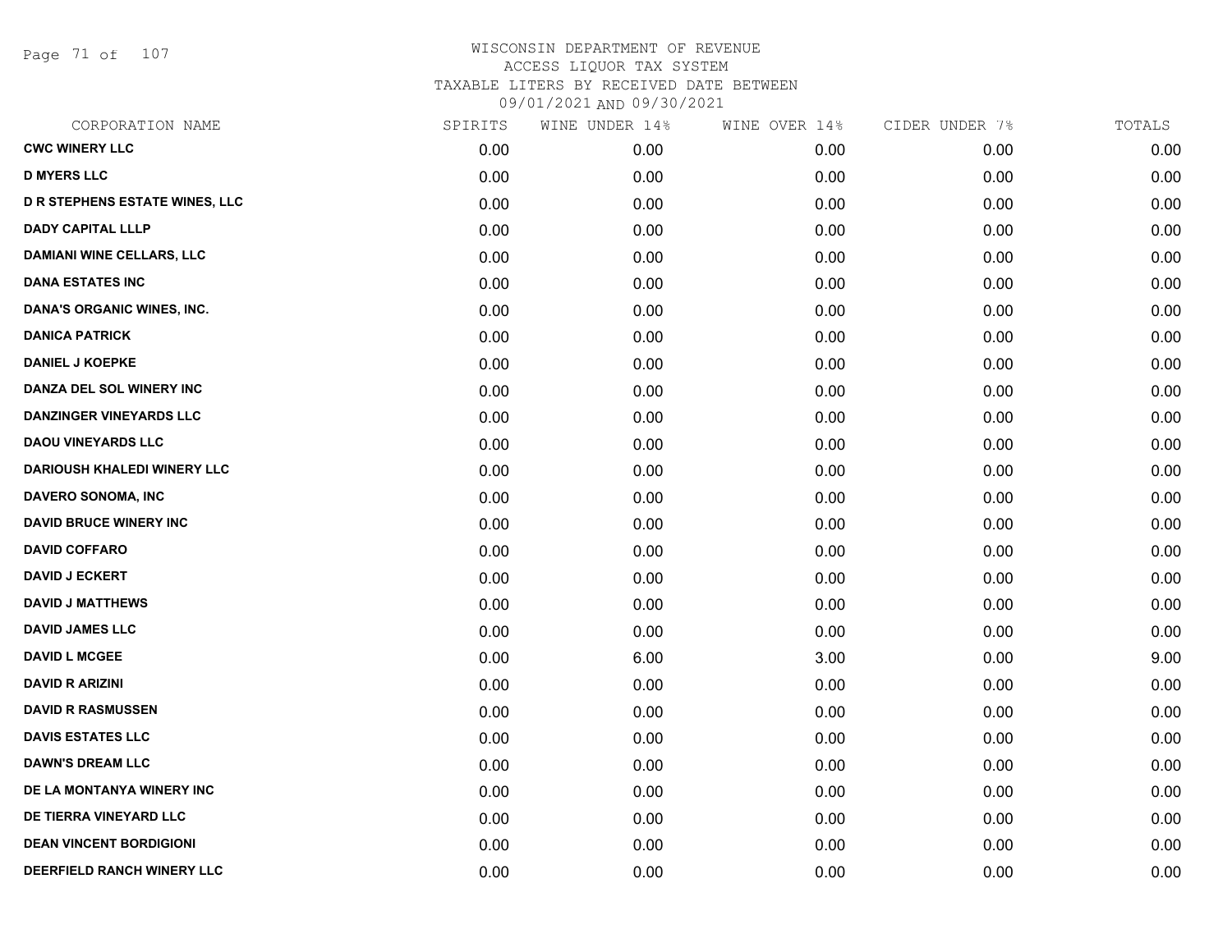# WISCONSIN DEPARTMENT OF REVENUE
## ACCESS LIQUOR TAX SYSTEM
## TAXABLE LITERS BY RECEIVED DATE BETWEEN
## 09/01/2021 AND 09/30/2021

| CORPORATION NAME | SPIRITS | WINE UNDER 14% | WINE OVER 14% | CIDER UNDER 7% | TOTALS |
|---|---|---|---|---|---|
| CWC WINERY LLC | 0.00 | 0.00 | 0.00 | 0.00 | 0.00 |
| D MYERS LLC | 0.00 | 0.00 | 0.00 | 0.00 | 0.00 |
| D R STEPHENS ESTATE WINES, LLC | 0.00 | 0.00 | 0.00 | 0.00 | 0.00 |
| DADY CAPITAL LLLP | 0.00 | 0.00 | 0.00 | 0.00 | 0.00 |
| DAMIANI WINE CELLARS, LLC | 0.00 | 0.00 | 0.00 | 0.00 | 0.00 |
| DANA ESTATES INC | 0.00 | 0.00 | 0.00 | 0.00 | 0.00 |
| DANA'S ORGANIC WINES, INC. | 0.00 | 0.00 | 0.00 | 0.00 | 0.00 |
| DANICA PATRICK | 0.00 | 0.00 | 0.00 | 0.00 | 0.00 |
| DANIEL J KOEPKE | 0.00 | 0.00 | 0.00 | 0.00 | 0.00 |
| DANZA DEL SOL WINERY INC | 0.00 | 0.00 | 0.00 | 0.00 | 0.00 |
| DANZINGER VINEYARDS LLC | 0.00 | 0.00 | 0.00 | 0.00 | 0.00 |
| DAOU VINEYARDS LLC | 0.00 | 0.00 | 0.00 | 0.00 | 0.00 |
| DARIOUSH KHALEDI WINERY LLC | 0.00 | 0.00 | 0.00 | 0.00 | 0.00 |
| DAVERO SONOMA, INC | 0.00 | 0.00 | 0.00 | 0.00 | 0.00 |
| DAVID BRUCE WINERY INC | 0.00 | 0.00 | 0.00 | 0.00 | 0.00 |
| DAVID COFFARO | 0.00 | 0.00 | 0.00 | 0.00 | 0.00 |
| DAVID J ECKERT | 0.00 | 0.00 | 0.00 | 0.00 | 0.00 |
| DAVID J MATTHEWS | 0.00 | 0.00 | 0.00 | 0.00 | 0.00 |
| DAVID JAMES LLC | 0.00 | 0.00 | 0.00 | 0.00 | 0.00 |
| DAVID L MCGEE | 0.00 | 6.00 | 3.00 | 0.00 | 9.00 |
| DAVID R ARIZINI | 0.00 | 0.00 | 0.00 | 0.00 | 0.00 |
| DAVID R RASMUSSEN | 0.00 | 0.00 | 0.00 | 0.00 | 0.00 |
| DAVIS ESTATES LLC | 0.00 | 0.00 | 0.00 | 0.00 | 0.00 |
| DAWN'S DREAM LLC | 0.00 | 0.00 | 0.00 | 0.00 | 0.00 |
| DE LA MONTANYA WINERY INC | 0.00 | 0.00 | 0.00 | 0.00 | 0.00 |
| DE TIERRA VINEYARD LLC | 0.00 | 0.00 | 0.00 | 0.00 | 0.00 |
| DEAN VINCENT BORDIGIONI | 0.00 | 0.00 | 0.00 | 0.00 | 0.00 |
| DEERFIELD RANCH WINERY LLC | 0.00 | 0.00 | 0.00 | 0.00 | 0.00 |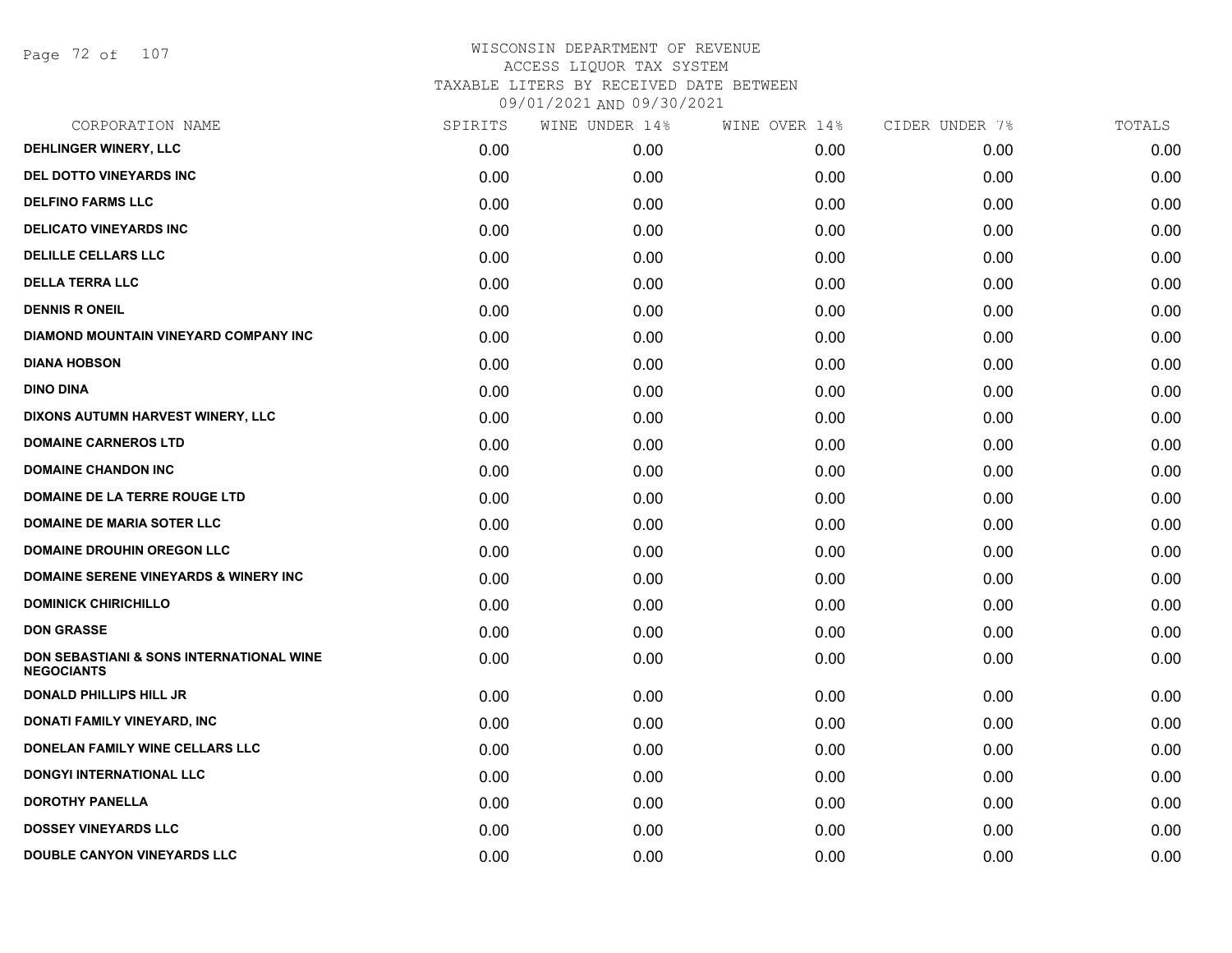# WISCONSIN DEPARTMENT OF REVENUE
ACCESS LIQUOR TAX SYSTEM
TAXABLE LITERS BY RECEIVED DATE BETWEEN
09/01/2021 AND 09/30/2021

| CORPORATION NAME | SPIRITS | WINE UNDER 14% | WINE OVER 14% | CIDER UNDER 7% | TOTALS |
|---|---|---|---|---|---|
| DEHLINGER WINERY, LLC | 0.00 | 0.00 | 0.00 | 0.00 | 0.00 |
| DEL DOTTO VINEYARDS INC | 0.00 | 0.00 | 0.00 | 0.00 | 0.00 |
| DELFINO FARMS LLC | 0.00 | 0.00 | 0.00 | 0.00 | 0.00 |
| DELICATO VINEYARDS INC | 0.00 | 0.00 | 0.00 | 0.00 | 0.00 |
| DELILLE CELLARS LLC | 0.00 | 0.00 | 0.00 | 0.00 | 0.00 |
| DELLA TERRA LLC | 0.00 | 0.00 | 0.00 | 0.00 | 0.00 |
| DENNIS R ONEIL | 0.00 | 0.00 | 0.00 | 0.00 | 0.00 |
| DIAMOND MOUNTAIN VINEYARD COMPANY INC | 0.00 | 0.00 | 0.00 | 0.00 | 0.00 |
| DIANA HOBSON | 0.00 | 0.00 | 0.00 | 0.00 | 0.00 |
| DINO DINA | 0.00 | 0.00 | 0.00 | 0.00 | 0.00 |
| DIXONS AUTUMN HARVEST WINERY, LLC | 0.00 | 0.00 | 0.00 | 0.00 | 0.00 |
| DOMAINE CARNEROS LTD | 0.00 | 0.00 | 0.00 | 0.00 | 0.00 |
| DOMAINE CHANDON INC | 0.00 | 0.00 | 0.00 | 0.00 | 0.00 |
| DOMAINE DE LA TERRE ROUGE LTD | 0.00 | 0.00 | 0.00 | 0.00 | 0.00 |
| DOMAINE DE MARIA SOTER LLC | 0.00 | 0.00 | 0.00 | 0.00 | 0.00 |
| DOMAINE DROUHIN OREGON LLC | 0.00 | 0.00 | 0.00 | 0.00 | 0.00 |
| DOMAINE SERENE VINEYARDS & WINERY INC | 0.00 | 0.00 | 0.00 | 0.00 | 0.00 |
| DOMINICK CHIRICHILLO | 0.00 | 0.00 | 0.00 | 0.00 | 0.00 |
| DON GRASSE | 0.00 | 0.00 | 0.00 | 0.00 | 0.00 |
| DON SEBASTIANI & SONS INTERNATIONAL WINE NEGOCIANTS | 0.00 | 0.00 | 0.00 | 0.00 | 0.00 |
| DONALD PHILLIPS HILL JR | 0.00 | 0.00 | 0.00 | 0.00 | 0.00 |
| DONATI FAMILY VINEYARD, INC | 0.00 | 0.00 | 0.00 | 0.00 | 0.00 |
| DONELAN FAMILY WINE CELLARS LLC | 0.00 | 0.00 | 0.00 | 0.00 | 0.00 |
| DONGYI INTERNATIONAL LLC | 0.00 | 0.00 | 0.00 | 0.00 | 0.00 |
| DOROTHY PANELLA | 0.00 | 0.00 | 0.00 | 0.00 | 0.00 |
| DOSSEY VINEYARDS LLC | 0.00 | 0.00 | 0.00 | 0.00 | 0.00 |
| DOUBLE CANYON VINEYARDS LLC | 0.00 | 0.00 | 0.00 | 0.00 | 0.00 |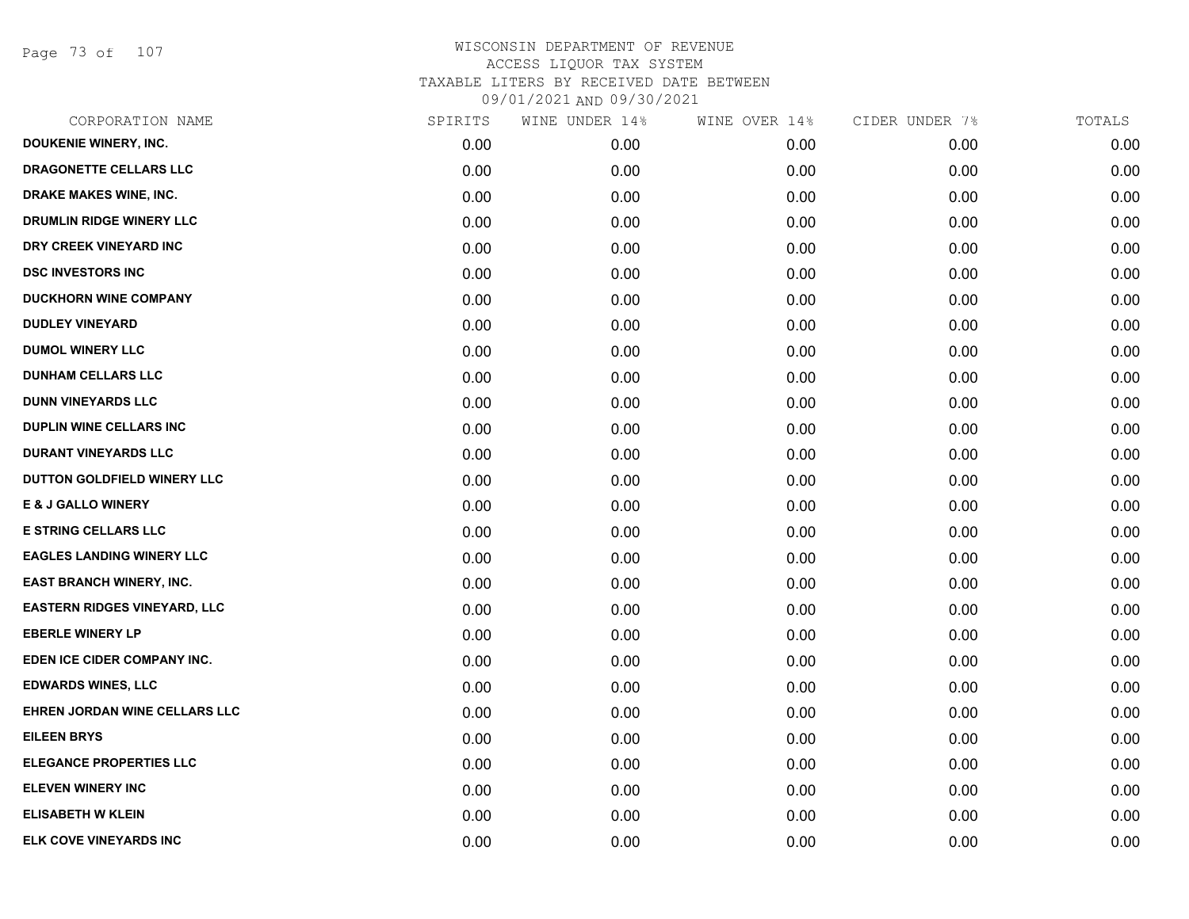WISCONSIN DEPARTMENT OF REVENUE
ACCESS LIQUOR TAX SYSTEM
TAXABLE LITERS BY RECEIVED DATE BETWEEN
09/01/2021 AND 09/30/2021

| CORPORATION NAME | SPIRITS | WINE UNDER 14% | WINE OVER 14% | CIDER UNDER 7% | TOTALS |
|---|---|---|---|---|---|
| DOUKENIE WINERY, INC. | 0.00 | 0.00 | 0.00 | 0.00 | 0.00 |
| DRAGONETTE CELLARS LLC | 0.00 | 0.00 | 0.00 | 0.00 | 0.00 |
| DRAKE MAKES WINE, INC. | 0.00 | 0.00 | 0.00 | 0.00 | 0.00 |
| DRUMLIN RIDGE WINERY LLC | 0.00 | 0.00 | 0.00 | 0.00 | 0.00 |
| DRY CREEK VINEYARD INC | 0.00 | 0.00 | 0.00 | 0.00 | 0.00 |
| DSC INVESTORS INC | 0.00 | 0.00 | 0.00 | 0.00 | 0.00 |
| DUCKHORN WINE COMPANY | 0.00 | 0.00 | 0.00 | 0.00 | 0.00 |
| DUDLEY VINEYARD | 0.00 | 0.00 | 0.00 | 0.00 | 0.00 |
| DUMOL WINERY LLC | 0.00 | 0.00 | 0.00 | 0.00 | 0.00 |
| DUNHAM CELLARS LLC | 0.00 | 0.00 | 0.00 | 0.00 | 0.00 |
| DUNN VINEYARDS LLC | 0.00 | 0.00 | 0.00 | 0.00 | 0.00 |
| DUPLIN WINE CELLARS INC | 0.00 | 0.00 | 0.00 | 0.00 | 0.00 |
| DURANT VINEYARDS LLC | 0.00 | 0.00 | 0.00 | 0.00 | 0.00 |
| DUTTON GOLDFIELD WINERY LLC | 0.00 | 0.00 | 0.00 | 0.00 | 0.00 |
| E & J GALLO WINERY | 0.00 | 0.00 | 0.00 | 0.00 | 0.00 |
| E STRING CELLARS LLC | 0.00 | 0.00 | 0.00 | 0.00 | 0.00 |
| EAGLES LANDING WINERY LLC | 0.00 | 0.00 | 0.00 | 0.00 | 0.00 |
| EAST BRANCH WINERY, INC. | 0.00 | 0.00 | 0.00 | 0.00 | 0.00 |
| EASTERN RIDGES VINEYARD, LLC | 0.00 | 0.00 | 0.00 | 0.00 | 0.00 |
| EBERLE WINERY LP | 0.00 | 0.00 | 0.00 | 0.00 | 0.00 |
| EDEN ICE CIDER COMPANY INC. | 0.00 | 0.00 | 0.00 | 0.00 | 0.00 |
| EDWARDS WINES, LLC | 0.00 | 0.00 | 0.00 | 0.00 | 0.00 |
| EHREN JORDAN WINE CELLARS LLC | 0.00 | 0.00 | 0.00 | 0.00 | 0.00 |
| EILEEN BRYS | 0.00 | 0.00 | 0.00 | 0.00 | 0.00 |
| ELEGANCE PROPERTIES LLC | 0.00 | 0.00 | 0.00 | 0.00 | 0.00 |
| ELEVEN WINERY INC | 0.00 | 0.00 | 0.00 | 0.00 | 0.00 |
| ELISABETH W KLEIN | 0.00 | 0.00 | 0.00 | 0.00 | 0.00 |
| ELK COVE VINEYARDS INC | 0.00 | 0.00 | 0.00 | 0.00 | 0.00 |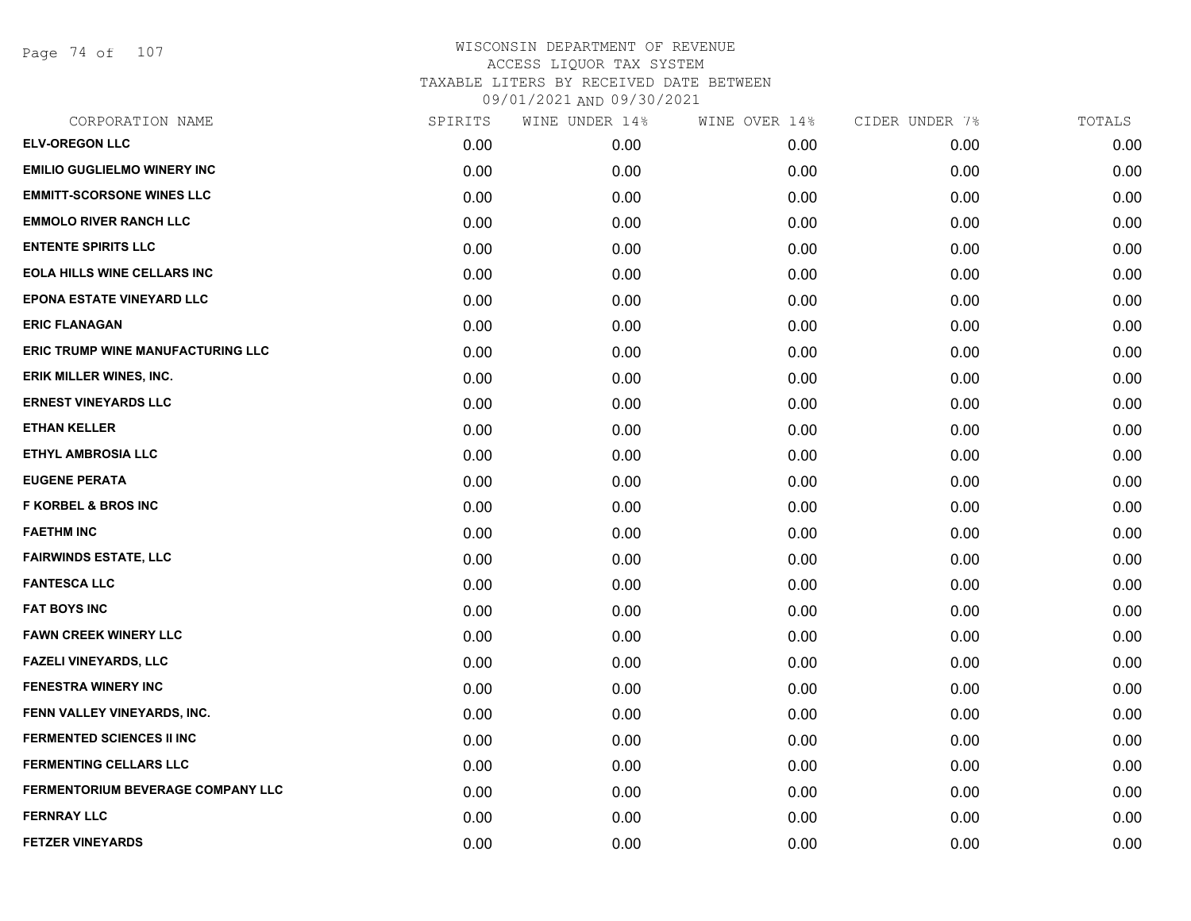# WISCONSIN DEPARTMENT OF REVENUE
## ACCESS LIQUOR TAX SYSTEM
## TAXABLE LITERS BY RECEIVED DATE BETWEEN 09/01/2021 AND 09/30/2021

| CORPORATION NAME | SPIRITS | WINE UNDER 14% | WINE OVER 14% | CIDER UNDER 7% | TOTALS |
|---|---|---|---|---|---|
| ELV-OREGON LLC | 0.00 | 0.00 | 0.00 | 0.00 | 0.00 |
| EMILIO GUGLIELMO WINERY INC | 0.00 | 0.00 | 0.00 | 0.00 | 0.00 |
| EMMITT-SCORSONE WINES LLC | 0.00 | 0.00 | 0.00 | 0.00 | 0.00 |
| EMMOLO RIVER RANCH LLC | 0.00 | 0.00 | 0.00 | 0.00 | 0.00 |
| ENTENTE SPIRITS LLC | 0.00 | 0.00 | 0.00 | 0.00 | 0.00 |
| EOLA HILLS WINE CELLARS INC | 0.00 | 0.00 | 0.00 | 0.00 | 0.00 |
| EPONA ESTATE VINEYARD LLC | 0.00 | 0.00 | 0.00 | 0.00 | 0.00 |
| ERIC FLANAGAN | 0.00 | 0.00 | 0.00 | 0.00 | 0.00 |
| ERIC TRUMP WINE MANUFACTURING LLC | 0.00 | 0.00 | 0.00 | 0.00 | 0.00 |
| ERIK MILLER WINES, INC. | 0.00 | 0.00 | 0.00 | 0.00 | 0.00 |
| ERNEST VINEYARDS LLC | 0.00 | 0.00 | 0.00 | 0.00 | 0.00 |
| ETHAN KELLER | 0.00 | 0.00 | 0.00 | 0.00 | 0.00 |
| ETHYL AMBROSIA LLC | 0.00 | 0.00 | 0.00 | 0.00 | 0.00 |
| EUGENE PERATA | 0.00 | 0.00 | 0.00 | 0.00 | 0.00 |
| F KORBEL & BROS INC | 0.00 | 0.00 | 0.00 | 0.00 | 0.00 |
| FAETHM INC | 0.00 | 0.00 | 0.00 | 0.00 | 0.00 |
| FAIRWINDS ESTATE, LLC | 0.00 | 0.00 | 0.00 | 0.00 | 0.00 |
| FANTESCA LLC | 0.00 | 0.00 | 0.00 | 0.00 | 0.00 |
| FAT BOYS INC | 0.00 | 0.00 | 0.00 | 0.00 | 0.00 |
| FAWN CREEK WINERY LLC | 0.00 | 0.00 | 0.00 | 0.00 | 0.00 |
| FAZELI VINEYARDS, LLC | 0.00 | 0.00 | 0.00 | 0.00 | 0.00 |
| FENESTRA WINERY INC | 0.00 | 0.00 | 0.00 | 0.00 | 0.00 |
| FENN VALLEY VINEYARDS, INC. | 0.00 | 0.00 | 0.00 | 0.00 | 0.00 |
| FERMENTED SCIENCES II INC | 0.00 | 0.00 | 0.00 | 0.00 | 0.00 |
| FERMENTING CELLARS LLC | 0.00 | 0.00 | 0.00 | 0.00 | 0.00 |
| FERMENTORIUM BEVERAGE COMPANY LLC | 0.00 | 0.00 | 0.00 | 0.00 | 0.00 |
| FERNRAY LLC | 0.00 | 0.00 | 0.00 | 0.00 | 0.00 |
| FETZER VINEYARDS | 0.00 | 0.00 | 0.00 | 0.00 | 0.00 |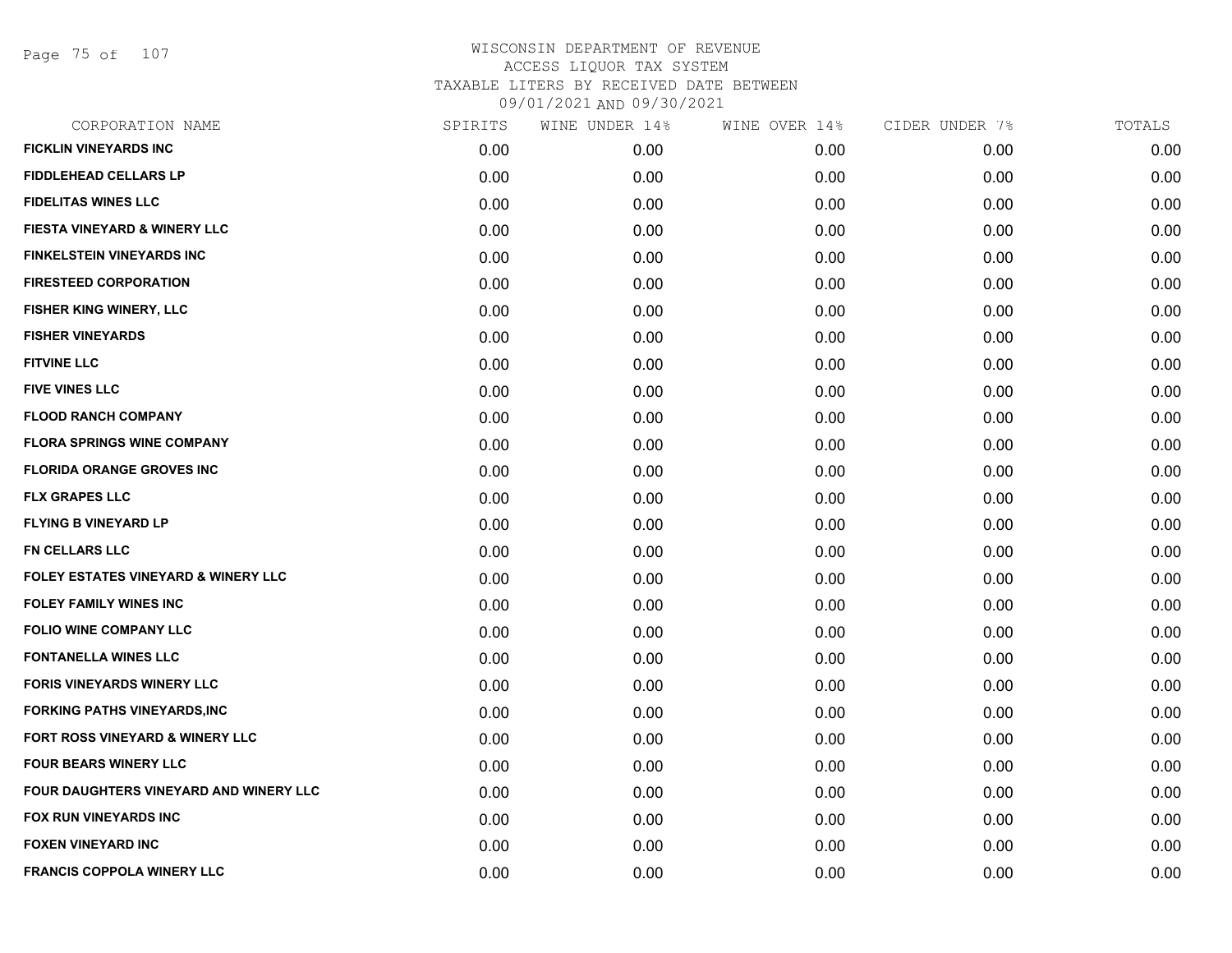WISCONSIN DEPARTMENT OF REVENUE
ACCESS LIQUOR TAX SYSTEM
TAXABLE LITERS BY RECEIVED DATE BETWEEN
09/01/2021 AND 09/30/2021

| CORPORATION NAME | SPIRITS | WINE UNDER 14% | WINE OVER 14% | CIDER UNDER 7% | TOTALS |
|---|---|---|---|---|---|
| FICKLIN VINEYARDS INC | 0.00 | 0.00 | 0.00 | 0.00 | 0.00 |
| FIDDLEHEAD CELLARS LP | 0.00 | 0.00 | 0.00 | 0.00 | 0.00 |
| FIDELITAS WINES LLC | 0.00 | 0.00 | 0.00 | 0.00 | 0.00 |
| FIESTA VINEYARD & WINERY LLC | 0.00 | 0.00 | 0.00 | 0.00 | 0.00 |
| FINKELSTEIN VINEYARDS INC | 0.00 | 0.00 | 0.00 | 0.00 | 0.00 |
| FIRESTEED CORPORATION | 0.00 | 0.00 | 0.00 | 0.00 | 0.00 |
| FISHER KING WINERY, LLC | 0.00 | 0.00 | 0.00 | 0.00 | 0.00 |
| FISHER VINEYARDS | 0.00 | 0.00 | 0.00 | 0.00 | 0.00 |
| FITVINE LLC | 0.00 | 0.00 | 0.00 | 0.00 | 0.00 |
| FIVE VINES LLC | 0.00 | 0.00 | 0.00 | 0.00 | 0.00 |
| FLOOD RANCH COMPANY | 0.00 | 0.00 | 0.00 | 0.00 | 0.00 |
| FLORA SPRINGS WINE COMPANY | 0.00 | 0.00 | 0.00 | 0.00 | 0.00 |
| FLORIDA ORANGE GROVES INC | 0.00 | 0.00 | 0.00 | 0.00 | 0.00 |
| FLX GRAPES LLC | 0.00 | 0.00 | 0.00 | 0.00 | 0.00 |
| FLYING B VINEYARD LP | 0.00 | 0.00 | 0.00 | 0.00 | 0.00 |
| FN CELLARS LLC | 0.00 | 0.00 | 0.00 | 0.00 | 0.00 |
| FOLEY ESTATES VINEYARD & WINERY LLC | 0.00 | 0.00 | 0.00 | 0.00 | 0.00 |
| FOLEY FAMILY WINES INC | 0.00 | 0.00 | 0.00 | 0.00 | 0.00 |
| FOLIO WINE COMPANY LLC | 0.00 | 0.00 | 0.00 | 0.00 | 0.00 |
| FONTANELLA WINES LLC | 0.00 | 0.00 | 0.00 | 0.00 | 0.00 |
| FORIS VINEYARDS WINERY LLC | 0.00 | 0.00 | 0.00 | 0.00 | 0.00 |
| FORKING PATHS VINEYARDS,INC | 0.00 | 0.00 | 0.00 | 0.00 | 0.00 |
| FORT ROSS VINEYARD & WINERY LLC | 0.00 | 0.00 | 0.00 | 0.00 | 0.00 |
| FOUR BEARS WINERY LLC | 0.00 | 0.00 | 0.00 | 0.00 | 0.00 |
| FOUR DAUGHTERS VINEYARD AND WINERY LLC | 0.00 | 0.00 | 0.00 | 0.00 | 0.00 |
| FOX RUN VINEYARDS INC | 0.00 | 0.00 | 0.00 | 0.00 | 0.00 |
| FOXEN VINEYARD INC | 0.00 | 0.00 | 0.00 | 0.00 | 0.00 |
| FRANCIS COPPOLA WINERY LLC | 0.00 | 0.00 | 0.00 | 0.00 | 0.00 |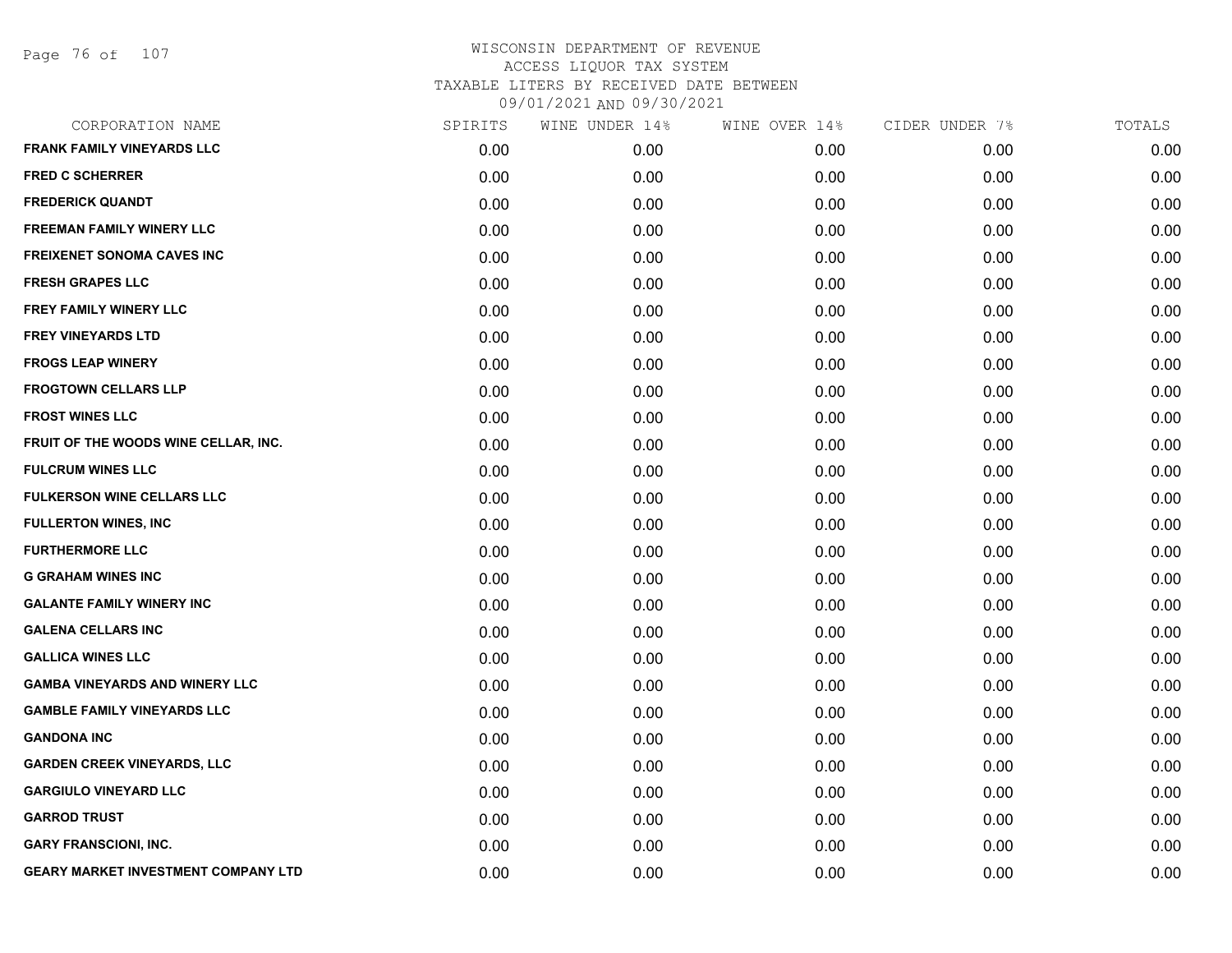WISCONSIN DEPARTMENT OF REVENUE
ACCESS LIQUOR TAX SYSTEM
TAXABLE LITERS BY RECEIVED DATE BETWEEN
09/01/2021 AND 09/30/2021

| CORPORATION NAME | SPIRITS | WINE UNDER 14% | WINE OVER 14% | CIDER UNDER 7% | TOTALS |
|---|---|---|---|---|---|
| FRANK FAMILY VINEYARDS LLC | 0.00 | 0.00 | 0.00 | 0.00 | 0.00 |
| FRED C SCHERRER | 0.00 | 0.00 | 0.00 | 0.00 | 0.00 |
| FREDERICK QUANDT | 0.00 | 0.00 | 0.00 | 0.00 | 0.00 |
| FREEMAN FAMILY WINERY LLC | 0.00 | 0.00 | 0.00 | 0.00 | 0.00 |
| FREIXENET SONOMA CAVES INC | 0.00 | 0.00 | 0.00 | 0.00 | 0.00 |
| FRESH GRAPES LLC | 0.00 | 0.00 | 0.00 | 0.00 | 0.00 |
| FREY FAMILY WINERY LLC | 0.00 | 0.00 | 0.00 | 0.00 | 0.00 |
| FREY VINEYARDS LTD | 0.00 | 0.00 | 0.00 | 0.00 | 0.00 |
| FROGS LEAP WINERY | 0.00 | 0.00 | 0.00 | 0.00 | 0.00 |
| FROGTOWN CELLARS LLP | 0.00 | 0.00 | 0.00 | 0.00 | 0.00 |
| FROST WINES LLC | 0.00 | 0.00 | 0.00 | 0.00 | 0.00 |
| FRUIT OF THE WOODS WINE CELLAR, INC. | 0.00 | 0.00 | 0.00 | 0.00 | 0.00 |
| FULCRUM WINES LLC | 0.00 | 0.00 | 0.00 | 0.00 | 0.00 |
| FULKERSON WINE CELLARS LLC | 0.00 | 0.00 | 0.00 | 0.00 | 0.00 |
| FULLERTON WINES, INC | 0.00 | 0.00 | 0.00 | 0.00 | 0.00 |
| FURTHERMORE LLC | 0.00 | 0.00 | 0.00 | 0.00 | 0.00 |
| G GRAHAM WINES INC | 0.00 | 0.00 | 0.00 | 0.00 | 0.00 |
| GALANTE FAMILY WINERY INC | 0.00 | 0.00 | 0.00 | 0.00 | 0.00 |
| GALENA CELLARS INC | 0.00 | 0.00 | 0.00 | 0.00 | 0.00 |
| GALLICA WINES LLC | 0.00 | 0.00 | 0.00 | 0.00 | 0.00 |
| GAMBA VINEYARDS AND WINERY LLC | 0.00 | 0.00 | 0.00 | 0.00 | 0.00 |
| GAMBLE FAMILY VINEYARDS LLC | 0.00 | 0.00 | 0.00 | 0.00 | 0.00 |
| GANDONA INC | 0.00 | 0.00 | 0.00 | 0.00 | 0.00 |
| GARDEN CREEK VINEYARDS, LLC | 0.00 | 0.00 | 0.00 | 0.00 | 0.00 |
| GARGIULO VINEYARD LLC | 0.00 | 0.00 | 0.00 | 0.00 | 0.00 |
| GARROD TRUST | 0.00 | 0.00 | 0.00 | 0.00 | 0.00 |
| GARY FRANSCIONI, INC. | 0.00 | 0.00 | 0.00 | 0.00 | 0.00 |
| GEARY MARKET INVESTMENT COMPANY LTD | 0.00 | 0.00 | 0.00 | 0.00 | 0.00 |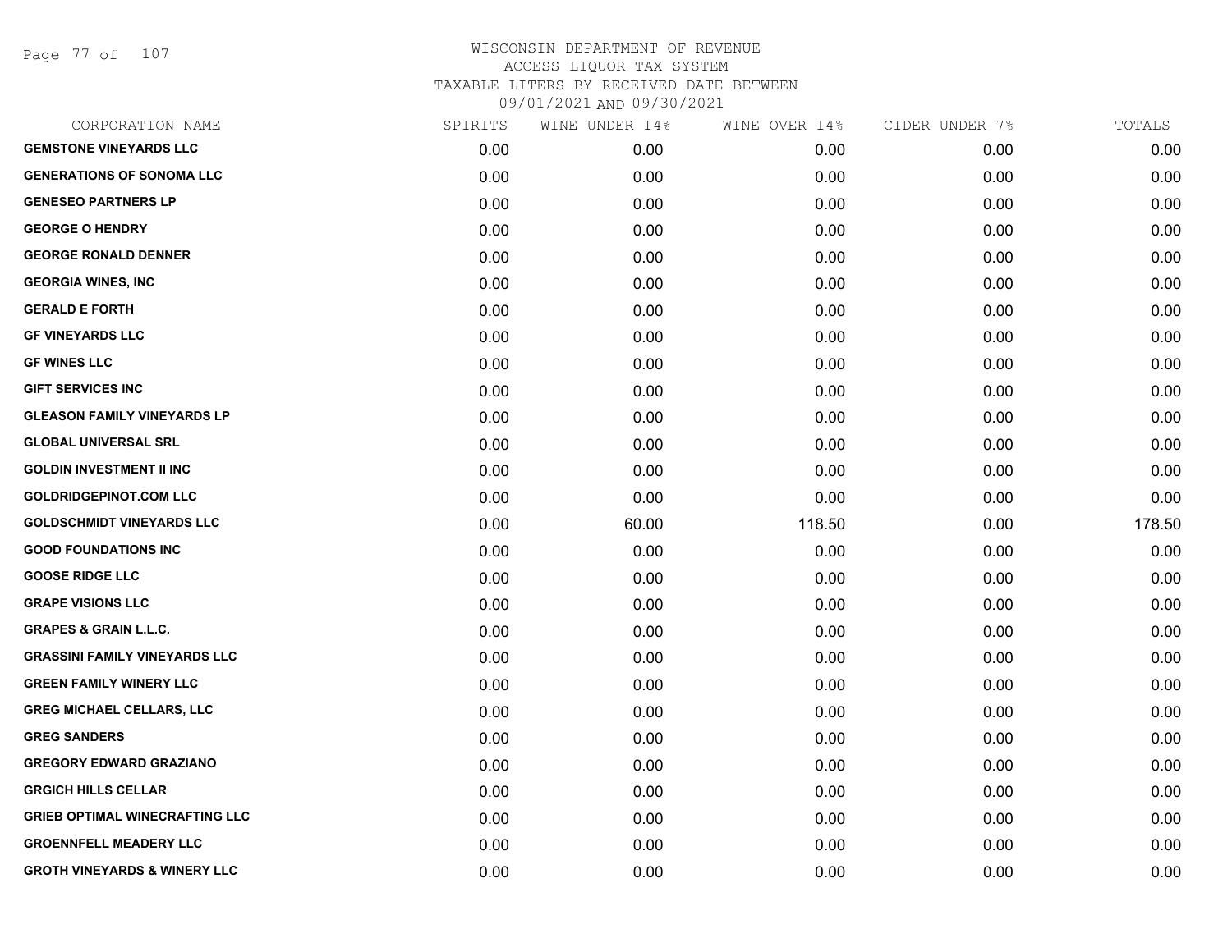WISCONSIN DEPARTMENT OF REVENUE
ACCESS LIQUOR TAX SYSTEM
TAXABLE LITERS BY RECEIVED DATE BETWEEN
09/01/2021 AND 09/30/2021

| CORPORATION NAME | SPIRITS | WINE UNDER 14% | WINE OVER 14% | CIDER UNDER 7% | TOTALS |
|---|---|---|---|---|---|
| GEMSTONE VINEYARDS LLC | 0.00 | 0.00 | 0.00 | 0.00 | 0.00 |
| GENERATIONS OF SONOMA LLC | 0.00 | 0.00 | 0.00 | 0.00 | 0.00 |
| GENESEO PARTNERS LP | 0.00 | 0.00 | 0.00 | 0.00 | 0.00 |
| GEORGE O HENDRY | 0.00 | 0.00 | 0.00 | 0.00 | 0.00 |
| GEORGE RONALD DENNER | 0.00 | 0.00 | 0.00 | 0.00 | 0.00 |
| GEORGIA WINES, INC | 0.00 | 0.00 | 0.00 | 0.00 | 0.00 |
| GERALD E FORTH | 0.00 | 0.00 | 0.00 | 0.00 | 0.00 |
| GF VINEYARDS LLC | 0.00 | 0.00 | 0.00 | 0.00 | 0.00 |
| GF WINES LLC | 0.00 | 0.00 | 0.00 | 0.00 | 0.00 |
| GIFT SERVICES INC | 0.00 | 0.00 | 0.00 | 0.00 | 0.00 |
| GLEASON FAMILY VINEYARDS LP | 0.00 | 0.00 | 0.00 | 0.00 | 0.00 |
| GLOBAL UNIVERSAL SRL | 0.00 | 0.00 | 0.00 | 0.00 | 0.00 |
| GOLDIN INVESTMENT II INC | 0.00 | 0.00 | 0.00 | 0.00 | 0.00 |
| GOLDRIDGEPINOT.COM LLC | 0.00 | 0.00 | 0.00 | 0.00 | 0.00 |
| GOLDSCHMIDT VINEYARDS LLC | 0.00 | 60.00 | 118.50 | 0.00 | 178.50 |
| GOOD FOUNDATIONS INC | 0.00 | 0.00 | 0.00 | 0.00 | 0.00 |
| GOOSE RIDGE LLC | 0.00 | 0.00 | 0.00 | 0.00 | 0.00 |
| GRAPE VISIONS LLC | 0.00 | 0.00 | 0.00 | 0.00 | 0.00 |
| GRAPES & GRAIN L.L.C. | 0.00 | 0.00 | 0.00 | 0.00 | 0.00 |
| GRASSINI FAMILY VINEYARDS LLC | 0.00 | 0.00 | 0.00 | 0.00 | 0.00 |
| GREEN FAMILY WINERY LLC | 0.00 | 0.00 | 0.00 | 0.00 | 0.00 |
| GREG MICHAEL CELLARS, LLC | 0.00 | 0.00 | 0.00 | 0.00 | 0.00 |
| GREG SANDERS | 0.00 | 0.00 | 0.00 | 0.00 | 0.00 |
| GREGORY EDWARD GRAZIANO | 0.00 | 0.00 | 0.00 | 0.00 | 0.00 |
| GRGICH HILLS CELLAR | 0.00 | 0.00 | 0.00 | 0.00 | 0.00 |
| GRIEB OPTIMAL WINECRAFTING LLC | 0.00 | 0.00 | 0.00 | 0.00 | 0.00 |
| GROENNFELL MEADERY LLC | 0.00 | 0.00 | 0.00 | 0.00 | 0.00 |
| GROTH VINEYARDS & WINERY LLC | 0.00 | 0.00 | 0.00 | 0.00 | 0.00 |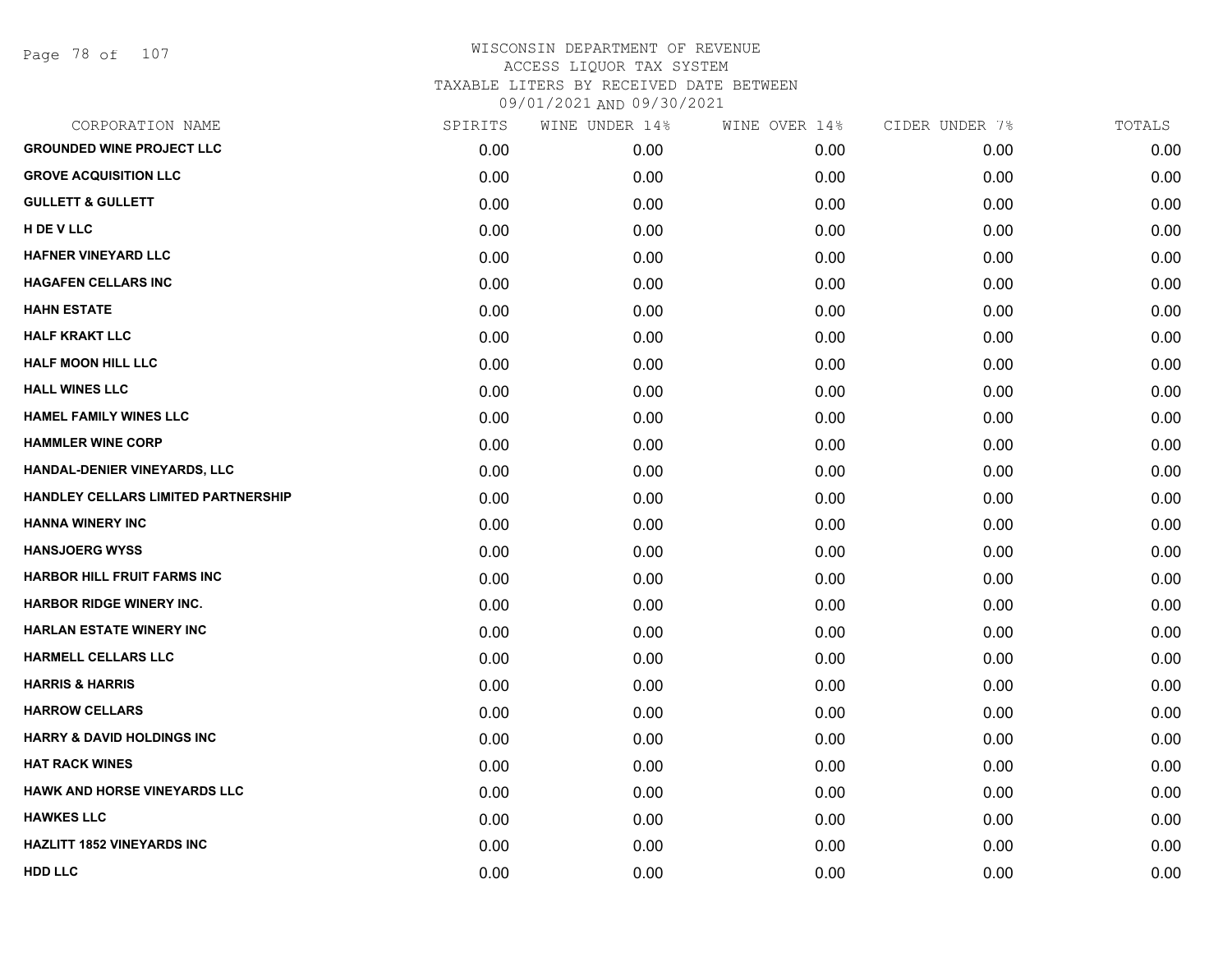# WISCONSIN DEPARTMENT OF REVENUE
## ACCESS LIQUOR TAX SYSTEM
## TAXABLE LITERS BY RECEIVED DATE BETWEEN
## 09/01/2021 AND 09/30/2021

| CORPORATION NAME | SPIRITS | WINE UNDER 14% | WINE OVER 14% | CIDER UNDER 7% | TOTALS |
|---|---|---|---|---|---|
| **GROUNDED WINE PROJECT LLC** | 0.00 | 0.00 | 0.00 | 0.00 | 0.00 |
| **GROVE ACQUISITION LLC** | 0.00 | 0.00 | 0.00 | 0.00 | 0.00 |
| **GULLETT & GULLETT** | 0.00 | 0.00 | 0.00 | 0.00 | 0.00 |
| **H DE V LLC** | 0.00 | 0.00 | 0.00 | 0.00 | 0.00 |
| **HAFNER VINEYARD LLC** | 0.00 | 0.00 | 0.00 | 0.00 | 0.00 |
| **HAGAFEN CELLARS INC** | 0.00 | 0.00 | 0.00 | 0.00 | 0.00 |
| **HAHN ESTATE** | 0.00 | 0.00 | 0.00 | 0.00 | 0.00 |
| **HALF KRAKT LLC** | 0.00 | 0.00 | 0.00 | 0.00 | 0.00 |
| **HALF MOON HILL LLC** | 0.00 | 0.00 | 0.00 | 0.00 | 0.00 |
| **HALL WINES LLC** | 0.00 | 0.00 | 0.00 | 0.00 | 0.00 |
| **HAMEL FAMILY WINES LLC** | 0.00 | 0.00 | 0.00 | 0.00 | 0.00 |
| **HAMMLER WINE CORP** | 0.00 | 0.00 | 0.00 | 0.00 | 0.00 |
| **HANDAL-DENIER VINEYARDS, LLC** | 0.00 | 0.00 | 0.00 | 0.00 | 0.00 |
| **HANDLEY CELLARS LIMITED PARTNERSHIP** | 0.00 | 0.00 | 0.00 | 0.00 | 0.00 |
| **HANNA WINERY INC** | 0.00 | 0.00 | 0.00 | 0.00 | 0.00 |
| **HANSJOERG WYSS** | 0.00 | 0.00 | 0.00 | 0.00 | 0.00 |
| **HARBOR HILL FRUIT FARMS INC** | 0.00 | 0.00 | 0.00 | 0.00 | 0.00 |
| **HARBOR RIDGE WINERY INC.** | 0.00 | 0.00 | 0.00 | 0.00 | 0.00 |
| **HARLAN ESTATE WINERY INC** | 0.00 | 0.00 | 0.00 | 0.00 | 0.00 |
| **HARMELL CELLARS LLC** | 0.00 | 0.00 | 0.00 | 0.00 | 0.00 |
| **HARRIS & HARRIS** | 0.00 | 0.00 | 0.00 | 0.00 | 0.00 |
| **HARROW CELLARS** | 0.00 | 0.00 | 0.00 | 0.00 | 0.00 |
| **HARRY & DAVID HOLDINGS INC** | 0.00 | 0.00 | 0.00 | 0.00 | 0.00 |
| **HAT RACK WINES** | 0.00 | 0.00 | 0.00 | 0.00 | 0.00 |
| **HAWK AND HORSE VINEYARDS LLC** | 0.00 | 0.00 | 0.00 | 0.00 | 0.00 |
| **HAWKES LLC** | 0.00 | 0.00 | 0.00 | 0.00 | 0.00 |
| **HAZLITT 1852 VINEYARDS INC** | 0.00 | 0.00 | 0.00 | 0.00 | 0.00 |
| **HDD LLC** | 0.00 | 0.00 | 0.00 | 0.00 | 0.00 |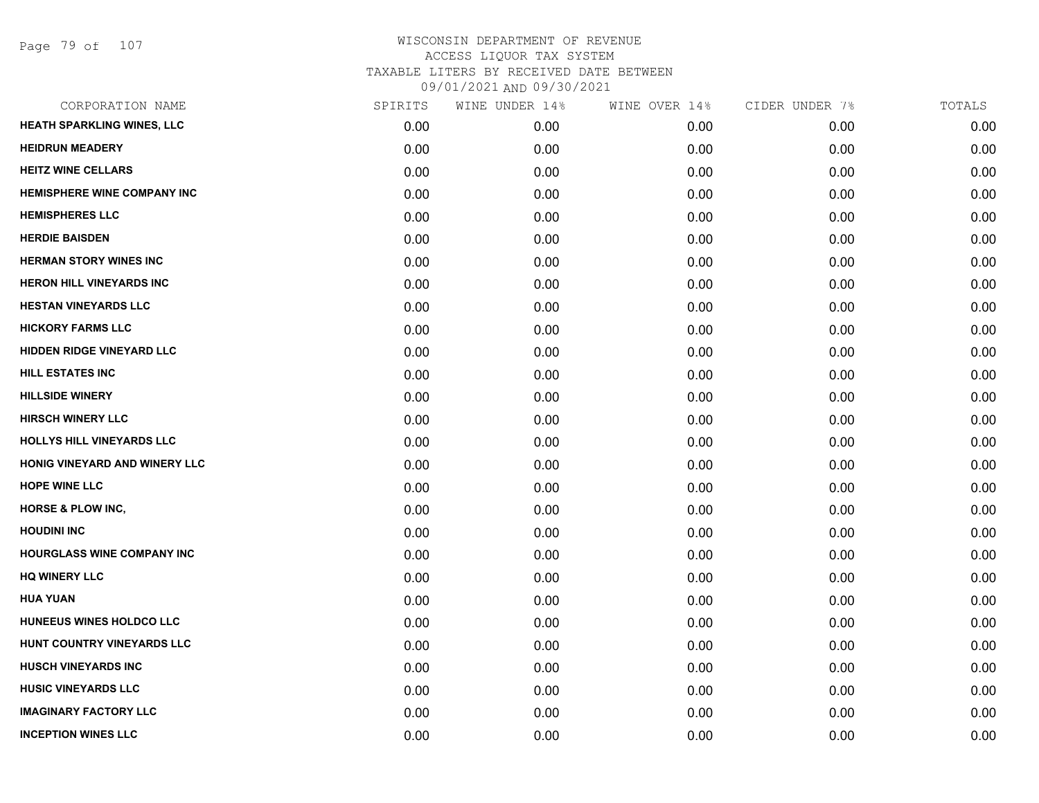# WISCONSIN DEPARTMENT OF REVENUE
ACCESS LIQUOR TAX SYSTEM
TAXABLE LITERS BY RECEIVED DATE BETWEEN
09/01/2021 AND 09/30/2021

| CORPORATION NAME | SPIRITS | WINE UNDER 14% | WINE OVER 14% | CIDER UNDER 7% | TOTALS |
|---|---|---|---|---|---|
| HEATH SPARKLING WINES, LLC | 0.00 | 0.00 | 0.00 | 0.00 | 0.00 |
| HEIDRUN MEADERY | 0.00 | 0.00 | 0.00 | 0.00 | 0.00 |
| HEITZ WINE CELLARS | 0.00 | 0.00 | 0.00 | 0.00 | 0.00 |
| HEMISPHERE WINE COMPANY INC | 0.00 | 0.00 | 0.00 | 0.00 | 0.00 |
| HEMISPHERES LLC | 0.00 | 0.00 | 0.00 | 0.00 | 0.00 |
| HERDIE BAISDEN | 0.00 | 0.00 | 0.00 | 0.00 | 0.00 |
| HERMAN STORY WINES INC | 0.00 | 0.00 | 0.00 | 0.00 | 0.00 |
| HERON HILL VINEYARDS INC | 0.00 | 0.00 | 0.00 | 0.00 | 0.00 |
| HESTAN VINEYARDS LLC | 0.00 | 0.00 | 0.00 | 0.00 | 0.00 |
| HICKORY FARMS LLC | 0.00 | 0.00 | 0.00 | 0.00 | 0.00 |
| HIDDEN RIDGE VINEYARD LLC | 0.00 | 0.00 | 0.00 | 0.00 | 0.00 |
| HILL ESTATES INC | 0.00 | 0.00 | 0.00 | 0.00 | 0.00 |
| HILLSIDE WINERY | 0.00 | 0.00 | 0.00 | 0.00 | 0.00 |
| HIRSCH WINERY LLC | 0.00 | 0.00 | 0.00 | 0.00 | 0.00 |
| HOLLYS HILL VINEYARDS LLC | 0.00 | 0.00 | 0.00 | 0.00 | 0.00 |
| HONIG VINEYARD AND WINERY LLC | 0.00 | 0.00 | 0.00 | 0.00 | 0.00 |
| HOPE WINE LLC | 0.00 | 0.00 | 0.00 | 0.00 | 0.00 |
| HORSE & PLOW INC, | 0.00 | 0.00 | 0.00 | 0.00 | 0.00 |
| HOUDINI INC | 0.00 | 0.00 | 0.00 | 0.00 | 0.00 |
| HOURGLASS WINE COMPANY INC | 0.00 | 0.00 | 0.00 | 0.00 | 0.00 |
| HQ WINERY LLC | 0.00 | 0.00 | 0.00 | 0.00 | 0.00 |
| HUA YUAN | 0.00 | 0.00 | 0.00 | 0.00 | 0.00 |
| HUNEEUS WINES HOLDCO LLC | 0.00 | 0.00 | 0.00 | 0.00 | 0.00 |
| HUNT COUNTRY VINEYARDS LLC | 0.00 | 0.00 | 0.00 | 0.00 | 0.00 |
| HUSCH VINEYARDS INC | 0.00 | 0.00 | 0.00 | 0.00 | 0.00 |
| HUSIC VINEYARDS LLC | 0.00 | 0.00 | 0.00 | 0.00 | 0.00 |
| IMAGINARY FACTORY LLC | 0.00 | 0.00 | 0.00 | 0.00 | 0.00 |
| INCEPTION WINES LLC | 0.00 | 0.00 | 0.00 | 0.00 | 0.00 |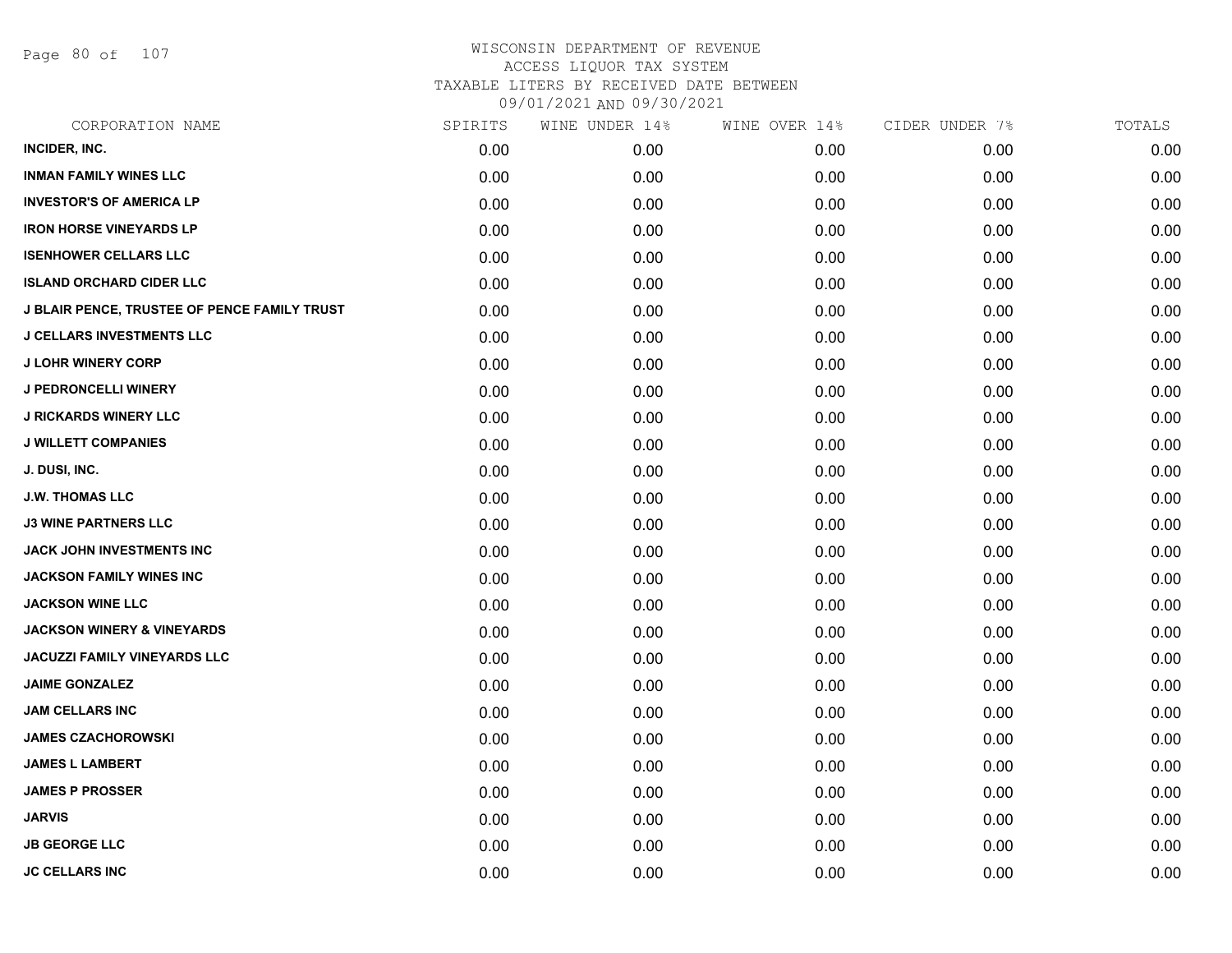WISCONSIN DEPARTMENT OF REVENUE
ACCESS LIQUOR TAX SYSTEM
TAXABLE LITERS BY RECEIVED DATE BETWEEN
09/01/2021 AND 09/30/2021

| CORPORATION NAME | SPIRITS | WINE UNDER 14% | WINE OVER 14% | CIDER UNDER 7% | TOTALS |
|---|---|---|---|---|---|
| INCIDER, INC. | 0.00 | 0.00 | 0.00 | 0.00 | 0.00 |
| INMAN FAMILY WINES LLC | 0.00 | 0.00 | 0.00 | 0.00 | 0.00 |
| INVESTOR'S OF AMERICA LP | 0.00 | 0.00 | 0.00 | 0.00 | 0.00 |
| IRON HORSE VINEYARDS LP | 0.00 | 0.00 | 0.00 | 0.00 | 0.00 |
| ISENHOWER CELLARS LLC | 0.00 | 0.00 | 0.00 | 0.00 | 0.00 |
| ISLAND ORCHARD CIDER LLC | 0.00 | 0.00 | 0.00 | 0.00 | 0.00 |
| J BLAIR PENCE, TRUSTEE OF PENCE FAMILY TRUST | 0.00 | 0.00 | 0.00 | 0.00 | 0.00 |
| J CELLARS INVESTMENTS LLC | 0.00 | 0.00 | 0.00 | 0.00 | 0.00 |
| J LOHR WINERY CORP | 0.00 | 0.00 | 0.00 | 0.00 | 0.00 |
| J PEDRONCELLI WINERY | 0.00 | 0.00 | 0.00 | 0.00 | 0.00 |
| J RICKARDS WINERY LLC | 0.00 | 0.00 | 0.00 | 0.00 | 0.00 |
| J WILLETT COMPANIES | 0.00 | 0.00 | 0.00 | 0.00 | 0.00 |
| J. DUSI, INC. | 0.00 | 0.00 | 0.00 | 0.00 | 0.00 |
| J.W. THOMAS LLC | 0.00 | 0.00 | 0.00 | 0.00 | 0.00 |
| J3 WINE PARTNERS LLC | 0.00 | 0.00 | 0.00 | 0.00 | 0.00 |
| JACK JOHN INVESTMENTS INC | 0.00 | 0.00 | 0.00 | 0.00 | 0.00 |
| JACKSON FAMILY WINES INC | 0.00 | 0.00 | 0.00 | 0.00 | 0.00 |
| JACKSON WINE LLC | 0.00 | 0.00 | 0.00 | 0.00 | 0.00 |
| JACKSON WINERY & VINEYARDS | 0.00 | 0.00 | 0.00 | 0.00 | 0.00 |
| JACUZZI FAMILY VINEYARDS LLC | 0.00 | 0.00 | 0.00 | 0.00 | 0.00 |
| JAIME GONZALEZ | 0.00 | 0.00 | 0.00 | 0.00 | 0.00 |
| JAM CELLARS INC | 0.00 | 0.00 | 0.00 | 0.00 | 0.00 |
| JAMES CZACHOROWSKI | 0.00 | 0.00 | 0.00 | 0.00 | 0.00 |
| JAMES L LAMBERT | 0.00 | 0.00 | 0.00 | 0.00 | 0.00 |
| JAMES P PROSSER | 0.00 | 0.00 | 0.00 | 0.00 | 0.00 |
| JARVIS | 0.00 | 0.00 | 0.00 | 0.00 | 0.00 |
| JB GEORGE LLC | 0.00 | 0.00 | 0.00 | 0.00 | 0.00 |
| JC CELLARS INC | 0.00 | 0.00 | 0.00 | 0.00 | 0.00 |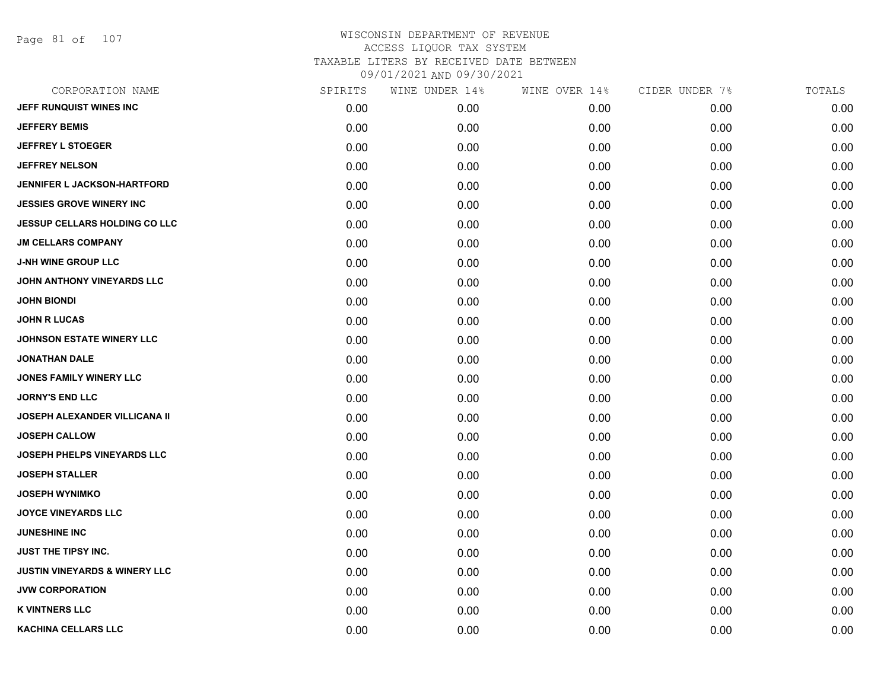# WISCONSIN DEPARTMENT OF REVENUE
## ACCESS LIQUOR TAX SYSTEM
### TAXABLE LITERS BY RECEIVED DATE BETWEEN 09/01/2021 AND 09/30/2021

| CORPORATION NAME | SPIRITS | WINE UNDER 14% | WINE OVER 14% | CIDER UNDER 7% | TOTALS |
|---|---|---|---|---|---|
| JEFF RUNQUIST WINES INC | 0.00 | 0.00 | 0.00 | 0.00 | 0.00 |
| JEFFERY BEMIS | 0.00 | 0.00 | 0.00 | 0.00 | 0.00 |
| JEFFREY L STOEGER | 0.00 | 0.00 | 0.00 | 0.00 | 0.00 |
| JEFFREY NELSON | 0.00 | 0.00 | 0.00 | 0.00 | 0.00 |
| JENNIFER L JACKSON-HARTFORD | 0.00 | 0.00 | 0.00 | 0.00 | 0.00 |
| JESSIES GROVE WINERY INC | 0.00 | 0.00 | 0.00 | 0.00 | 0.00 |
| JESSUP CELLARS HOLDING CO LLC | 0.00 | 0.00 | 0.00 | 0.00 | 0.00 |
| JM CELLARS COMPANY | 0.00 | 0.00 | 0.00 | 0.00 | 0.00 |
| J-NH WINE GROUP LLC | 0.00 | 0.00 | 0.00 | 0.00 | 0.00 |
| JOHN ANTHONY VINEYARDS LLC | 0.00 | 0.00 | 0.00 | 0.00 | 0.00 |
| JOHN BIONDI | 0.00 | 0.00 | 0.00 | 0.00 | 0.00 |
| JOHN R LUCAS | 0.00 | 0.00 | 0.00 | 0.00 | 0.00 |
| JOHNSON ESTATE WINERY LLC | 0.00 | 0.00 | 0.00 | 0.00 | 0.00 |
| JONATHAN DALE | 0.00 | 0.00 | 0.00 | 0.00 | 0.00 |
| JONES FAMILY WINERY LLC | 0.00 | 0.00 | 0.00 | 0.00 | 0.00 |
| JORNY'S END LLC | 0.00 | 0.00 | 0.00 | 0.00 | 0.00 |
| JOSEPH ALEXANDER VILLICANA II | 0.00 | 0.00 | 0.00 | 0.00 | 0.00 |
| JOSEPH CALLOW | 0.00 | 0.00 | 0.00 | 0.00 | 0.00 |
| JOSEPH PHELPS VINEYARDS LLC | 0.00 | 0.00 | 0.00 | 0.00 | 0.00 |
| JOSEPH STALLER | 0.00 | 0.00 | 0.00 | 0.00 | 0.00 |
| JOSEPH WYNIMKO | 0.00 | 0.00 | 0.00 | 0.00 | 0.00 |
| JOYCE VINEYARDS LLC | 0.00 | 0.00 | 0.00 | 0.00 | 0.00 |
| JUNESHINE INC | 0.00 | 0.00 | 0.00 | 0.00 | 0.00 |
| JUST THE TIPSY INC. | 0.00 | 0.00 | 0.00 | 0.00 | 0.00 |
| JUSTIN VINEYARDS & WINERY LLC | 0.00 | 0.00 | 0.00 | 0.00 | 0.00 |
| JVW CORPORATION | 0.00 | 0.00 | 0.00 | 0.00 | 0.00 |
| K VINTNERS LLC | 0.00 | 0.00 | 0.00 | 0.00 | 0.00 |
| KACHINA CELLARS LLC | 0.00 | 0.00 | 0.00 | 0.00 | 0.00 |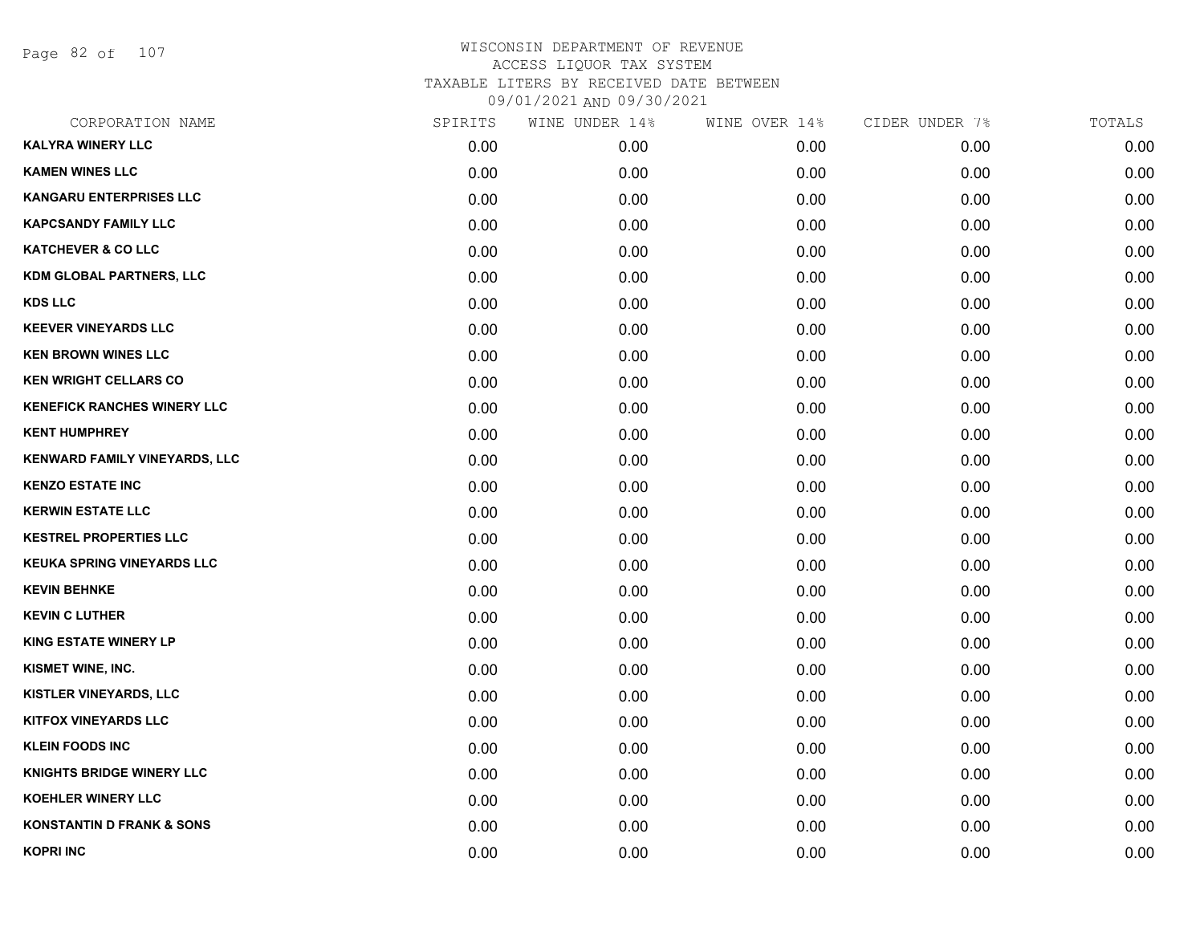# WISCONSIN DEPARTMENT OF REVENUE
## ACCESS LIQUOR TAX SYSTEM
## TAXABLE LITERS BY RECEIVED DATE BETWEEN
## 09/01/2021 AND 09/30/2021

| CORPORATION NAME | SPIRITS | WINE UNDER 14% | WINE OVER 14% | CIDER UNDER 7% | TOTALS |
|---|---|---|---|---|---|
| KALYRA WINERY LLC | 0.00 | 0.00 | 0.00 | 0.00 | 0.00 |
| KAMEN WINES LLC | 0.00 | 0.00 | 0.00 | 0.00 | 0.00 |
| KANGARU ENTERPRISES LLC | 0.00 | 0.00 | 0.00 | 0.00 | 0.00 |
| KAPCSANDY FAMILY LLC | 0.00 | 0.00 | 0.00 | 0.00 | 0.00 |
| KATCHEVER & CO LLC | 0.00 | 0.00 | 0.00 | 0.00 | 0.00 |
| KDM GLOBAL PARTNERS, LLC | 0.00 | 0.00 | 0.00 | 0.00 | 0.00 |
| KDS LLC | 0.00 | 0.00 | 0.00 | 0.00 | 0.00 |
| KEEVER VINEYARDS LLC | 0.00 | 0.00 | 0.00 | 0.00 | 0.00 |
| KEN BROWN WINES LLC | 0.00 | 0.00 | 0.00 | 0.00 | 0.00 |
| KEN WRIGHT CELLARS CO | 0.00 | 0.00 | 0.00 | 0.00 | 0.00 |
| KENEFICK RANCHES WINERY LLC | 0.00 | 0.00 | 0.00 | 0.00 | 0.00 |
| KENT HUMPHREY | 0.00 | 0.00 | 0.00 | 0.00 | 0.00 |
| KENWARD FAMILY VINEYARDS, LLC | 0.00 | 0.00 | 0.00 | 0.00 | 0.00 |
| KENZO ESTATE INC | 0.00 | 0.00 | 0.00 | 0.00 | 0.00 |
| KERWIN ESTATE LLC | 0.00 | 0.00 | 0.00 | 0.00 | 0.00 |
| KESTREL PROPERTIES LLC | 0.00 | 0.00 | 0.00 | 0.00 | 0.00 |
| KEUKA SPRING VINEYARDS LLC | 0.00 | 0.00 | 0.00 | 0.00 | 0.00 |
| KEVIN BEHNKE | 0.00 | 0.00 | 0.00 | 0.00 | 0.00 |
| KEVIN C LUTHER | 0.00 | 0.00 | 0.00 | 0.00 | 0.00 |
| KING ESTATE WINERY LP | 0.00 | 0.00 | 0.00 | 0.00 | 0.00 |
| KISMET WINE, INC. | 0.00 | 0.00 | 0.00 | 0.00 | 0.00 |
| KISTLER VINEYARDS, LLC | 0.00 | 0.00 | 0.00 | 0.00 | 0.00 |
| KITFOX VINEYARDS LLC | 0.00 | 0.00 | 0.00 | 0.00 | 0.00 |
| KLEIN FOODS INC | 0.00 | 0.00 | 0.00 | 0.00 | 0.00 |
| KNIGHTS BRIDGE WINERY LLC | 0.00 | 0.00 | 0.00 | 0.00 | 0.00 |
| KOEHLER WINERY LLC | 0.00 | 0.00 | 0.00 | 0.00 | 0.00 |
| KONSTANTIN D FRANK & SONS | 0.00 | 0.00 | 0.00 | 0.00 | 0.00 |
| KOPRI INC | 0.00 | 0.00 | 0.00 | 0.00 | 0.00 |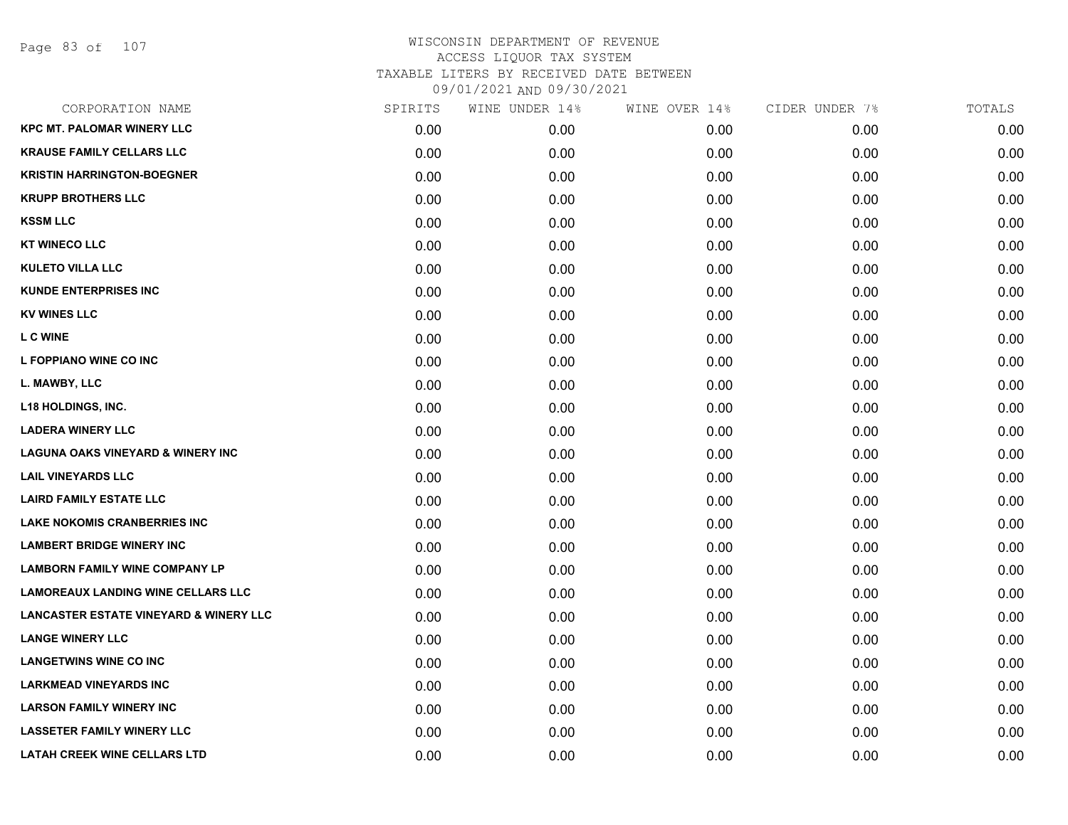WISCONSIN DEPARTMENT OF REVENUE
ACCESS LIQUOR TAX SYSTEM
TAXABLE LITERS BY RECEIVED DATE BETWEEN
09/01/2021 AND 09/30/2021

| CORPORATION NAME | SPIRITS | WINE UNDER 14% | WINE OVER 14% | CIDER UNDER 7% | TOTALS |
|---|---|---|---|---|---|
| KPC MT. PALOMAR WINERY LLC | 0.00 | 0.00 | 0.00 | 0.00 | 0.00 |
| KRAUSE FAMILY CELLARS LLC | 0.00 | 0.00 | 0.00 | 0.00 | 0.00 |
| KRISTIN HARRINGTON-BOEGNER | 0.00 | 0.00 | 0.00 | 0.00 | 0.00 |
| KRUPP BROTHERS LLC | 0.00 | 0.00 | 0.00 | 0.00 | 0.00 |
| KSSM LLC | 0.00 | 0.00 | 0.00 | 0.00 | 0.00 |
| KT WINECO LLC | 0.00 | 0.00 | 0.00 | 0.00 | 0.00 |
| KULETO VILLA LLC | 0.00 | 0.00 | 0.00 | 0.00 | 0.00 |
| KUNDE ENTERPRISES INC | 0.00 | 0.00 | 0.00 | 0.00 | 0.00 |
| KV WINES LLC | 0.00 | 0.00 | 0.00 | 0.00 | 0.00 |
| L C WINE | 0.00 | 0.00 | 0.00 | 0.00 | 0.00 |
| L FOPPIANO WINE CO INC | 0.00 | 0.00 | 0.00 | 0.00 | 0.00 |
| L. MAWBY, LLC | 0.00 | 0.00 | 0.00 | 0.00 | 0.00 |
| L18 HOLDINGS, INC. | 0.00 | 0.00 | 0.00 | 0.00 | 0.00 |
| LADERA WINERY LLC | 0.00 | 0.00 | 0.00 | 0.00 | 0.00 |
| LAGUNA OAKS VINEYARD & WINERY INC | 0.00 | 0.00 | 0.00 | 0.00 | 0.00 |
| LAIL VINEYARDS LLC | 0.00 | 0.00 | 0.00 | 0.00 | 0.00 |
| LAIRD FAMILY ESTATE LLC | 0.00 | 0.00 | 0.00 | 0.00 | 0.00 |
| LAKE NOKOMIS CRANBERRIES INC | 0.00 | 0.00 | 0.00 | 0.00 | 0.00 |
| LAMBERT BRIDGE WINERY INC | 0.00 | 0.00 | 0.00 | 0.00 | 0.00 |
| LAMBORN FAMILY WINE COMPANY LP | 0.00 | 0.00 | 0.00 | 0.00 | 0.00 |
| LAMOREAUX LANDING WINE CELLARS LLC | 0.00 | 0.00 | 0.00 | 0.00 | 0.00 |
| LANCASTER ESTATE VINEYARD & WINERY LLC | 0.00 | 0.00 | 0.00 | 0.00 | 0.00 |
| LANGE WINERY LLC | 0.00 | 0.00 | 0.00 | 0.00 | 0.00 |
| LANGETWINS WINE CO INC | 0.00 | 0.00 | 0.00 | 0.00 | 0.00 |
| LARKMEAD VINEYARDS INC | 0.00 | 0.00 | 0.00 | 0.00 | 0.00 |
| LARSON FAMILY WINERY INC | 0.00 | 0.00 | 0.00 | 0.00 | 0.00 |
| LASSETER FAMILY WINERY LLC | 0.00 | 0.00 | 0.00 | 0.00 | 0.00 |
| LATAH CREEK WINE CELLARS LTD | 0.00 | 0.00 | 0.00 | 0.00 | 0.00 |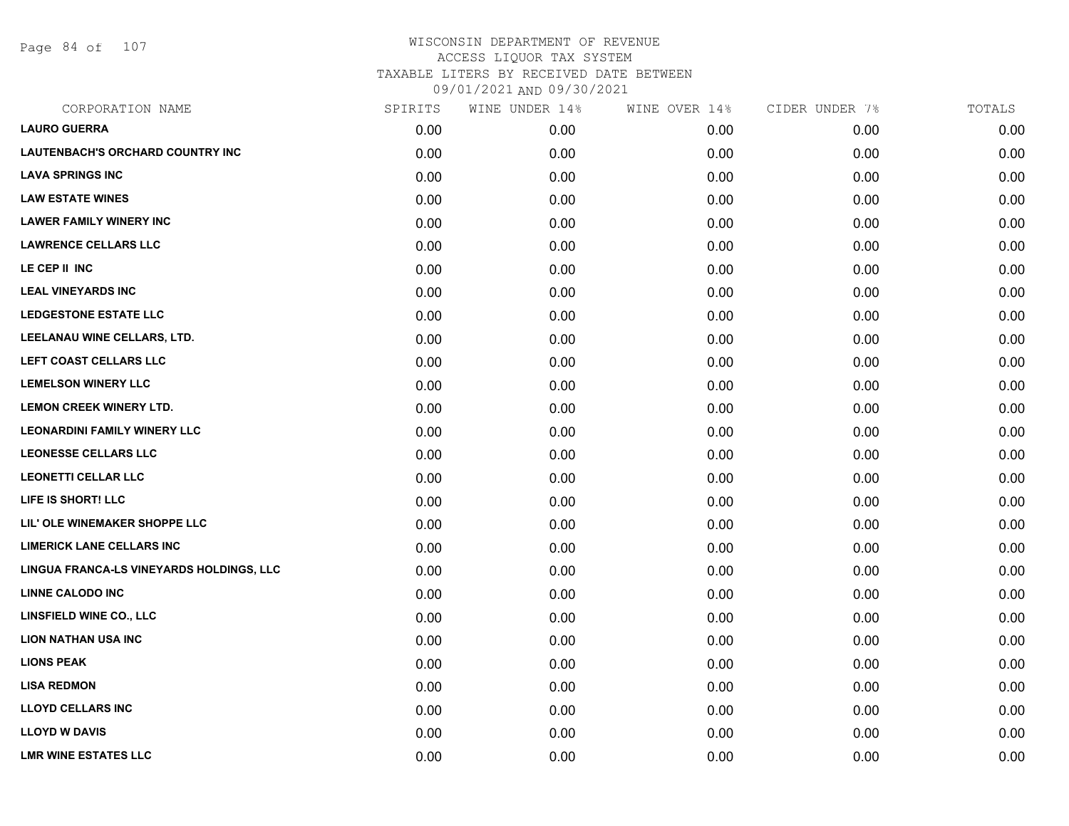# WISCONSIN DEPARTMENT OF REVENUE
## ACCESS LIQUOR TAX SYSTEM
### TAXABLE LITERS BY RECEIVED DATE BETWEEN 09/01/2021 AND 09/30/2021

| CORPORATION NAME | SPIRITS | WINE UNDER 14% | WINE OVER 14% | CIDER UNDER 7% | TOTALS |
|---|---|---|---|---|---|
| LAURO GUERRA | 0.00 | 0.00 | 0.00 | 0.00 | 0.00 |
| LAUTENBACH'S ORCHARD COUNTRY INC | 0.00 | 0.00 | 0.00 | 0.00 | 0.00 |
| LAVA SPRINGS INC | 0.00 | 0.00 | 0.00 | 0.00 | 0.00 |
| LAW ESTATE WINES | 0.00 | 0.00 | 0.00 | 0.00 | 0.00 |
| LAWER FAMILY WINERY INC | 0.00 | 0.00 | 0.00 | 0.00 | 0.00 |
| LAWRENCE CELLARS LLC | 0.00 | 0.00 | 0.00 | 0.00 | 0.00 |
| LE CEP II INC | 0.00 | 0.00 | 0.00 | 0.00 | 0.00 |
| LEAL VINEYARDS INC | 0.00 | 0.00 | 0.00 | 0.00 | 0.00 |
| LEDGESTONE ESTATE LLC | 0.00 | 0.00 | 0.00 | 0.00 | 0.00 |
| LEELANAU WINE CELLARS, LTD. | 0.00 | 0.00 | 0.00 | 0.00 | 0.00 |
| LEFT COAST CELLARS LLC | 0.00 | 0.00 | 0.00 | 0.00 | 0.00 |
| LEMELSON WINERY LLC | 0.00 | 0.00 | 0.00 | 0.00 | 0.00 |
| LEMON CREEK WINERY LTD. | 0.00 | 0.00 | 0.00 | 0.00 | 0.00 |
| LEONARDINI FAMILY WINERY LLC | 0.00 | 0.00 | 0.00 | 0.00 | 0.00 |
| LEONESSE CELLARS LLC | 0.00 | 0.00 | 0.00 | 0.00 | 0.00 |
| LEONETTI CELLAR LLC | 0.00 | 0.00 | 0.00 | 0.00 | 0.00 |
| LIFE IS SHORT! LLC | 0.00 | 0.00 | 0.00 | 0.00 | 0.00 |
| LIL' OLE WINEMAKER SHOPPE LLC | 0.00 | 0.00 | 0.00 | 0.00 | 0.00 |
| LIMERICK LANE CELLARS INC | 0.00 | 0.00 | 0.00 | 0.00 | 0.00 |
| LINGUA FRANCA-LS VINEYARDS HOLDINGS, LLC | 0.00 | 0.00 | 0.00 | 0.00 | 0.00 |
| LINNE CALODO INC | 0.00 | 0.00 | 0.00 | 0.00 | 0.00 |
| LINSFIELD WINE CO., LLC | 0.00 | 0.00 | 0.00 | 0.00 | 0.00 |
| LION NATHAN USA INC | 0.00 | 0.00 | 0.00 | 0.00 | 0.00 |
| LIONS PEAK | 0.00 | 0.00 | 0.00 | 0.00 | 0.00 |
| LISA REDMON | 0.00 | 0.00 | 0.00 | 0.00 | 0.00 |
| LLOYD CELLARS INC | 0.00 | 0.00 | 0.00 | 0.00 | 0.00 |
| LLOYD W DAVIS | 0.00 | 0.00 | 0.00 | 0.00 | 0.00 |
| LMR WINE ESTATES LLC | 0.00 | 0.00 | 0.00 | 0.00 | 0.00 |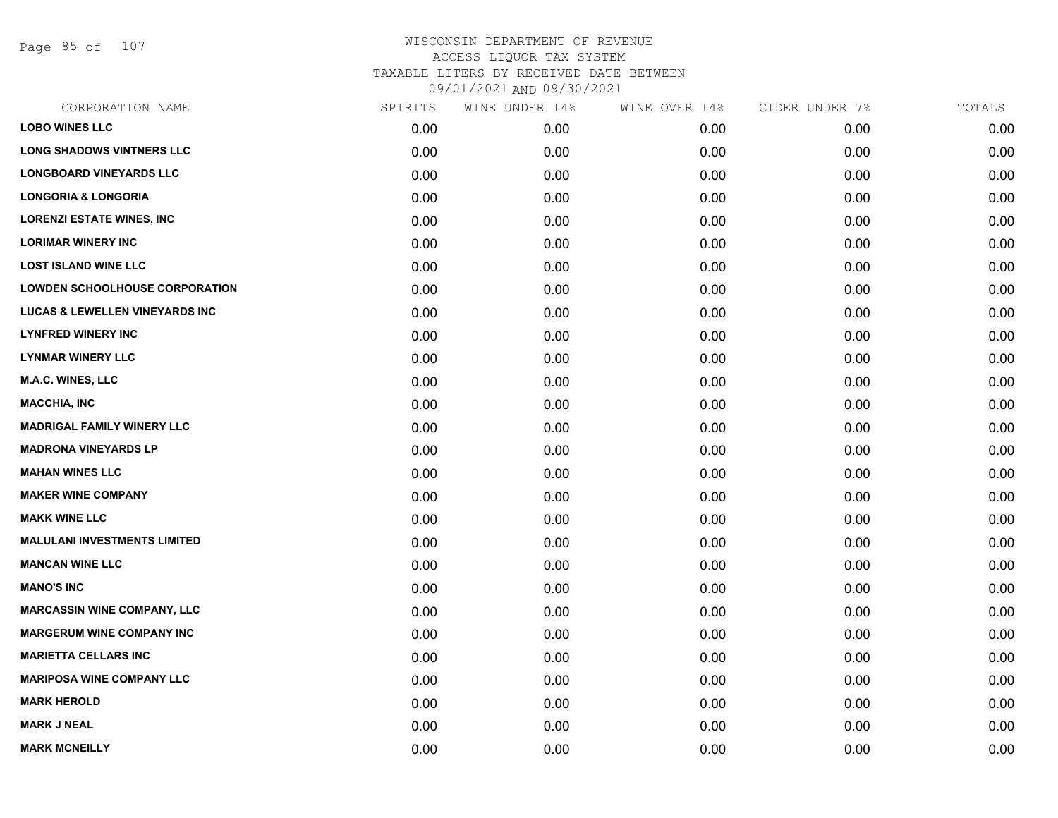# WISCONSIN DEPARTMENT OF REVENUE
## ACCESS LIQUOR TAX SYSTEM
### TAXABLE LITERS BY RECEIVED DATE BETWEEN 09/01/2021 AND 09/30/2021

| CORPORATION NAME | SPIRITS | WINE UNDER 14% | WINE OVER 14% | CIDER UNDER 7% | TOTALS |
|---|---|---|---|---|---|
| **LOBO WINES LLC** | 0.00 | 0.00 | 0.00 | 0.00 | 0.00 |
| **LONG SHADOWS VINTNERS LLC** | 0.00 | 0.00 | 0.00 | 0.00 | 0.00 |
| **LONGBOARD VINEYARDS LLC** | 0.00 | 0.00 | 0.00 | 0.00 | 0.00 |
| **LONGORIA & LONGORIA** | 0.00 | 0.00 | 0.00 | 0.00 | 0.00 |
| **LORENZI ESTATE WINES, INC** | 0.00 | 0.00 | 0.00 | 0.00 | 0.00 |
| **LORIMAR WINERY INC** | 0.00 | 0.00 | 0.00 | 0.00 | 0.00 |
| **LOST ISLAND WINE LLC** | 0.00 | 0.00 | 0.00 | 0.00 | 0.00 |
| **LOWDEN SCHOOLHOUSE CORPORATION** | 0.00 | 0.00 | 0.00 | 0.00 | 0.00 |
| **LUCAS & LEWELLEN VINEYARDS INC** | 0.00 | 0.00 | 0.00 | 0.00 | 0.00 |
| **LYNFRED WINERY INC** | 0.00 | 0.00 | 0.00 | 0.00 | 0.00 |
| **LYNMAR WINERY LLC** | 0.00 | 0.00 | 0.00 | 0.00 | 0.00 |
| **M.A.C. WINES, LLC** | 0.00 | 0.00 | 0.00 | 0.00 | 0.00 |
| **MACCHIA, INC** | 0.00 | 0.00 | 0.00 | 0.00 | 0.00 |
| **MADRIGAL FAMILY WINERY LLC** | 0.00 | 0.00 | 0.00 | 0.00 | 0.00 |
| **MADRONA VINEYARDS LP** | 0.00 | 0.00 | 0.00 | 0.00 | 0.00 |
| **MAHAN WINES LLC** | 0.00 | 0.00 | 0.00 | 0.00 | 0.00 |
| **MAKER WINE COMPANY** | 0.00 | 0.00 | 0.00 | 0.00 | 0.00 |
| **MAKK WINE LLC** | 0.00 | 0.00 | 0.00 | 0.00 | 0.00 |
| **MALULANI INVESTMENTS LIMITED** | 0.00 | 0.00 | 0.00 | 0.00 | 0.00 |
| **MANCAN WINE LLC** | 0.00 | 0.00 | 0.00 | 0.00 | 0.00 |
| **MANO'S INC** | 0.00 | 0.00 | 0.00 | 0.00 | 0.00 |
| **MARCASSIN WINE COMPANY, LLC** | 0.00 | 0.00 | 0.00 | 0.00 | 0.00 |
| **MARGERUM WINE COMPANY INC** | 0.00 | 0.00 | 0.00 | 0.00 | 0.00 |
| **MARIETTA CELLARS INC** | 0.00 | 0.00 | 0.00 | 0.00 | 0.00 |
| **MARIPOSA WINE COMPANY LLC** | 0.00 | 0.00 | 0.00 | 0.00 | 0.00 |
| **MARK HEROLD** | 0.00 | 0.00 | 0.00 | 0.00 | 0.00 |
| **MARK J NEAL** | 0.00 | 0.00 | 0.00 | 0.00 | 0.00 |
| **MARK MCNEILLY** | 0.00 | 0.00 | 0.00 | 0.00 | 0.00 |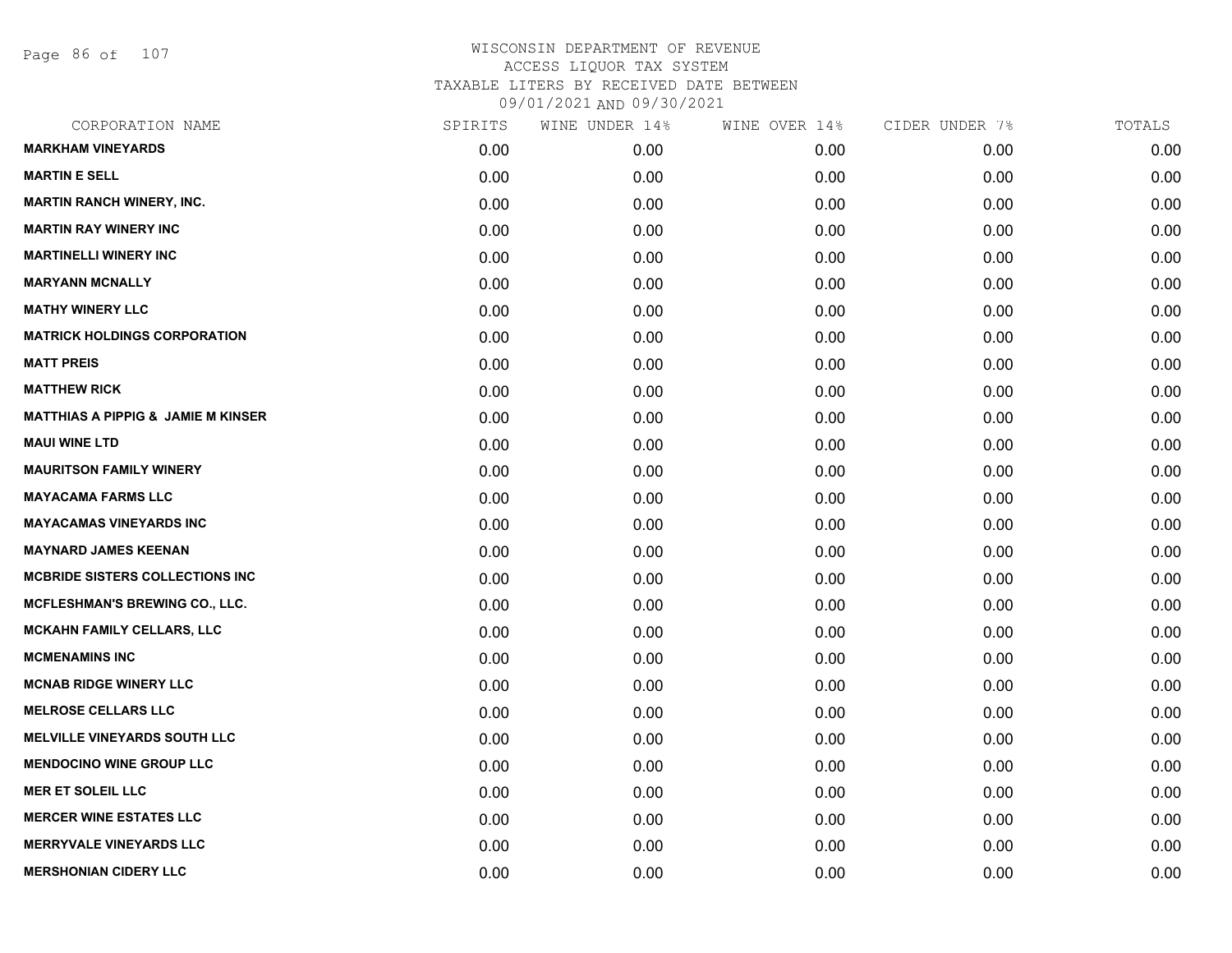WISCONSIN DEPARTMENT OF REVENUE
ACCESS LIQUOR TAX SYSTEM
TAXABLE LITERS BY RECEIVED DATE BETWEEN
09/01/2021 AND 09/30/2021

| CORPORATION NAME | SPIRITS | WINE UNDER 14% | WINE OVER 14% | CIDER UNDER 7% | TOTALS |
|---|---|---|---|---|---|
| MARKHAM VINEYARDS | 0.00 | 0.00 | 0.00 | 0.00 | 0.00 |
| MARTIN E SELL | 0.00 | 0.00 | 0.00 | 0.00 | 0.00 |
| MARTIN RANCH WINERY, INC. | 0.00 | 0.00 | 0.00 | 0.00 | 0.00 |
| MARTIN RAY WINERY INC | 0.00 | 0.00 | 0.00 | 0.00 | 0.00 |
| MARTINELLI WINERY INC | 0.00 | 0.00 | 0.00 | 0.00 | 0.00 |
| MARYANN MCNALLY | 0.00 | 0.00 | 0.00 | 0.00 | 0.00 |
| MATHY WINERY LLC | 0.00 | 0.00 | 0.00 | 0.00 | 0.00 |
| MATRICK HOLDINGS CORPORATION | 0.00 | 0.00 | 0.00 | 0.00 | 0.00 |
| MATT PREIS | 0.00 | 0.00 | 0.00 | 0.00 | 0.00 |
| MATTHEW RICK | 0.00 | 0.00 | 0.00 | 0.00 | 0.00 |
| MATTHIAS A PIPPIG & JAMIE M KINSER | 0.00 | 0.00 | 0.00 | 0.00 | 0.00 |
| MAUI WINE LTD | 0.00 | 0.00 | 0.00 | 0.00 | 0.00 |
| MAURITSON FAMILY WINERY | 0.00 | 0.00 | 0.00 | 0.00 | 0.00 |
| MAYACAMA FARMS LLC | 0.00 | 0.00 | 0.00 | 0.00 | 0.00 |
| MAYACAMAS VINEYARDS INC | 0.00 | 0.00 | 0.00 | 0.00 | 0.00 |
| MAYNARD JAMES KEENAN | 0.00 | 0.00 | 0.00 | 0.00 | 0.00 |
| MCBRIDE SISTERS COLLECTIONS INC | 0.00 | 0.00 | 0.00 | 0.00 | 0.00 |
| MCFLESHMAN'S BREWING CO., LLC. | 0.00 | 0.00 | 0.00 | 0.00 | 0.00 |
| MCKAHN FAMILY CELLARS, LLC | 0.00 | 0.00 | 0.00 | 0.00 | 0.00 |
| MCMENAMINS INC | 0.00 | 0.00 | 0.00 | 0.00 | 0.00 |
| MCNAB RIDGE WINERY LLC | 0.00 | 0.00 | 0.00 | 0.00 | 0.00 |
| MELROSE CELLARS LLC | 0.00 | 0.00 | 0.00 | 0.00 | 0.00 |
| MELVILLE VINEYARDS SOUTH LLC | 0.00 | 0.00 | 0.00 | 0.00 | 0.00 |
| MENDOCINO WINE GROUP LLC | 0.00 | 0.00 | 0.00 | 0.00 | 0.00 |
| MER ET SOLEIL LLC | 0.00 | 0.00 | 0.00 | 0.00 | 0.00 |
| MERCER WINE ESTATES LLC | 0.00 | 0.00 | 0.00 | 0.00 | 0.00 |
| MERRYVALE VINEYARDS LLC | 0.00 | 0.00 | 0.00 | 0.00 | 0.00 |
| MERSHONIAN CIDERY LLC | 0.00 | 0.00 | 0.00 | 0.00 | 0.00 |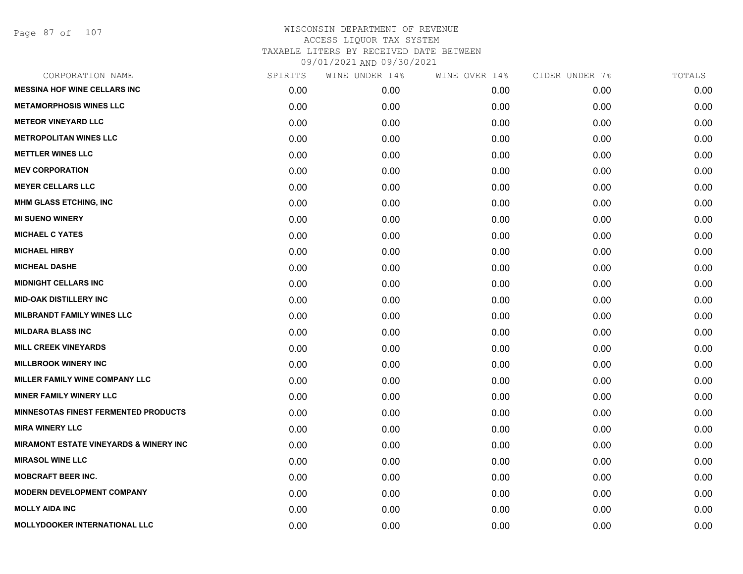# WISCONSIN DEPARTMENT OF REVENUE
## ACCESS LIQUOR TAX SYSTEM
## TAXABLE LITERS BY RECEIVED DATE BETWEEN 09/01/2021 AND 09/30/2021

| CORPORATION NAME | SPIRITS | WINE UNDER 14% | WINE OVER 14% | CIDER UNDER 7% | TOTALS |
|---|---|---|---|---|---|
| MESSINA HOF WINE CELLARS INC | 0.00 | 0.00 | 0.00 | 0.00 | 0.00 |
| METAMORPHOSIS WINES LLC | 0.00 | 0.00 | 0.00 | 0.00 | 0.00 |
| METEOR VINEYARD LLC | 0.00 | 0.00 | 0.00 | 0.00 | 0.00 |
| METROPOLITAN WINES LLC | 0.00 | 0.00 | 0.00 | 0.00 | 0.00 |
| METTLER WINES LLC | 0.00 | 0.00 | 0.00 | 0.00 | 0.00 |
| MEV CORPORATION | 0.00 | 0.00 | 0.00 | 0.00 | 0.00 |
| MEYER CELLARS LLC | 0.00 | 0.00 | 0.00 | 0.00 | 0.00 |
| MHM GLASS ETCHING, INC | 0.00 | 0.00 | 0.00 | 0.00 | 0.00 |
| MI SUENO WINERY | 0.00 | 0.00 | 0.00 | 0.00 | 0.00 |
| MICHAEL C YATES | 0.00 | 0.00 | 0.00 | 0.00 | 0.00 |
| MICHAEL HIRBY | 0.00 | 0.00 | 0.00 | 0.00 | 0.00 |
| MICHEAL DASHE | 0.00 | 0.00 | 0.00 | 0.00 | 0.00 |
| MIDNIGHT CELLARS INC | 0.00 | 0.00 | 0.00 | 0.00 | 0.00 |
| MID-OAK DISTILLERY INC | 0.00 | 0.00 | 0.00 | 0.00 | 0.00 |
| MILBRANDT FAMILY WINES LLC | 0.00 | 0.00 | 0.00 | 0.00 | 0.00 |
| MILDARA BLASS INC | 0.00 | 0.00 | 0.00 | 0.00 | 0.00 |
| MILL CREEK VINEYARDS | 0.00 | 0.00 | 0.00 | 0.00 | 0.00 |
| MILLBROOK WINERY INC | 0.00 | 0.00 | 0.00 | 0.00 | 0.00 |
| MILLER FAMILY WINE COMPANY LLC | 0.00 | 0.00 | 0.00 | 0.00 | 0.00 |
| MINER FAMILY WINERY LLC | 0.00 | 0.00 | 0.00 | 0.00 | 0.00 |
| MINNESOTAS FINEST FERMENTED PRODUCTS | 0.00 | 0.00 | 0.00 | 0.00 | 0.00 |
| MIRA WINERY LLC | 0.00 | 0.00 | 0.00 | 0.00 | 0.00 |
| MIRAMONT ESTATE VINEYARDS & WINERY INC | 0.00 | 0.00 | 0.00 | 0.00 | 0.00 |
| MIRASOL WINE LLC | 0.00 | 0.00 | 0.00 | 0.00 | 0.00 |
| MOBCRAFT BEER INC. | 0.00 | 0.00 | 0.00 | 0.00 | 0.00 |
| MODERN DEVELOPMENT COMPANY | 0.00 | 0.00 | 0.00 | 0.00 | 0.00 |
| MOLLY AIDA INC | 0.00 | 0.00 | 0.00 | 0.00 | 0.00 |
| MOLLYDOOKER INTERNATIONAL LLC | 0.00 | 0.00 | 0.00 | 0.00 | 0.00 |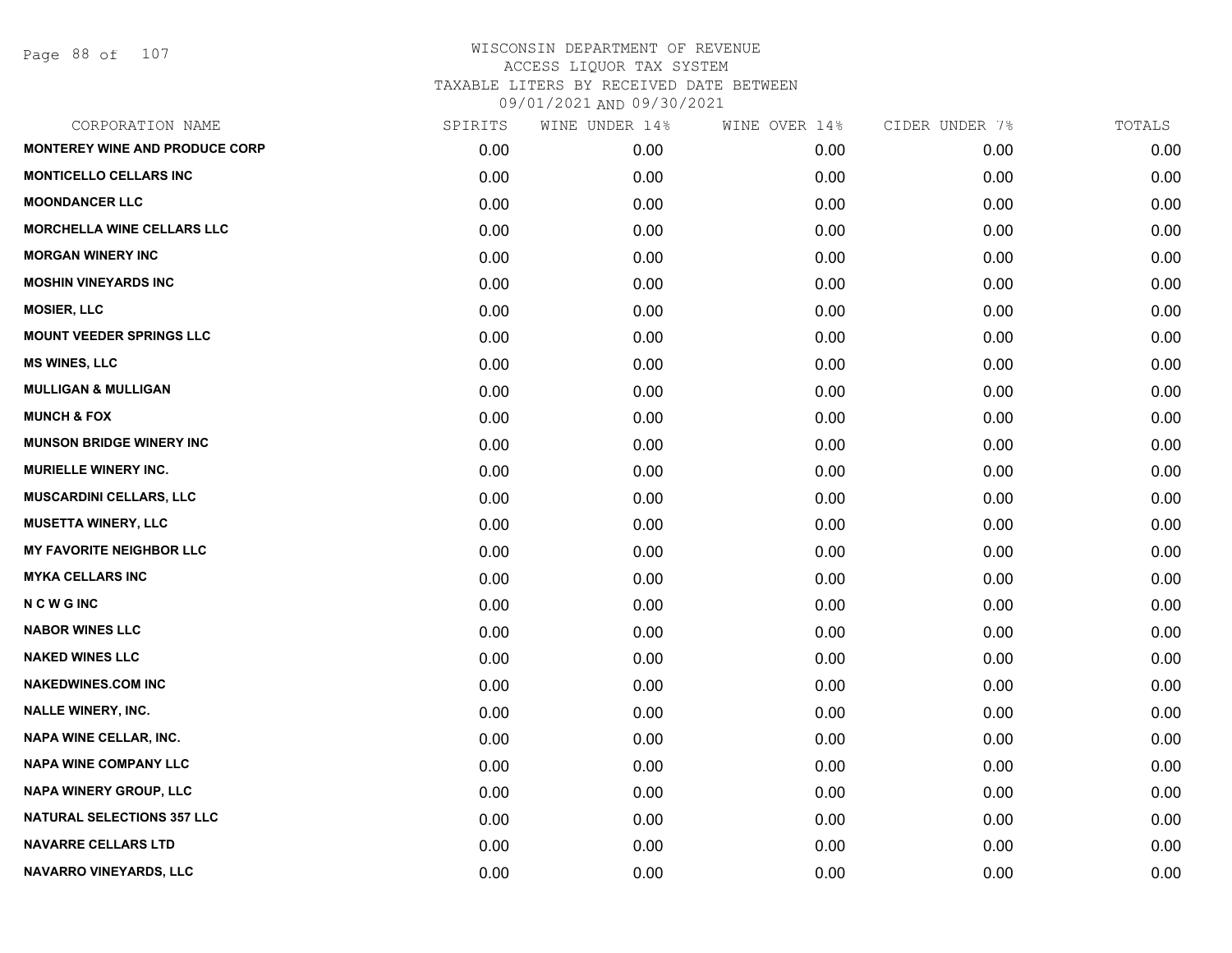# WISCONSIN DEPARTMENT OF REVENUE
## ACCESS LIQUOR TAX SYSTEM
### TAXABLE LITERS BY RECEIVED DATE BETWEEN 09/01/2021 AND 09/30/2021

| CORPORATION NAME | SPIRITS | WINE UNDER 14% | WINE OVER 14% | CIDER UNDER 7% | TOTALS |
|---|---|---|---|---|---|
| MONTEREY WINE AND PRODUCE CORP | 0.00 | 0.00 | 0.00 | 0.00 | 0.00 |
| MONTICELLO CELLARS INC | 0.00 | 0.00 | 0.00 | 0.00 | 0.00 |
| MOONDANCER LLC | 0.00 | 0.00 | 0.00 | 0.00 | 0.00 |
| MORCHELLA WINE CELLARS LLC | 0.00 | 0.00 | 0.00 | 0.00 | 0.00 |
| MORGAN WINERY INC | 0.00 | 0.00 | 0.00 | 0.00 | 0.00 |
| MOSHIN VINEYARDS INC | 0.00 | 0.00 | 0.00 | 0.00 | 0.00 |
| MOSIER, LLC | 0.00 | 0.00 | 0.00 | 0.00 | 0.00 |
| MOUNT VEEDER SPRINGS LLC | 0.00 | 0.00 | 0.00 | 0.00 | 0.00 |
| MS WINES, LLC | 0.00 | 0.00 | 0.00 | 0.00 | 0.00 |
| MULLIGAN & MULLIGAN | 0.00 | 0.00 | 0.00 | 0.00 | 0.00 |
| MUNCH & FOX | 0.00 | 0.00 | 0.00 | 0.00 | 0.00 |
| MUNSON BRIDGE WINERY INC | 0.00 | 0.00 | 0.00 | 0.00 | 0.00 |
| MURIELLE WINERY INC. | 0.00 | 0.00 | 0.00 | 0.00 | 0.00 |
| MUSCARDINI CELLARS, LLC | 0.00 | 0.00 | 0.00 | 0.00 | 0.00 |
| MUSETTA WINERY, LLC | 0.00 | 0.00 | 0.00 | 0.00 | 0.00 |
| MY FAVORITE NEIGHBOR LLC | 0.00 | 0.00 | 0.00 | 0.00 | 0.00 |
| MYKA CELLARS INC | 0.00 | 0.00 | 0.00 | 0.00 | 0.00 |
| N C W G INC | 0.00 | 0.00 | 0.00 | 0.00 | 0.00 |
| NABOR WINES LLC | 0.00 | 0.00 | 0.00 | 0.00 | 0.00 |
| NAKED WINES LLC | 0.00 | 0.00 | 0.00 | 0.00 | 0.00 |
| NAKEDWINES.COM INC | 0.00 | 0.00 | 0.00 | 0.00 | 0.00 |
| NALLE WINERY, INC. | 0.00 | 0.00 | 0.00 | 0.00 | 0.00 |
| NAPA WINE CELLAR, INC. | 0.00 | 0.00 | 0.00 | 0.00 | 0.00 |
| NAPA WINE COMPANY LLC | 0.00 | 0.00 | 0.00 | 0.00 | 0.00 |
| NAPA WINERY GROUP, LLC | 0.00 | 0.00 | 0.00 | 0.00 | 0.00 |
| NATURAL SELECTIONS 357 LLC | 0.00 | 0.00 | 0.00 | 0.00 | 0.00 |
| NAVARRE CELLARS LTD | 0.00 | 0.00 | 0.00 | 0.00 | 0.00 |
| NAVARRO VINEYARDS, LLC | 0.00 | 0.00 | 0.00 | 0.00 | 0.00 |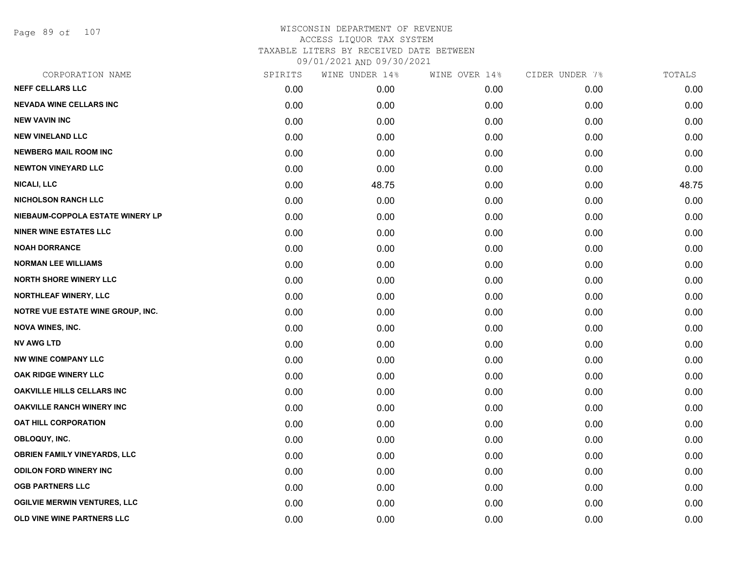# WISCONSIN DEPARTMENT OF REVENUE
## ACCESS LIQUOR TAX SYSTEM
### TAXABLE LITERS BY RECEIVED DATE BETWEEN 09/01/2021 AND 09/30/2021

| CORPORATION NAME | SPIRITS | WINE UNDER 14% | WINE OVER 14% | CIDER UNDER 7% | TOTALS |
|---|---|---|---|---|---|
| NEFF CELLARS LLC | 0.00 | 0.00 | 0.00 | 0.00 | 0.00 |
| NEVADA WINE CELLARS INC | 0.00 | 0.00 | 0.00 | 0.00 | 0.00 |
| NEW VAVIN INC | 0.00 | 0.00 | 0.00 | 0.00 | 0.00 |
| NEW VINELAND LLC | 0.00 | 0.00 | 0.00 | 0.00 | 0.00 |
| NEWBERG MAIL ROOM INC | 0.00 | 0.00 | 0.00 | 0.00 | 0.00 |
| NEWTON VINEYARD LLC | 0.00 | 0.00 | 0.00 | 0.00 | 0.00 |
| NICALI, LLC | 0.00 | 48.75 | 0.00 | 0.00 | 48.75 |
| NICHOLSON RANCH LLC | 0.00 | 0.00 | 0.00 | 0.00 | 0.00 |
| NIEBAUM-COPPOLA ESTATE WINERY LP | 0.00 | 0.00 | 0.00 | 0.00 | 0.00 |
| NINER WINE ESTATES LLC | 0.00 | 0.00 | 0.00 | 0.00 | 0.00 |
| NOAH DORRANCE | 0.00 | 0.00 | 0.00 | 0.00 | 0.00 |
| NORMAN LEE WILLIAMS | 0.00 | 0.00 | 0.00 | 0.00 | 0.00 |
| NORTH SHORE WINERY LLC | 0.00 | 0.00 | 0.00 | 0.00 | 0.00 |
| NORTHLEAF WINERY, LLC | 0.00 | 0.00 | 0.00 | 0.00 | 0.00 |
| NOTRE VUE ESTATE WINE GROUP, INC. | 0.00 | 0.00 | 0.00 | 0.00 | 0.00 |
| NOVA WINES, INC. | 0.00 | 0.00 | 0.00 | 0.00 | 0.00 |
| NV AWG LTD | 0.00 | 0.00 | 0.00 | 0.00 | 0.00 |
| NW WINE COMPANY LLC | 0.00 | 0.00 | 0.00 | 0.00 | 0.00 |
| OAK RIDGE WINERY LLC | 0.00 | 0.00 | 0.00 | 0.00 | 0.00 |
| OAKVILLE HILLS CELLARS INC | 0.00 | 0.00 | 0.00 | 0.00 | 0.00 |
| OAKVILLE RANCH WINERY INC | 0.00 | 0.00 | 0.00 | 0.00 | 0.00 |
| OAT HILL CORPORATION | 0.00 | 0.00 | 0.00 | 0.00 | 0.00 |
| OBLOQUY, INC. | 0.00 | 0.00 | 0.00 | 0.00 | 0.00 |
| OBRIEN FAMILY VINEYARDS, LLC | 0.00 | 0.00 | 0.00 | 0.00 | 0.00 |
| ODILON FORD WINERY INC | 0.00 | 0.00 | 0.00 | 0.00 | 0.00 |
| OGB PARTNERS LLC | 0.00 | 0.00 | 0.00 | 0.00 | 0.00 |
| OGILVIE MERWIN VENTURES, LLC | 0.00 | 0.00 | 0.00 | 0.00 | 0.00 |
| OLD VINE WINE PARTNERS LLC | 0.00 | 0.00 | 0.00 | 0.00 | 0.00 |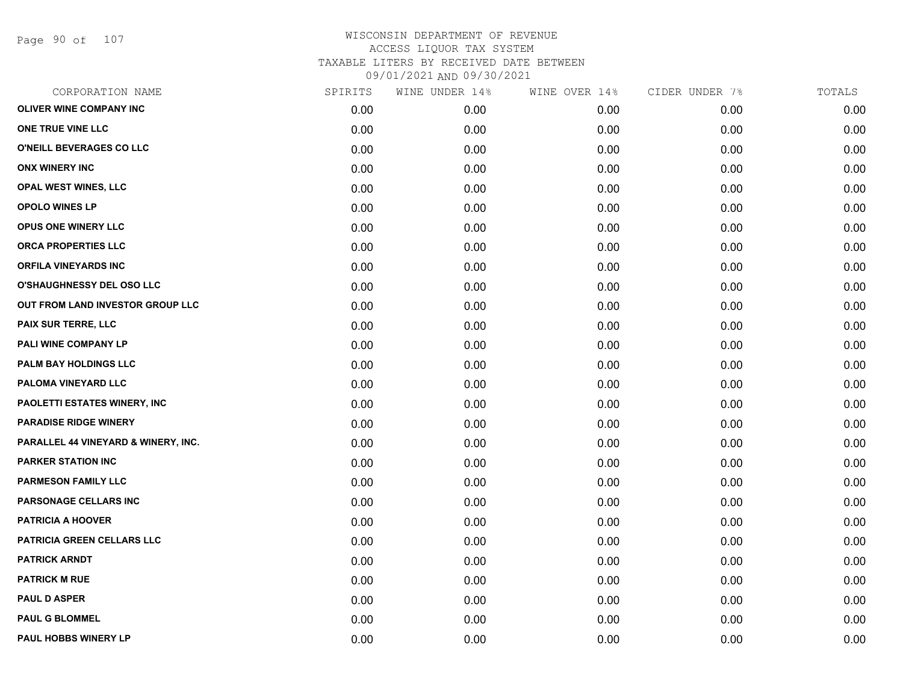WISCONSIN DEPARTMENT OF REVENUE
ACCESS LIQUOR TAX SYSTEM
TAXABLE LITERS BY RECEIVED DATE BETWEEN
09/01/2021 AND 09/30/2021

| CORPORATION NAME | SPIRITS | WINE UNDER 14% | WINE OVER 14% | CIDER UNDER 7% | TOTALS |
|---|---|---|---|---|---|
| OLIVER WINE COMPANY INC | 0.00 | 0.00 | 0.00 | 0.00 | 0.00 |
| ONE TRUE VINE LLC | 0.00 | 0.00 | 0.00 | 0.00 | 0.00 |
| O'NEILL BEVERAGES CO LLC | 0.00 | 0.00 | 0.00 | 0.00 | 0.00 |
| ONX WINERY INC | 0.00 | 0.00 | 0.00 | 0.00 | 0.00 |
| OPAL WEST WINES, LLC | 0.00 | 0.00 | 0.00 | 0.00 | 0.00 |
| OPOLO WINES LP | 0.00 | 0.00 | 0.00 | 0.00 | 0.00 |
| OPUS ONE WINERY LLC | 0.00 | 0.00 | 0.00 | 0.00 | 0.00 |
| ORCA PROPERTIES LLC | 0.00 | 0.00 | 0.00 | 0.00 | 0.00 |
| ORFILA VINEYARDS INC | 0.00 | 0.00 | 0.00 | 0.00 | 0.00 |
| O'SHAUGHNESSY DEL OSO LLC | 0.00 | 0.00 | 0.00 | 0.00 | 0.00 |
| OUT FROM LAND INVESTOR GROUP LLC | 0.00 | 0.00 | 0.00 | 0.00 | 0.00 |
| PAIX SUR TERRE, LLC | 0.00 | 0.00 | 0.00 | 0.00 | 0.00 |
| PALI WINE COMPANY LP | 0.00 | 0.00 | 0.00 | 0.00 | 0.00 |
| PALM BAY HOLDINGS LLC | 0.00 | 0.00 | 0.00 | 0.00 | 0.00 |
| PALOMA VINEYARD LLC | 0.00 | 0.00 | 0.00 | 0.00 | 0.00 |
| PAOLETTI ESTATES WINERY, INC | 0.00 | 0.00 | 0.00 | 0.00 | 0.00 |
| PARADISE RIDGE WINERY | 0.00 | 0.00 | 0.00 | 0.00 | 0.00 |
| PARALLEL 44 VINEYARD & WINERY, INC. | 0.00 | 0.00 | 0.00 | 0.00 | 0.00 |
| PARKER STATION INC | 0.00 | 0.00 | 0.00 | 0.00 | 0.00 |
| PARMESON FAMILY LLC | 0.00 | 0.00 | 0.00 | 0.00 | 0.00 |
| PARSONAGE CELLARS INC | 0.00 | 0.00 | 0.00 | 0.00 | 0.00 |
| PATRICIA A HOOVER | 0.00 | 0.00 | 0.00 | 0.00 | 0.00 |
| PATRICIA GREEN CELLARS LLC | 0.00 | 0.00 | 0.00 | 0.00 | 0.00 |
| PATRICK ARNDT | 0.00 | 0.00 | 0.00 | 0.00 | 0.00 |
| PATRICK M RUE | 0.00 | 0.00 | 0.00 | 0.00 | 0.00 |
| PAUL D ASPER | 0.00 | 0.00 | 0.00 | 0.00 | 0.00 |
| PAUL G BLOMMEL | 0.00 | 0.00 | 0.00 | 0.00 | 0.00 |
| PAUL HOBBS WINERY LP | 0.00 | 0.00 | 0.00 | 0.00 | 0.00 |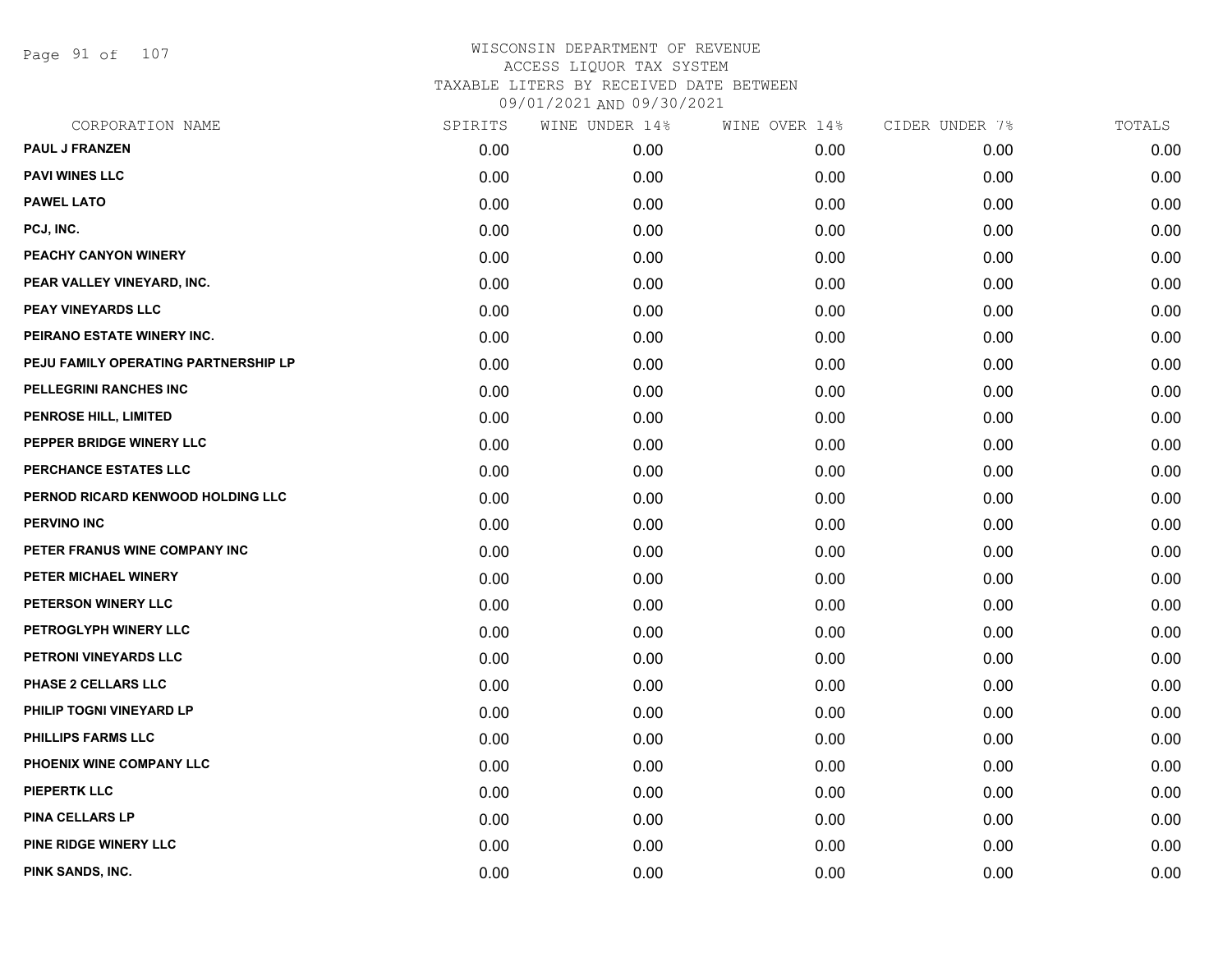# WISCONSIN DEPARTMENT OF REVENUE
## ACCESS LIQUOR TAX SYSTEM
## TAXABLE LITERS BY RECEIVED DATE BETWEEN 09/01/2021 AND 09/30/2021

| CORPORATION NAME | SPIRITS | WINE UNDER 14% | WINE OVER 14% | CIDER UNDER 7% | TOTALS |
|---|---|---|---|---|---|
| PAUL J FRANZEN | 0.00 | 0.00 | 0.00 | 0.00 | 0.00 |
| PAVI WINES LLC | 0.00 | 0.00 | 0.00 | 0.00 | 0.00 |
| PAWEL LATO | 0.00 | 0.00 | 0.00 | 0.00 | 0.00 |
| PCJ, INC. | 0.00 | 0.00 | 0.00 | 0.00 | 0.00 |
| PEACHY CANYON WINERY | 0.00 | 0.00 | 0.00 | 0.00 | 0.00 |
| PEAR VALLEY VINEYARD, INC. | 0.00 | 0.00 | 0.00 | 0.00 | 0.00 |
| PEAY VINEYARDS LLC | 0.00 | 0.00 | 0.00 | 0.00 | 0.00 |
| PEIRANO ESTATE WINERY INC. | 0.00 | 0.00 | 0.00 | 0.00 | 0.00 |
| PEJU FAMILY OPERATING PARTNERSHIP LP | 0.00 | 0.00 | 0.00 | 0.00 | 0.00 |
| PELLEGRINI RANCHES INC | 0.00 | 0.00 | 0.00 | 0.00 | 0.00 |
| PENROSE HILL, LIMITED | 0.00 | 0.00 | 0.00 | 0.00 | 0.00 |
| PEPPER BRIDGE WINERY LLC | 0.00 | 0.00 | 0.00 | 0.00 | 0.00 |
| PERCHANCE ESTATES LLC | 0.00 | 0.00 | 0.00 | 0.00 | 0.00 |
| PERNOD RICARD KENWOOD HOLDING LLC | 0.00 | 0.00 | 0.00 | 0.00 | 0.00 |
| PERVINO INC | 0.00 | 0.00 | 0.00 | 0.00 | 0.00 |
| PETER FRANUS WINE COMPANY INC | 0.00 | 0.00 | 0.00 | 0.00 | 0.00 |
| PETER MICHAEL WINERY | 0.00 | 0.00 | 0.00 | 0.00 | 0.00 |
| PETERSON WINERY LLC | 0.00 | 0.00 | 0.00 | 0.00 | 0.00 |
| PETROGLYPH WINERY LLC | 0.00 | 0.00 | 0.00 | 0.00 | 0.00 |
| PETRONI VINEYARDS LLC | 0.00 | 0.00 | 0.00 | 0.00 | 0.00 |
| PHASE 2 CELLARS LLC | 0.00 | 0.00 | 0.00 | 0.00 | 0.00 |
| PHILIP TOGNI VINEYARD LP | 0.00 | 0.00 | 0.00 | 0.00 | 0.00 |
| PHILLIPS FARMS LLC | 0.00 | 0.00 | 0.00 | 0.00 | 0.00 |
| PHOENIX WINE COMPANY LLC | 0.00 | 0.00 | 0.00 | 0.00 | 0.00 |
| PIEPERTK LLC | 0.00 | 0.00 | 0.00 | 0.00 | 0.00 |
| PINA CELLARS LP | 0.00 | 0.00 | 0.00 | 0.00 | 0.00 |
| PINE RIDGE WINERY LLC | 0.00 | 0.00 | 0.00 | 0.00 | 0.00 |
| PINK SANDS, INC. | 0.00 | 0.00 | 0.00 | 0.00 | 0.00 |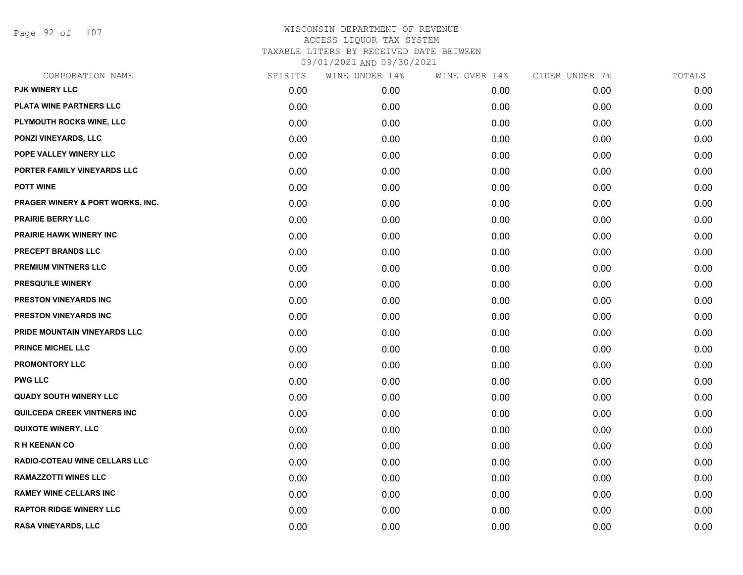# WISCONSIN DEPARTMENT OF REVENUE
ACCESS LIQUOR TAX SYSTEM
TAXABLE LITERS BY RECEIVED DATE BETWEEN
09/01/2021 AND 09/30/2021

| CORPORATION NAME | SPIRITS | WINE UNDER 14% | WINE OVER 14% | CIDER UNDER 7% | TOTALS |
|---|---|---|---|---|---|
| PJK WINERY LLC | 0.00 | 0.00 | 0.00 | 0.00 | 0.00 |
| PLATA WINE PARTNERS LLC | 0.00 | 0.00 | 0.00 | 0.00 | 0.00 |
| PLYMOUTH ROCKS WINE, LLC | 0.00 | 0.00 | 0.00 | 0.00 | 0.00 |
| PONZI VINEYARDS, LLC | 0.00 | 0.00 | 0.00 | 0.00 | 0.00 |
| POPE VALLEY WINERY LLC | 0.00 | 0.00 | 0.00 | 0.00 | 0.00 |
| PORTER FAMILY VINEYARDS LLC | 0.00 | 0.00 | 0.00 | 0.00 | 0.00 |
| POTT WINE | 0.00 | 0.00 | 0.00 | 0.00 | 0.00 |
| PRAGER WINERY & PORT WORKS, INC. | 0.00 | 0.00 | 0.00 | 0.00 | 0.00 |
| PRAIRIE BERRY LLC | 0.00 | 0.00 | 0.00 | 0.00 | 0.00 |
| PRAIRIE HAWK WINERY INC | 0.00 | 0.00 | 0.00 | 0.00 | 0.00 |
| PRECEPT BRANDS LLC | 0.00 | 0.00 | 0.00 | 0.00 | 0.00 |
| PREMIUM VINTNERS LLC | 0.00 | 0.00 | 0.00 | 0.00 | 0.00 |
| PRESQU'ILE WINERY | 0.00 | 0.00 | 0.00 | 0.00 | 0.00 |
| PRESTON VINEYARDS INC | 0.00 | 0.00 | 0.00 | 0.00 | 0.00 |
| PRESTON VINEYARDS INC | 0.00 | 0.00 | 0.00 | 0.00 | 0.00 |
| PRIDE MOUNTAIN VINEYARDS LLC | 0.00 | 0.00 | 0.00 | 0.00 | 0.00 |
| PRINCE MICHEL LLC | 0.00 | 0.00 | 0.00 | 0.00 | 0.00 |
| PROMONTORY LLC | 0.00 | 0.00 | 0.00 | 0.00 | 0.00 |
| PWG LLC | 0.00 | 0.00 | 0.00 | 0.00 | 0.00 |
| QUADY SOUTH WINERY LLC | 0.00 | 0.00 | 0.00 | 0.00 | 0.00 |
| QUILCEDA CREEK VINTNERS INC | 0.00 | 0.00 | 0.00 | 0.00 | 0.00 |
| QUIXOTE WINERY, LLC | 0.00 | 0.00 | 0.00 | 0.00 | 0.00 |
| R H KEENAN CO | 0.00 | 0.00 | 0.00 | 0.00 | 0.00 |
| RADIO-COTEAU WINE CELLARS LLC | 0.00 | 0.00 | 0.00 | 0.00 | 0.00 |
| RAMAZZOTTI WINES LLC | 0.00 | 0.00 | 0.00 | 0.00 | 0.00 |
| RAMEY WINE CELLARS INC | 0.00 | 0.00 | 0.00 | 0.00 | 0.00 |
| RAPTOR RIDGE WINERY LLC | 0.00 | 0.00 | 0.00 | 0.00 | 0.00 |
| RASA VINEYARDS, LLC | 0.00 | 0.00 | 0.00 | 0.00 | 0.00 |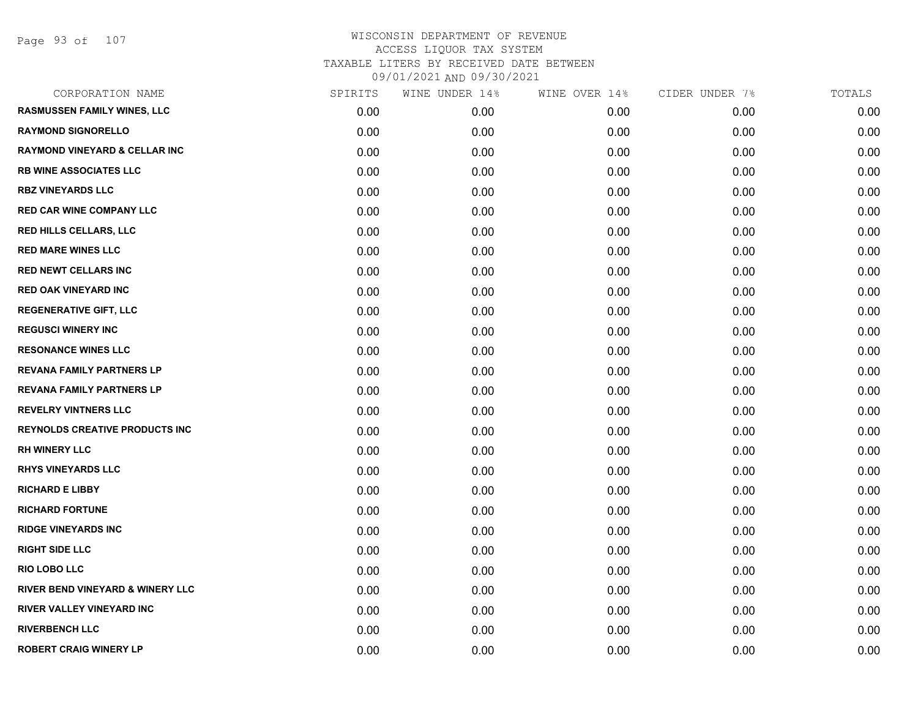# WISCONSIN DEPARTMENT OF REVENUE
ACCESS LIQUOR TAX SYSTEM
TAXABLE LITERS BY RECEIVED DATE BETWEEN
09/01/2021 AND 09/30/2021

| CORPORATION NAME | SPIRITS | WINE UNDER 14% | WINE OVER 14% | CIDER UNDER 7% | TOTALS |
|---|---|---|---|---|---|
| RASMUSSEN FAMILY WINES, LLC | 0.00 | 0.00 | 0.00 | 0.00 | 0.00 |
| RAYMOND SIGNORELLO | 0.00 | 0.00 | 0.00 | 0.00 | 0.00 |
| RAYMOND VINEYARD & CELLAR INC | 0.00 | 0.00 | 0.00 | 0.00 | 0.00 |
| RB WINE ASSOCIATES LLC | 0.00 | 0.00 | 0.00 | 0.00 | 0.00 |
| RBZ VINEYARDS LLC | 0.00 | 0.00 | 0.00 | 0.00 | 0.00 |
| RED CAR WINE COMPANY LLC | 0.00 | 0.00 | 0.00 | 0.00 | 0.00 |
| RED HILLS CELLARS, LLC | 0.00 | 0.00 | 0.00 | 0.00 | 0.00 |
| RED MARE WINES LLC | 0.00 | 0.00 | 0.00 | 0.00 | 0.00 |
| RED NEWT CELLARS INC | 0.00 | 0.00 | 0.00 | 0.00 | 0.00 |
| RED OAK VINEYARD INC | 0.00 | 0.00 | 0.00 | 0.00 | 0.00 |
| REGENERATIVE GIFT, LLC | 0.00 | 0.00 | 0.00 | 0.00 | 0.00 |
| REGUSCI WINERY INC | 0.00 | 0.00 | 0.00 | 0.00 | 0.00 |
| RESONANCE WINES LLC | 0.00 | 0.00 | 0.00 | 0.00 | 0.00 |
| REVANA FAMILY PARTNERS LP | 0.00 | 0.00 | 0.00 | 0.00 | 0.00 |
| REVANA FAMILY PARTNERS LP | 0.00 | 0.00 | 0.00 | 0.00 | 0.00 |
| REVELRY VINTNERS LLC | 0.00 | 0.00 | 0.00 | 0.00 | 0.00 |
| REYNOLDS CREATIVE PRODUCTS INC | 0.00 | 0.00 | 0.00 | 0.00 | 0.00 |
| RH WINERY LLC | 0.00 | 0.00 | 0.00 | 0.00 | 0.00 |
| RHYS VINEYARDS LLC | 0.00 | 0.00 | 0.00 | 0.00 | 0.00 |
| RICHARD E LIBBY | 0.00 | 0.00 | 0.00 | 0.00 | 0.00 |
| RICHARD FORTUNE | 0.00 | 0.00 | 0.00 | 0.00 | 0.00 |
| RIDGE VINEYARDS INC | 0.00 | 0.00 | 0.00 | 0.00 | 0.00 |
| RIGHT SIDE LLC | 0.00 | 0.00 | 0.00 | 0.00 | 0.00 |
| RIO LOBO LLC | 0.00 | 0.00 | 0.00 | 0.00 | 0.00 |
| RIVER BEND VINEYARD & WINERY LLC | 0.00 | 0.00 | 0.00 | 0.00 | 0.00 |
| RIVER VALLEY VINEYARD INC | 0.00 | 0.00 | 0.00 | 0.00 | 0.00 |
| RIVERBENCH LLC | 0.00 | 0.00 | 0.00 | 0.00 | 0.00 |
| ROBERT CRAIG WINERY LP | 0.00 | 0.00 | 0.00 | 0.00 | 0.00 |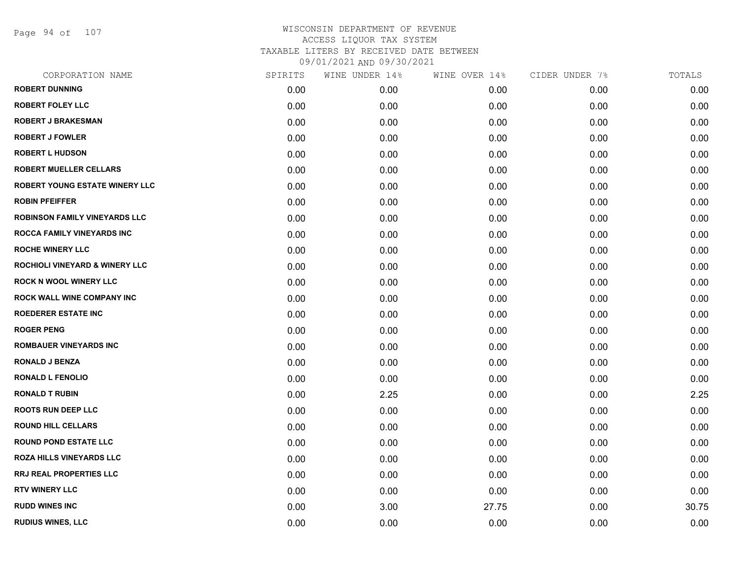# WISCONSIN DEPARTMENT OF REVENUE
## ACCESS LIQUOR TAX SYSTEM
### TAXABLE LITERS BY RECEIVED DATE BETWEEN 09/01/2021 AND 09/30/2021

| CORPORATION NAME | SPIRITS | WINE UNDER 14% | WINE OVER 14% | CIDER UNDER 7% | TOTALS |
|---|---|---|---|---|---|
| ROBERT DUNNING | 0.00 | 0.00 | 0.00 | 0.00 | 0.00 |
| ROBERT FOLEY LLC | 0.00 | 0.00 | 0.00 | 0.00 | 0.00 |
| ROBERT J BRAKESMAN | 0.00 | 0.00 | 0.00 | 0.00 | 0.00 |
| ROBERT J FOWLER | 0.00 | 0.00 | 0.00 | 0.00 | 0.00 |
| ROBERT L HUDSON | 0.00 | 0.00 | 0.00 | 0.00 | 0.00 |
| ROBERT MUELLER CELLARS | 0.00 | 0.00 | 0.00 | 0.00 | 0.00 |
| ROBERT YOUNG ESTATE WINERY LLC | 0.00 | 0.00 | 0.00 | 0.00 | 0.00 |
| ROBIN PFEIFFER | 0.00 | 0.00 | 0.00 | 0.00 | 0.00 |
| ROBINSON FAMILY VINEYARDS LLC | 0.00 | 0.00 | 0.00 | 0.00 | 0.00 |
| ROCCA FAMILY VINEYARDS INC | 0.00 | 0.00 | 0.00 | 0.00 | 0.00 |
| ROCHE WINERY LLC | 0.00 | 0.00 | 0.00 | 0.00 | 0.00 |
| ROCHIOLI VINEYARD & WINERY LLC | 0.00 | 0.00 | 0.00 | 0.00 | 0.00 |
| ROCK N WOOL WINERY LLC | 0.00 | 0.00 | 0.00 | 0.00 | 0.00 |
| ROCK WALL WINE COMPANY INC | 0.00 | 0.00 | 0.00 | 0.00 | 0.00 |
| ROEDERER ESTATE INC | 0.00 | 0.00 | 0.00 | 0.00 | 0.00 |
| ROGER PENG | 0.00 | 0.00 | 0.00 | 0.00 | 0.00 |
| ROMBAUER VINEYARDS INC | 0.00 | 0.00 | 0.00 | 0.00 | 0.00 |
| RONALD J BENZA | 0.00 | 0.00 | 0.00 | 0.00 | 0.00 |
| RONALD L FENOLIO | 0.00 | 0.00 | 0.00 | 0.00 | 0.00 |
| RONALD T RUBIN | 0.00 | 2.25 | 0.00 | 0.00 | 2.25 |
| ROOTS RUN DEEP LLC | 0.00 | 0.00 | 0.00 | 0.00 | 0.00 |
| ROUND HILL CELLARS | 0.00 | 0.00 | 0.00 | 0.00 | 0.00 |
| ROUND POND ESTATE LLC | 0.00 | 0.00 | 0.00 | 0.00 | 0.00 |
| ROZA HILLS VINEYARDS LLC | 0.00 | 0.00 | 0.00 | 0.00 | 0.00 |
| RRJ REAL PROPERTIES LLC | 0.00 | 0.00 | 0.00 | 0.00 | 0.00 |
| RTV WINERY LLC | 0.00 | 0.00 | 0.00 | 0.00 | 0.00 |
| RUDD WINES INC | 0.00 | 3.00 | 27.75 | 0.00 | 30.75 |
| RUDIUS WINES, LLC | 0.00 | 0.00 | 0.00 | 0.00 | 0.00 |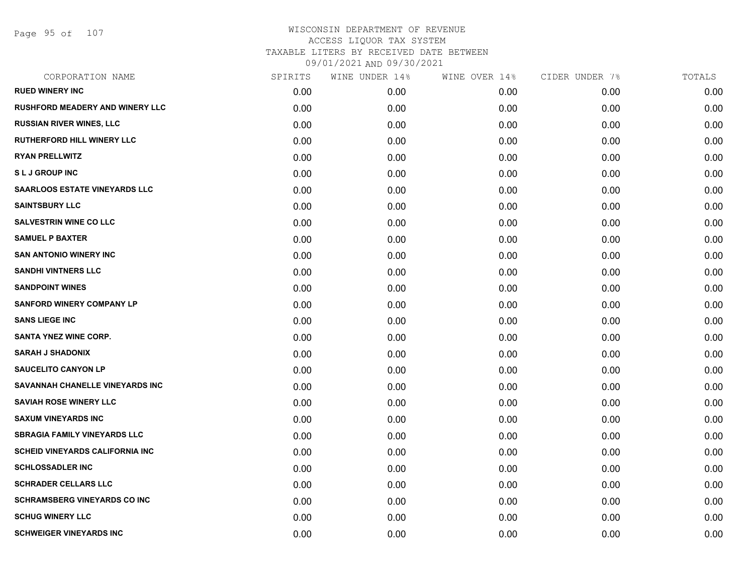# WISCONSIN DEPARTMENT OF REVENUE
## ACCESS LIQUOR TAX SYSTEM
### TAXABLE LITERS BY RECEIVED DATE BETWEEN 09/01/2021 AND 09/30/2021

| CORPORATION NAME | SPIRITS | WINE UNDER 14% | WINE OVER 14% | CIDER UNDER 7% | TOTALS |
|---|---|---|---|---|---|
| RUED WINERY INC | 0.00 | 0.00 | 0.00 | 0.00 | 0.00 |
| RUSHFORD MEADERY AND WINERY LLC | 0.00 | 0.00 | 0.00 | 0.00 | 0.00 |
| RUSSIAN RIVER WINES, LLC | 0.00 | 0.00 | 0.00 | 0.00 | 0.00 |
| RUTHERFORD HILL WINERY LLC | 0.00 | 0.00 | 0.00 | 0.00 | 0.00 |
| RYAN PRELLWITZ | 0.00 | 0.00 | 0.00 | 0.00 | 0.00 |
| S L J GROUP INC | 0.00 | 0.00 | 0.00 | 0.00 | 0.00 |
| SAARLOOS ESTATE VINEYARDS LLC | 0.00 | 0.00 | 0.00 | 0.00 | 0.00 |
| SAINTSBURY LLC | 0.00 | 0.00 | 0.00 | 0.00 | 0.00 |
| SALVESTRIN WINE CO LLC | 0.00 | 0.00 | 0.00 | 0.00 | 0.00 |
| SAMUEL P BAXTER | 0.00 | 0.00 | 0.00 | 0.00 | 0.00 |
| SAN ANTONIO WINERY INC | 0.00 | 0.00 | 0.00 | 0.00 | 0.00 |
| SANDHI VINTNERS LLC | 0.00 | 0.00 | 0.00 | 0.00 | 0.00 |
| SANDPOINT WINES | 0.00 | 0.00 | 0.00 | 0.00 | 0.00 |
| SANFORD WINERY COMPANY LP | 0.00 | 0.00 | 0.00 | 0.00 | 0.00 |
| SANS LIEGE INC | 0.00 | 0.00 | 0.00 | 0.00 | 0.00 |
| SANTA YNEZ WINE CORP. | 0.00 | 0.00 | 0.00 | 0.00 | 0.00 |
| SARAH J SHADONIX | 0.00 | 0.00 | 0.00 | 0.00 | 0.00 |
| SAUCELITO CANYON LP | 0.00 | 0.00 | 0.00 | 0.00 | 0.00 |
| SAVANNAH CHANELLE VINEYARDS INC | 0.00 | 0.00 | 0.00 | 0.00 | 0.00 |
| SAVIAH ROSE WINERY LLC | 0.00 | 0.00 | 0.00 | 0.00 | 0.00 |
| SAXUM VINEYARDS INC | 0.00 | 0.00 | 0.00 | 0.00 | 0.00 |
| SBRAGIA FAMILY VINEYARDS LLC | 0.00 | 0.00 | 0.00 | 0.00 | 0.00 |
| SCHEID VINEYARDS CALIFORNIA INC | 0.00 | 0.00 | 0.00 | 0.00 | 0.00 |
| SCHLOSSADLER INC | 0.00 | 0.00 | 0.00 | 0.00 | 0.00 |
| SCHRADER CELLARS LLC | 0.00 | 0.00 | 0.00 | 0.00 | 0.00 |
| SCHRAMSBERG VINEYARDS CO INC | 0.00 | 0.00 | 0.00 | 0.00 | 0.00 |
| SCHUG WINERY LLC | 0.00 | 0.00 | 0.00 | 0.00 | 0.00 |
| SCHWEIGER VINEYARDS INC | 0.00 | 0.00 | 0.00 | 0.00 | 0.00 |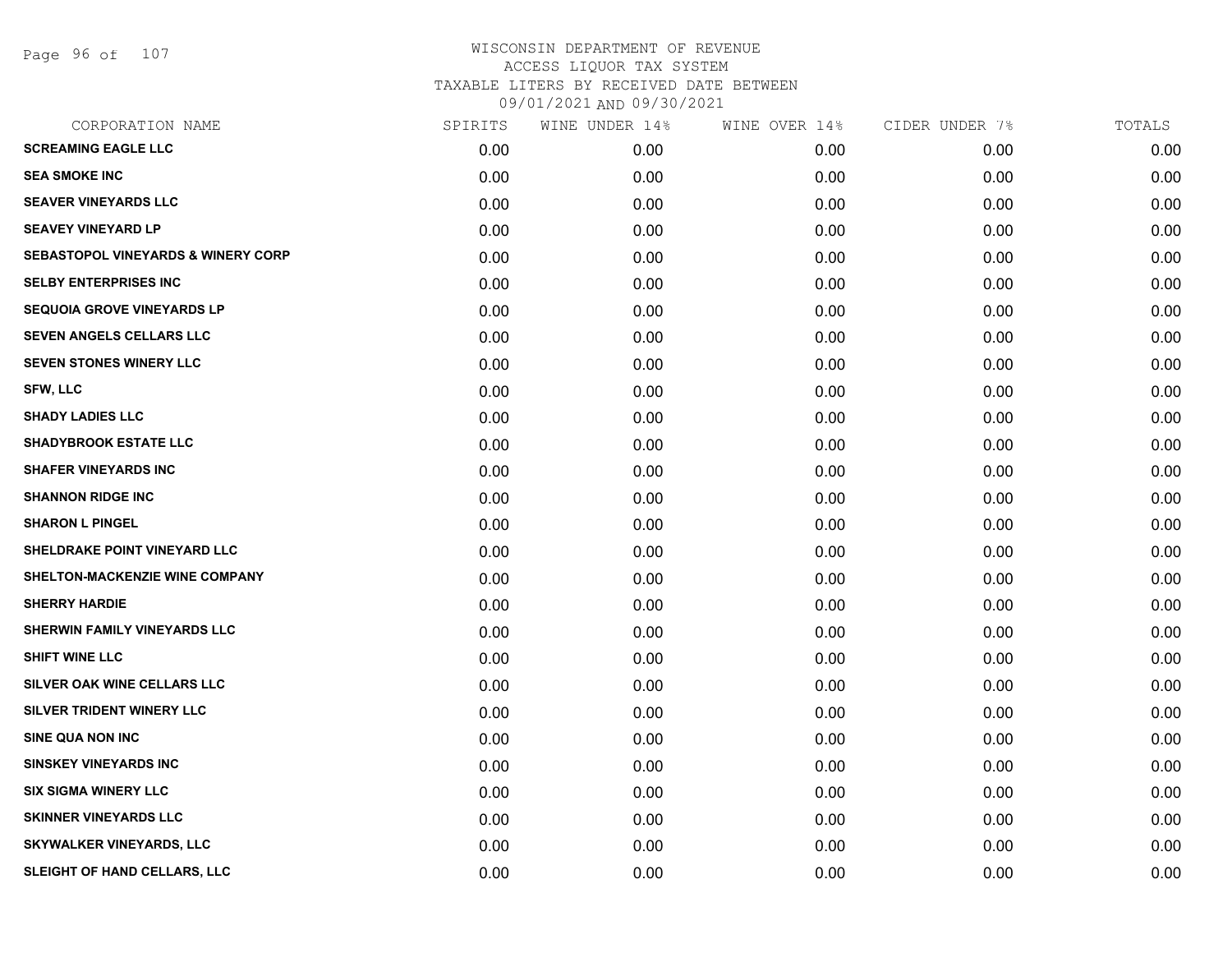# WISCONSIN DEPARTMENT OF REVENUE
## ACCESS LIQUOR TAX SYSTEM
## TAXABLE LITERS BY RECEIVED DATE BETWEEN 09/01/2021 AND 09/30/2021

| CORPORATION NAME | SPIRITS | WINE UNDER 14% | WINE OVER 14% | CIDER UNDER 7% | TOTALS |
|---|---|---|---|---|---|
| SCREAMING EAGLE LLC | 0.00 | 0.00 | 0.00 | 0.00 | 0.00 |
| SEA SMOKE INC | 0.00 | 0.00 | 0.00 | 0.00 | 0.00 |
| SEAVER VINEYARDS LLC | 0.00 | 0.00 | 0.00 | 0.00 | 0.00 |
| SEAVEY VINEYARD LP | 0.00 | 0.00 | 0.00 | 0.00 | 0.00 |
| SEBASTOPOL VINEYARDS & WINERY CORP | 0.00 | 0.00 | 0.00 | 0.00 | 0.00 |
| SELBY ENTERPRISES INC | 0.00 | 0.00 | 0.00 | 0.00 | 0.00 |
| SEQUOIA GROVE VINEYARDS LP | 0.00 | 0.00 | 0.00 | 0.00 | 0.00 |
| SEVEN ANGELS CELLARS LLC | 0.00 | 0.00 | 0.00 | 0.00 | 0.00 |
| SEVEN STONES WINERY LLC | 0.00 | 0.00 | 0.00 | 0.00 | 0.00 |
| SFW, LLC | 0.00 | 0.00 | 0.00 | 0.00 | 0.00 |
| SHADY LADIES LLC | 0.00 | 0.00 | 0.00 | 0.00 | 0.00 |
| SHADYBROOK ESTATE LLC | 0.00 | 0.00 | 0.00 | 0.00 | 0.00 |
| SHAFER VINEYARDS INC | 0.00 | 0.00 | 0.00 | 0.00 | 0.00 |
| SHANNON RIDGE INC | 0.00 | 0.00 | 0.00 | 0.00 | 0.00 |
| SHARON L PINGEL | 0.00 | 0.00 | 0.00 | 0.00 | 0.00 |
| SHELDRAKE POINT VINEYARD LLC | 0.00 | 0.00 | 0.00 | 0.00 | 0.00 |
| SHELTON-MACKENZIE WINE COMPANY | 0.00 | 0.00 | 0.00 | 0.00 | 0.00 |
| SHERRY HARDIE | 0.00 | 0.00 | 0.00 | 0.00 | 0.00 |
| SHERWIN FAMILY VINEYARDS LLC | 0.00 | 0.00 | 0.00 | 0.00 | 0.00 |
| SHIFT WINE LLC | 0.00 | 0.00 | 0.00 | 0.00 | 0.00 |
| SILVER OAK WINE CELLARS LLC | 0.00 | 0.00 | 0.00 | 0.00 | 0.00 |
| SILVER TRIDENT WINERY LLC | 0.00 | 0.00 | 0.00 | 0.00 | 0.00 |
| SINE QUA NON INC | 0.00 | 0.00 | 0.00 | 0.00 | 0.00 |
| SINSKEY VINEYARDS INC | 0.00 | 0.00 | 0.00 | 0.00 | 0.00 |
| SIX SIGMA WINERY LLC | 0.00 | 0.00 | 0.00 | 0.00 | 0.00 |
| SKINNER VINEYARDS LLC | 0.00 | 0.00 | 0.00 | 0.00 | 0.00 |
| SKYWALKER VINEYARDS, LLC | 0.00 | 0.00 | 0.00 | 0.00 | 0.00 |
| SLEIGHT OF HAND CELLARS, LLC | 0.00 | 0.00 | 0.00 | 0.00 | 0.00 |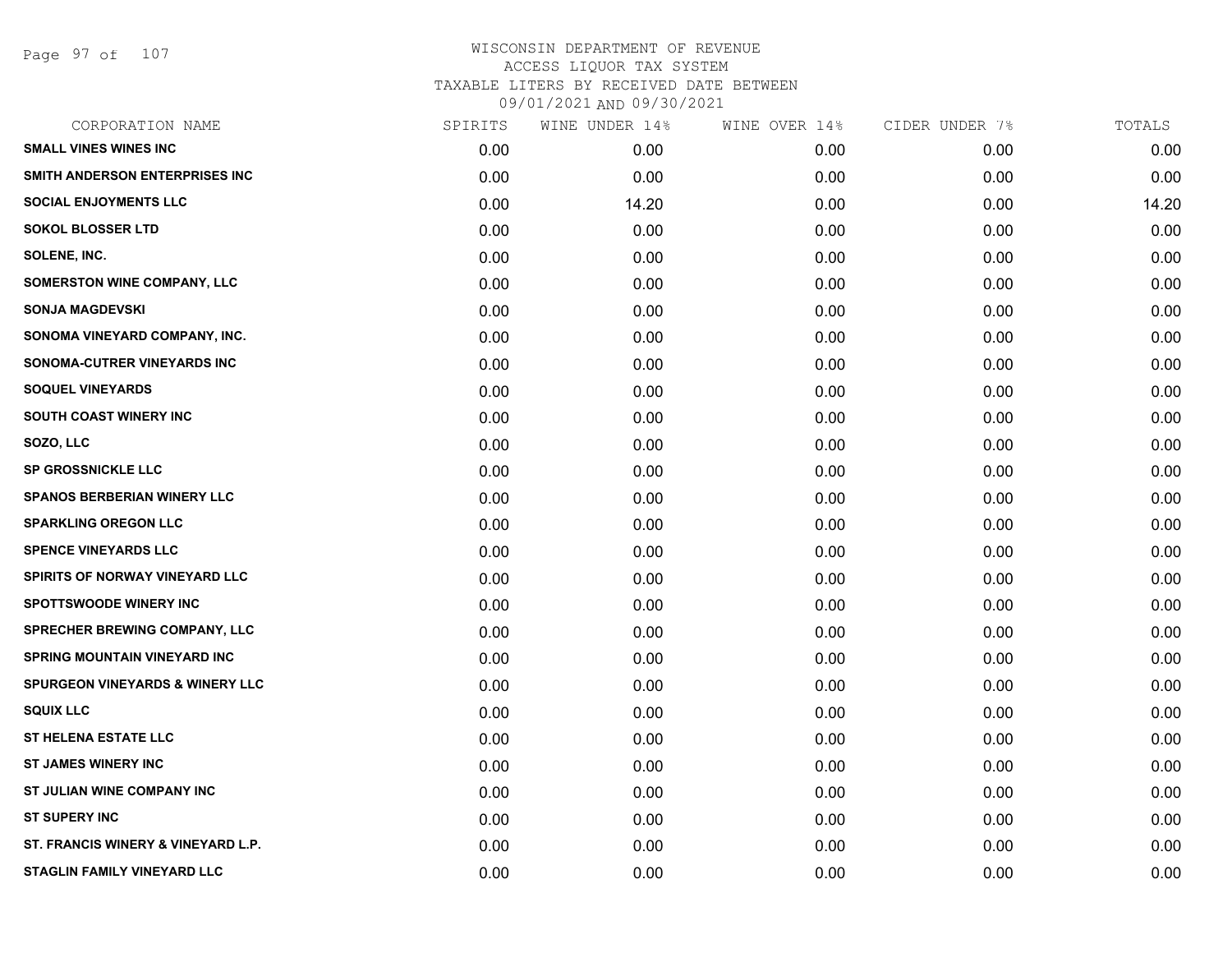# WISCONSIN DEPARTMENT OF REVENUE
ACCESS LIQUOR TAX SYSTEM
TAXABLE LITERS BY RECEIVED DATE BETWEEN
09/01/2021 AND 09/30/2021

| CORPORATION NAME | SPIRITS | WINE UNDER 14% | WINE OVER 14% | CIDER UNDER 7% | TOTALS |
|---|---|---|---|---|---|
| SMALL VINES WINES INC | 0.00 | 0.00 | 0.00 | 0.00 | 0.00 |
| SMITH ANDERSON ENTERPRISES INC | 0.00 | 0.00 | 0.00 | 0.00 | 0.00 |
| SOCIAL ENJOYMENTS LLC | 0.00 | 14.20 | 0.00 | 0.00 | 14.20 |
| SOKOL BLOSSER LTD | 0.00 | 0.00 | 0.00 | 0.00 | 0.00 |
| SOLENE, INC. | 0.00 | 0.00 | 0.00 | 0.00 | 0.00 |
| SOMERSTON WINE COMPANY, LLC | 0.00 | 0.00 | 0.00 | 0.00 | 0.00 |
| SONJA MAGDEVSKI | 0.00 | 0.00 | 0.00 | 0.00 | 0.00 |
| SONOMA VINEYARD COMPANY, INC. | 0.00 | 0.00 | 0.00 | 0.00 | 0.00 |
| SONOMA-CUTRER VINEYARDS INC | 0.00 | 0.00 | 0.00 | 0.00 | 0.00 |
| SOQUEL VINEYARDS | 0.00 | 0.00 | 0.00 | 0.00 | 0.00 |
| SOUTH COAST WINERY INC | 0.00 | 0.00 | 0.00 | 0.00 | 0.00 |
| SOZO, LLC | 0.00 | 0.00 | 0.00 | 0.00 | 0.00 |
| SP GROSSNICKLE LLC | 0.00 | 0.00 | 0.00 | 0.00 | 0.00 |
| SPANOS BERBERIAN WINERY LLC | 0.00 | 0.00 | 0.00 | 0.00 | 0.00 |
| SPARKLING OREGON LLC | 0.00 | 0.00 | 0.00 | 0.00 | 0.00 |
| SPENCE VINEYARDS LLC | 0.00 | 0.00 | 0.00 | 0.00 | 0.00 |
| SPIRITS OF NORWAY VINEYARD LLC | 0.00 | 0.00 | 0.00 | 0.00 | 0.00 |
| SPOTTSWOODE WINERY INC | 0.00 | 0.00 | 0.00 | 0.00 | 0.00 |
| SPRECHER BREWING COMPANY, LLC | 0.00 | 0.00 | 0.00 | 0.00 | 0.00 |
| SPRING MOUNTAIN VINEYARD INC | 0.00 | 0.00 | 0.00 | 0.00 | 0.00 |
| SPURGEON VINEYARDS & WINERY LLC | 0.00 | 0.00 | 0.00 | 0.00 | 0.00 |
| SQUIX LLC | 0.00 | 0.00 | 0.00 | 0.00 | 0.00 |
| ST HELENA ESTATE LLC | 0.00 | 0.00 | 0.00 | 0.00 | 0.00 |
| ST JAMES WINERY INC | 0.00 | 0.00 | 0.00 | 0.00 | 0.00 |
| ST JULIAN WINE COMPANY INC | 0.00 | 0.00 | 0.00 | 0.00 | 0.00 |
| ST SUPERY INC | 0.00 | 0.00 | 0.00 | 0.00 | 0.00 |
| ST. FRANCIS WINERY & VINEYARD L.P. | 0.00 | 0.00 | 0.00 | 0.00 | 0.00 |
| STAGLIN FAMILY VINEYARD LLC | 0.00 | 0.00 | 0.00 | 0.00 | 0.00 |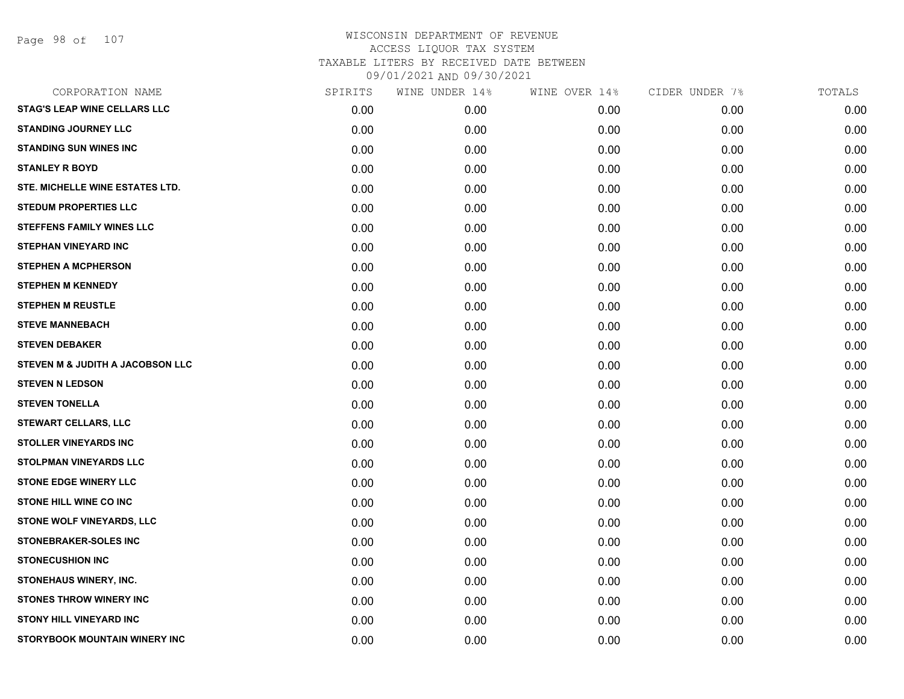# WISCONSIN DEPARTMENT OF REVENUE
## ACCESS LIQUOR TAX SYSTEM
### TAXABLE LITERS BY RECEIVED DATE BETWEEN 09/01/2021 AND 09/30/2021

| CORPORATION NAME | SPIRITS | WINE UNDER 14% | WINE OVER 14% | CIDER UNDER 7% | TOTALS |
|---|---|---|---|---|---|
| STAG'S LEAP WINE CELLARS LLC | 0.00 | 0.00 | 0.00 | 0.00 | 0.00 |
| STANDING JOURNEY LLC | 0.00 | 0.00 | 0.00 | 0.00 | 0.00 |
| STANDING SUN WINES INC | 0.00 | 0.00 | 0.00 | 0.00 | 0.00 |
| STANLEY R BOYD | 0.00 | 0.00 | 0.00 | 0.00 | 0.00 |
| STE. MICHELLE WINE ESTATES LTD. | 0.00 | 0.00 | 0.00 | 0.00 | 0.00 |
| STEDUM PROPERTIES LLC | 0.00 | 0.00 | 0.00 | 0.00 | 0.00 |
| STEFFENS FAMILY WINES LLC | 0.00 | 0.00 | 0.00 | 0.00 | 0.00 |
| STEPHAN VINEYARD INC | 0.00 | 0.00 | 0.00 | 0.00 | 0.00 |
| STEPHEN A MCPHERSON | 0.00 | 0.00 | 0.00 | 0.00 | 0.00 |
| STEPHEN M KENNEDY | 0.00 | 0.00 | 0.00 | 0.00 | 0.00 |
| STEPHEN M REUSTLE | 0.00 | 0.00 | 0.00 | 0.00 | 0.00 |
| STEVE MANNEBACH | 0.00 | 0.00 | 0.00 | 0.00 | 0.00 |
| STEVEN DEBAKER | 0.00 | 0.00 | 0.00 | 0.00 | 0.00 |
| STEVEN M & JUDITH A JACOBSON LLC | 0.00 | 0.00 | 0.00 | 0.00 | 0.00 |
| STEVEN N LEDSON | 0.00 | 0.00 | 0.00 | 0.00 | 0.00 |
| STEVEN TONELLA | 0.00 | 0.00 | 0.00 | 0.00 | 0.00 |
| STEWART CELLARS, LLC | 0.00 | 0.00 | 0.00 | 0.00 | 0.00 |
| STOLLER VINEYARDS INC | 0.00 | 0.00 | 0.00 | 0.00 | 0.00 |
| STOLPMAN VINEYARDS LLC | 0.00 | 0.00 | 0.00 | 0.00 | 0.00 |
| STONE EDGE WINERY LLC | 0.00 | 0.00 | 0.00 | 0.00 | 0.00 |
| STONE HILL WINE CO INC | 0.00 | 0.00 | 0.00 | 0.00 | 0.00 |
| STONE WOLF VINEYARDS, LLC | 0.00 | 0.00 | 0.00 | 0.00 | 0.00 |
| STONEBRAKER-SOLES INC | 0.00 | 0.00 | 0.00 | 0.00 | 0.00 |
| STONECUSHION INC | 0.00 | 0.00 | 0.00 | 0.00 | 0.00 |
| STONEHAUS WINERY, INC. | 0.00 | 0.00 | 0.00 | 0.00 | 0.00 |
| STONES THROW WINERY INC | 0.00 | 0.00 | 0.00 | 0.00 | 0.00 |
| STONY HILL VINEYARD INC | 0.00 | 0.00 | 0.00 | 0.00 | 0.00 |
| STORYBOOK MOUNTAIN WINERY INC | 0.00 | 0.00 | 0.00 | 0.00 | 0.00 |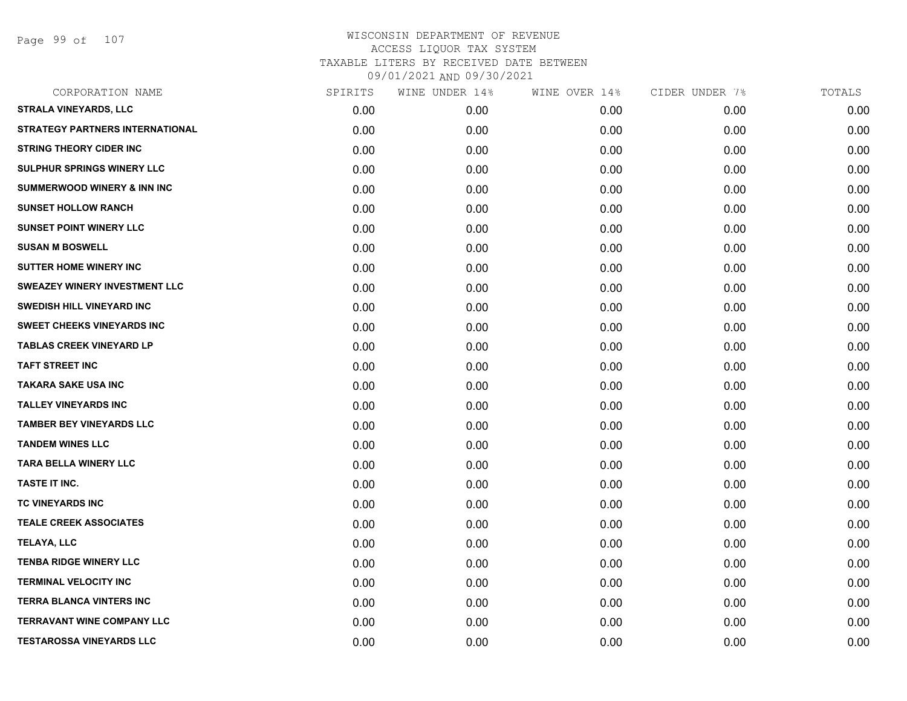WISCONSIN DEPARTMENT OF REVENUE
ACCESS LIQUOR TAX SYSTEM
TAXABLE LITERS BY RECEIVED DATE BETWEEN
09/01/2021 AND 09/30/2021

| CORPORATION NAME | SPIRITS | WINE UNDER 14% | WINE OVER 14% | CIDER UNDER 7% | TOTALS |
|---|---|---|---|---|---|
| STRALA VINEYARDS, LLC | 0.00 | 0.00 | 0.00 | 0.00 | 0.00 |
| STRATEGY PARTNERS INTERNATIONAL | 0.00 | 0.00 | 0.00 | 0.00 | 0.00 |
| STRING THEORY CIDER INC | 0.00 | 0.00 | 0.00 | 0.00 | 0.00 |
| SULPHUR SPRINGS WINERY LLC | 0.00 | 0.00 | 0.00 | 0.00 | 0.00 |
| SUMMERWOOD WINERY & INN INC | 0.00 | 0.00 | 0.00 | 0.00 | 0.00 |
| SUNSET HOLLOW RANCH | 0.00 | 0.00 | 0.00 | 0.00 | 0.00 |
| SUNSET POINT WINERY LLC | 0.00 | 0.00 | 0.00 | 0.00 | 0.00 |
| SUSAN M BOSWELL | 0.00 | 0.00 | 0.00 | 0.00 | 0.00 |
| SUTTER HOME WINERY INC | 0.00 | 0.00 | 0.00 | 0.00 | 0.00 |
| SWEAZEY WINERY INVESTMENT LLC | 0.00 | 0.00 | 0.00 | 0.00 | 0.00 |
| SWEDISH HILL VINEYARD INC | 0.00 | 0.00 | 0.00 | 0.00 | 0.00 |
| SWEET CHEEKS VINEYARDS INC | 0.00 | 0.00 | 0.00 | 0.00 | 0.00 |
| TABLAS CREEK VINEYARD LP | 0.00 | 0.00 | 0.00 | 0.00 | 0.00 |
| TAFT STREET INC | 0.00 | 0.00 | 0.00 | 0.00 | 0.00 |
| TAKARA SAKE USA INC | 0.00 | 0.00 | 0.00 | 0.00 | 0.00 |
| TALLEY VINEYARDS INC | 0.00 | 0.00 | 0.00 | 0.00 | 0.00 |
| TAMBER BEY VINEYARDS LLC | 0.00 | 0.00 | 0.00 | 0.00 | 0.00 |
| TANDEM WINES LLC | 0.00 | 0.00 | 0.00 | 0.00 | 0.00 |
| TARA BELLA WINERY LLC | 0.00 | 0.00 | 0.00 | 0.00 | 0.00 |
| TASTE IT INC. | 0.00 | 0.00 | 0.00 | 0.00 | 0.00 |
| TC VINEYARDS INC | 0.00 | 0.00 | 0.00 | 0.00 | 0.00 |
| TEALE CREEK ASSOCIATES | 0.00 | 0.00 | 0.00 | 0.00 | 0.00 |
| TELAYA, LLC | 0.00 | 0.00 | 0.00 | 0.00 | 0.00 |
| TENBA RIDGE WINERY LLC | 0.00 | 0.00 | 0.00 | 0.00 | 0.00 |
| TERMINAL VELOCITY INC | 0.00 | 0.00 | 0.00 | 0.00 | 0.00 |
| TERRA BLANCA VINTERS INC | 0.00 | 0.00 | 0.00 | 0.00 | 0.00 |
| TERRAVANT WINE COMPANY LLC | 0.00 | 0.00 | 0.00 | 0.00 | 0.00 |
| TESTAROSSA VINEYARDS LLC | 0.00 | 0.00 | 0.00 | 0.00 | 0.00 |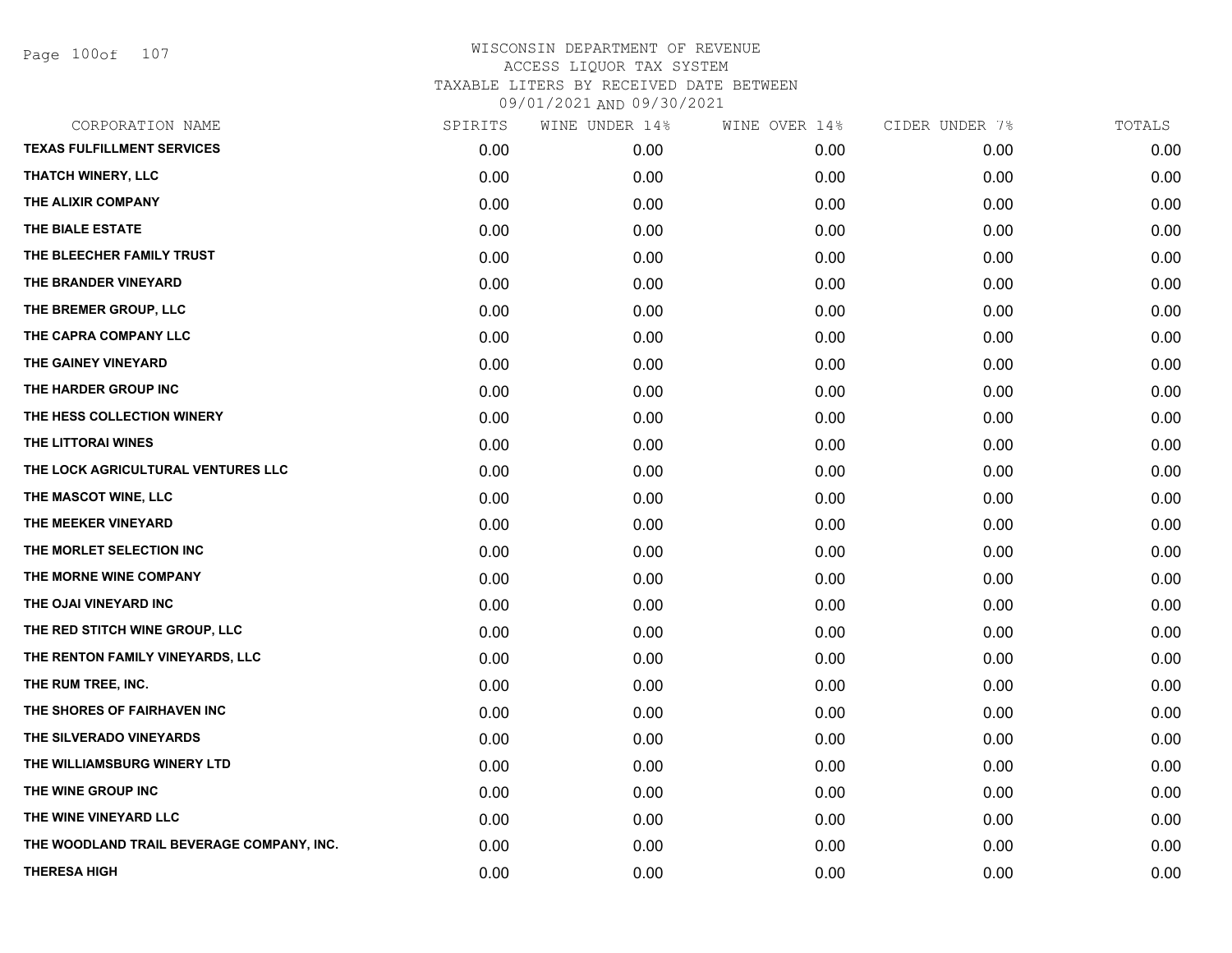WISCONSIN DEPARTMENT OF REVENUE
ACCESS LIQUOR TAX SYSTEM
TAXABLE LITERS BY RECEIVED DATE BETWEEN
09/01/2021 AND 09/30/2021

| CORPORATION NAME | SPIRITS | WINE UNDER 14% | WINE OVER 14% | CIDER UNDER 7% | TOTALS |
|---|---|---|---|---|---|
| TEXAS FULFILLMENT SERVICES | 0.00 | 0.00 | 0.00 | 0.00 | 0.00 |
| THATCH WINERY, LLC | 0.00 | 0.00 | 0.00 | 0.00 | 0.00 |
| THE ALIXIR COMPANY | 0.00 | 0.00 | 0.00 | 0.00 | 0.00 |
| THE BIALE ESTATE | 0.00 | 0.00 | 0.00 | 0.00 | 0.00 |
| THE BLEECHER FAMILY TRUST | 0.00 | 0.00 | 0.00 | 0.00 | 0.00 |
| THE BRANDER VINEYARD | 0.00 | 0.00 | 0.00 | 0.00 | 0.00 |
| THE BREMER GROUP, LLC | 0.00 | 0.00 | 0.00 | 0.00 | 0.00 |
| THE CAPRA COMPANY LLC | 0.00 | 0.00 | 0.00 | 0.00 | 0.00 |
| THE GAINEY VINEYARD | 0.00 | 0.00 | 0.00 | 0.00 | 0.00 |
| THE HARDER GROUP INC | 0.00 | 0.00 | 0.00 | 0.00 | 0.00 |
| THE HESS COLLECTION WINERY | 0.00 | 0.00 | 0.00 | 0.00 | 0.00 |
| THE LITTORAI WINES | 0.00 | 0.00 | 0.00 | 0.00 | 0.00 |
| THE LOCK AGRICULTURAL VENTURES LLC | 0.00 | 0.00 | 0.00 | 0.00 | 0.00 |
| THE MASCOT WINE, LLC | 0.00 | 0.00 | 0.00 | 0.00 | 0.00 |
| THE MEEKER VINEYARD | 0.00 | 0.00 | 0.00 | 0.00 | 0.00 |
| THE MORLET SELECTION INC | 0.00 | 0.00 | 0.00 | 0.00 | 0.00 |
| THE MORNE WINE COMPANY | 0.00 | 0.00 | 0.00 | 0.00 | 0.00 |
| THE OJAI VINEYARD INC | 0.00 | 0.00 | 0.00 | 0.00 | 0.00 |
| THE RED STITCH WINE GROUP, LLC | 0.00 | 0.00 | 0.00 | 0.00 | 0.00 |
| THE RENTON FAMILY VINEYARDS, LLC | 0.00 | 0.00 | 0.00 | 0.00 | 0.00 |
| THE RUM TREE, INC. | 0.00 | 0.00 | 0.00 | 0.00 | 0.00 |
| THE SHORES OF FAIRHAVEN INC | 0.00 | 0.00 | 0.00 | 0.00 | 0.00 |
| THE SILVERADO VINEYARDS | 0.00 | 0.00 | 0.00 | 0.00 | 0.00 |
| THE WILLIAMSBURG WINERY LTD | 0.00 | 0.00 | 0.00 | 0.00 | 0.00 |
| THE WINE GROUP INC | 0.00 | 0.00 | 0.00 | 0.00 | 0.00 |
| THE WINE VINEYARD LLC | 0.00 | 0.00 | 0.00 | 0.00 | 0.00 |
| THE WOODLAND TRAIL BEVERAGE COMPANY, INC. | 0.00 | 0.00 | 0.00 | 0.00 | 0.00 |
| THERESA HIGH | 0.00 | 0.00 | 0.00 | 0.00 | 0.00 |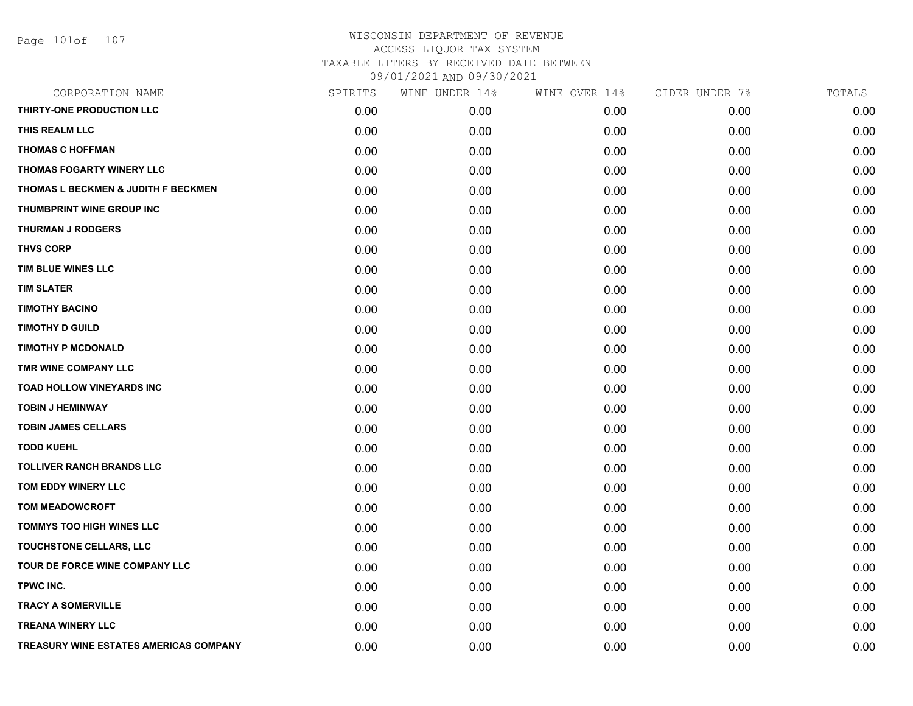# WISCONSIN DEPARTMENT OF REVENUE
## ACCESS LIQUOR TAX SYSTEM
## TAXABLE LITERS BY RECEIVED DATE BETWEEN 09/01/2021 AND 09/30/2021

| CORPORATION NAME | SPIRITS | WINE UNDER 14% | WINE OVER 14% | CIDER UNDER 7% | TOTALS |
|---|---|---|---|---|---|
| THIRTY-ONE PRODUCTION LLC | 0.00 | 0.00 | 0.00 | 0.00 | 0.00 |
| THIS REALM LLC | 0.00 | 0.00 | 0.00 | 0.00 | 0.00 |
| THOMAS C HOFFMAN | 0.00 | 0.00 | 0.00 | 0.00 | 0.00 |
| THOMAS FOGARTY WINERY LLC | 0.00 | 0.00 | 0.00 | 0.00 | 0.00 |
| THOMAS L BECKMEN & JUDITH F BECKMEN | 0.00 | 0.00 | 0.00 | 0.00 | 0.00 |
| THUMBPRINT WINE GROUP INC | 0.00 | 0.00 | 0.00 | 0.00 | 0.00 |
| THURMAN J RODGERS | 0.00 | 0.00 | 0.00 | 0.00 | 0.00 |
| THVS CORP | 0.00 | 0.00 | 0.00 | 0.00 | 0.00 |
| TIM BLUE WINES LLC | 0.00 | 0.00 | 0.00 | 0.00 | 0.00 |
| TIM SLATER | 0.00 | 0.00 | 0.00 | 0.00 | 0.00 |
| TIMOTHY BACINO | 0.00 | 0.00 | 0.00 | 0.00 | 0.00 |
| TIMOTHY D GUILD | 0.00 | 0.00 | 0.00 | 0.00 | 0.00 |
| TIMOTHY P MCDONALD | 0.00 | 0.00 | 0.00 | 0.00 | 0.00 |
| TMR WINE COMPANY LLC | 0.00 | 0.00 | 0.00 | 0.00 | 0.00 |
| TOAD HOLLOW VINEYARDS INC | 0.00 | 0.00 | 0.00 | 0.00 | 0.00 |
| TOBIN J HEMINWAY | 0.00 | 0.00 | 0.00 | 0.00 | 0.00 |
| TOBIN JAMES CELLARS | 0.00 | 0.00 | 0.00 | 0.00 | 0.00 |
| TODD KUEHL | 0.00 | 0.00 | 0.00 | 0.00 | 0.00 |
| TOLLIVER RANCH BRANDS LLC | 0.00 | 0.00 | 0.00 | 0.00 | 0.00 |
| TOM EDDY WINERY LLC | 0.00 | 0.00 | 0.00 | 0.00 | 0.00 |
| TOM MEADOWCROFT | 0.00 | 0.00 | 0.00 | 0.00 | 0.00 |
| TOMMYS TOO HIGH WINES LLC | 0.00 | 0.00 | 0.00 | 0.00 | 0.00 |
| TOUCHSTONE CELLARS, LLC | 0.00 | 0.00 | 0.00 | 0.00 | 0.00 |
| TOUR DE FORCE WINE COMPANY LLC | 0.00 | 0.00 | 0.00 | 0.00 | 0.00 |
| TPWC INC. | 0.00 | 0.00 | 0.00 | 0.00 | 0.00 |
| TRACY A SOMERVILLE | 0.00 | 0.00 | 0.00 | 0.00 | 0.00 |
| TREANA WINERY LLC | 0.00 | 0.00 | 0.00 | 0.00 | 0.00 |
| TREASURY WINE ESTATES AMERICAS COMPANY | 0.00 | 0.00 | 0.00 | 0.00 | 0.00 |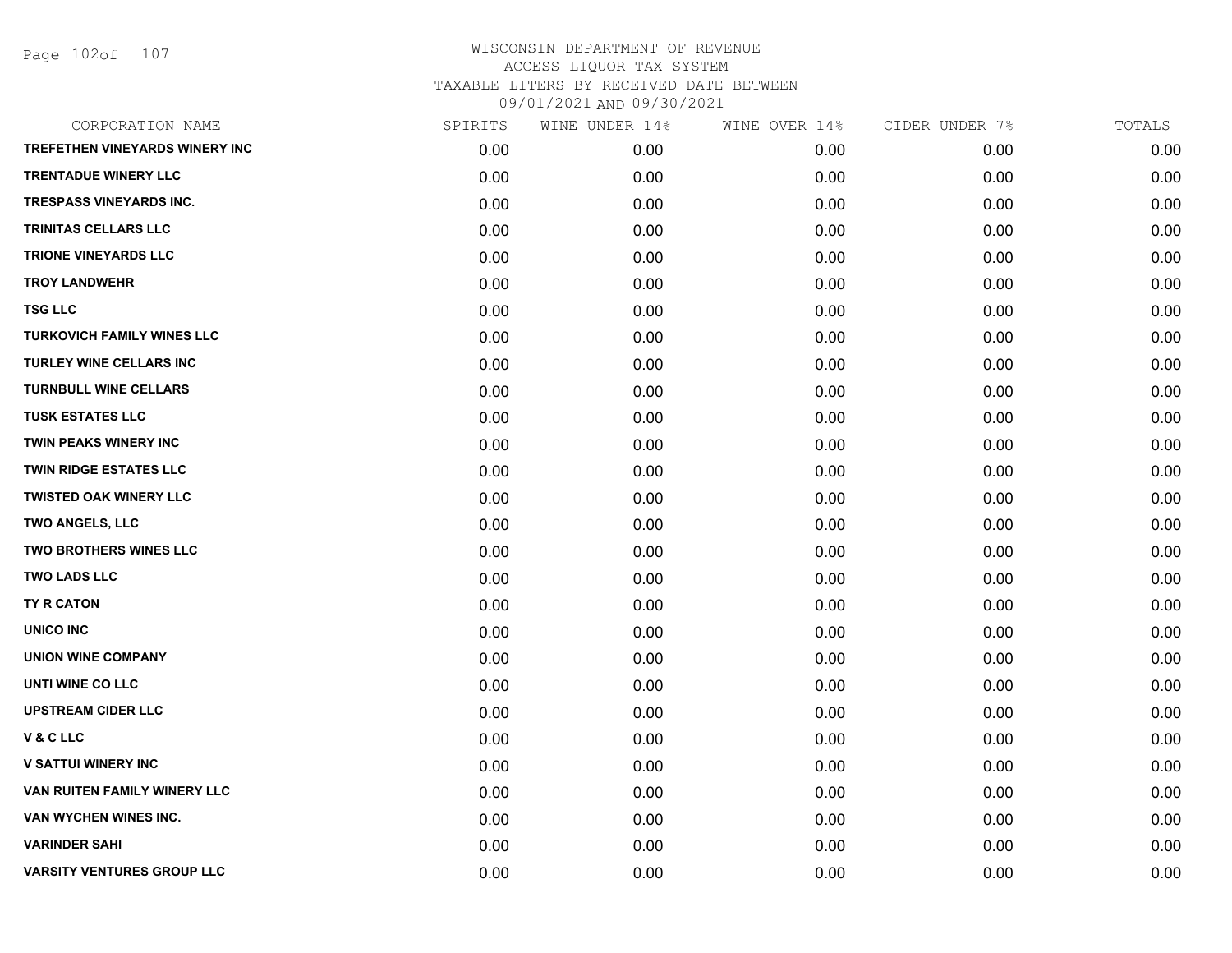WISCONSIN DEPARTMENT OF REVENUE
ACCESS LIQUOR TAX SYSTEM
TAXABLE LITERS BY RECEIVED DATE BETWEEN
09/01/2021 AND 09/30/2021

| CORPORATION NAME | SPIRITS | WINE UNDER 14% | WINE OVER 14% | CIDER UNDER 7% | TOTALS |
|---|---|---|---|---|---|
| TREFETHEN VINEYARDS WINERY INC | 0.00 | 0.00 | 0.00 | 0.00 | 0.00 |
| TRENTADUE WINERY LLC | 0.00 | 0.00 | 0.00 | 0.00 | 0.00 |
| TRESPASS VINEYARDS INC. | 0.00 | 0.00 | 0.00 | 0.00 | 0.00 |
| TRINITAS CELLARS LLC | 0.00 | 0.00 | 0.00 | 0.00 | 0.00 |
| TRIONE VINEYARDS LLC | 0.00 | 0.00 | 0.00 | 0.00 | 0.00 |
| TROY LANDWEHR | 0.00 | 0.00 | 0.00 | 0.00 | 0.00 |
| TSG LLC | 0.00 | 0.00 | 0.00 | 0.00 | 0.00 |
| TURKOVICH FAMILY WINES LLC | 0.00 | 0.00 | 0.00 | 0.00 | 0.00 |
| TURLEY WINE CELLARS INC | 0.00 | 0.00 | 0.00 | 0.00 | 0.00 |
| TURNBULL WINE CELLARS | 0.00 | 0.00 | 0.00 | 0.00 | 0.00 |
| TUSK ESTATES LLC | 0.00 | 0.00 | 0.00 | 0.00 | 0.00 |
| TWIN PEAKS WINERY INC | 0.00 | 0.00 | 0.00 | 0.00 | 0.00 |
| TWIN RIDGE ESTATES LLC | 0.00 | 0.00 | 0.00 | 0.00 | 0.00 |
| TWISTED OAK WINERY LLC | 0.00 | 0.00 | 0.00 | 0.00 | 0.00 |
| TWO ANGELS, LLC | 0.00 | 0.00 | 0.00 | 0.00 | 0.00 |
| TWO BROTHERS WINES LLC | 0.00 | 0.00 | 0.00 | 0.00 | 0.00 |
| TWO LADS LLC | 0.00 | 0.00 | 0.00 | 0.00 | 0.00 |
| TY R CATON | 0.00 | 0.00 | 0.00 | 0.00 | 0.00 |
| UNICO INC | 0.00 | 0.00 | 0.00 | 0.00 | 0.00 |
| UNION WINE COMPANY | 0.00 | 0.00 | 0.00 | 0.00 | 0.00 |
| UNTI WINE CO LLC | 0.00 | 0.00 | 0.00 | 0.00 | 0.00 |
| UPSTREAM CIDER LLC | 0.00 | 0.00 | 0.00 | 0.00 | 0.00 |
| V & C LLC | 0.00 | 0.00 | 0.00 | 0.00 | 0.00 |
| V SATTUI WINERY INC | 0.00 | 0.00 | 0.00 | 0.00 | 0.00 |
| VAN RUITEN FAMILY WINERY LLC | 0.00 | 0.00 | 0.00 | 0.00 | 0.00 |
| VAN WYCHEN WINES INC. | 0.00 | 0.00 | 0.00 | 0.00 | 0.00 |
| VARINDER SAHI | 0.00 | 0.00 | 0.00 | 0.00 | 0.00 |
| VARSITY VENTURES GROUP LLC | 0.00 | 0.00 | 0.00 | 0.00 | 0.00 |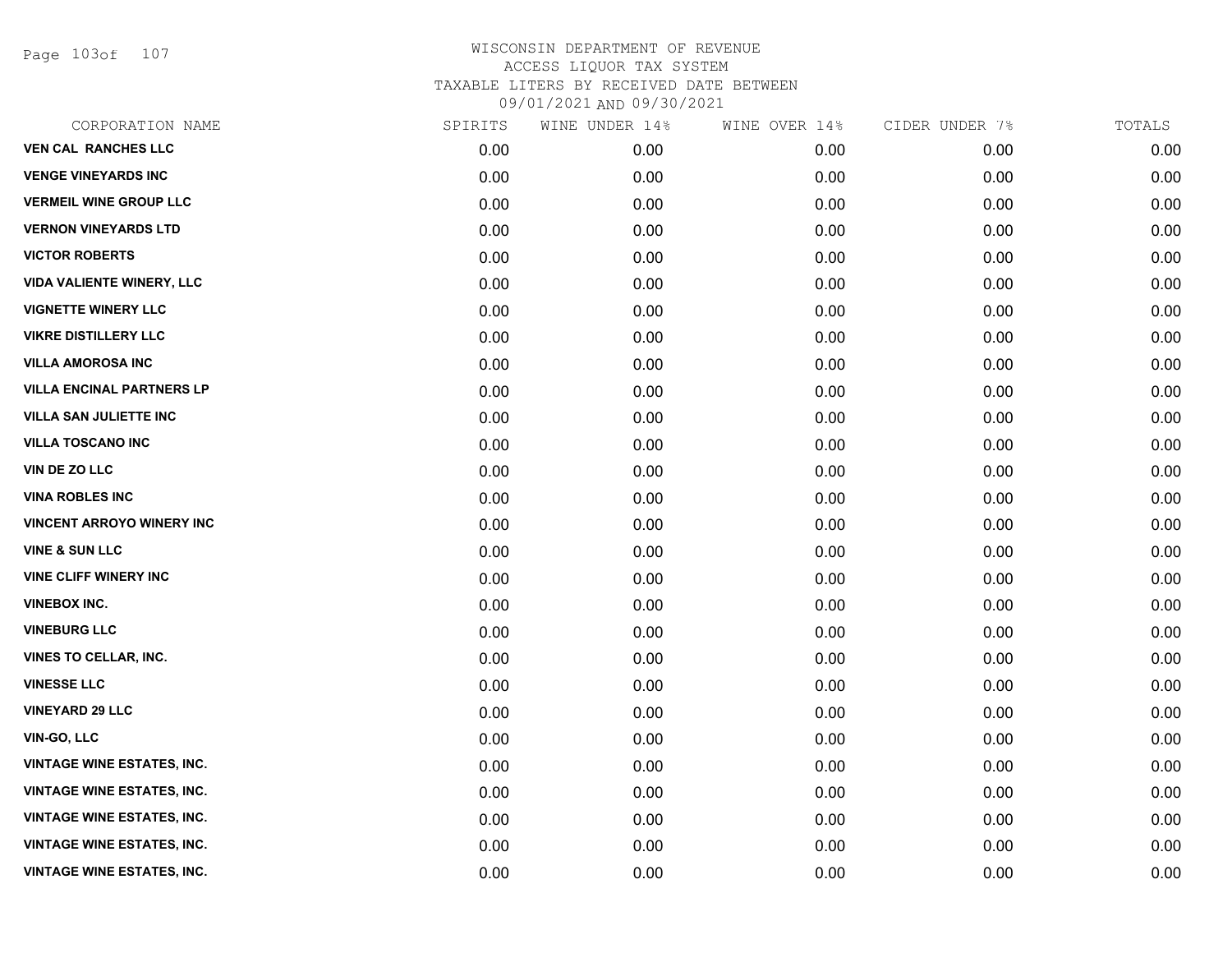WISCONSIN DEPARTMENT OF REVENUE
ACCESS LIQUOR TAX SYSTEM
TAXABLE LITERS BY RECEIVED DATE BETWEEN
09/01/2021 AND 09/30/2021

| CORPORATION NAME | SPIRITS | WINE UNDER 14% | WINE OVER 14% | CIDER UNDER 7% | TOTALS |
|---|---|---|---|---|---|
| VEN CAL RANCHES LLC | 0.00 | 0.00 | 0.00 | 0.00 | 0.00 |
| VENGE VINEYARDS INC | 0.00 | 0.00 | 0.00 | 0.00 | 0.00 |
| VERMEIL WINE GROUP LLC | 0.00 | 0.00 | 0.00 | 0.00 | 0.00 |
| VERNON VINEYARDS LTD | 0.00 | 0.00 | 0.00 | 0.00 | 0.00 |
| VICTOR ROBERTS | 0.00 | 0.00 | 0.00 | 0.00 | 0.00 |
| VIDA VALIENTE WINERY, LLC | 0.00 | 0.00 | 0.00 | 0.00 | 0.00 |
| VIGNETTE WINERY LLC | 0.00 | 0.00 | 0.00 | 0.00 | 0.00 |
| VIKRE DISTILLERY LLC | 0.00 | 0.00 | 0.00 | 0.00 | 0.00 |
| VILLA AMOROSA INC | 0.00 | 0.00 | 0.00 | 0.00 | 0.00 |
| VILLA ENCINAL PARTNERS LP | 0.00 | 0.00 | 0.00 | 0.00 | 0.00 |
| VILLA SAN JULIETTE INC | 0.00 | 0.00 | 0.00 | 0.00 | 0.00 |
| VILLA TOSCANO INC | 0.00 | 0.00 | 0.00 | 0.00 | 0.00 |
| VIN DE ZO LLC | 0.00 | 0.00 | 0.00 | 0.00 | 0.00 |
| VINA ROBLES INC | 0.00 | 0.00 | 0.00 | 0.00 | 0.00 |
| VINCENT ARROYO WINERY INC | 0.00 | 0.00 | 0.00 | 0.00 | 0.00 |
| VINE & SUN LLC | 0.00 | 0.00 | 0.00 | 0.00 | 0.00 |
| VINE CLIFF WINERY INC | 0.00 | 0.00 | 0.00 | 0.00 | 0.00 |
| VINEBOX INC. | 0.00 | 0.00 | 0.00 | 0.00 | 0.00 |
| VINEBURG LLC | 0.00 | 0.00 | 0.00 | 0.00 | 0.00 |
| VINES TO CELLAR, INC. | 0.00 | 0.00 | 0.00 | 0.00 | 0.00 |
| VINESSE LLC | 0.00 | 0.00 | 0.00 | 0.00 | 0.00 |
| VINEYARD 29 LLC | 0.00 | 0.00 | 0.00 | 0.00 | 0.00 |
| VIN-GO, LLC | 0.00 | 0.00 | 0.00 | 0.00 | 0.00 |
| VINTAGE WINE ESTATES, INC. | 0.00 | 0.00 | 0.00 | 0.00 | 0.00 |
| VINTAGE WINE ESTATES, INC. | 0.00 | 0.00 | 0.00 | 0.00 | 0.00 |
| VINTAGE WINE ESTATES, INC. | 0.00 | 0.00 | 0.00 | 0.00 | 0.00 |
| VINTAGE WINE ESTATES, INC. | 0.00 | 0.00 | 0.00 | 0.00 | 0.00 |
| VINTAGE WINE ESTATES, INC. | 0.00 | 0.00 | 0.00 | 0.00 | 0.00 |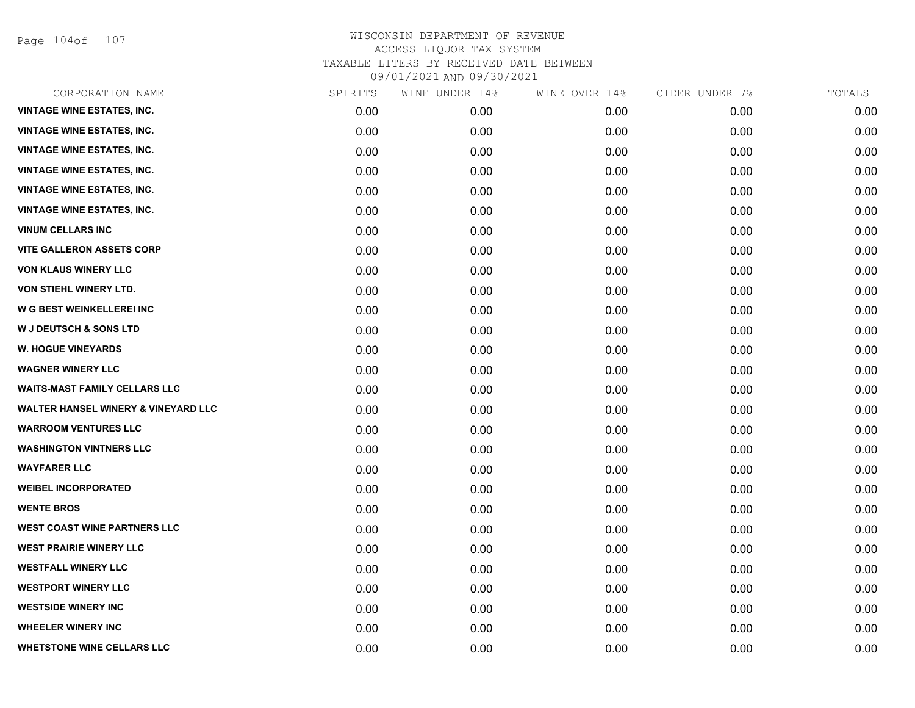# WISCONSIN DEPARTMENT OF REVENUE
## ACCESS LIQUOR TAX SYSTEM
### TAXABLE LITERS BY RECEIVED DATE BETWEEN 09/01/2021 AND 09/30/2021

| CORPORATION NAME | SPIRITS | WINE UNDER 14% | WINE OVER 14% | CIDER UNDER 7% | TOTALS |
|---|---|---|---|---|---|
| VINTAGE WINE ESTATES, INC. | 0.00 | 0.00 | 0.00 | 0.00 | 0.00 |
| VINTAGE WINE ESTATES, INC. | 0.00 | 0.00 | 0.00 | 0.00 | 0.00 |
| VINTAGE WINE ESTATES, INC. | 0.00 | 0.00 | 0.00 | 0.00 | 0.00 |
| VINTAGE WINE ESTATES, INC. | 0.00 | 0.00 | 0.00 | 0.00 | 0.00 |
| VINTAGE WINE ESTATES, INC. | 0.00 | 0.00 | 0.00 | 0.00 | 0.00 |
| VINTAGE WINE ESTATES, INC. | 0.00 | 0.00 | 0.00 | 0.00 | 0.00 |
| VINUM CELLARS INC | 0.00 | 0.00 | 0.00 | 0.00 | 0.00 |
| VITE GALLERON ASSETS CORP | 0.00 | 0.00 | 0.00 | 0.00 | 0.00 |
| VON KLAUS WINERY LLC | 0.00 | 0.00 | 0.00 | 0.00 | 0.00 |
| VON STIEHL WINERY LTD. | 0.00 | 0.00 | 0.00 | 0.00 | 0.00 |
| W G BEST WEINKELLEREI INC | 0.00 | 0.00 | 0.00 | 0.00 | 0.00 |
| W J DEUTSCH & SONS LTD | 0.00 | 0.00 | 0.00 | 0.00 | 0.00 |
| W. HOGUE VINEYARDS | 0.00 | 0.00 | 0.00 | 0.00 | 0.00 |
| WAGNER WINERY LLC | 0.00 | 0.00 | 0.00 | 0.00 | 0.00 |
| WAITS-MAST FAMILY CELLARS LLC | 0.00 | 0.00 | 0.00 | 0.00 | 0.00 |
| WALTER HANSEL WINERY & VINEYARD LLC | 0.00 | 0.00 | 0.00 | 0.00 | 0.00 |
| WARROOM VENTURES LLC | 0.00 | 0.00 | 0.00 | 0.00 | 0.00 |
| WASHINGTON VINTNERS LLC | 0.00 | 0.00 | 0.00 | 0.00 | 0.00 |
| WAYFARER LLC | 0.00 | 0.00 | 0.00 | 0.00 | 0.00 |
| WEIBEL INCORPORATED | 0.00 | 0.00 | 0.00 | 0.00 | 0.00 |
| WENTE BROS | 0.00 | 0.00 | 0.00 | 0.00 | 0.00 |
| WEST COAST WINE PARTNERS LLC | 0.00 | 0.00 | 0.00 | 0.00 | 0.00 |
| WEST PRAIRIE WINERY LLC | 0.00 | 0.00 | 0.00 | 0.00 | 0.00 |
| WESTFALL WINERY LLC | 0.00 | 0.00 | 0.00 | 0.00 | 0.00 |
| WESTPORT WINERY LLC | 0.00 | 0.00 | 0.00 | 0.00 | 0.00 |
| WESTSIDE WINERY INC | 0.00 | 0.00 | 0.00 | 0.00 | 0.00 |
| WHEELER WINERY INC | 0.00 | 0.00 | 0.00 | 0.00 | 0.00 |
| WHETSTONE WINE CELLARS LLC | 0.00 | 0.00 | 0.00 | 0.00 | 0.00 |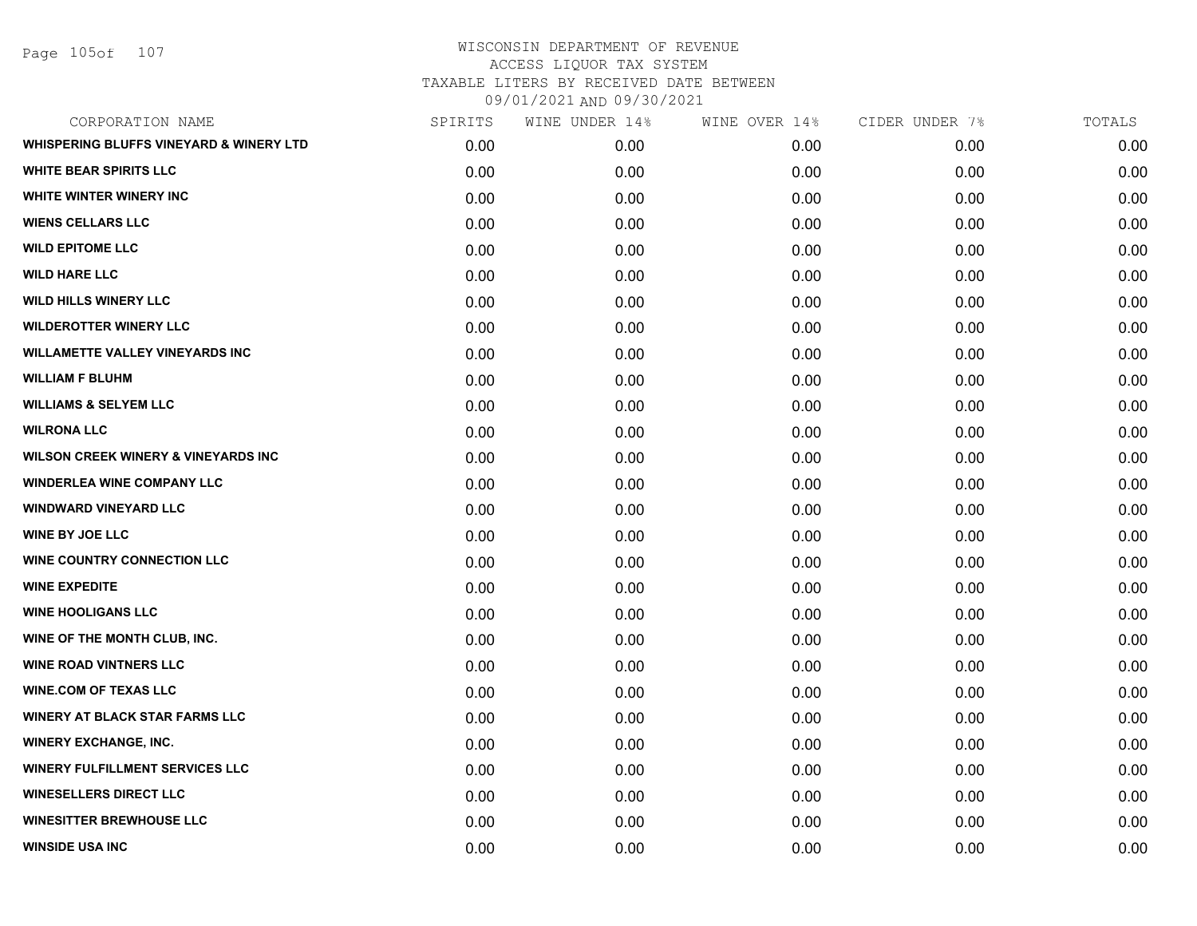WISCONSIN DEPARTMENT OF REVENUE
ACCESS LIQUOR TAX SYSTEM
TAXABLE LITERS BY RECEIVED DATE BETWEEN
09/01/2021 AND 09/30/2021

| CORPORATION NAME | SPIRITS | WINE UNDER 14% | WINE OVER 14% | CIDER UNDER 7% | TOTALS |
|---|---|---|---|---|---|
| WHISPERING BLUFFS VINEYARD & WINERY LTD | 0.00 | 0.00 | 0.00 | 0.00 | 0.00 |
| WHITE BEAR SPIRITS LLC | 0.00 | 0.00 | 0.00 | 0.00 | 0.00 |
| WHITE WINTER WINERY INC | 0.00 | 0.00 | 0.00 | 0.00 | 0.00 |
| WIENS CELLARS LLC | 0.00 | 0.00 | 0.00 | 0.00 | 0.00 |
| WILD EPITOME LLC | 0.00 | 0.00 | 0.00 | 0.00 | 0.00 |
| WILD HARE LLC | 0.00 | 0.00 | 0.00 | 0.00 | 0.00 |
| WILD HILLS WINERY LLC | 0.00 | 0.00 | 0.00 | 0.00 | 0.00 |
| WILDEROTTER WINERY LLC | 0.00 | 0.00 | 0.00 | 0.00 | 0.00 |
| WILLAMETTE VALLEY VINEYARDS INC | 0.00 | 0.00 | 0.00 | 0.00 | 0.00 |
| WILLIAM F BLUHM | 0.00 | 0.00 | 0.00 | 0.00 | 0.00 |
| WILLIAMS & SELYEM LLC | 0.00 | 0.00 | 0.00 | 0.00 | 0.00 |
| WILRONA LLC | 0.00 | 0.00 | 0.00 | 0.00 | 0.00 |
| WILSON CREEK WINERY & VINEYARDS INC | 0.00 | 0.00 | 0.00 | 0.00 | 0.00 |
| WINDERLEA WINE COMPANY LLC | 0.00 | 0.00 | 0.00 | 0.00 | 0.00 |
| WINDWARD VINEYARD LLC | 0.00 | 0.00 | 0.00 | 0.00 | 0.00 |
| WINE BY JOE LLC | 0.00 | 0.00 | 0.00 | 0.00 | 0.00 |
| WINE COUNTRY CONNECTION LLC | 0.00 | 0.00 | 0.00 | 0.00 | 0.00 |
| WINE EXPEDITE | 0.00 | 0.00 | 0.00 | 0.00 | 0.00 |
| WINE HOOLIGANS LLC | 0.00 | 0.00 | 0.00 | 0.00 | 0.00 |
| WINE OF THE MONTH CLUB, INC. | 0.00 | 0.00 | 0.00 | 0.00 | 0.00 |
| WINE ROAD VINTNERS LLC | 0.00 | 0.00 | 0.00 | 0.00 | 0.00 |
| WINE.COM OF TEXAS LLC | 0.00 | 0.00 | 0.00 | 0.00 | 0.00 |
| WINERY AT BLACK STAR FARMS LLC | 0.00 | 0.00 | 0.00 | 0.00 | 0.00 |
| WINERY EXCHANGE, INC. | 0.00 | 0.00 | 0.00 | 0.00 | 0.00 |
| WINERY FULFILLMENT SERVICES LLC | 0.00 | 0.00 | 0.00 | 0.00 | 0.00 |
| WINESELLERS DIRECT LLC | 0.00 | 0.00 | 0.00 | 0.00 | 0.00 |
| WINESITTER BREWHOUSE LLC | 0.00 | 0.00 | 0.00 | 0.00 | 0.00 |
| WINSIDE USA INC | 0.00 | 0.00 | 0.00 | 0.00 | 0.00 |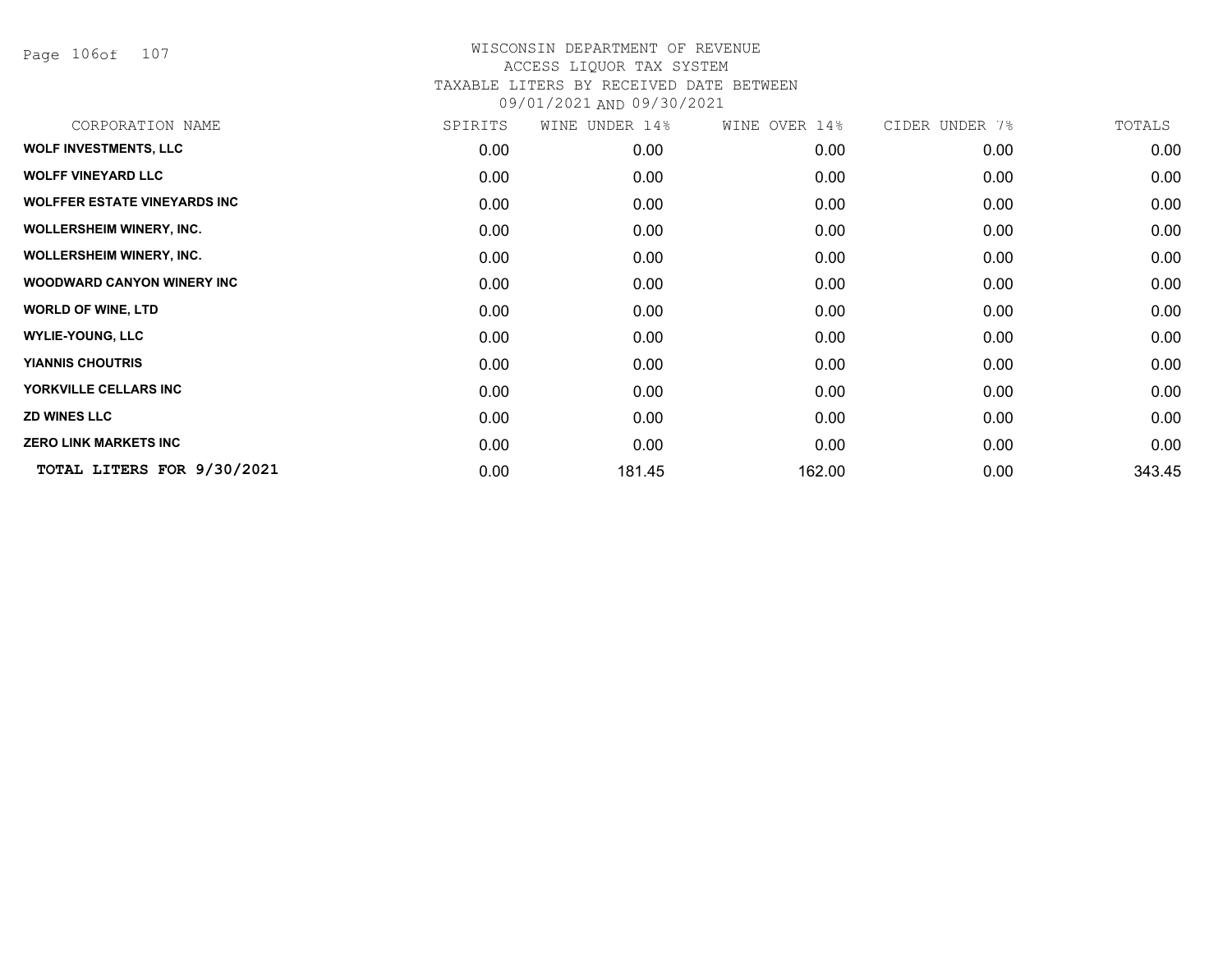# WISCONSIN DEPARTMENT OF REVENUE
## ACCESS LIQUOR TAX SYSTEM
### TAXABLE LITERS BY RECEIVED DATE BETWEEN 09/01/2021 AND 09/30/2021

| CORPORATION NAME | SPIRITS | WINE UNDER 14% | WINE OVER 14% | CIDER UNDER 7% | TOTALS |
|---|---|---|---|---|---|
| **WOLF INVESTMENTS, LLC** | 0.00 | 0.00 | 0.00 | 0.00 | 0.00 |
| **WOLFF VINEYARD LLC** | 0.00 | 0.00 | 0.00 | 0.00 | 0.00 |
| **WOLFFER ESTATE VINEYARDS INC** | 0.00 | 0.00 | 0.00 | 0.00 | 0.00 |
| **WOLLERSHEIM WINERY, INC.** | 0.00 | 0.00 | 0.00 | 0.00 | 0.00 |
| **WOLLERSHEIM WINERY, INC.** | 0.00 | 0.00 | 0.00 | 0.00 | 0.00 |
| **WOODWARD CANYON WINERY INC** | 0.00 | 0.00 | 0.00 | 0.00 | 0.00 |
| **WORLD OF WINE, LTD** | 0.00 | 0.00 | 0.00 | 0.00 | 0.00 |
| **WYLIE-YOUNG, LLC** | 0.00 | 0.00 | 0.00 | 0.00 | 0.00 |
| **YIANNIS CHOUTRIS** | 0.00 | 0.00 | 0.00 | 0.00 | 0.00 |
| **YORKVILLE CELLARS INC** | 0.00 | 0.00 | 0.00 | 0.00 | 0.00 |
| **ZD WINES LLC** | 0.00 | 0.00 | 0.00 | 0.00 | 0.00 |
| **ZERO LINK MARKETS INC** | 0.00 | 0.00 | 0.00 | 0.00 | 0.00 |
| **TOTAL LITERS FOR 9/30/2021** | 0.00 | 181.45 | 162.00 | 0.00 | 343.45 |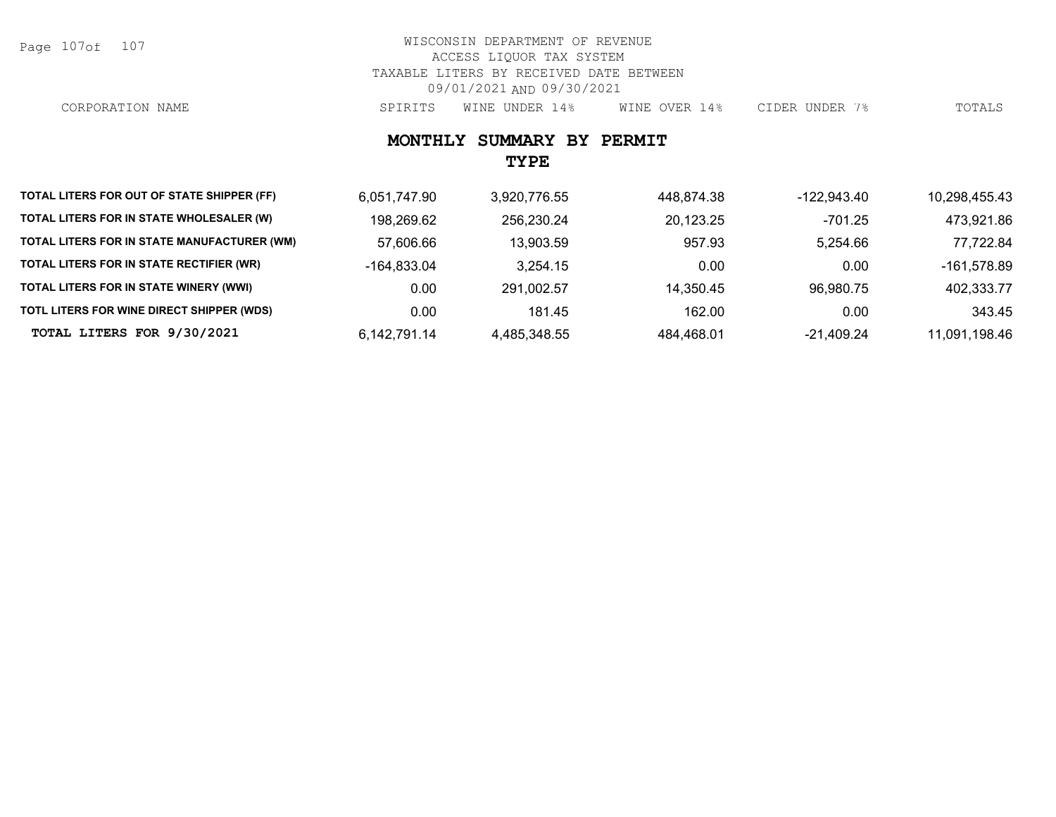WISCONSIN DEPARTMENT OF REVENUE
ACCESS LIQUOR TAX SYSTEM
TAXABLE LITERS BY RECEIVED DATE BETWEEN
09/01/2021 AND 09/30/2021

## MONTHLY SUMMARY BY PERMIT TYPE

| CORPORATION NAME | SPIRITS | WINE UNDER 14% | WINE OVER 14% | CIDER UNDER 7% | TOTALS |
|---|---|---|---|---|---|
| TOTAL LITERS FOR OUT OF STATE SHIPPER (FF) | 6,051,747.90 | 3,920,776.55 | 448,874.38 | -122,943.40 | 10,298,455.43 |
| TOTAL LITERS FOR IN STATE WHOLESALER (W) | 198,269.62 | 256,230.24 | 20,123.25 | -701.25 | 473,921.86 |
| TOTAL LITERS FOR IN STATE MANUFACTURER (WM) | 57,606.66 | 13,903.59 | 957.93 | 5,254.66 | 77,722.84 |
| TOTAL LITERS FOR IN STATE RECTIFIER (WR) | -164,833.04 | 3,254.15 | 0.00 | 0.00 | -161,578.89 |
| TOTAL LITERS FOR IN STATE WINERY (WWI) | 0.00 | 291,002.57 | 14,350.45 | 96,980.75 | 402,333.77 |
| TOTL LITERS FOR WINE DIRECT SHIPPER (WDS) | 0.00 | 181.45 | 162.00 | 0.00 | 343.45 |
| **TOTAL LITERS FOR 9/30/2021** | 6,142,791.14 | 4,485,348.55 | 484,468.01 | -21,409.24 | 11,091,198.46 |